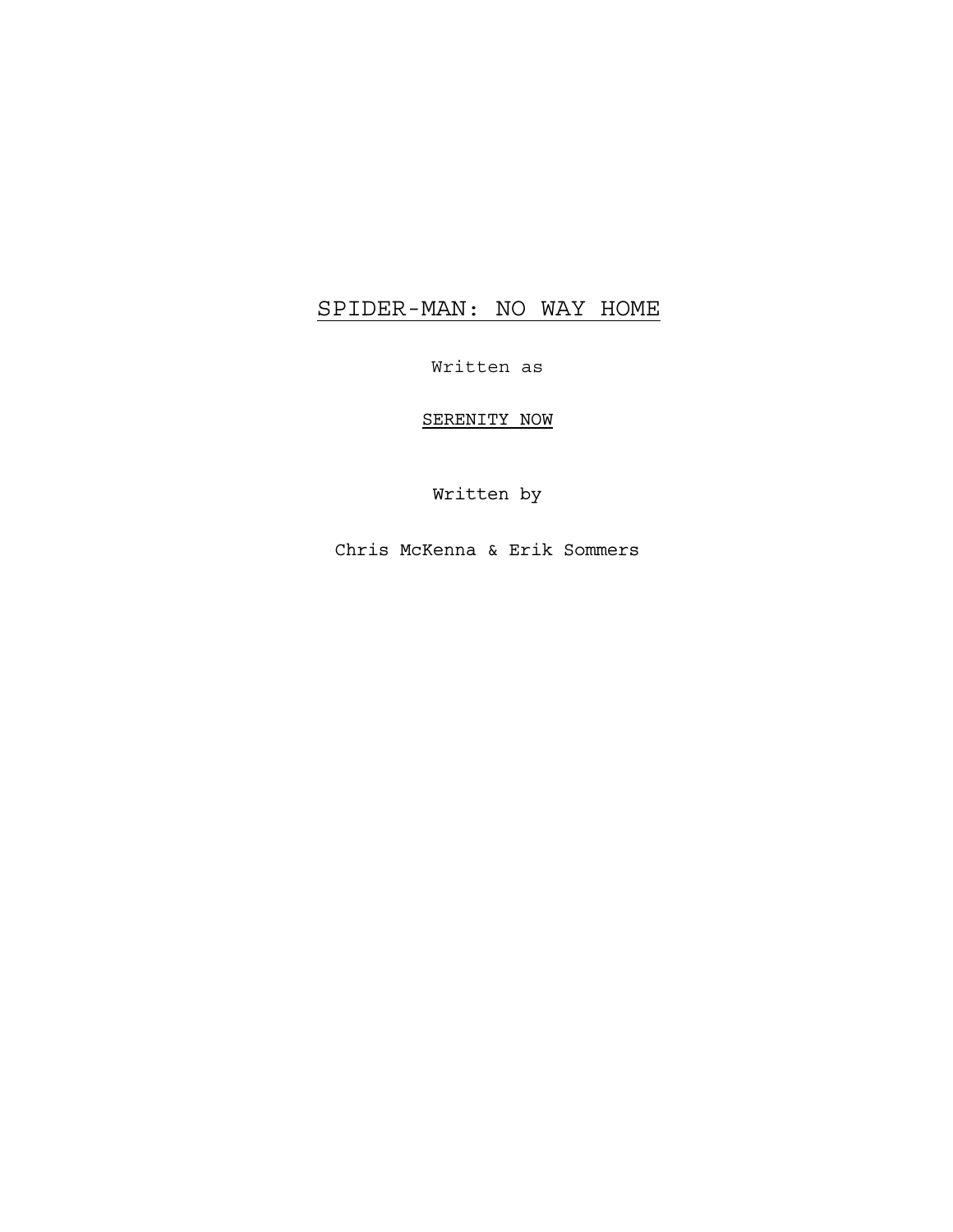# SPIDER-MAN: NO WAY HOME

Written as

SERENITY NOW

Written by

Chris McKenna & Erik Sommers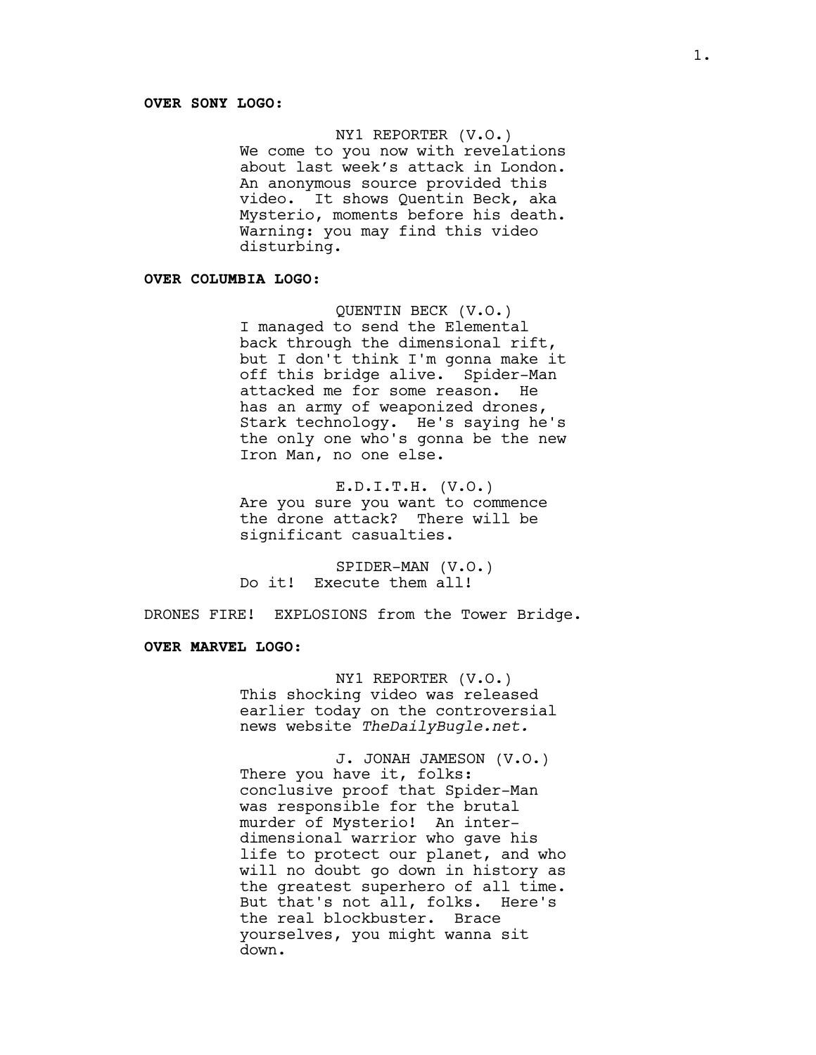**OVER SONY LOGO:**

NY1 REPORTER (V.O.)
We come to you now with revelations about last week's attack in London. An anonymous source provided this video. It shows Quentin Beck, aka Mysterio, moments before his death. Warning: you may find this video disturbing.

**OVER COLUMBIA LOGO:**

QUENTIN BECK (V.O.)
I managed to send the Elemental back through the dimensional rift, but I don't think I'm gonna make it off this bridge alive. Spider-Man attacked me for some reason. He has an army of weaponized drones, Stark technology. He's saying he's the only one who's gonna be the new Iron Man, no one else.

E.D.I.T.H. (V.O.)
Are you sure you want to commence the drone attack? There will be significant casualties.

SPIDER-MAN (V.O.)
Do it! Execute them all!

DRONES FIRE! EXPLOSIONS from the Tower Bridge.

**OVER MARVEL LOGO:**

NY1 REPORTER (V.O.)
This shocking video was released earlier today on the controversial news website *TheDailyBugle.net.*

J. JONAH JAMESON (V.O.)
There you have it, folks: conclusive proof that Spider-Man was responsible for the brutal murder of Mysterio! An inter-dimensional warrior who gave his life to protect our planet, and who will no doubt go down in history as the greatest superhero of all time. But that's not all, folks. Here's the real blockbuster. Brace yourselves, you might wanna sit down.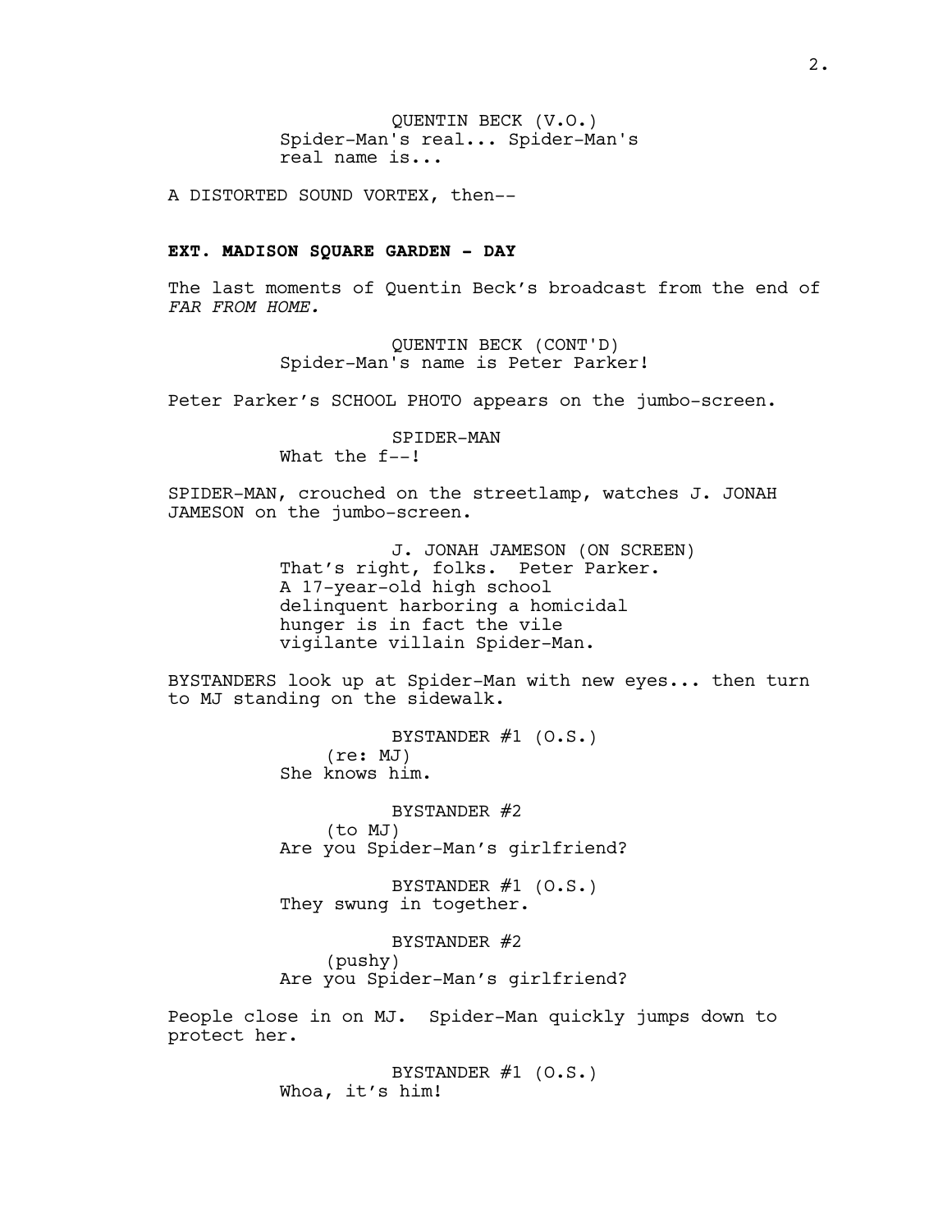QUENTIN BECK (V.O.)
Spider-Man's real... Spider-Man's real name is...

A DISTORTED SOUND VORTEX, then--

**EXT. MADISON SQUARE GARDEN - DAY**

The last moments of Quentin Beck's broadcast from the end of *FAR FROM HOME.*

QUENTIN BECK (CONT'D)
Spider-Man's name is Peter Parker!

Peter Parker's SCHOOL PHOTO appears on the jumbo-screen.

SPIDER-MAN
What the f--!

SPIDER-MAN, crouched on the streetlamp, watches J. JONAH JAMESON on the jumbo-screen.

J. JONAH JAMESON (ON SCREEN)
That's right, folks. Peter Parker. A 17-year-old high school delinquent harboring a homicidal hunger is in fact the vile vigilante villain Spider-Man.

BYSTANDERS look up at Spider-Man with new eyes... then turn to MJ standing on the sidewalk.

BYSTANDER #1 (O.S.)
(re: MJ)
She knows him.

BYSTANDER #2
(to MJ)
Are you Spider-Man's girlfriend?

BYSTANDER #1 (O.S.)
They swung in together.

BYSTANDER #2
(pushy)
Are you Spider-Man's girlfriend?

People close in on MJ. Spider-Man quickly jumps down to protect her.

BYSTANDER #1 (O.S.)
Whoa, it's him!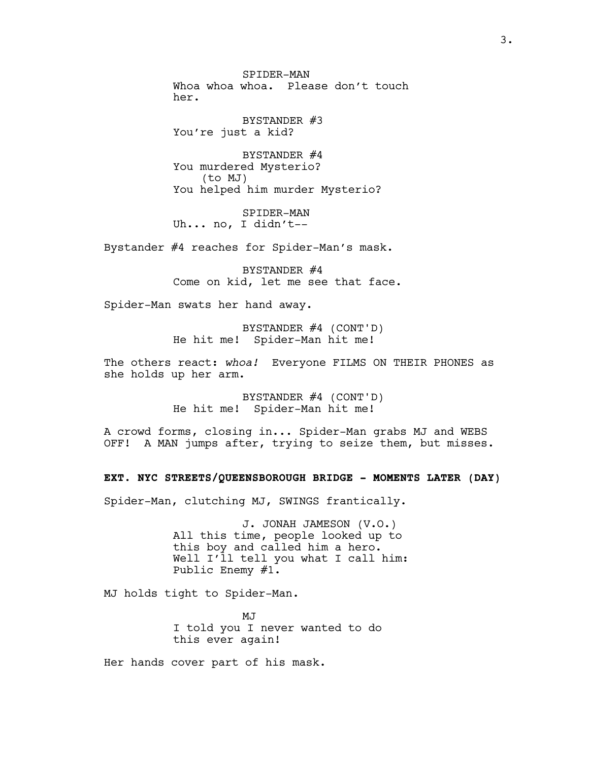SPIDER-MAN
Whoa whoa whoa.  Please don't touch her.

BYSTANDER #3
You're just a kid?

BYSTANDER #4
You murdered Mysterio?
(to MJ)
You helped him murder Mysterio?

SPIDER-MAN
Uh... no, I didn't--

Bystander #4 reaches for Spider-Man's mask.

BYSTANDER #4
Come on kid, let me see that face.

Spider-Man swats her hand away.

BYSTANDER #4 (CONT'D)
He hit me!  Spider-Man hit me!

The others react: *whoa!*  Everyone FILMS ON THEIR PHONES as she holds up her arm.

BYSTANDER #4 (CONT'D)
He hit me!  Spider-Man hit me!

A crowd forms, closing in... Spider-Man grabs MJ and WEBS OFF!  A MAN jumps after, trying to seize them, but misses.

**EXT. NYC STREETS/QUEENSBOROUGH BRIDGE - MOMENTS LATER (DAY)**

Spider-Man, clutching MJ, SWINGS frantically.

J. JONAH JAMESON (V.O.)
All this time, people looked up to this boy and called him a hero. Well I'll tell you what I call him: Public Enemy #1.

MJ holds tight to Spider-Man.

MJ
I told you I never wanted to do this ever again!

Her hands cover part of his mask.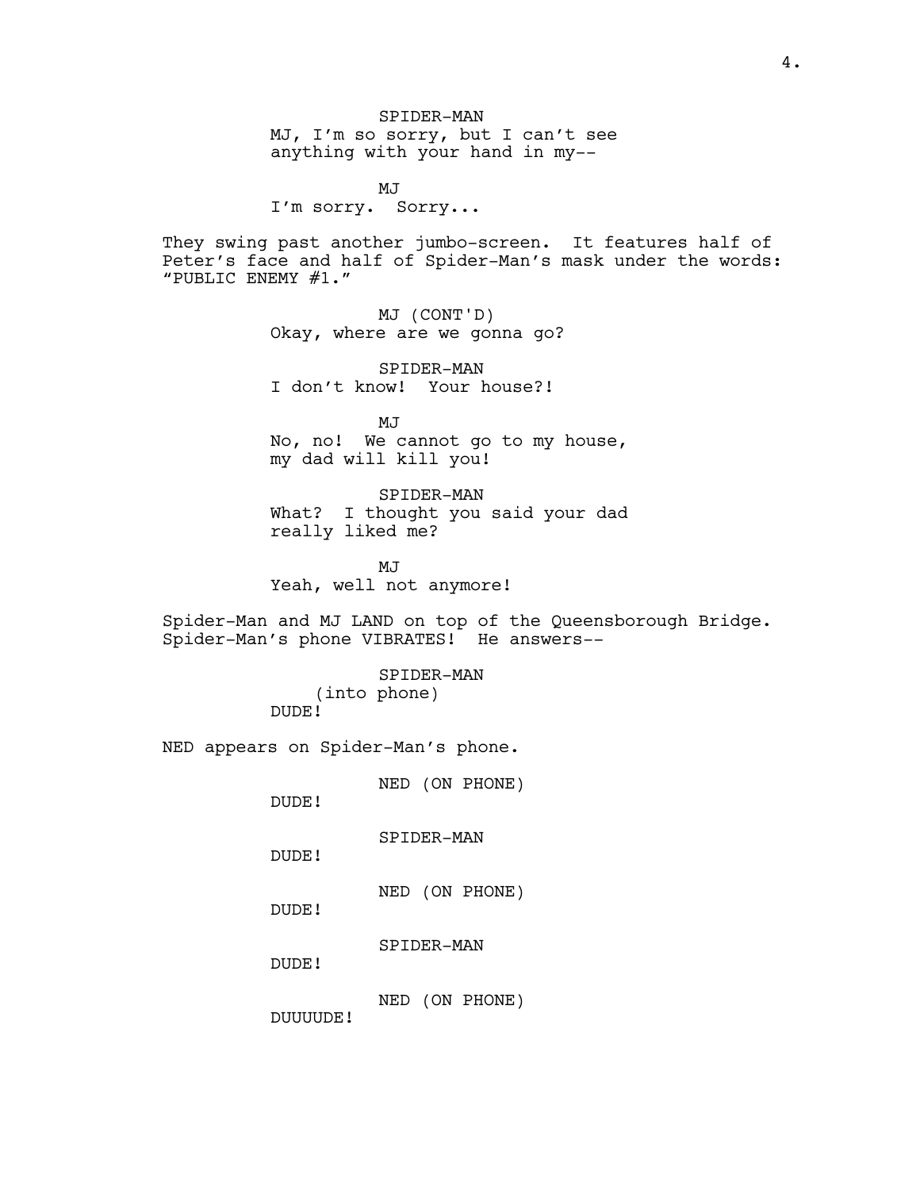SPIDER-MAN
MJ, I'm so sorry, but I can't see anything with your hand in my--

MJ
I'm sorry. Sorry...

They swing past another jumbo-screen. It features half of Peter's face and half of Spider-Man's mask under the words: "PUBLIC ENEMY #1."

MJ (CONT'D)
Okay, where are we gonna go?

SPIDER-MAN
I don't know! Your house?!

MJ
No, no! We cannot go to my house, my dad will kill you!

SPIDER-MAN
What? I thought you said your dad really liked me?

MJ
Yeah, well not anymore!

Spider-Man and MJ LAND on top of the Queensborough Bridge. Spider-Man's phone VIBRATES! He answers--

SPIDER-MAN
(into phone)
DUDE!

NED appears on Spider-Man's phone.

NED (ON PHONE)
DUDE!

SPIDER-MAN
DUDE!

NED (ON PHONE)
DUDE!

SPIDER-MAN
DUDE!

NED (ON PHONE)
DUUUUDE!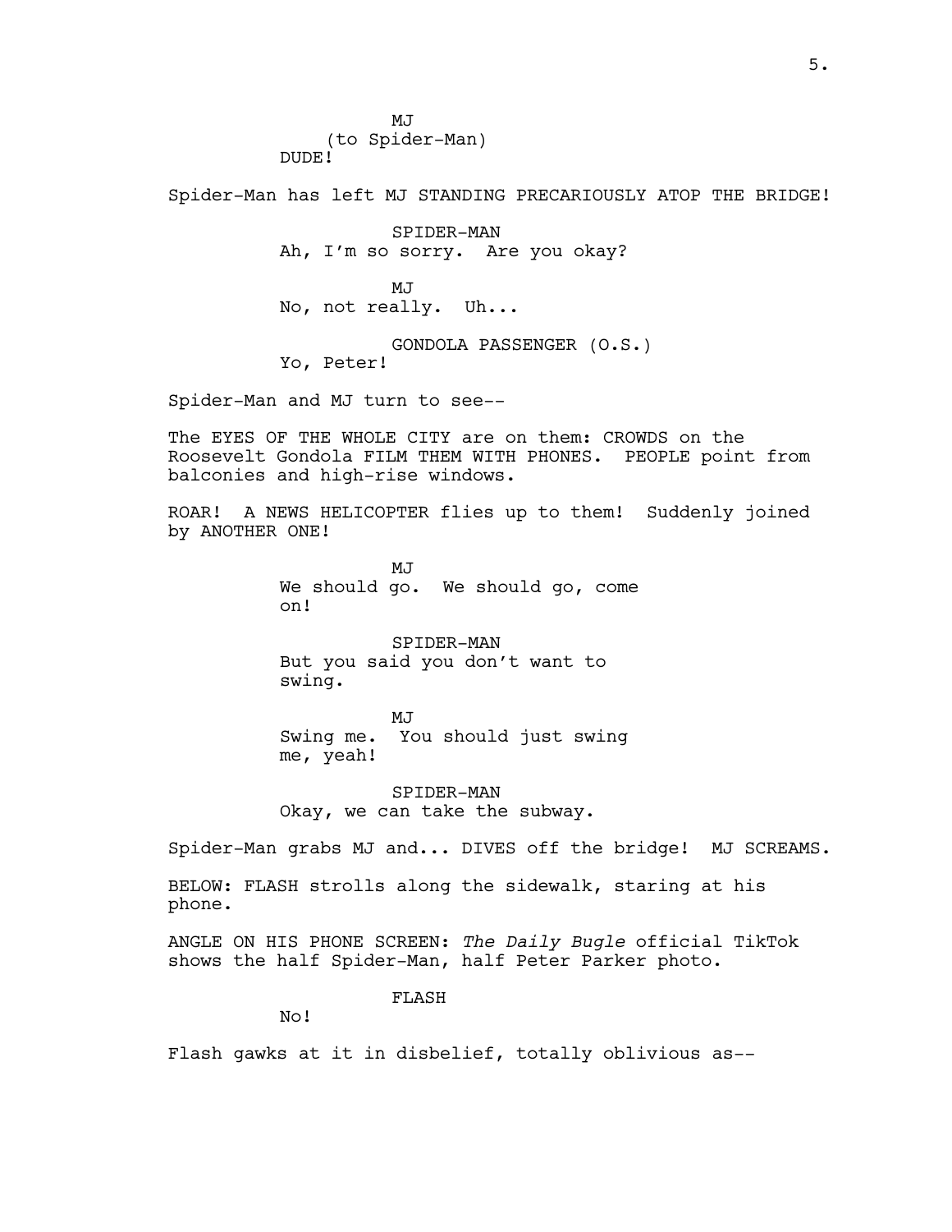MJ
(to Spider-Man)
DUDE!

Spider-Man has left MJ STANDING PRECARIOUSLY ATOP THE BRIDGE!

SPIDER-MAN
Ah, I'm so sorry. Are you okay?

MJ
No, not really. Uh...

GONDOLA PASSENGER (O.S.)
Yo, Peter!

Spider-Man and MJ turn to see--

The EYES OF THE WHOLE CITY are on them: CROWDS on the Roosevelt Gondola FILM THEM WITH PHONES. PEOPLE point from balconies and high-rise windows.

ROAR! A NEWS HELICOPTER flies up to them! Suddenly joined by ANOTHER ONE!

MJ
We should go. We should go, come on!

SPIDER-MAN
But you said you don't want to swing.

MJ
Swing me. You should just swing me, yeah!

SPIDER-MAN
Okay, we can take the subway.

Spider-Man grabs MJ and... DIVES off the bridge! MJ SCREAMS.

BELOW: FLASH strolls along the sidewalk, staring at his phone.

ANGLE ON HIS PHONE SCREEN: *The Daily Bugle* official TikTok shows the half Spider-Man, half Peter Parker photo.

FLASH
No!

Flash gawks at it in disbelief, totally oblivious as--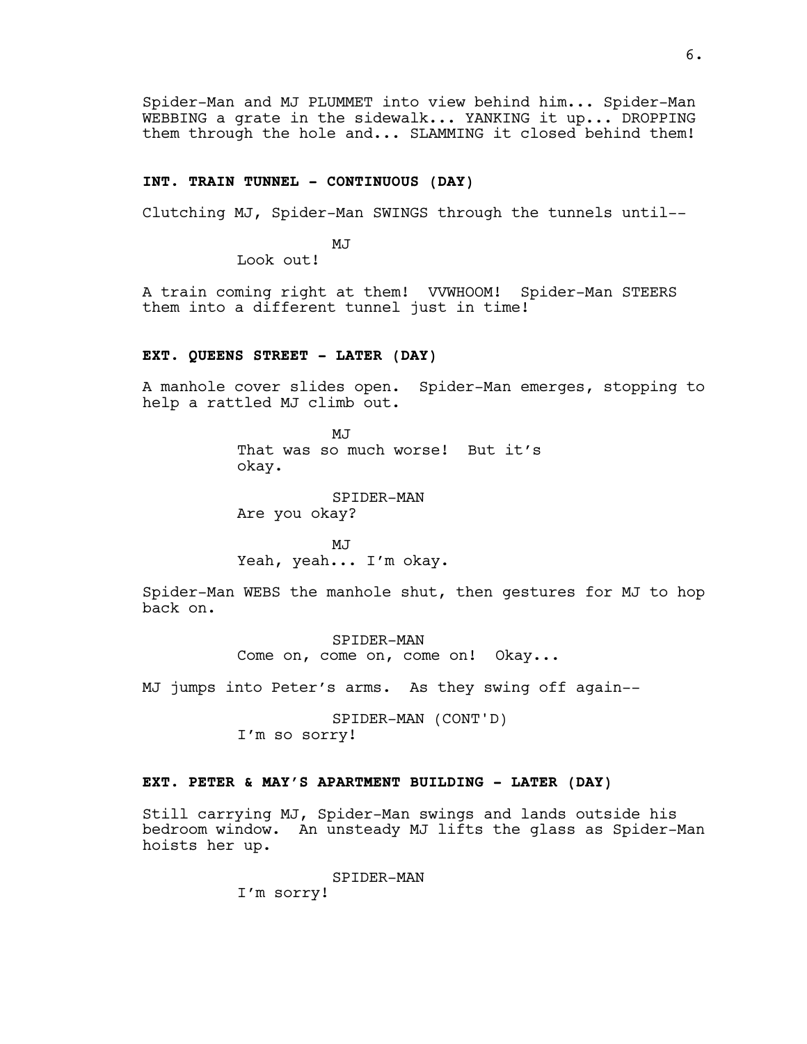Spider-Man and MJ PLUMMET into view behind him... Spider-Man WEBBING a grate in the sidewalk... YANKING it up... DROPPING them through the hole and... SLAMMING it closed behind them!

**INT. TRAIN TUNNEL - CONTINUOUS (DAY)**

Clutching MJ, Spider-Man SWINGS through the tunnels until--

MJ
Look out!

A train coming right at them! VVWHOOM! Spider-Man STEERS them into a different tunnel just in time!

**EXT. QUEENS STREET - LATER (DAY)**

A manhole cover slides open. Spider-Man emerges, stopping to help a rattled MJ climb out.

MJ
That was so much worse! But it's okay.

SPIDER-MAN
Are you okay?

MJ
Yeah, yeah... I'm okay.

Spider-Man WEBS the manhole shut, then gestures for MJ to hop back on.

SPIDER-MAN
Come on, come on, come on! Okay...

MJ jumps into Peter's arms. As they swing off again--

SPIDER-MAN (CONT'D)
I'm so sorry!

**EXT. PETER & MAY'S APARTMENT BUILDING - LATER (DAY)**

Still carrying MJ, Spider-Man swings and lands outside his bedroom window. An unsteady MJ lifts the glass as Spider-Man hoists her up.

SPIDER-MAN
I'm sorry!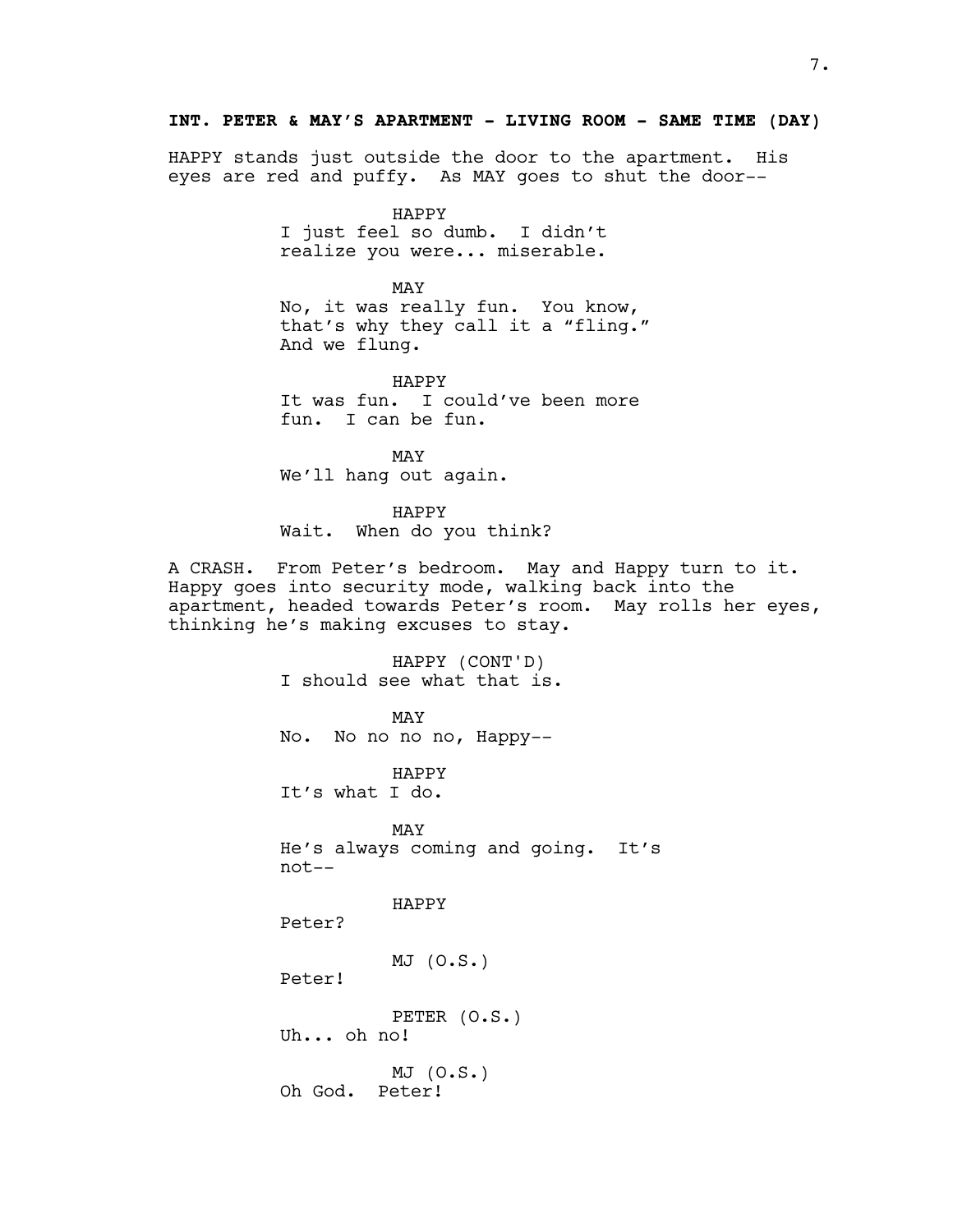**INT. PETER & MAY'S APARTMENT - LIVING ROOM - SAME TIME (DAY)**

HAPPY stands just outside the door to the apartment. His eyes are red and puffy. As MAY goes to shut the door--

HAPPY
I just feel so dumb. I didn't realize you were... miserable.

MAY
No, it was really fun. You know, that's why they call it a "fling." And we flung.

HAPPY
It was fun. I could've been more fun. I can be fun.

MAY
We'll hang out again.

HAPPY
Wait. When do you think?

A CRASH. From Peter's bedroom. May and Happy turn to it. Happy goes into security mode, walking back into the apartment, headed towards Peter's room. May rolls her eyes, thinking he's making excuses to stay.

HAPPY (CONT'D)
I should see what that is.

MAY
No. No no no no, Happy--

HAPPY
It's what I do.

MAY
He's always coming and going. It's not--

HAPPY
Peter?

MJ (O.S.)
Peter!

PETER (O.S.)
Uh... oh no!

MJ (O.S.)
Oh God. Peter!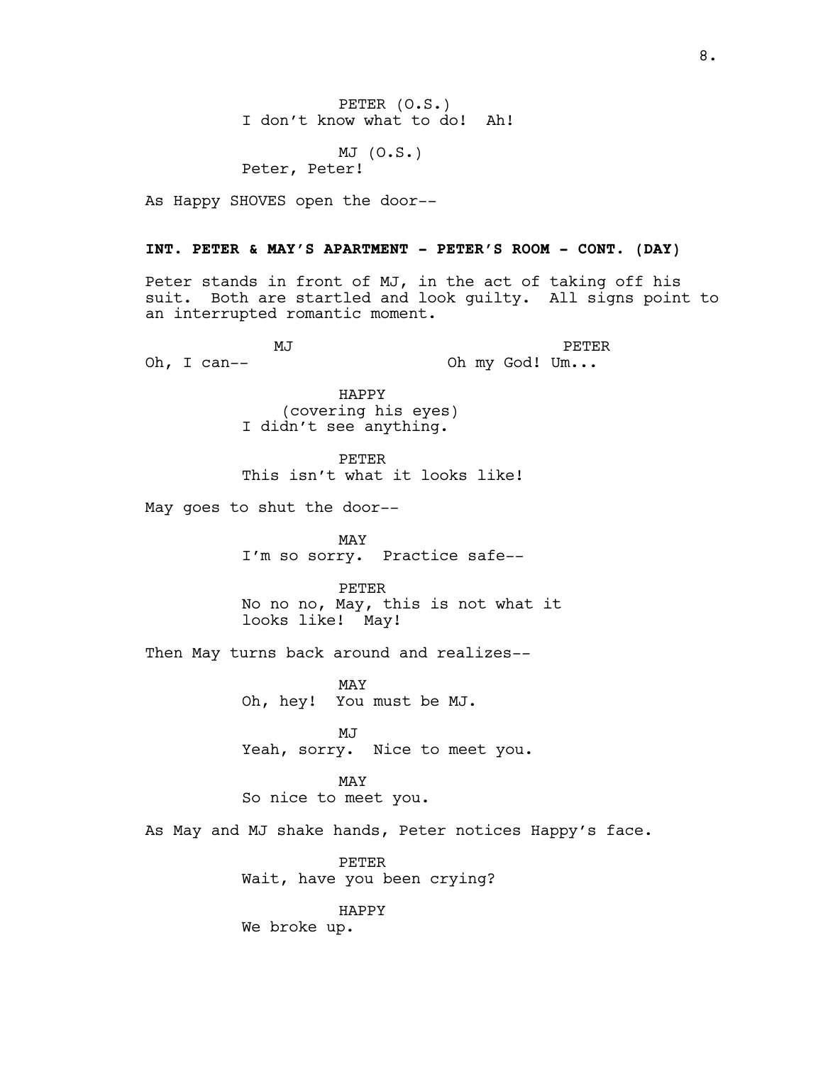PETER (O.S.)
I don't know what to do!  Ah!

MJ (O.S.)
Peter, Peter!

As Happy SHOVES open the door--

**INT. PETER & MAY'S APARTMENT - PETER'S ROOM - CONT. (DAY)**

Peter stands in front of MJ, in the act of taking off his suit.  Both are startled and look guilty.  All signs point to an interrupted romantic moment.

MJ
Oh, I can--

PETER
Oh my God! Um...

HAPPY
(covering his eyes)
I didn't see anything.

PETER
This isn't what it looks like!

May goes to shut the door--

MAY
I'm so sorry.  Practice safe--

PETER
No no no, May, this is not what it looks like!  May!

Then May turns back around and realizes--

MAY
Oh, hey!  You must be MJ.

MJ
Yeah, sorry.  Nice to meet you.

MAY
So nice to meet you.

As May and MJ shake hands, Peter notices Happy's face.

PETER
Wait, have you been crying?

HAPPY
We broke up.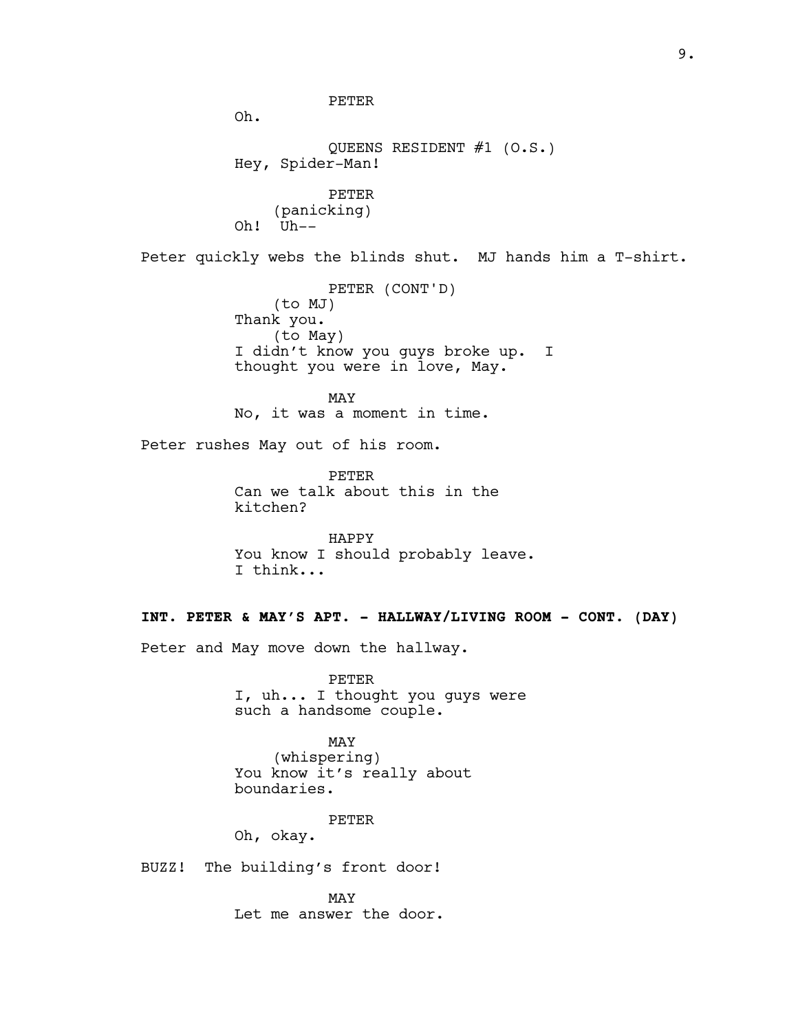PETER
Oh.

QUEENS RESIDENT #1 (O.S.)
Hey, Spider-Man!

PETER
(panicking)
Oh! Uh--

Peter quickly webs the blinds shut. MJ hands him a T-shirt.

PETER (CONT'D)
(to MJ)
Thank you.
(to May)
I didn't know you guys broke up. I thought you were in love, May.

MAY
No, it was a moment in time.

Peter rushes May out of his room.

PETER
Can we talk about this in the kitchen?

HAPPY
You know I should probably leave. I think...

**INT. PETER & MAY'S APT. - HALLWAY/LIVING ROOM - CONT. (DAY)**

Peter and May move down the hallway.

PETER
I, uh... I thought you guys were such a handsome couple.

MAY
(whispering)
You know it's really about boundaries.

PETER
Oh, okay.

BUZZ! The building's front door!

MAY
Let me answer the door.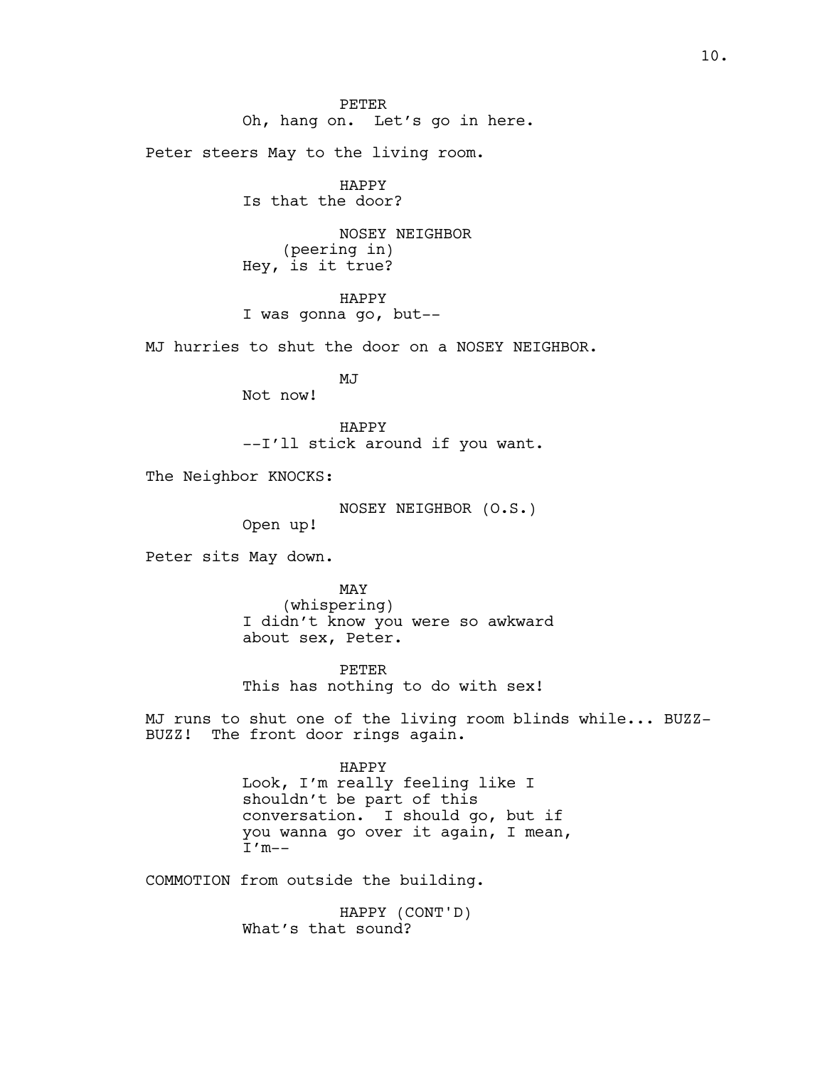PETER
Oh, hang on. Let's go in here.

Peter steers May to the living room.

HAPPY
Is that the door?

NOSEY NEIGHBOR
(peering in)
Hey, is it true?

HAPPY
I was gonna go, but--

MJ hurries to shut the door on a NOSEY NEIGHBOR.

MJ
Not now!

HAPPY
--I'll stick around if you want.

The Neighbor KNOCKS:

NOSEY NEIGHBOR (O.S.)
Open up!

Peter sits May down.

MAY
(whispering)
I didn't know you were so awkward about sex, Peter.

PETER
This has nothing to do with sex!

MJ runs to shut one of the living room blinds while... BUZZ-BUZZ! The front door rings again.

HAPPY
Look, I'm really feeling like I shouldn't be part of this conversation. I should go, but if you wanna go over it again, I mean, I'm--

COMMOTION from outside the building.

HAPPY (CONT'D)
What's that sound?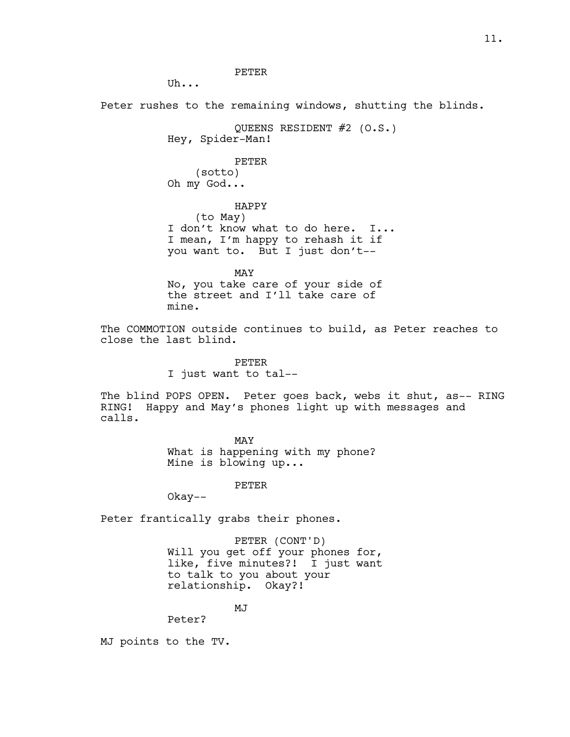PETER

Uh...

Peter rushes to the remaining windows, shutting the blinds.

QUEENS RESIDENT #2 (O.S.)

Hey, Spider-Man!

PETER

(sotto)

Oh my God...

HAPPY

(to May)

I don't know what to do here. I... I mean, I'm happy to rehash it if you want to. But I just don't--

MAY

No, you take care of your side of the street and I'll take care of mine.

The COMMOTION outside continues to build, as Peter reaches to close the last blind.

PETER

I just want to tal--

The blind POPS OPEN. Peter goes back, webs it shut, as-- RING RING! Happy and May's phones light up with messages and calls.

MAY

What is happening with my phone? Mine is blowing up...

PETER

Okay--

Peter frantically grabs their phones.

PETER (CONT'D)

Will you get off your phones for, like, five minutes?! I just want to talk to you about your relationship. Okay?!

MJ

Peter?

MJ points to the TV.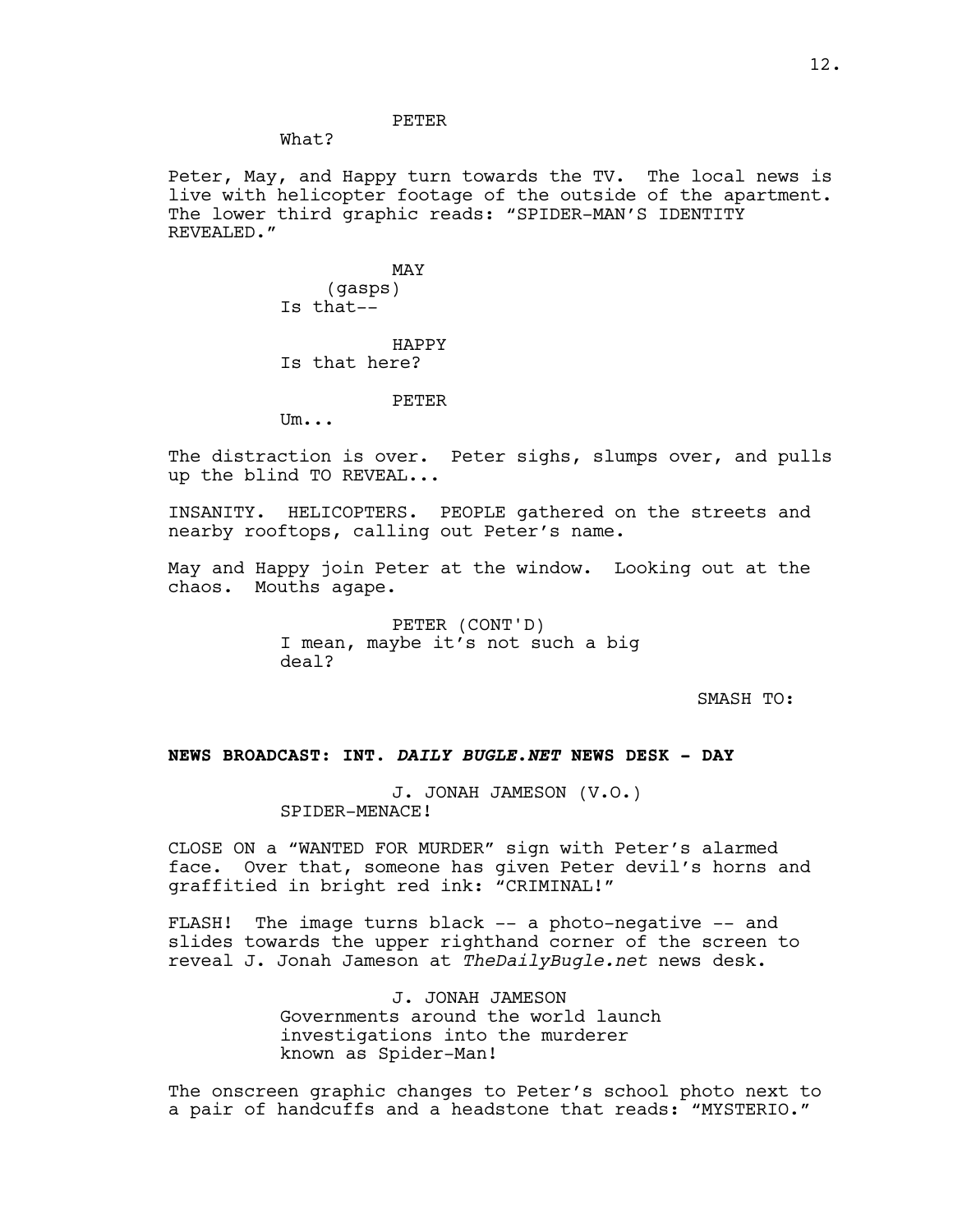PETER

What?

Peter, May, and Happy turn towards the TV. The local news is live with helicopter footage of the outside of the apartment. The lower third graphic reads: "SPIDER-MAN'S IDENTITY REVEALED."

MAY

(gasps)

Is that--

HAPPY

Is that here?

PETER

Um...

The distraction is over. Peter sighs, slumps over, and pulls up the blind TO REVEAL...

INSANITY. HELICOPTERS. PEOPLE gathered on the streets and nearby rooftops, calling out Peter's name.

May and Happy join Peter at the window. Looking out at the chaos. Mouths agape.

PETER (CONT'D)

I mean, maybe it's not such a big deal?

SMASH TO:

**NEWS BROADCAST: INT. *DAILY BUGLE.NET* NEWS DESK - DAY**

J. JONAH JAMESON (V.O.)

SPIDER-MENACE!

CLOSE ON a "WANTED FOR MURDER" sign with Peter's alarmed face. Over that, someone has given Peter devil's horns and graffitied in bright red ink: "CRIMINAL!"

FLASH! The image turns black -- a photo-negative -- and slides towards the upper righthand corner of the screen to reveal J. Jonah Jameson at *TheDailyBugle.net* news desk.

J. JONAH JAMESON

Governments around the world launch investigations into the murderer known as Spider-Man!

The onscreen graphic changes to Peter's school photo next to a pair of handcuffs and a headstone that reads: "MYSTERIO."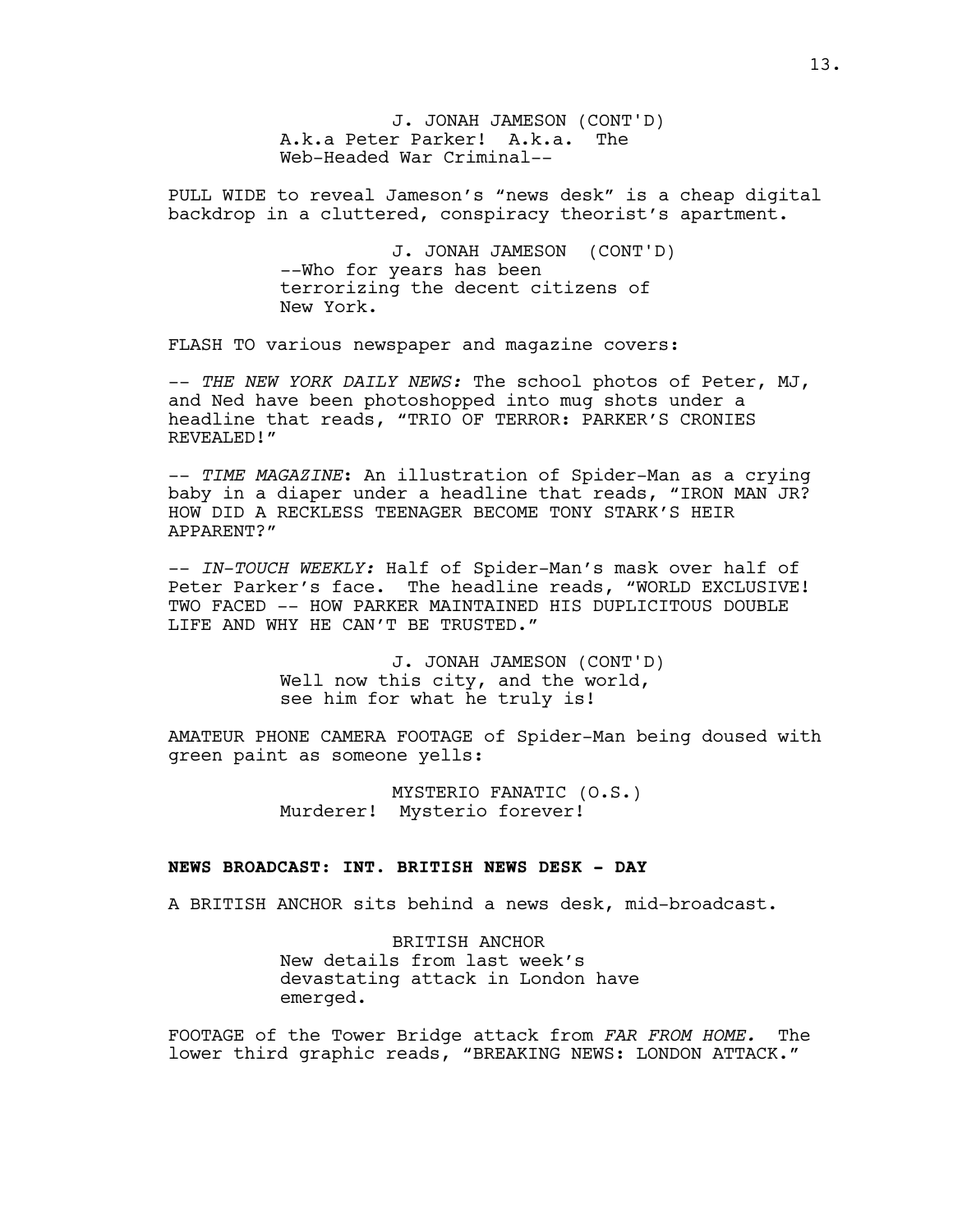J. JONAH JAMESON (CONT'D)
A.k.a Peter Parker! A.k.a. The Web-Headed War Criminal--

PULL WIDE to reveal Jameson's "news desk" is a cheap digital backdrop in a cluttered, conspiracy theorist's apartment.

J. JONAH JAMESON (CONT'D)
--Who for years has been terrorizing the decent citizens of New York.

FLASH TO various newspaper and magazine covers:

-- *THE NEW YORK DAILY NEWS:* The school photos of Peter, MJ, and Ned have been photoshopped into mug shots under a headline that reads, "TRIO OF TERROR: PARKER'S CRONIES REVEALED!"

-- *TIME MAGAZINE*: An illustration of Spider-Man as a crying baby in a diaper under a headline that reads, "IRON MAN JR? HOW DID A RECKLESS TEENAGER BECOME TONY STARK'S HEIR APPARENT?"

-- *IN-TOUCH WEEKLY:* Half of Spider-Man's mask over half of Peter Parker's face. The headline reads, "WORLD EXCLUSIVE! TWO FACED -- HOW PARKER MAINTAINED HIS DUPLICITOUS DOUBLE LIFE AND WHY HE CAN'T BE TRUSTED."

J. JONAH JAMESON (CONT'D)
Well now this city, and the world, see him for what he truly is!

AMATEUR PHONE CAMERA FOOTAGE of Spider-Man being doused with green paint as someone yells:

MYSTERIO FANATIC (O.S.)
Murderer! Mysterio forever!

**NEWS BROADCAST: INT. BRITISH NEWS DESK - DAY**

A BRITISH ANCHOR sits behind a news desk, mid-broadcast.

BRITISH ANCHOR
New details from last week's devastating attack in London have emerged.

FOOTAGE of the Tower Bridge attack from *FAR FROM HOME.* The lower third graphic reads, "BREAKING NEWS: LONDON ATTACK."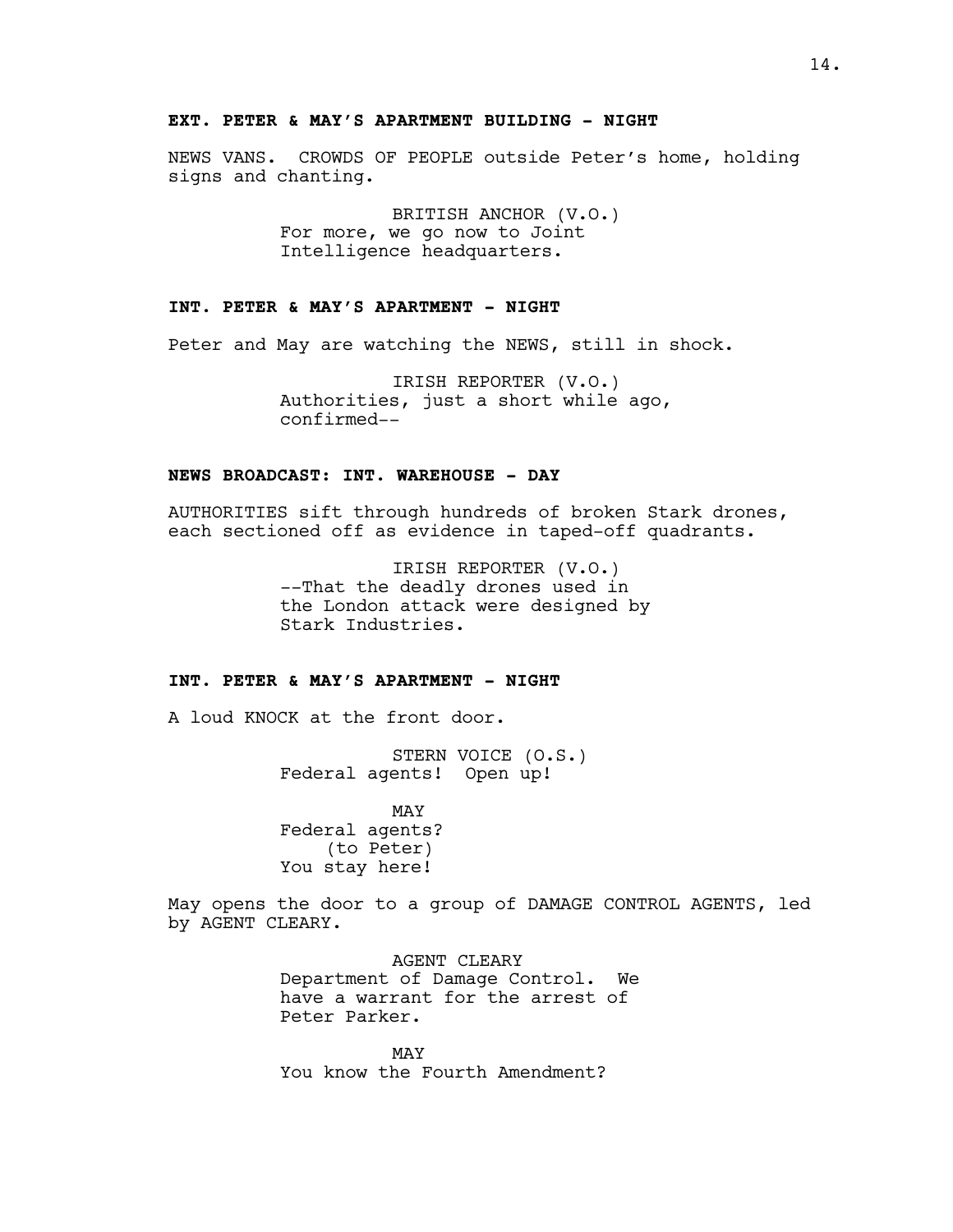**EXT. PETER & MAY'S APARTMENT BUILDING - NIGHT**

NEWS VANS. CROWDS OF PEOPLE outside Peter's home, holding signs and chanting.

BRITISH ANCHOR (V.O.)
For more, we go now to Joint Intelligence headquarters.

**INT. PETER & MAY'S APARTMENT - NIGHT**

Peter and May are watching the NEWS, still in shock.

IRISH REPORTER (V.O.)
Authorities, just a short while ago, confirmed--

**NEWS BROADCAST: INT. WAREHOUSE - DAY**

AUTHORITIES sift through hundreds of broken Stark drones, each sectioned off as evidence in taped-off quadrants.

IRISH REPORTER (V.O.)
--That the deadly drones used in the London attack were designed by Stark Industries.

**INT. PETER & MAY'S APARTMENT - NIGHT**

A loud KNOCK at the front door.

STERN VOICE (O.S.)
Federal agents! Open up!

MAY
Federal agents?
(to Peter)
You stay here!

May opens the door to a group of DAMAGE CONTROL AGENTS, led by AGENT CLEARY.

AGENT CLEARY
Department of Damage Control. We have a warrant for the arrest of Peter Parker.

MAY
You know the Fourth Amendment?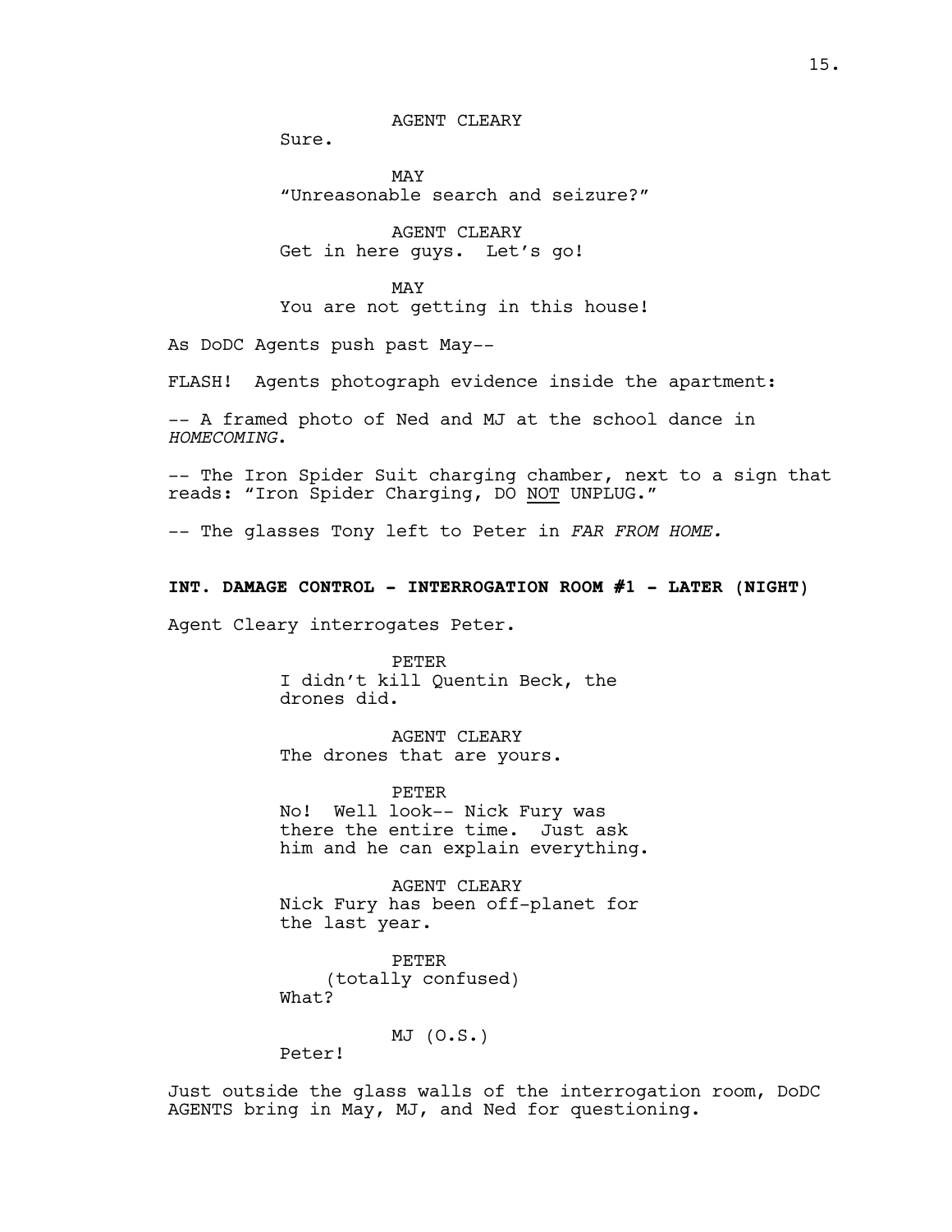AGENT CLEARY

Sure.

MAY

"Unreasonable search and seizure?"

AGENT CLEARY

Get in here guys. Let's go!

MAY

You are not getting in this house!

As DoDC Agents push past May--

FLASH! Agents photograph evidence inside the apartment:

-- A framed photo of Ned and MJ at the school dance in *HOMECOMING*.

-- The Iron Spider Suit charging chamber, next to a sign that reads: "Iron Spider Charging, DO <u>NOT</u> UNPLUG."

-- The glasses Tony left to Peter in *FAR FROM HOME.*

**INT. DAMAGE CONTROL - INTERROGATION ROOM #1 - LATER (NIGHT)**

Agent Cleary interrogates Peter.

PETER

I didn't kill Quentin Beck, the drones did.

AGENT CLEARY

The drones that are yours.

PETER

No! Well look-- Nick Fury was there the entire time. Just ask him and he can explain everything.

AGENT CLEARY

Nick Fury has been off-planet for the last year.

PETER

(totally confused)

What?

MJ (O.S.)

Peter!

Just outside the glass walls of the interrogation room, DoDC AGENTS bring in May, MJ, and Ned for questioning.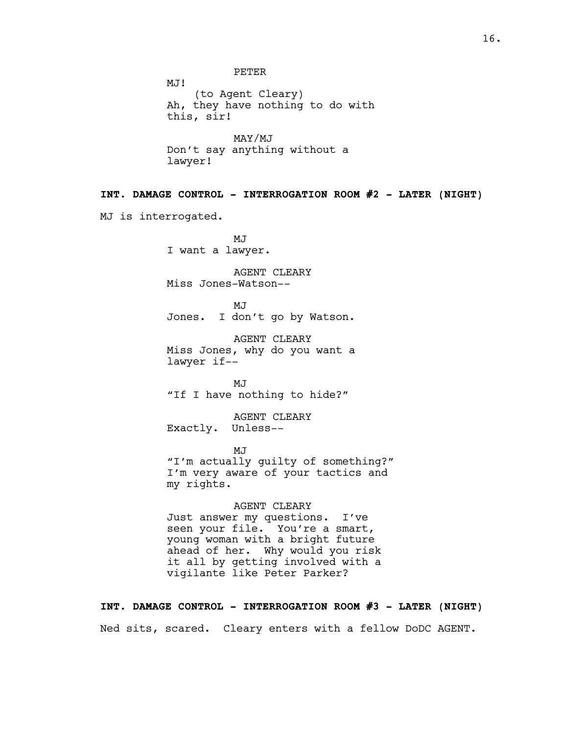PETER

MJ!

(to Agent Cleary)

Ah, they have nothing to do with this, sir!

MAY/MJ

Don't say anything without a lawyer!

**INT. DAMAGE CONTROL - INTERROGATION ROOM #2 - LATER (NIGHT)**

MJ is interrogated.

MJ

I want a lawyer.

AGENT CLEARY

Miss Jones-Watson--

MJ

Jones. I don't go by Watson.

AGENT CLEARY

Miss Jones, why do you want a lawyer if--

MJ

"If I have nothing to hide?"

AGENT CLEARY

Exactly. Unless--

MJ

"I'm actually guilty of something?" I'm very aware of your tactics and my rights.

AGENT CLEARY

Just answer my questions. I've seen your file. You're a smart, young woman with a bright future ahead of her. Why would you risk it all by getting involved with a vigilante like Peter Parker?

**INT. DAMAGE CONTROL - INTERROGATION ROOM #3 - LATER (NIGHT)**

Ned sits, scared. Cleary enters with a fellow DoDC AGENT.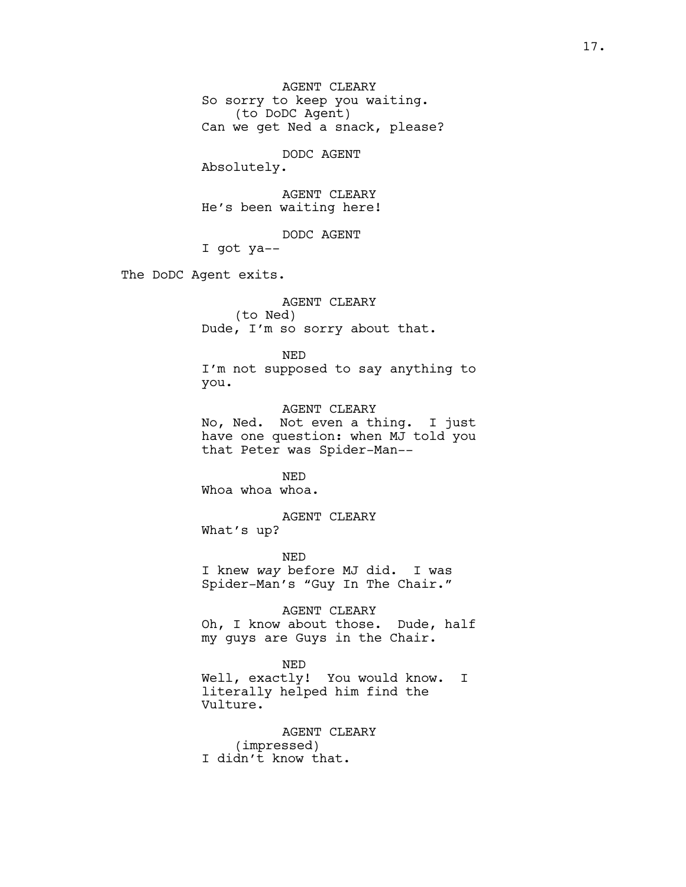AGENT CLEARY
So sorry to keep you waiting.
(to DoDC Agent)
Can we get Ned a snack, please?

DODC AGENT
Absolutely.

AGENT CLEARY
He's been waiting here!

DODC AGENT
I got ya--

The DoDC Agent exits.

AGENT CLEARY
(to Ned)
Dude, I'm so sorry about that.

NED
I'm not supposed to say anything to you.

AGENT CLEARY
No, Ned. Not even a thing. I just have one question: when MJ told you that Peter was Spider-Man--

NED
Whoa whoa whoa.

AGENT CLEARY
What's up?

NED
I knew *way* before MJ did. I was Spider-Man's "Guy In The Chair."

AGENT CLEARY
Oh, I know about those. Dude, half my guys are Guys in the Chair.

NED
Well, exactly! You would know. I literally helped him find the Vulture.

AGENT CLEARY
(impressed)
I didn't know that.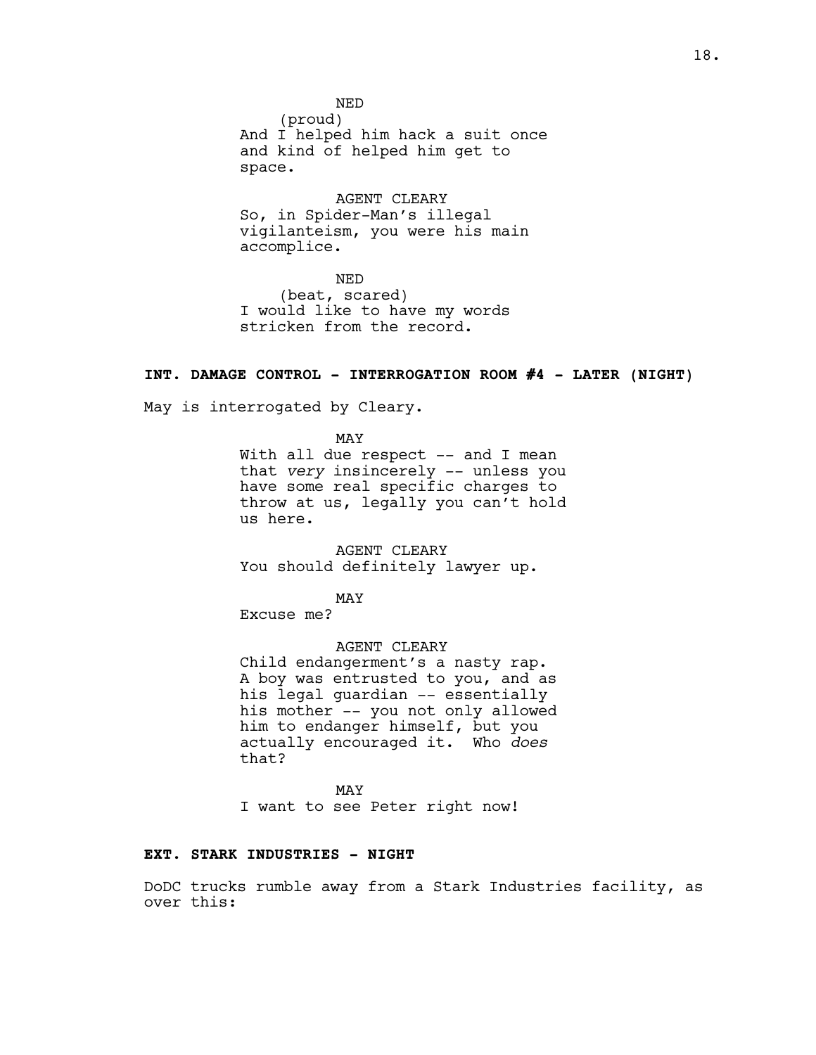NED
(proud)
And I helped him hack a suit once and kind of helped him get to space.

AGENT CLEARY
So, in Spider-Man's illegal vigilanteism, you were his main accomplice.

NED
(beat, scared)
I would like to have my words stricken from the record.

**INT. DAMAGE CONTROL - INTERROGATION ROOM #4 - LATER (NIGHT)**

May is interrogated by Cleary.

MAY
With all due respect -- and I mean that *very* insincerely -- unless you have some real specific charges to throw at us, legally you can't hold us here.

AGENT CLEARY
You should definitely lawyer up.

MAY
Excuse me?

AGENT CLEARY
Child endangerment's a nasty rap. A boy was entrusted to you, and as his legal guardian -- essentially his mother -- you not only allowed him to endanger himself, but you actually encouraged it. Who *does* that?

MAY
I want to see Peter right now!

**EXT. STARK INDUSTRIES - NIGHT**

DoDC trucks rumble away from a Stark Industries facility, as over this: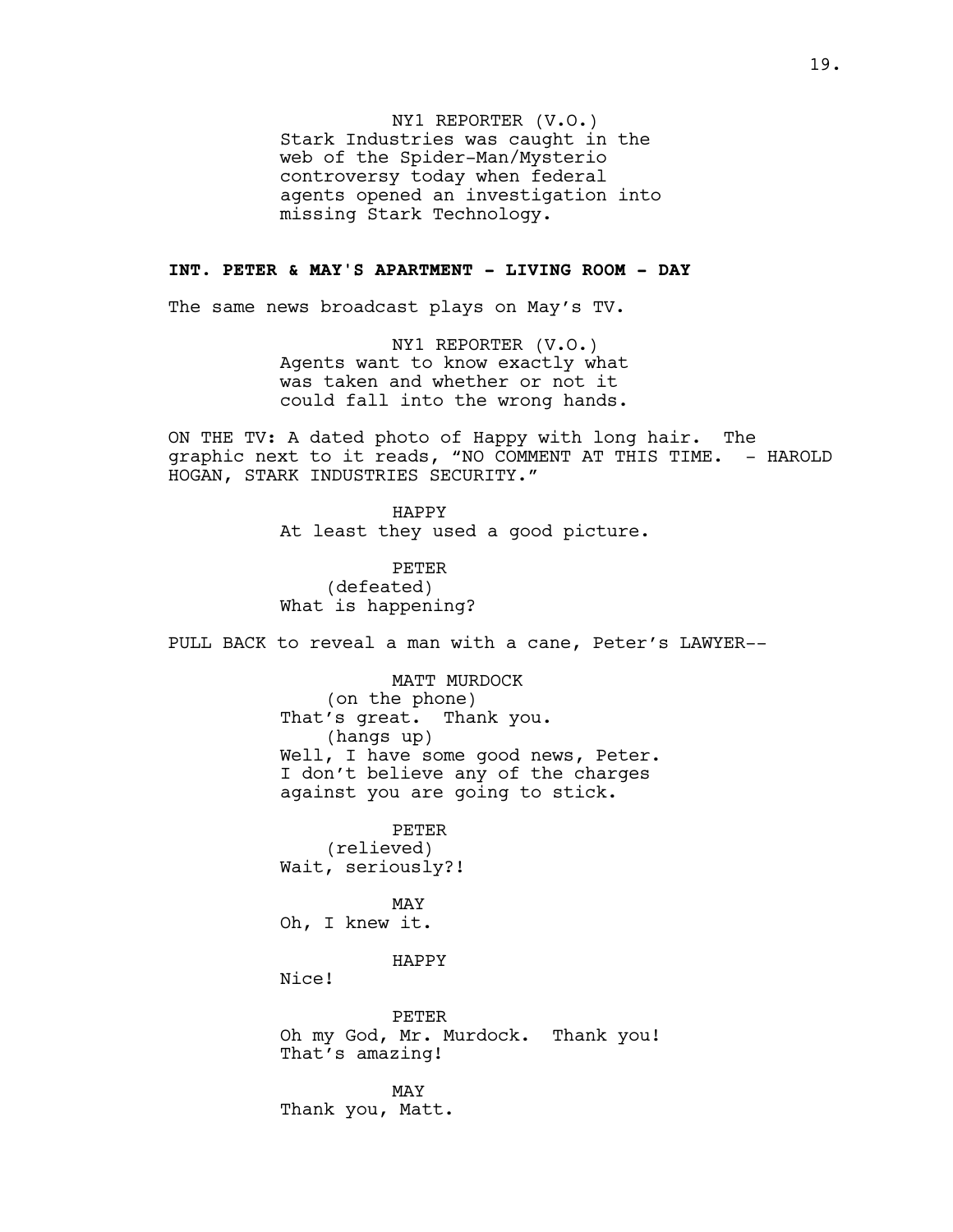NY1 REPORTER (V.O.)
Stark Industries was caught in the web of the Spider-Man/Mysterio controversy today when federal agents opened an investigation into missing Stark Technology.

**INT. PETER & MAY'S APARTMENT - LIVING ROOM - DAY**

The same news broadcast plays on May's TV.

NY1 REPORTER (V.O.)
Agents want to know exactly what was taken and whether or not it could fall into the wrong hands.

ON THE TV: A dated photo of Happy with long hair. The graphic next to it reads, "NO COMMENT AT THIS TIME. - HAROLD HOGAN, STARK INDUSTRIES SECURITY."

HAPPY
At least they used a good picture.

PETER
(defeated)
What is happening?

PULL BACK to reveal a man with a cane, Peter's LAWYER--

MATT MURDOCK
(on the phone)
That's great. Thank you.
(hangs up)
Well, I have some good news, Peter. I don't believe any of the charges against you are going to stick.

PETER
(relieved)
Wait, seriously?!

MAY
Oh, I knew it.

HAPPY
Nice!

PETER
Oh my God, Mr. Murdock. Thank you! That's amazing!

MAY
Thank you, Matt.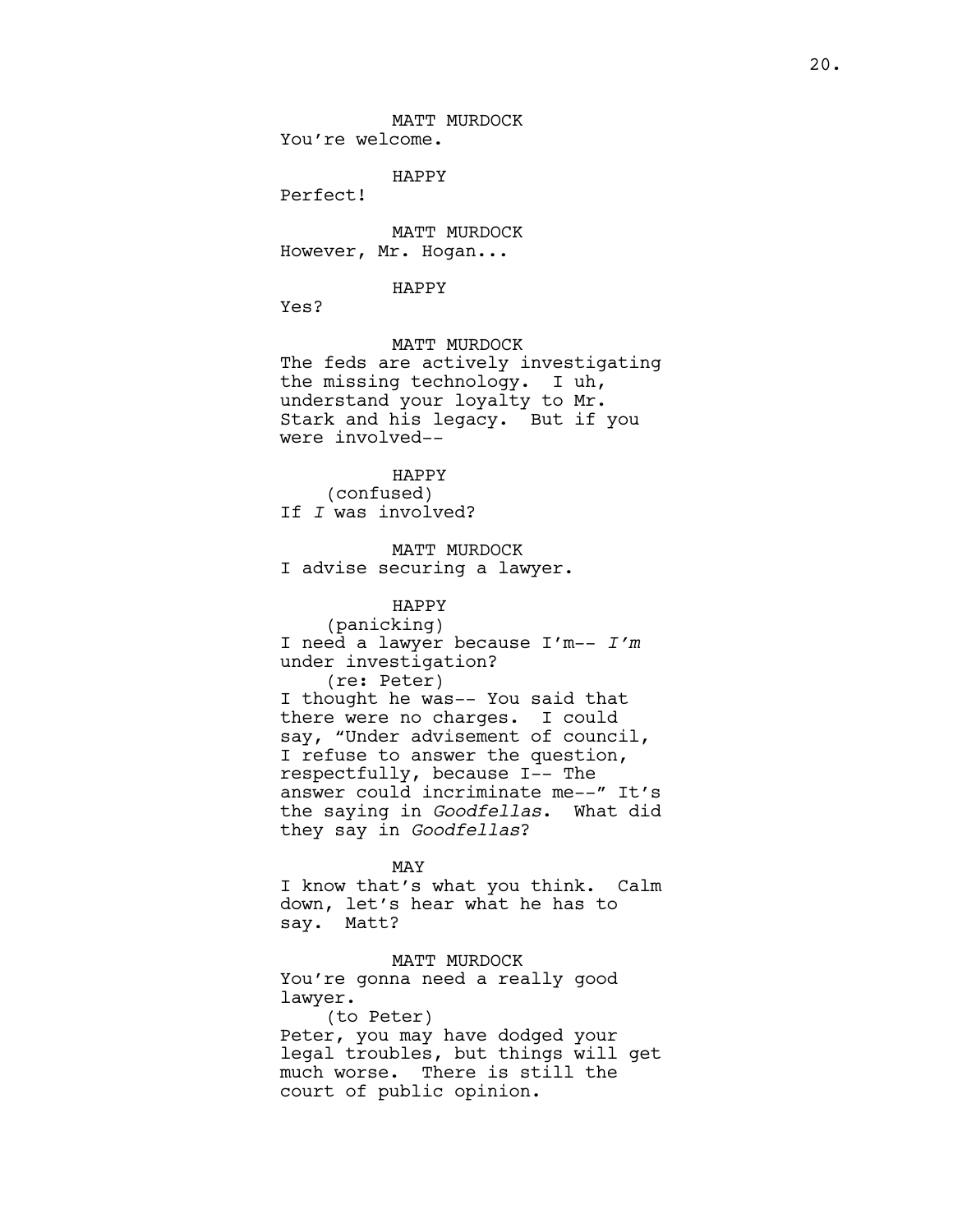MATT MURDOCK
You're welcome.

HAPPY
Perfect!

MATT MURDOCK
However, Mr. Hogan...

HAPPY
Yes?

MATT MURDOCK
The feds are actively investigating the missing technology. I uh, understand your loyalty to Mr. Stark and his legacy. But if you were involved--

HAPPY
(confused)
If *I* was involved?

MATT MURDOCK
I advise securing a lawyer.

HAPPY
(panicking)
I need a lawyer because I'm-- *I'm* under investigation?
(re: Peter)
I thought he was-- You said that there were no charges. I could say, "Under advisement of council, I refuse to answer the question, respectfully, because I-- The answer could incriminate me--" It's the saying in *Goodfellas*. What did they say in *Goodfellas*?

MAY
I know that's what you think. Calm down, let's hear what he has to say. Matt?

MATT MURDOCK
You're gonna need a really good lawyer.
(to Peter)
Peter, you may have dodged your legal troubles, but things will get much worse. There is still the court of public opinion.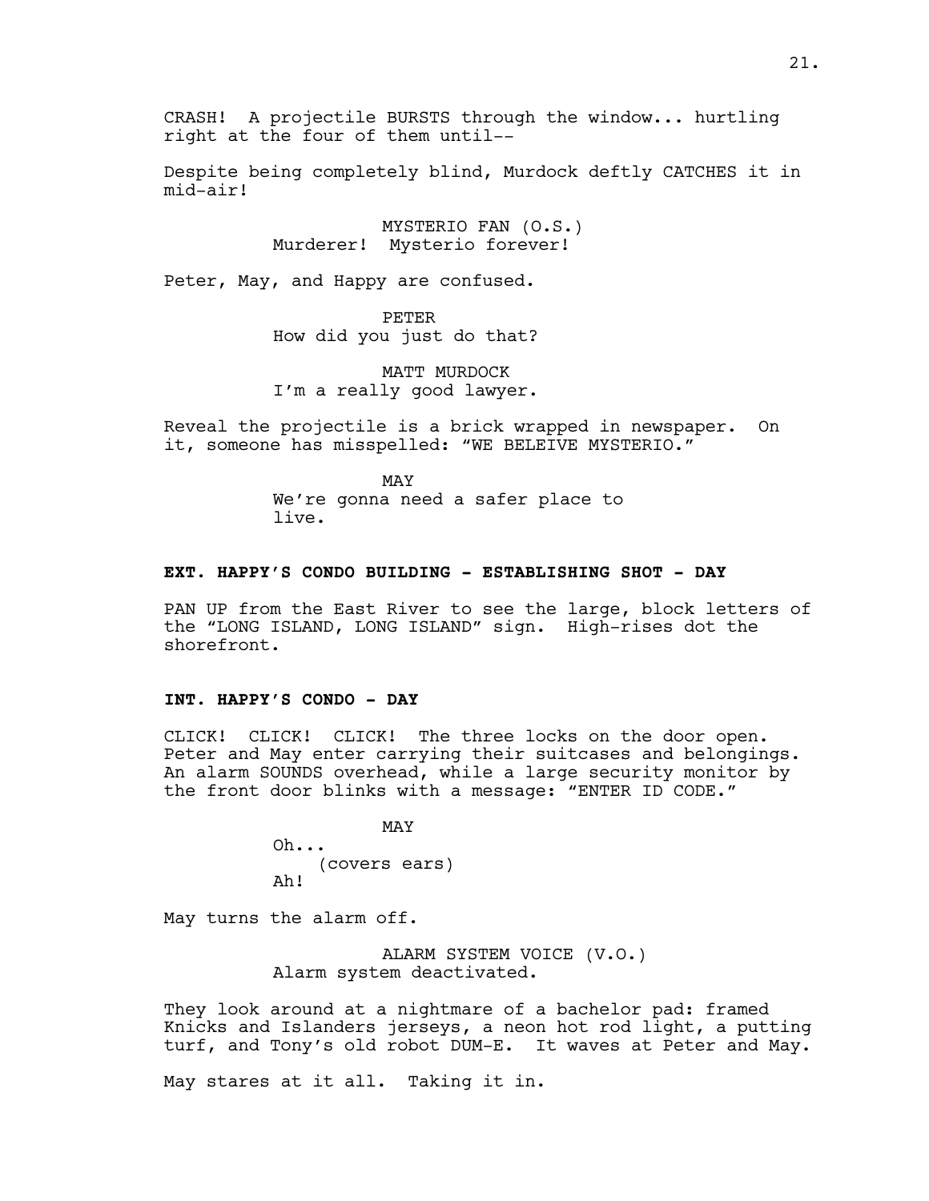CRASH! A projectile BURSTS through the window... hurtling right at the four of them until--

Despite being completely blind, Murdock deftly CATCHES it in mid-air!

MYSTERIO FAN (O.S.)
Murderer! Mysterio forever!

Peter, May, and Happy are confused.

PETER
How did you just do that?

MATT MURDOCK
I'm a really good lawyer.

Reveal the projectile is a brick wrapped in newspaper. On it, someone has misspelled: "WE BELEIVE MYSTERIO."

MAY
We're gonna need a safer place to live.

**EXT. HAPPY'S CONDO BUILDING - ESTABLISHING SHOT - DAY**

PAN UP from the East River to see the large, block letters of the "LONG ISLAND, LONG ISLAND" sign. High-rises dot the shorefront.

**INT. HAPPY'S CONDO - DAY**

CLICK! CLICK! CLICK! The three locks on the door open. Peter and May enter carrying their suitcases and belongings. An alarm SOUNDS overhead, while a large security monitor by the front door blinks with a message: "ENTER ID CODE."

MAY
Oh...
(covers ears)
Ah!

May turns the alarm off.

ALARM SYSTEM VOICE (V.O.)
Alarm system deactivated.

They look around at a nightmare of a bachelor pad: framed Knicks and Islanders jerseys, a neon hot rod light, a putting turf, and Tony's old robot DUM-E. It waves at Peter and May.

May stares at it all. Taking it in.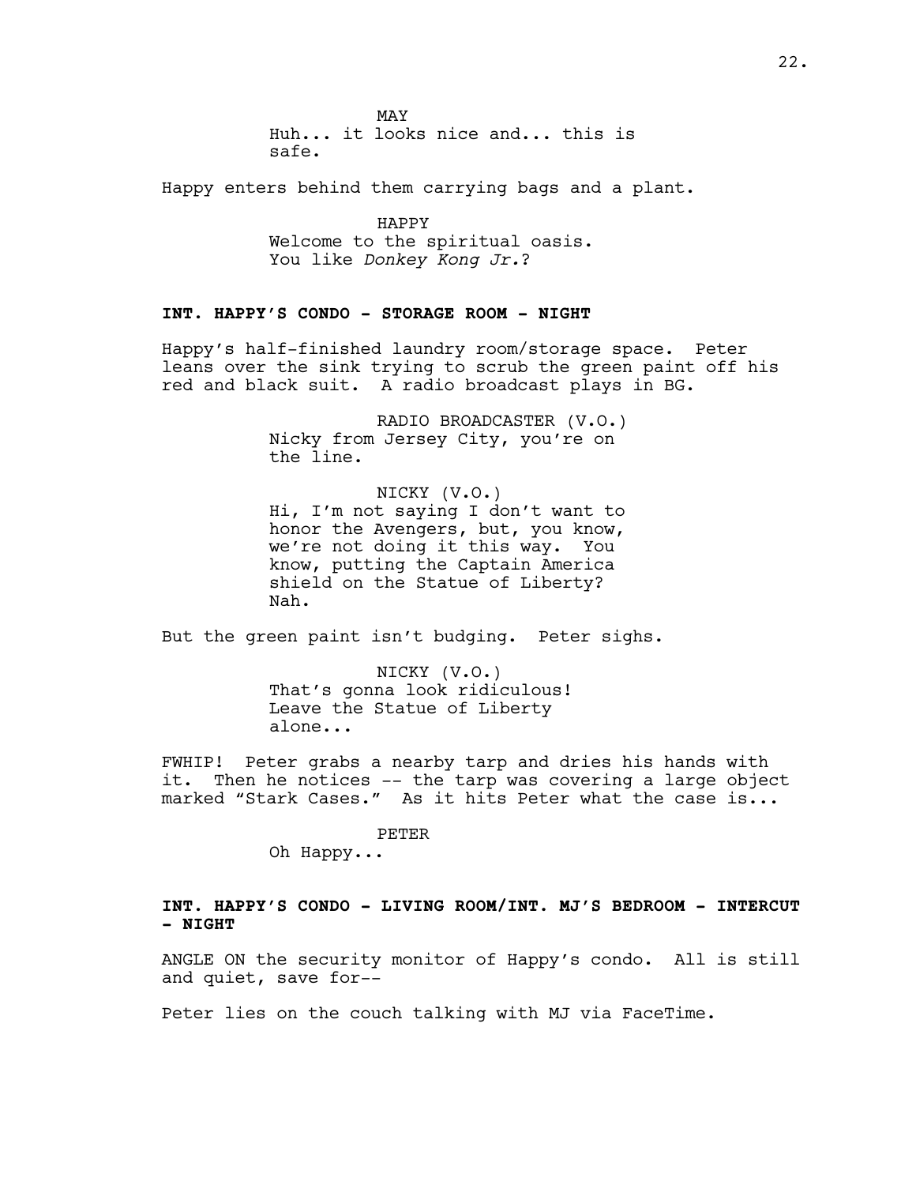MAY
Huh... it looks nice and... this is safe.

Happy enters behind them carrying bags and a plant.

HAPPY
Welcome to the spiritual oasis. You like *Donkey Kong Jr.*?

**INT. HAPPY'S CONDO - STORAGE ROOM - NIGHT**

Happy's half-finished laundry room/storage space. Peter leans over the sink trying to scrub the green paint off his red and black suit. A radio broadcast plays in BG.

RADIO BROADCASTER (V.O.)
Nicky from Jersey City, you're on the line.

NICKY (V.O.)
Hi, I'm not saying I don't want to honor the Avengers, but, you know, we're not doing it this way. You know, putting the Captain America shield on the Statue of Liberty? Nah.

But the green paint isn't budging. Peter sighs.

NICKY (V.O.)
That's gonna look ridiculous! Leave the Statue of Liberty alone...

FWHIP! Peter grabs a nearby tarp and dries his hands with it. Then he notices -- the tarp was covering a large object marked "Stark Cases." As it hits Peter what the case is...

PETER
Oh Happy...

**INT. HAPPY'S CONDO - LIVING ROOM/INT. MJ'S BEDROOM - INTERCUT - NIGHT**

ANGLE ON the security monitor of Happy's condo. All is still and quiet, save for--

Peter lies on the couch talking with MJ via FaceTime.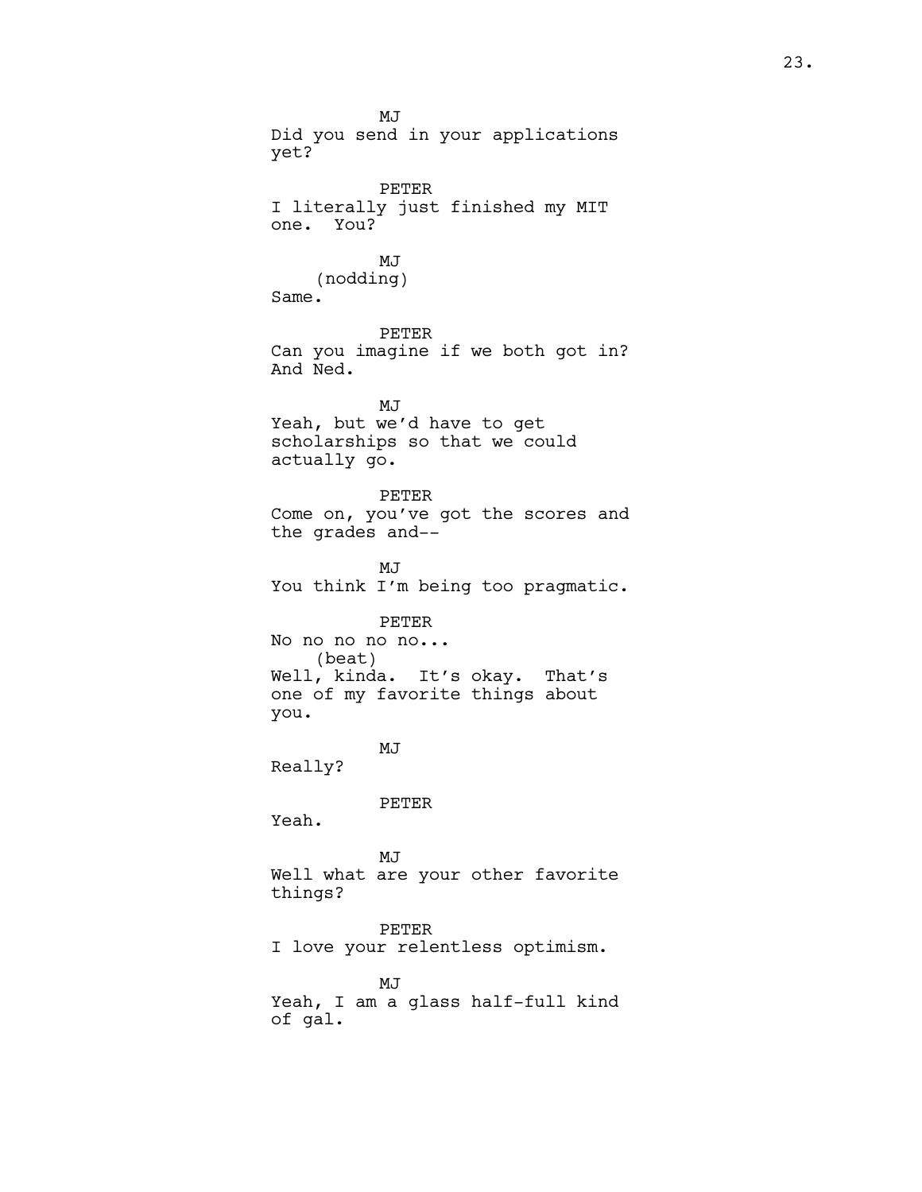MJ
Did you send in your applications yet?

PETER
I literally just finished my MIT one. You?

MJ
(nodding)
Same.

PETER
Can you imagine if we both got in? And Ned.

MJ
Yeah, but we'd have to get scholarships so that we could actually go.

PETER
Come on, you've got the scores and the grades and--

MJ
You think I'm being too pragmatic.

PETER
No no no no no...
(beat)
Well, kinda. It's okay. That's one of my favorite things about you.

MJ
Really?

PETER
Yeah.

MJ
Well what are your other favorite things?

PETER
I love your relentless optimism.

MJ
Yeah, I am a glass half-full kind of gal.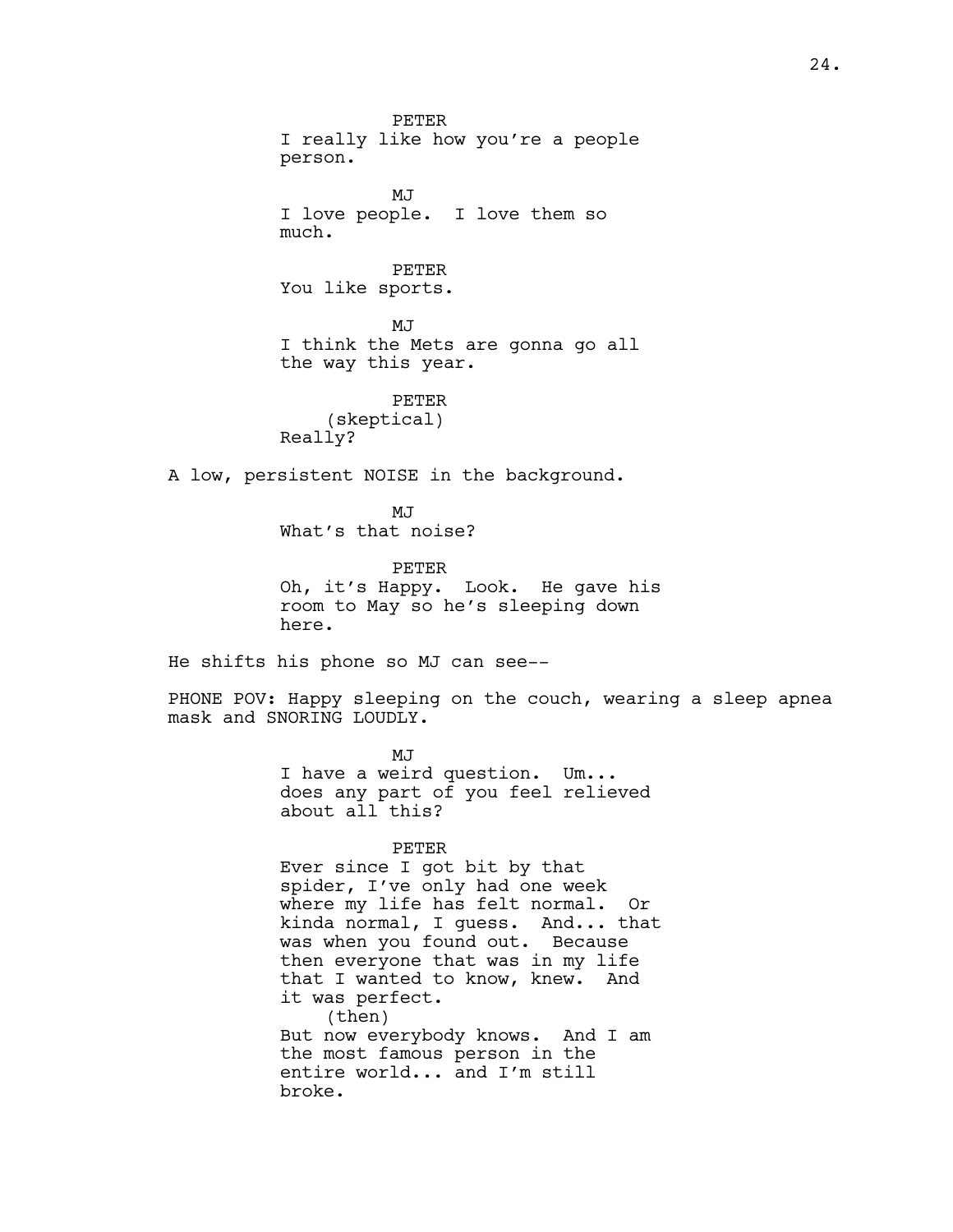PETER
I really like how you're a people person.

MJ
I love people. I love them so much.

PETER
You like sports.

MJ
I think the Mets are gonna go all the way this year.

PETER
(skeptical)
Really?

A low, persistent NOISE in the background.

MJ
What's that noise?

PETER
Oh, it's Happy. Look. He gave his room to May so he's sleeping down here.

He shifts his phone so MJ can see--

PHONE POV: Happy sleeping on the couch, wearing a sleep apnea mask and SNORING LOUDLY.

MJ
I have a weird question. Um... does any part of you feel relieved about all this?

PETER
Ever since I got bit by that spider, I've only had one week where my life has felt normal. Or kinda normal, I guess. And... that was when you found out. Because then everyone that was in my life that I wanted to know, knew. And it was perfect.
(then)
But now everybody knows. And I am the most famous person in the entire world... and I'm still broke.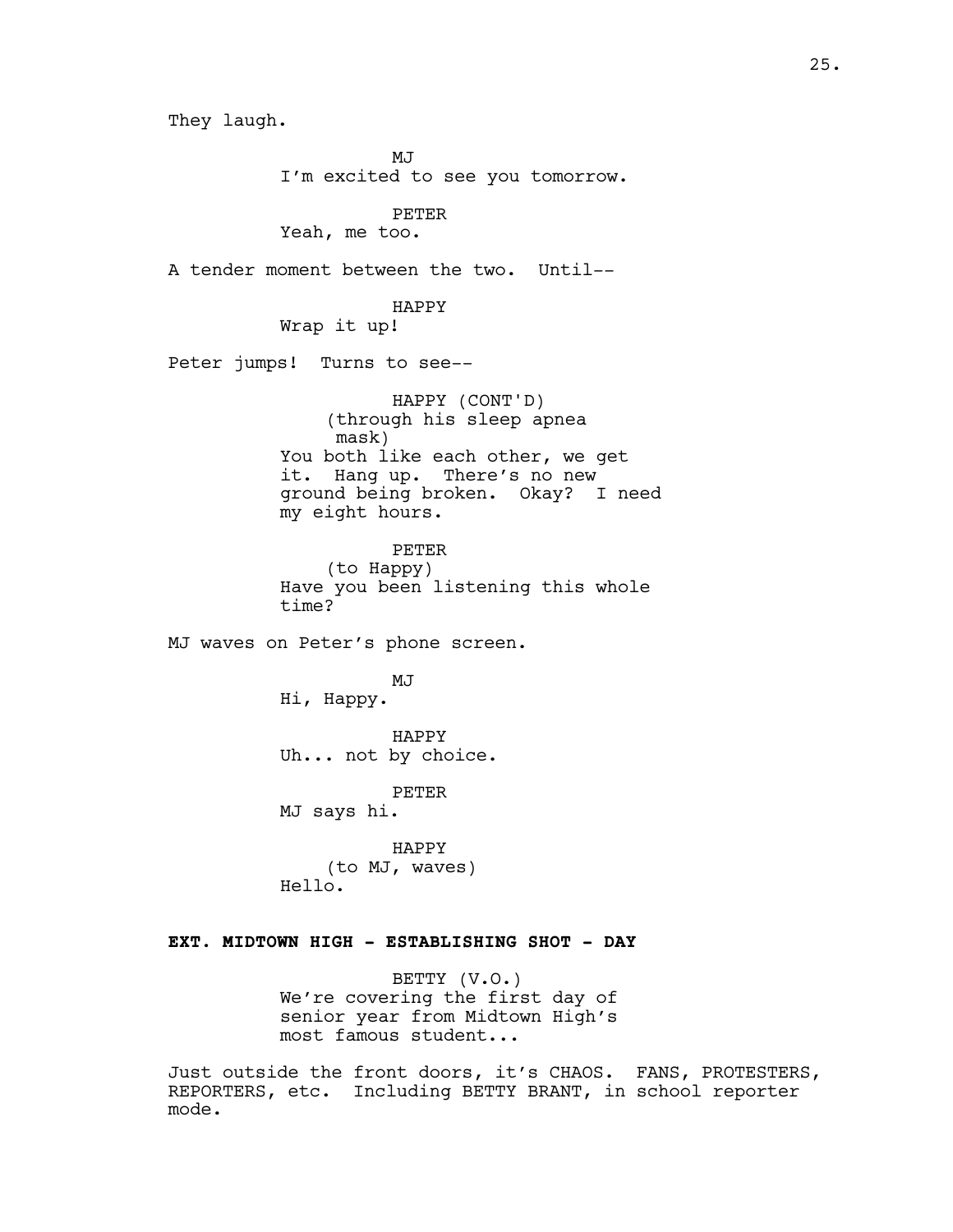They laugh.

MJ
I'm excited to see you tomorrow.

PETER
Yeah, me too.

A tender moment between the two. Until--

HAPPY
Wrap it up!

Peter jumps! Turns to see--

HAPPY (CONT'D)
(through his sleep apnea mask)
You both like each other, we get it. Hang up. There's no new ground being broken. Okay? I need my eight hours.

PETER
(to Happy)
Have you been listening this whole time?

MJ waves on Peter's phone screen.

MJ
Hi, Happy.

HAPPY
Uh... not by choice.

PETER
MJ says hi.

HAPPY
(to MJ, waves)
Hello.

**EXT. MIDTOWN HIGH - ESTABLISHING SHOT - DAY**

BETTY (V.O.)
We're covering the first day of senior year from Midtown High's most famous student...

Just outside the front doors, it's CHAOS. FANS, PROTESTERS, REPORTERS, etc. Including BETTY BRANT, in school reporter mode.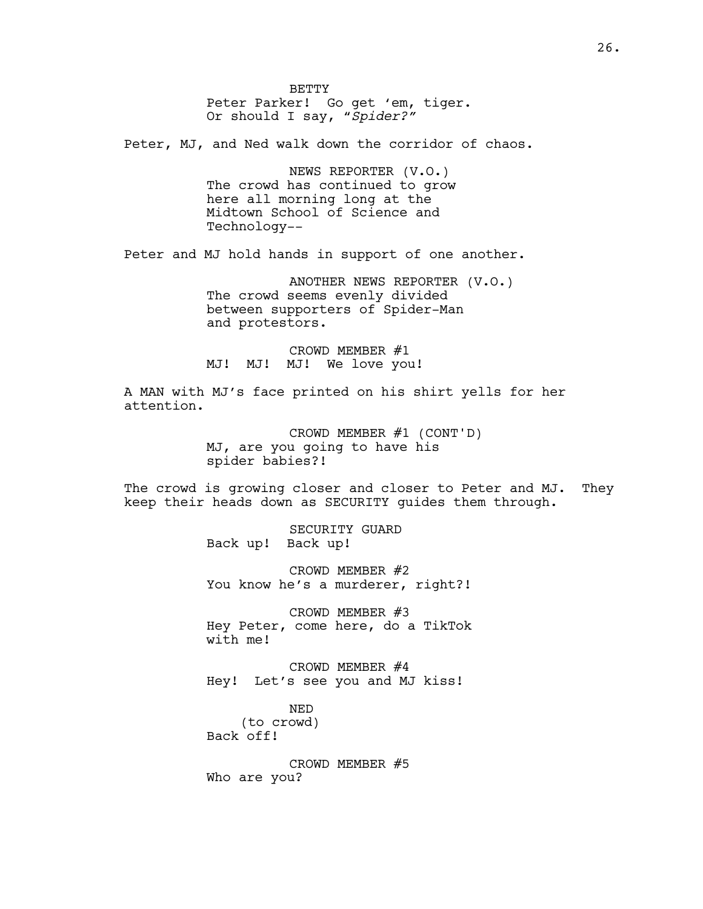BETTY
Peter Parker! Go get 'em, tiger.
Or should I say, "*Spider?*"

Peter, MJ, and Ned walk down the corridor of chaos.

NEWS REPORTER (V.O.)
The crowd has continued to grow
here all morning long at the
Midtown School of Science and
Technology--

Peter and MJ hold hands in support of one another.

ANOTHER NEWS REPORTER (V.O.)
The crowd seems evenly divided
between supporters of Spider-Man
and protestors.

CROWD MEMBER #1
MJ! MJ! MJ! We love you!

A MAN with MJ's face printed on his shirt yells for her
attention.

CROWD MEMBER #1 (CONT'D)
MJ, are you going to have his
spider babies?!

The crowd is growing closer and closer to Peter and MJ. They
keep their heads down as SECURITY guides them through.

SECURITY GUARD
Back up! Back up!

CROWD MEMBER #2
You know he's a murderer, right?!

CROWD MEMBER #3
Hey Peter, come here, do a TikTok
with me!

CROWD MEMBER #4
Hey! Let's see you and MJ kiss!

NED
(to crowd)
Back off!

CROWD MEMBER #5
Who are you?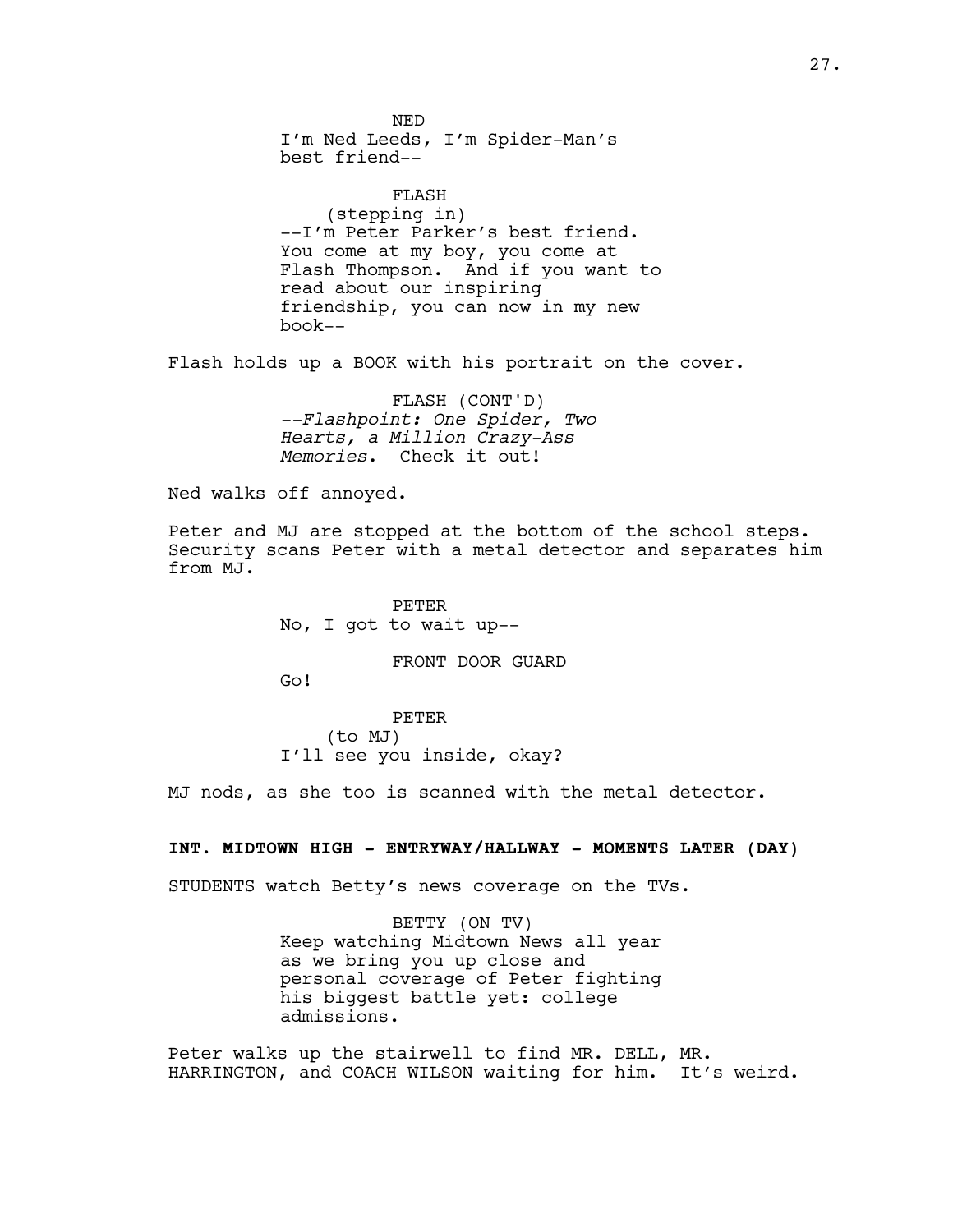NED

I'm Ned Leeds, I'm Spider-Man's best friend--

FLASH

(stepping in)

--I'm Peter Parker's best friend. You come at my boy, you come at Flash Thompson. And if you want to read about our inspiring friendship, you can now in my new book--

Flash holds up a BOOK with his portrait on the cover.

FLASH (CONT'D)

*--Flashpoint: One Spider, Two Hearts, a Million Crazy-Ass Memories*. Check it out!

Ned walks off annoyed.

Peter and MJ are stopped at the bottom of the school steps. Security scans Peter with a metal detector and separates him from MJ.

PETER

No, I got to wait up--

FRONT DOOR GUARD

Go!

PETER

(to MJ)

I'll see you inside, okay?

MJ nods, as she too is scanned with the metal detector.

**INT. MIDTOWN HIGH - ENTRYWAY/HALLWAY - MOMENTS LATER (DAY)**

STUDENTS watch Betty's news coverage on the TVs.

BETTY (ON TV)

Keep watching Midtown News all year as we bring you up close and personal coverage of Peter fighting his biggest battle yet: college admissions.

Peter walks up the stairwell to find MR. DELL, MR. HARRINGTON, and COACH WILSON waiting for him. It's weird.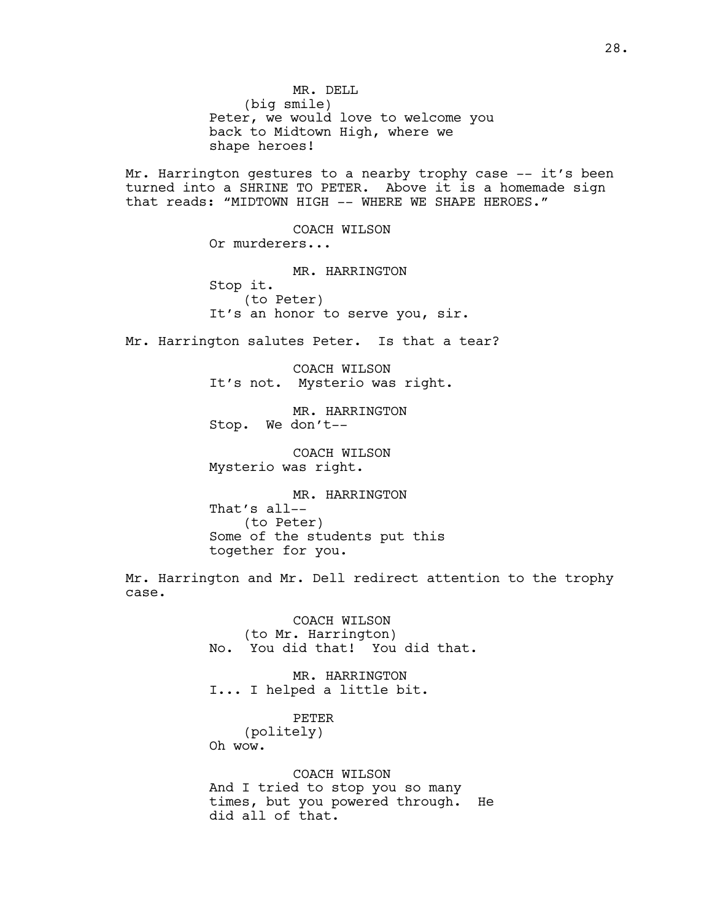MR. DELL
(big smile)
Peter, we would love to welcome you back to Midtown High, where we shape heroes!

Mr. Harrington gestures to a nearby trophy case -- it's been turned into a SHRINE TO PETER. Above it is a homemade sign that reads: "MIDTOWN HIGH -- WHERE WE SHAPE HEROES."

COACH WILSON
Or murderers...

MR. HARRINGTON
Stop it.
(to Peter)
It's an honor to serve you, sir.

Mr. Harrington salutes Peter. Is that a tear?

COACH WILSON
It's not. Mysterio was right.

MR. HARRINGTON
Stop. We don't--

COACH WILSON
Mysterio was right.

MR. HARRINGTON
That's all--
(to Peter)
Some of the students put this together for you.

Mr. Harrington and Mr. Dell redirect attention to the trophy case.

COACH WILSON
(to Mr. Harrington)
No. You did that! You did that.

MR. HARRINGTON
I... I helped a little bit.

PETER
(politely)
Oh wow.

COACH WILSON
And I tried to stop you so many times, but you powered through. He did all of that.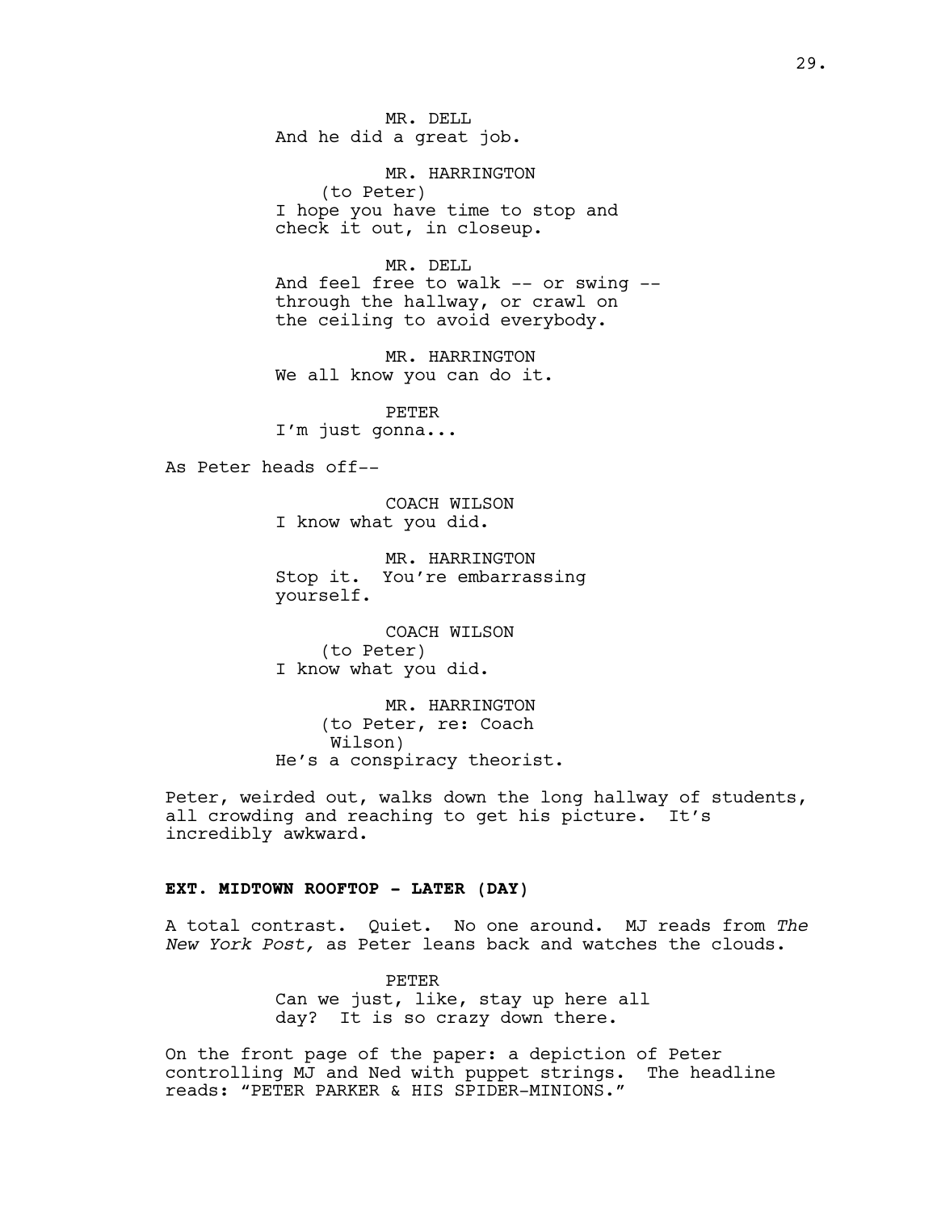MR. DELL
And he did a great job.

MR. HARRINGTON
(to Peter)
I hope you have time to stop and check it out, in closeup.

MR. DELL
And feel free to walk -- or swing -- through the hallway, or crawl on the ceiling to avoid everybody.

MR. HARRINGTON
We all know you can do it.

PETER
I'm just gonna...

As Peter heads off--

COACH WILSON
I know what you did.

MR. HARRINGTON
Stop it. You're embarrassing yourself.

COACH WILSON
(to Peter)
I know what you did.

MR. HARRINGTON
(to Peter, re: Coach Wilson)
He's a conspiracy theorist.

Peter, weirded out, walks down the long hallway of students, all crowding and reaching to get his picture. It's incredibly awkward.

**EXT. MIDTOWN ROOFTOP - LATER (DAY)**

A total contrast. Quiet. No one around. MJ reads from *The New York Post,* as Peter leans back and watches the clouds.

PETER
Can we just, like, stay up here all day? It is so crazy down there.

On the front page of the paper: a depiction of Peter controlling MJ and Ned with puppet strings. The headline reads: "PETER PARKER & HIS SPIDER-MINIONS."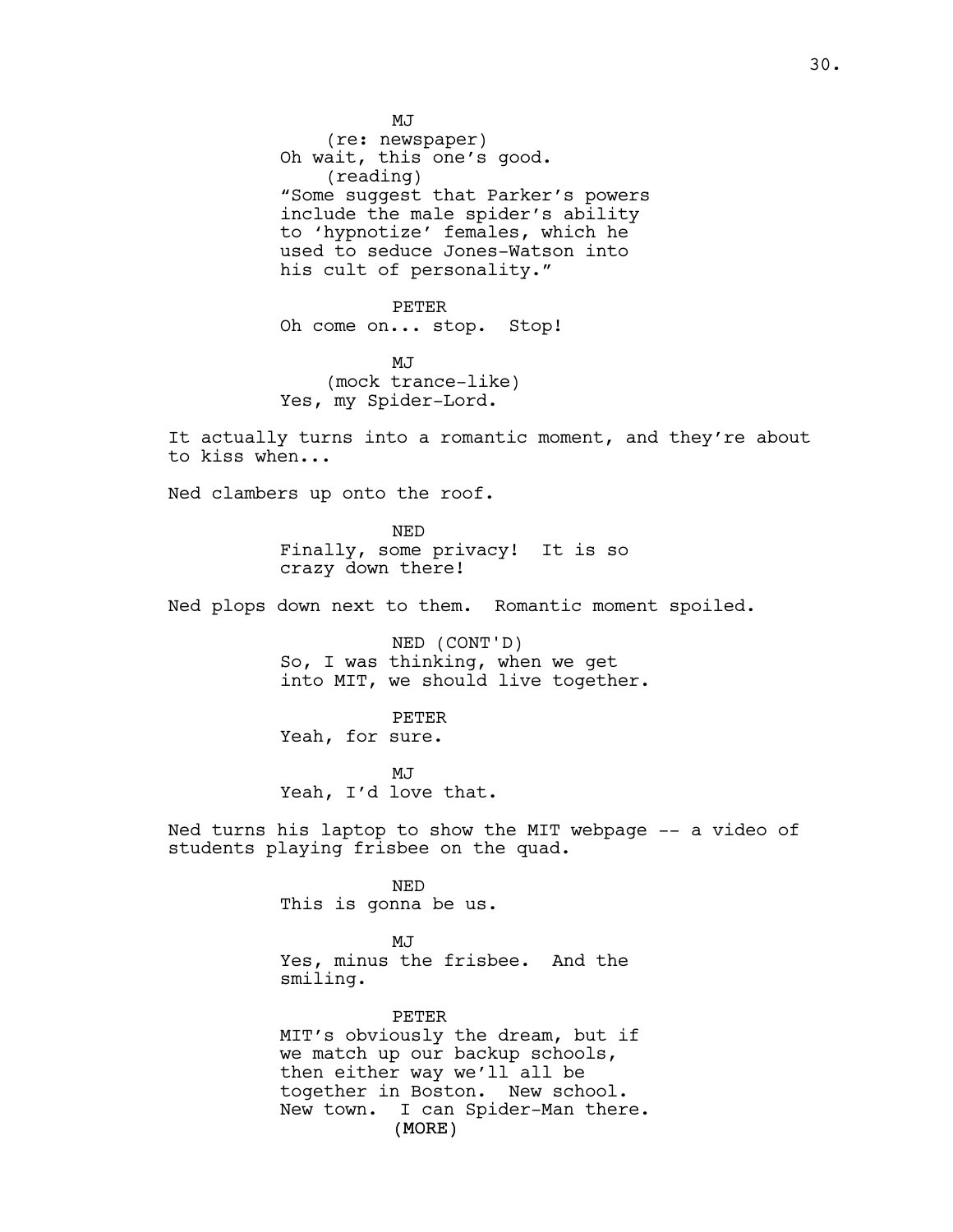MJ
(re: newspaper)
Oh wait, this one's good.
(reading)
"Some suggest that Parker's powers include the male spider's ability to 'hypnotize' females, which he used to seduce Jones-Watson into his cult of personality."

PETER
Oh come on... stop. Stop!

MJ
(mock trance-like)
Yes, my Spider-Lord.

It actually turns into a romantic moment, and they're about to kiss when...

Ned clambers up onto the roof.

NED
Finally, some privacy! It is so crazy down there!

Ned plops down next to them. Romantic moment spoiled.

NED (CONT'D)
So, I was thinking, when we get into MIT, we should live together.

PETER
Yeah, for sure.

MJ
Yeah, I'd love that.

Ned turns his laptop to show the MIT webpage -- a video of students playing frisbee on the quad.

NED
This is gonna be us.

MJ
Yes, minus the frisbee. And the smiling.

PETER
MIT's obviously the dream, but if we match up our backup schools, then either way we'll all be together in Boston. New school. New town. I can Spider-Man there.
(MORE)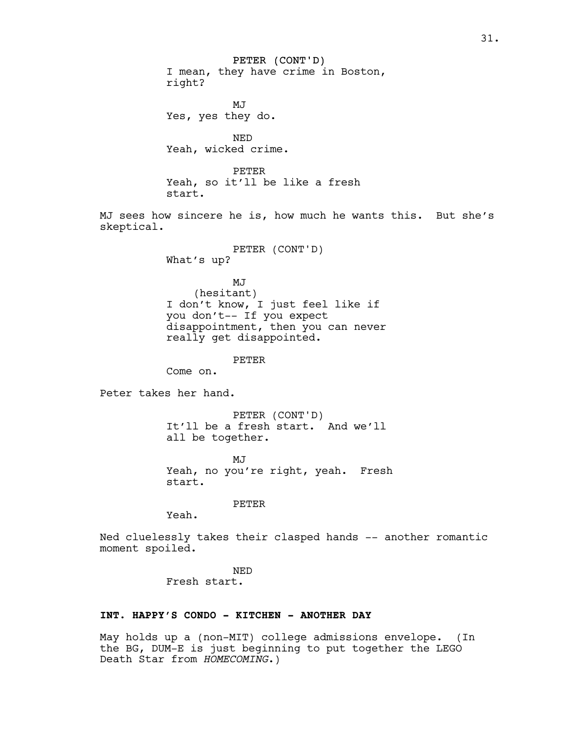PETER (CONT'D)
I mean, they have crime in Boston, right?

MJ
Yes, yes they do.

NED
Yeah, wicked crime.

PETER
Yeah, so it'll be like a fresh start.

MJ sees how sincere he is, how much he wants this. But she's skeptical.

PETER (CONT'D)
What's up?

MJ
(hesitant)
I don't know, I just feel like if you don't-- If you expect disappointment, then you can never really get disappointed.

PETER
Come on.

Peter takes her hand.

PETER (CONT'D)
It'll be a fresh start. And we'll all be together.

MJ
Yeah, no you're right, yeah. Fresh start.

PETER
Yeah.

Ned cluelessly takes their clasped hands -- another romantic moment spoiled.

NED
Fresh start.

**INT. HAPPY'S CONDO - KITCHEN - ANOTHER DAY**

May holds up a (non-MIT) college admissions envelope. (In the BG, DUM-E is just beginning to put together the LEGO Death Star from *HOMECOMING*.)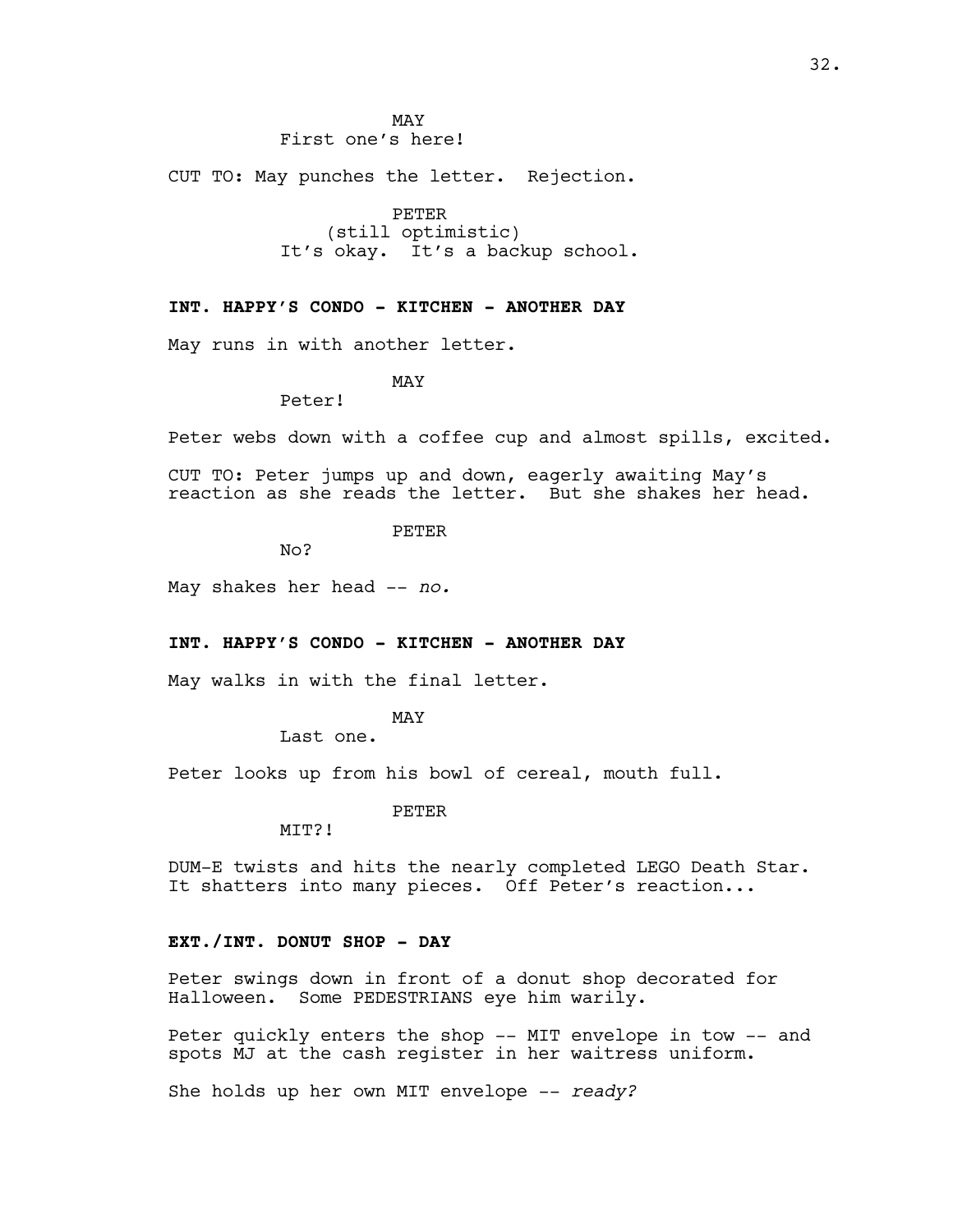MAY
First one's here!

CUT TO: May punches the letter. Rejection.

PETER
(still optimistic)
It's okay. It's a backup school.

**INT. HAPPY'S CONDO - KITCHEN - ANOTHER DAY**

May runs in with another letter.

MAY
Peter!

Peter webs down with a coffee cup and almost spills, excited.

CUT TO: Peter jumps up and down, eagerly awaiting May's reaction as she reads the letter. But she shakes her head.

PETER
No?

May shakes her head -- *no.*

**INT. HAPPY'S CONDO - KITCHEN - ANOTHER DAY**

May walks in with the final letter.

MAY
Last one.

Peter looks up from his bowl of cereal, mouth full.

PETER
MIT?!

DUM-E twists and hits the nearly completed LEGO Death Star. It shatters into many pieces. Off Peter's reaction...

**EXT./INT. DONUT SHOP - DAY**

Peter swings down in front of a donut shop decorated for Halloween. Some PEDESTRIANS eye him warily.

Peter quickly enters the shop -- MIT envelope in tow -- and spots MJ at the cash register in her waitress uniform.

She holds up her own MIT envelope -- *ready?*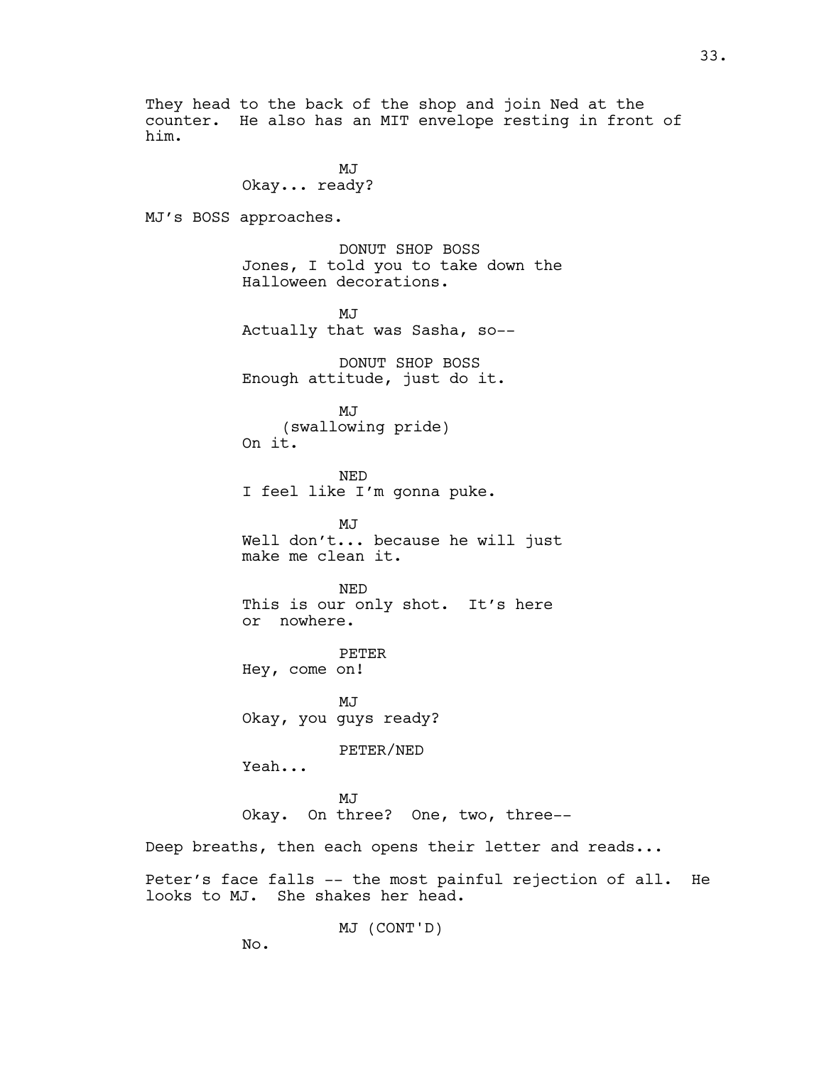They head to the back of the shop and join Ned at the counter. He also has an MIT envelope resting in front of him.

MJ
Okay... ready?

MJ's BOSS approaches.

DONUT SHOP BOSS
Jones, I told you to take down the Halloween decorations.

MJ
Actually that was Sasha, so--

DONUT SHOP BOSS
Enough attitude, just do it.

MJ
(swallowing pride)
On it.

NED
I feel like I'm gonna puke.

MJ
Well don't... because he will just make me clean it.

NED
This is our only shot. It's here or nowhere.

PETER
Hey, come on!

MJ
Okay, you guys ready?

PETER/NED
Yeah...

MJ
Okay. On three? One, two, three--

Deep breaths, then each opens their letter and reads...

Peter's face falls -- the most painful rejection of all. He looks to MJ. She shakes her head.

MJ (CONT'D)
No.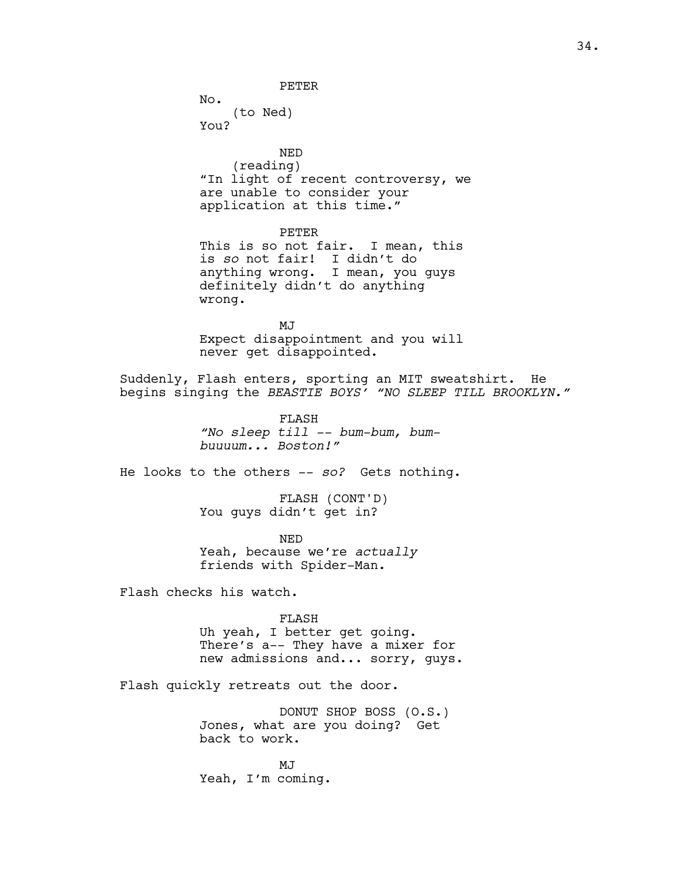PETER

No.

(to Ned)

You?

NED

(reading)

"In light of recent controversy, we are unable to consider your application at this time."

PETER

This is so not fair. I mean, this is *so* not fair! I didn't do anything wrong. I mean, you guys definitely didn't do anything wrong.

MJ

Expect disappointment and you will never get disappointed.

Suddenly, Flash enters, sporting an MIT sweatshirt. He begins singing the *BEASTIE BOYS' "NO SLEEP TILL BROOKLYN."*

FLASH

*"No sleep till -- bum-bum, bum-buuuum... Boston!"*

He looks to the others -- *so?* Gets nothing.

FLASH (CONT'D)

You guys didn't get in?

NED

Yeah, because we're *actually* friends with Spider-Man.

Flash checks his watch.

FLASH

Uh yeah, I better get going. There's a-- They have a mixer for new admissions and... sorry, guys.

Flash quickly retreats out the door.

DONUT SHOP BOSS (O.S.)

Jones, what are you doing? Get back to work.

MJ

Yeah, I'm coming.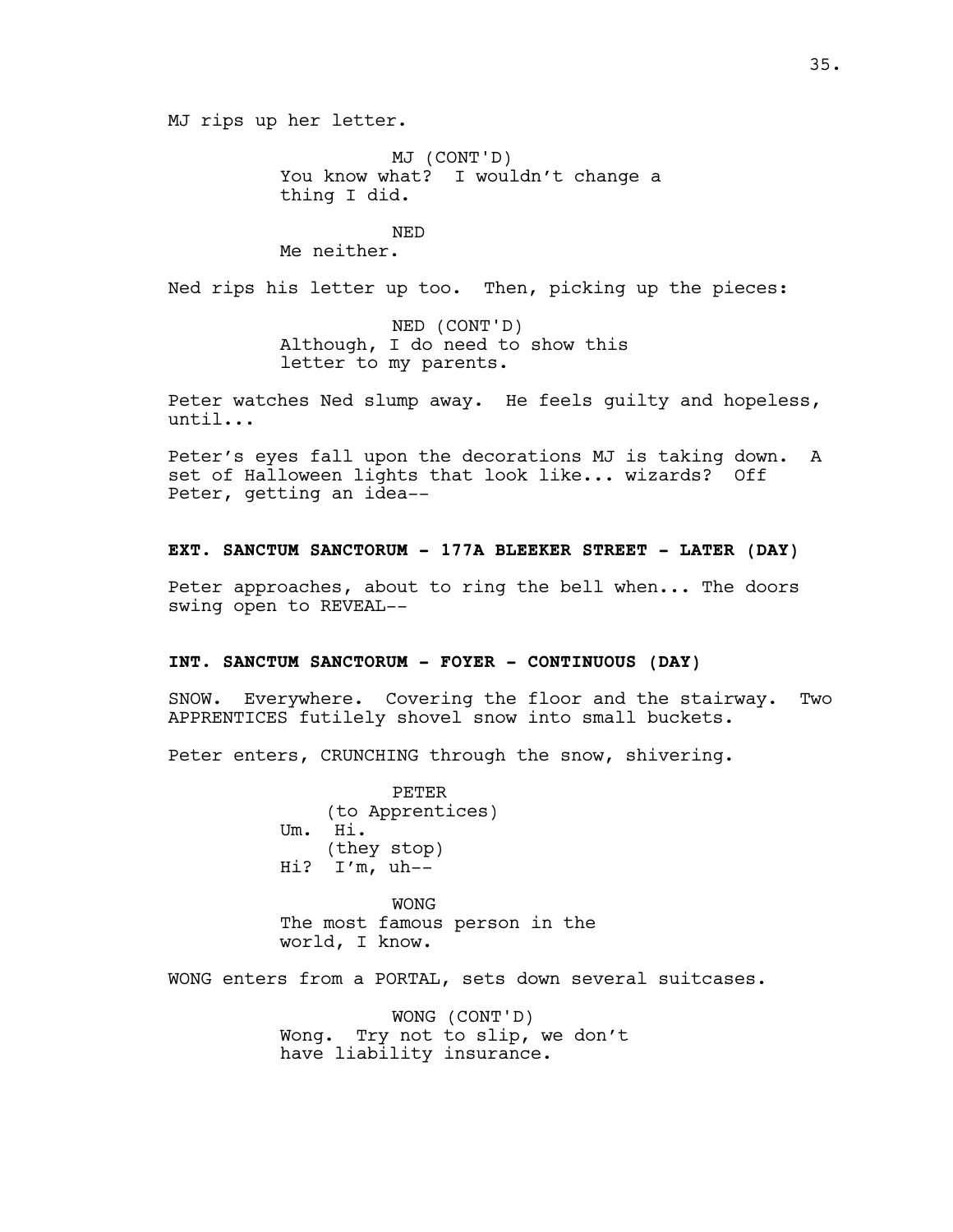MJ rips up her letter.

MJ (CONT'D)
You know what? I wouldn't change a thing I did.

NED
Me neither.

Ned rips his letter up too. Then, picking up the pieces:

NED (CONT'D)
Although, I do need to show this letter to my parents.

Peter watches Ned slump away. He feels guilty and hopeless, until...

Peter's eyes fall upon the decorations MJ is taking down. A set of Halloween lights that look like... wizards? Off Peter, getting an idea--

**EXT. SANCTUM SANCTORUM - 177A BLEEKER STREET - LATER (DAY)**

Peter approaches, about to ring the bell when... The doors swing open to REVEAL--

**INT. SANCTUM SANCTORUM - FOYER - CONTINUOUS (DAY)**

SNOW. Everywhere. Covering the floor and the stairway. Two APPRENTICES futilely shovel snow into small buckets.

Peter enters, CRUNCHING through the snow, shivering.

PETER
(to Apprentices)
Um. Hi.
(they stop)
Hi? I'm, uh--

WONG
The most famous person in the world, I know.

WONG enters from a PORTAL, sets down several suitcases.

WONG (CONT'D)
Wong. Try not to slip, we don't have liability insurance.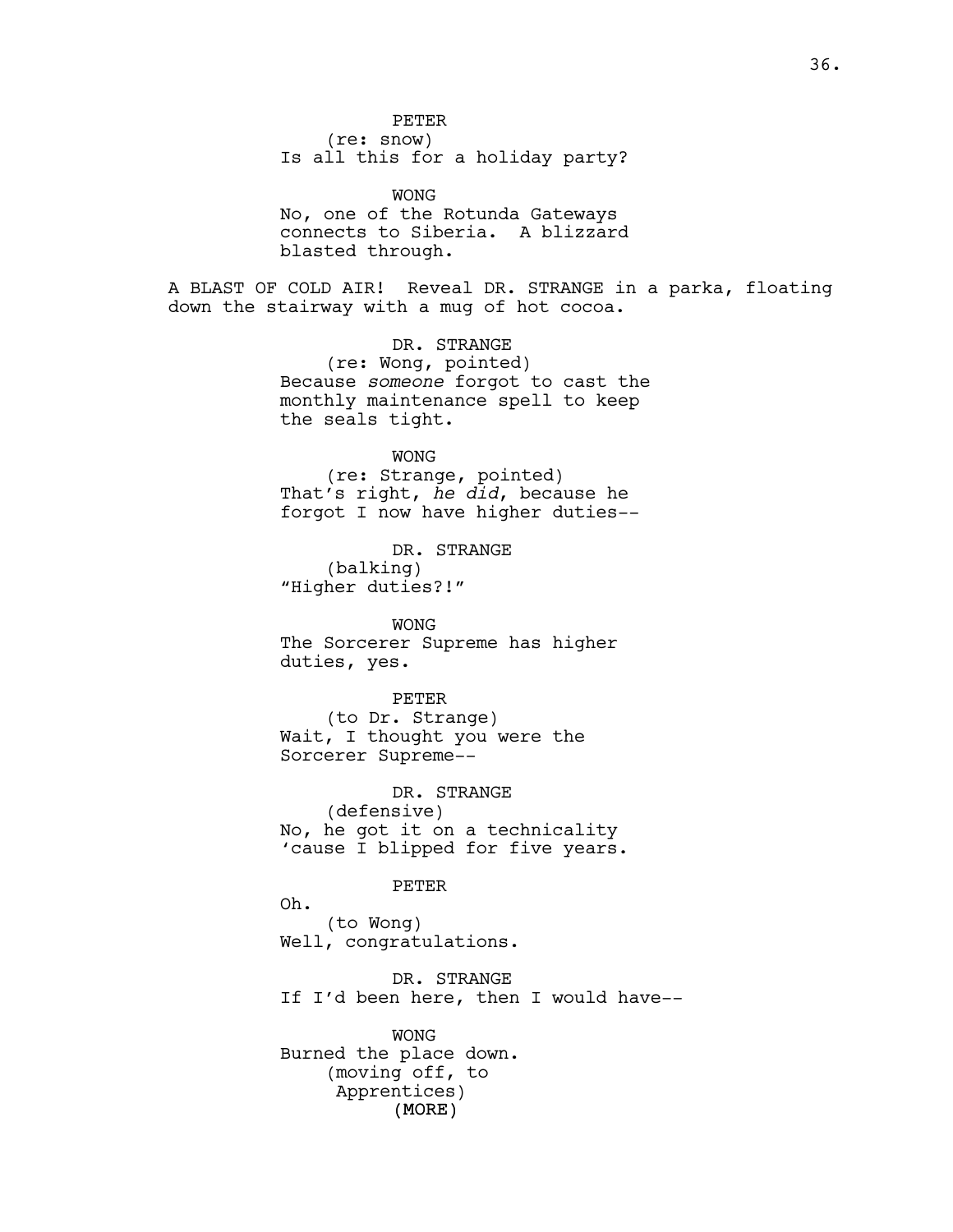PETER
(re: snow)
Is all this for a holiday party?

WONG
No, one of the Rotunda Gateways connects to Siberia. A blizzard blasted through.

A BLAST OF COLD AIR! Reveal DR. STRANGE in a parka, floating down the stairway with a mug of hot cocoa.

DR. STRANGE
(re: Wong, pointed)
Because *someone* forgot to cast the monthly maintenance spell to keep the seals tight.

WONG
(re: Strange, pointed)
That's right, *he did*, because he forgot I now have higher duties--

DR. STRANGE
(balking)
"Higher duties?!"

WONG
The Sorcerer Supreme has higher duties, yes.

PETER
(to Dr. Strange)
Wait, I thought you were the Sorcerer Supreme--

DR. STRANGE
(defensive)
No, he got it on a technicality 'cause I blipped for five years.

PETER
Oh.
(to Wong)
Well, congratulations.

DR. STRANGE
If I'd been here, then I would have--

WONG
Burned the place down.
(moving off, to Apprentices)
(MORE)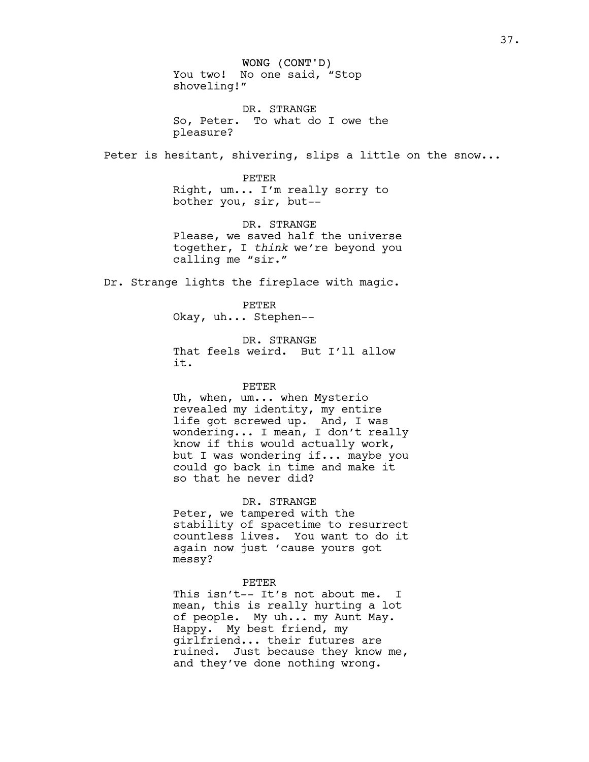WONG (CONT'D)
You two! No one said, "Stop shoveling!"

DR. STRANGE
So, Peter. To what do I owe the pleasure?

Peter is hesitant, shivering, slips a little on the snow...

PETER
Right, um... I'm really sorry to bother you, sir, but--

DR. STRANGE
Please, we saved half the universe together, I *think* we're beyond you calling me "sir."

Dr. Strange lights the fireplace with magic.

PETER
Okay, uh... Stephen--

DR. STRANGE
That feels weird. But I'll allow it.

PETER
Uh, when, um... when Mysterio revealed my identity, my entire life got screwed up. And, I was wondering... I mean, I don't really know if this would actually work, but I was wondering if... maybe you could go back in time and make it so that he never did?

DR. STRANGE
Peter, we tampered with the stability of spacetime to resurrect countless lives. You want to do it again now just 'cause yours got messy?

PETER
This isn't-- It's not about me. I mean, this is really hurting a lot of people. My uh... my Aunt May. Happy. My best friend, my girlfriend... their futures are ruined. Just because they know me, and they've done nothing wrong.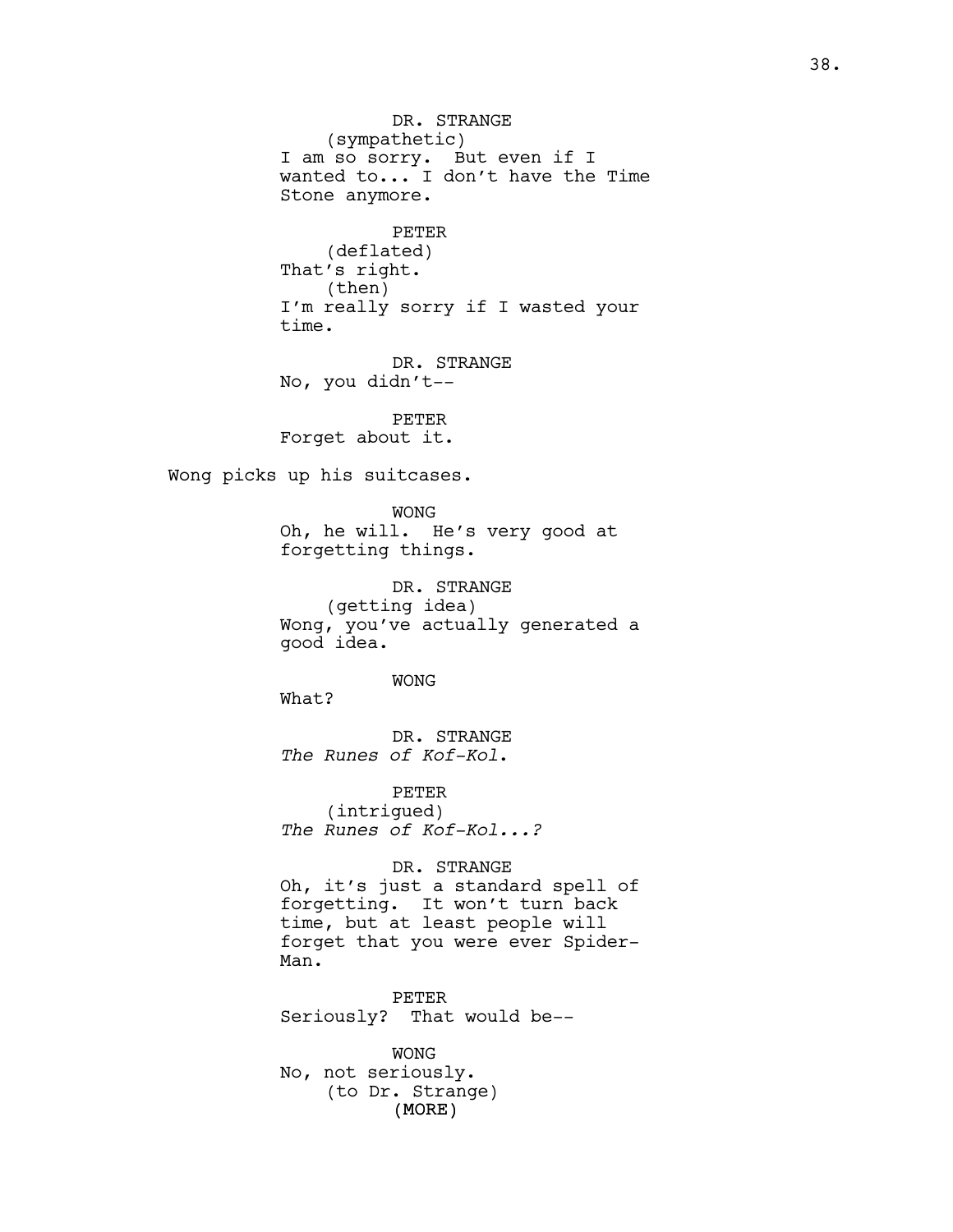DR. STRANGE
(sympathetic)
I am so sorry. But even if I wanted to... I don't have the Time Stone anymore.

PETER
(deflated)
That's right.
(then)
I'm really sorry if I wasted your time.

DR. STRANGE
No, you didn't--

PETER
Forget about it.

Wong picks up his suitcases.

WONG
Oh, he will. He's very good at forgetting things.

DR. STRANGE
(getting idea)
Wong, you've actually generated a good idea.

WONG
What?

DR. STRANGE
*The Runes of Kof-Kol.*

PETER
(intrigued)
*The Runes of Kof-Kol...?*

DR. STRANGE
Oh, it's just a standard spell of forgetting. It won't turn back time, but at least people will forget that you were ever Spider-Man.

PETER
Seriously? That would be--

WONG
No, not seriously.
(to Dr. Strange)
(MORE)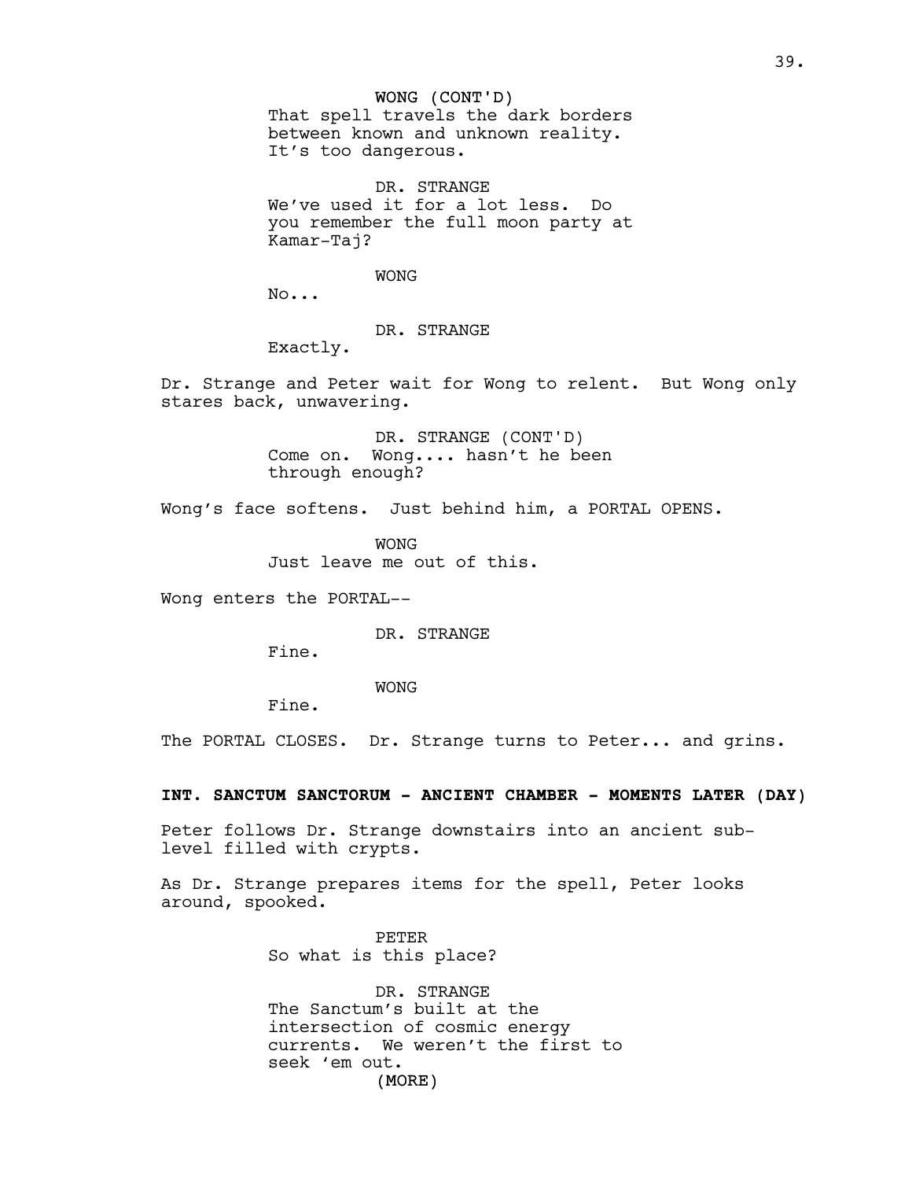WONG (CONT'D)
That spell travels the dark borders between known and unknown reality. It's too dangerous.

DR. STRANGE
We've used it for a lot less. Do you remember the full moon party at Kamar-Taj?

WONG
No...

DR. STRANGE
Exactly.

Dr. Strange and Peter wait for Wong to relent. But Wong only stares back, unwavering.

DR. STRANGE (CONT'D)
Come on. Wong.... hasn't he been through enough?

Wong's face softens. Just behind him, a PORTAL OPENS.

WONG
Just leave me out of this.

Wong enters the PORTAL--

DR. STRANGE
Fine.

WONG
Fine.

The PORTAL CLOSES. Dr. Strange turns to Peter... and grins.

**INT. SANCTUM SANCTORUM - ANCIENT CHAMBER - MOMENTS LATER (DAY)**

Peter follows Dr. Strange downstairs into an ancient sub-level filled with crypts.

As Dr. Strange prepares items for the spell, Peter looks around, spooked.

PETER
So what is this place?

DR. STRANGE
The Sanctum's built at the intersection of cosmic energy currents. We weren't the first to seek 'em out.
(MORE)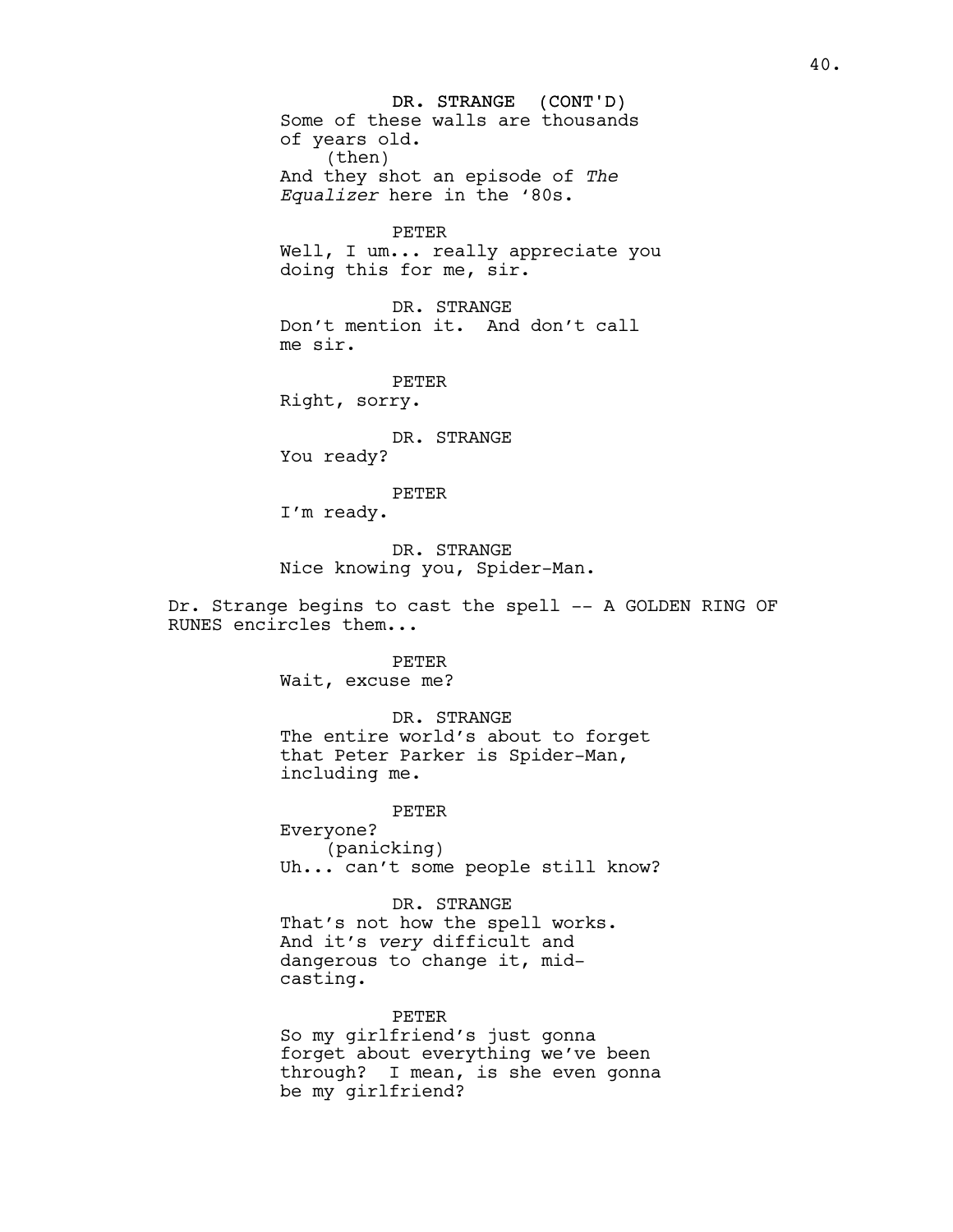DR. STRANGE (CONT'D)
Some of these walls are thousands of years old.
(then)
And they shot an episode of *The Equalizer* here in the '80s.

PETER
Well, I um... really appreciate you doing this for me, sir.

DR. STRANGE
Don't mention it. And don't call me sir.

PETER
Right, sorry.

DR. STRANGE
You ready?

PETER
I'm ready.

DR. STRANGE
Nice knowing you, Spider-Man.

Dr. Strange begins to cast the spell -- A GOLDEN RING OF RUNES encircles them...

PETER
Wait, excuse me?

DR. STRANGE
The entire world's about to forget that Peter Parker is Spider-Man, including me.

PETER
Everyone?
(panicking)
Uh... can't some people still know?

DR. STRANGE
That's not how the spell works. And it's *very* difficult and dangerous to change it, mid-casting.

PETER
So my girlfriend's just gonna forget about everything we've been through? I mean, is she even gonna be my girlfriend?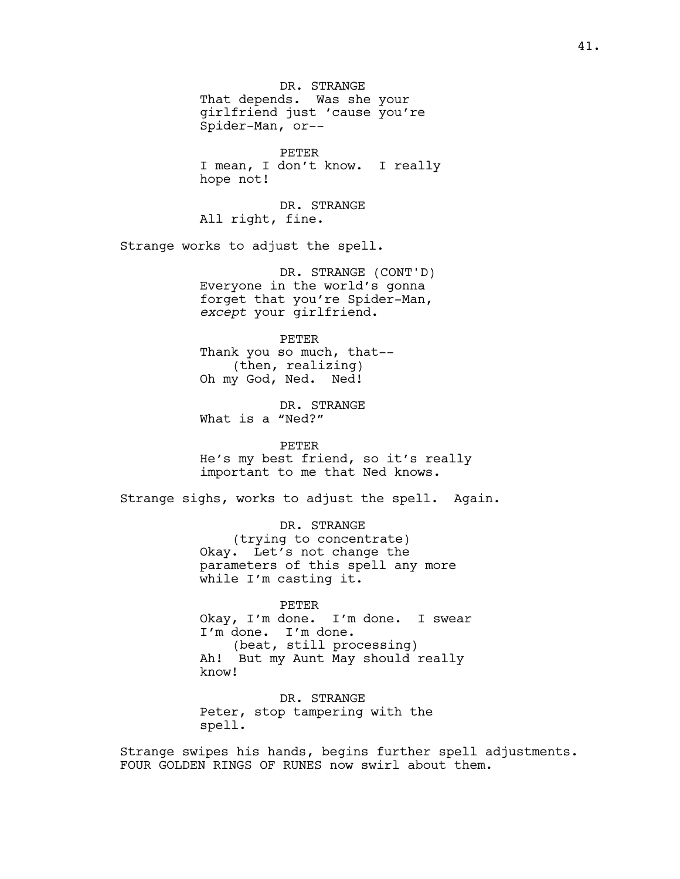DR. STRANGE
That depends. Was she your girlfriend just 'cause you're Spider-Man, or--

PETER
I mean, I don't know. I really hope not!

DR. STRANGE
All right, fine.

Strange works to adjust the spell.

DR. STRANGE (CONT'D)
Everyone in the world's gonna forget that you're Spider-Man, *except* your girlfriend.

PETER
Thank you so much, that--
(then, realizing)
Oh my God, Ned. Ned!

DR. STRANGE
What is a "Ned?"

PETER
He's my best friend, so it's really important to me that Ned knows.

Strange sighs, works to adjust the spell. Again.

DR. STRANGE
(trying to concentrate)
Okay. Let's not change the parameters of this spell any more while I'm casting it.

PETER
Okay, I'm done. I'm done. I swear I'm done. I'm done.
(beat, still processing)
Ah! But my Aunt May should really know!

DR. STRANGE
Peter, stop tampering with the spell.

Strange swipes his hands, begins further spell adjustments. FOUR GOLDEN RINGS OF RUNES now swirl about them.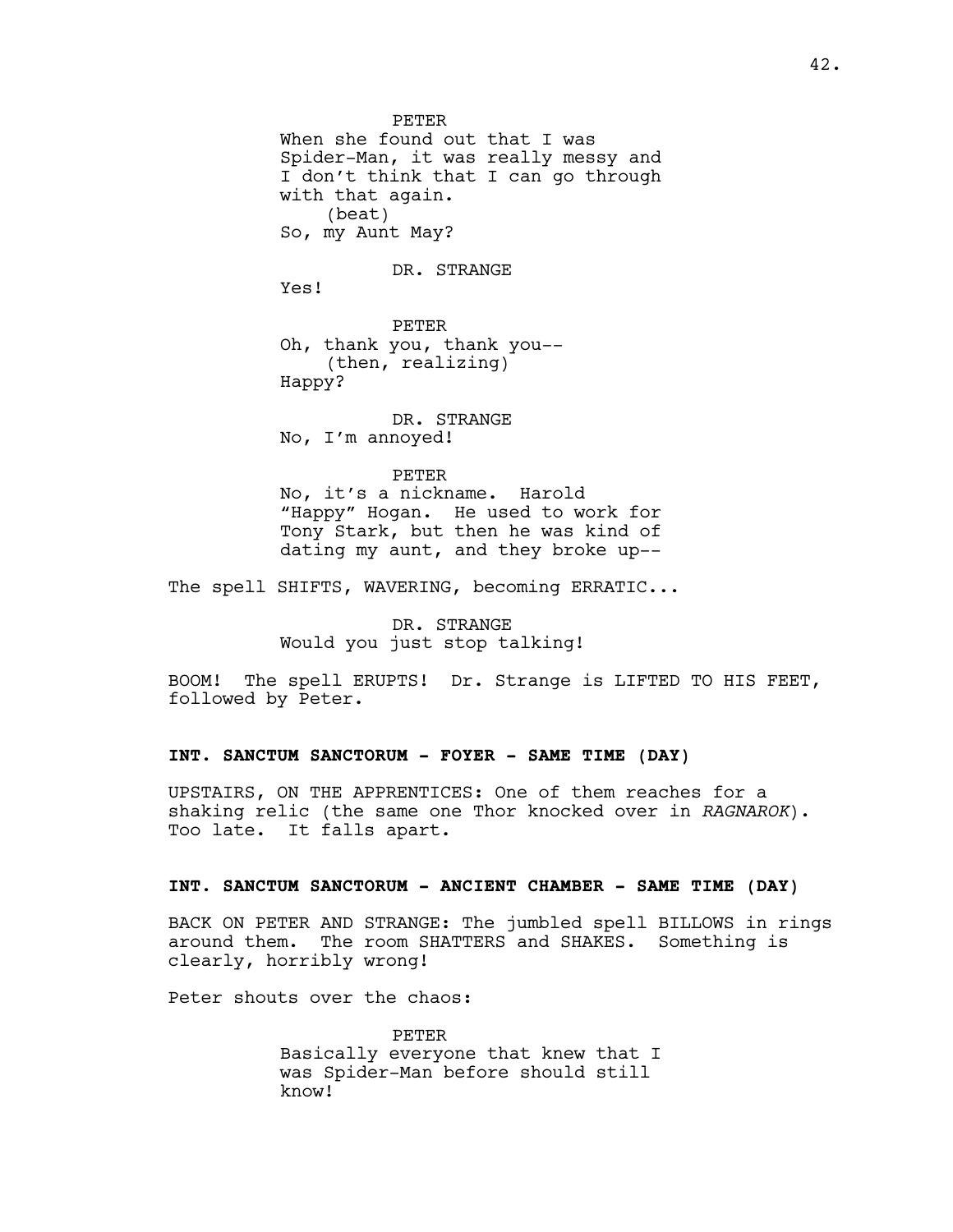PETER
When she found out that I was Spider-Man, it was really messy and I don't think that I can go through with that again.
(beat)
So, my Aunt May?

DR. STRANGE
Yes!

PETER
Oh, thank you, thank you--
(then, realizing)
Happy?

DR. STRANGE
No, I'm annoyed!

PETER
No, it's a nickname. Harold "Happy" Hogan. He used to work for Tony Stark, but then he was kind of dating my aunt, and they broke up--

The spell SHIFTS, WAVERING, becoming ERRATIC...

DR. STRANGE
Would you just stop talking!

BOOM! The spell ERUPTS! Dr. Strange is LIFTED TO HIS FEET, followed by Peter.

**INT. SANCTUM SANCTORUM - FOYER - SAME TIME (DAY)**

UPSTAIRS, ON THE APPRENTICES: One of them reaches for a shaking relic (the same one Thor knocked over in *RAGNAROK*). Too late. It falls apart.

**INT. SANCTUM SANCTORUM - ANCIENT CHAMBER - SAME TIME (DAY)**

BACK ON PETER AND STRANGE: The jumbled spell BILLOWS in rings around them. The room SHATTERS and SHAKES. Something is clearly, horribly wrong!

Peter shouts over the chaos:

PETER
Basically everyone that knew that I was Spider-Man before should still know!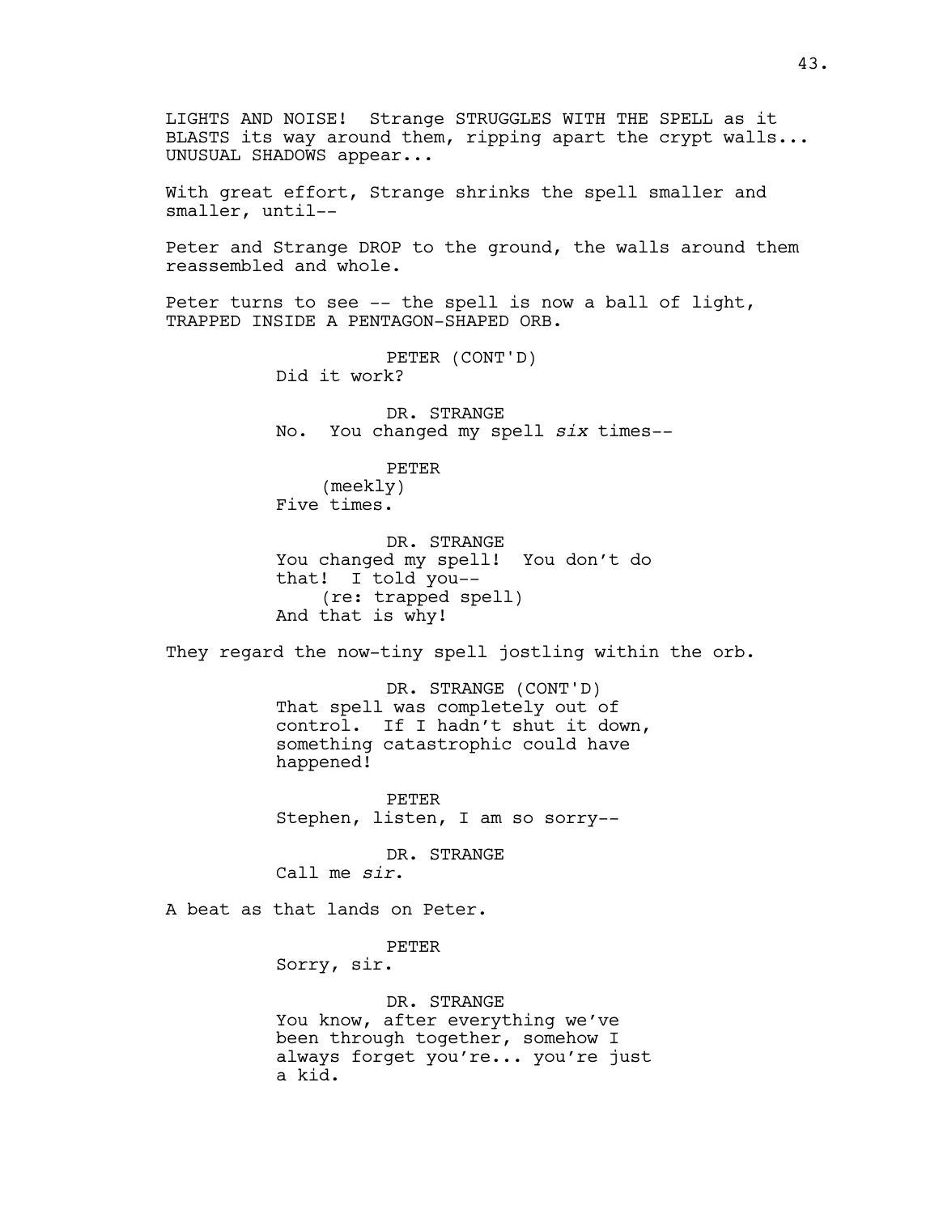LIGHTS AND NOISE! Strange STRUGGLES WITH THE SPELL as it BLASTS its way around them, ripping apart the crypt walls... UNUSUAL SHADOWS appear...

With great effort, Strange shrinks the spell smaller and smaller, until--

Peter and Strange DROP to the ground, the walls around them reassembled and whole.

Peter turns to see -- the spell is now a ball of light, TRAPPED INSIDE A PENTAGON-SHAPED ORB.

PETER (CONT'D)
Did it work?

DR. STRANGE
No. You changed my spell *six* times--

PETER
(meekly)
Five times.

DR. STRANGE
You changed my spell! You don't do that! I told you--
(re: trapped spell)
And that is why!

They regard the now-tiny spell jostling within the orb.

DR. STRANGE (CONT'D)
That spell was completely out of control. If I hadn't shut it down, something catastrophic could have happened!

PETER
Stephen, listen, I am so sorry--

DR. STRANGE
Call me *sir*.

A beat as that lands on Peter.

PETER
Sorry, sir.

DR. STRANGE
You know, after everything we've been through together, somehow I always forget you're... you're just a kid.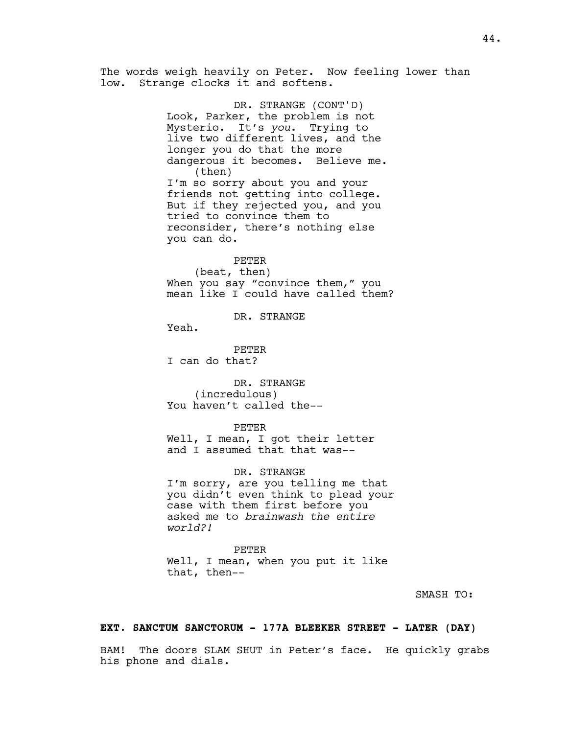The words weigh heavily on Peter. Now feeling lower than low. Strange clocks it and softens.

DR. STRANGE (CONT'D)
Look, Parker, the problem is not Mysterio. It's *you*. Trying to live two different lives, and the longer you do that the more dangerous it becomes. Believe me.
(then)
I'm so sorry about you and your friends not getting into college. But if they rejected you, and you tried to convince them to reconsider, there's nothing else you can do.

PETER
(beat, then)
When you say "convince them," you mean like I could have called them?

DR. STRANGE
Yeah.

PETER
I can do that?

DR. STRANGE
(incredulous)
You haven't called the--

PETER
Well, I mean, I got their letter and I assumed that that was--

DR. STRANGE
I'm sorry, are you telling me that you didn't even think to plead your case with them first before you asked me to *brainwash the entire world?!*

PETER
Well, I mean, when you put it like that, then--

SMASH TO:

**EXT. SANCTUM SANCTORUM - 177A BLEEKER STREET - LATER (DAY)**

BAM! The doors SLAM SHUT in Peter's face. He quickly grabs his phone and dials.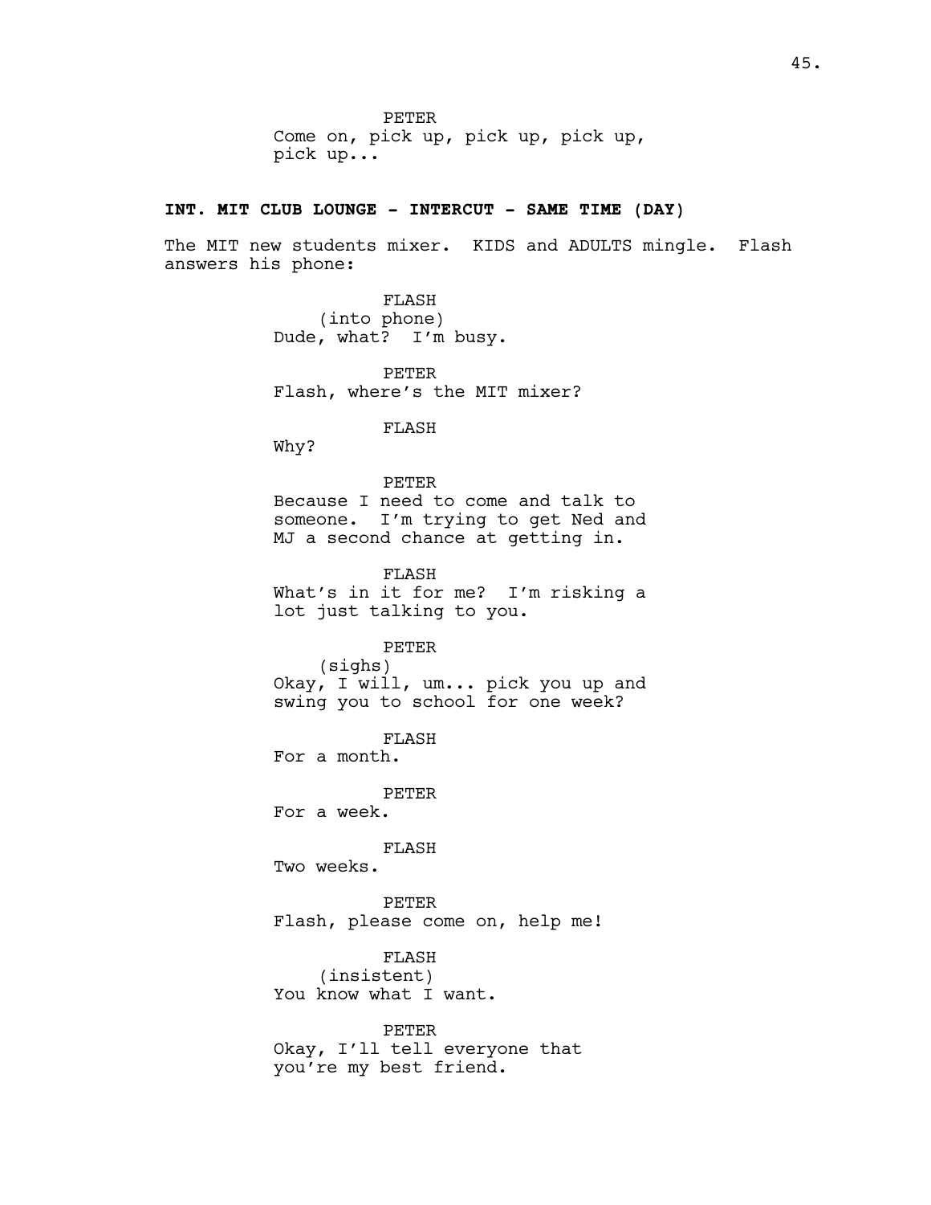PETER
Come on, pick up, pick up, pick up, pick up...

**INT. MIT CLUB LOUNGE - INTERCUT - SAME TIME (DAY)**

The MIT new students mixer. KIDS and ADULTS mingle. Flash answers his phone:

FLASH
(into phone)
Dude, what? I'm busy.

PETER
Flash, where's the MIT mixer?

FLASH
Why?

PETER
Because I need to come and talk to someone. I'm trying to get Ned and MJ a second chance at getting in.

FLASH
What's in it for me? I'm risking a lot just talking to you.

PETER
(sighs)
Okay, I will, um... pick you up and swing you to school for one week?

FLASH
For a month.

PETER
For a week.

FLASH
Two weeks.

PETER
Flash, please come on, help me!

FLASH
(insistent)
You know what I want.

PETER
Okay, I'll tell everyone that you're my best friend.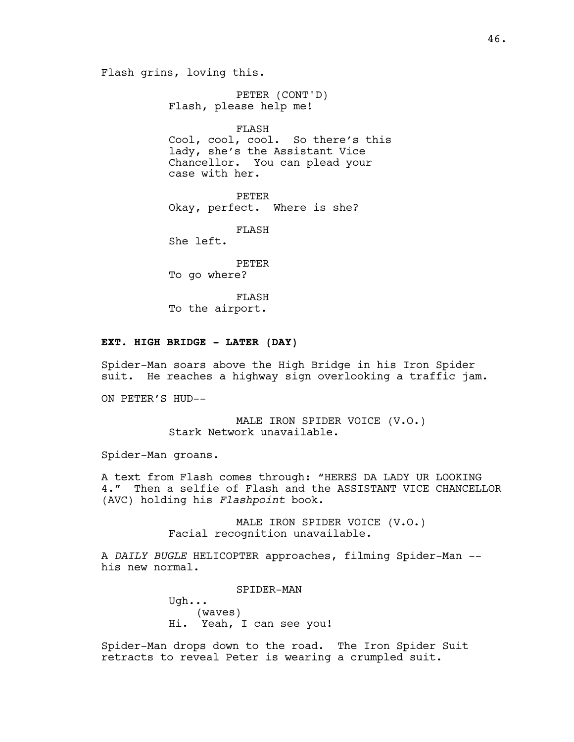Flash grins, loving this.

PETER (CONT'D)
Flash, please help me!

FLASH
Cool, cool, cool. So there's this lady, she's the Assistant Vice Chancellor. You can plead your case with her.

PETER
Okay, perfect. Where is she?

FLASH
She left.

PETER
To go where?

FLASH
To the airport.

**EXT. HIGH BRIDGE - LATER (DAY)**

Spider-Man soars above the High Bridge in his Iron Spider suit. He reaches a highway sign overlooking a traffic jam.

ON PETER'S HUD--

MALE IRON SPIDER VOICE (V.O.)
Stark Network unavailable.

Spider-Man groans.

A text from Flash comes through: "HERES DA LADY UR LOOKING 4." Then a selfie of Flash and the ASSISTANT VICE CHANCELLOR (AVC) holding his *Flashpoint* book.

MALE IRON SPIDER VOICE (V.O.)
Facial recognition unavailable.

A *DAILY BUGLE* HELICOPTER approaches, filming Spider-Man -- his new normal.

SPIDER-MAN
Ugh...
(waves)
Hi. Yeah, I can see you!

Spider-Man drops down to the road. The Iron Spider Suit retracts to reveal Peter is wearing a crumpled suit.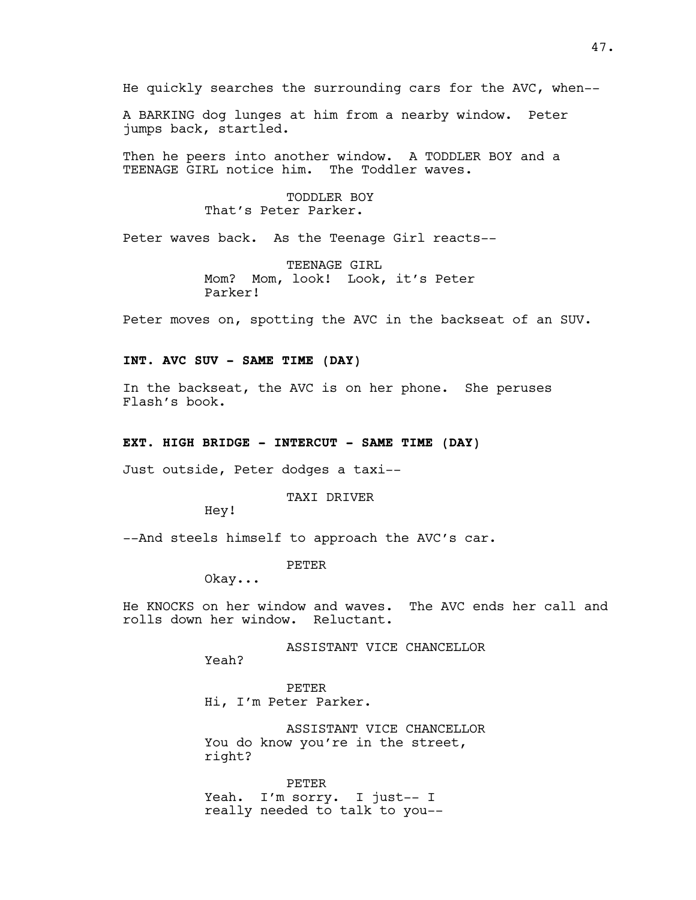He quickly searches the surrounding cars for the AVC, when--

A BARKING dog lunges at him from a nearby window. Peter jumps back, startled.

Then he peers into another window. A TODDLER BOY and a TEENAGE GIRL notice him. The Toddler waves.

TODDLER BOY
That's Peter Parker.

Peter waves back. As the Teenage Girl reacts--

TEENAGE GIRL
Mom? Mom, look! Look, it's Peter Parker!

Peter moves on, spotting the AVC in the backseat of an SUV.

**INT. AVC SUV - SAME TIME (DAY)**

In the backseat, the AVC is on her phone. She peruses Flash's book.

**EXT. HIGH BRIDGE - INTERCUT - SAME TIME (DAY)**

Just outside, Peter dodges a taxi--

TAXI DRIVER
Hey!

--And steels himself to approach the AVC's car.

PETER
Okay...

He KNOCKS on her window and waves. The AVC ends her call and rolls down her window. Reluctant.

ASSISTANT VICE CHANCELLOR
Yeah?

PETER
Hi, I'm Peter Parker.

ASSISTANT VICE CHANCELLOR
You do know you're in the street, right?

PETER
Yeah. I'm sorry. I just-- I really needed to talk to you--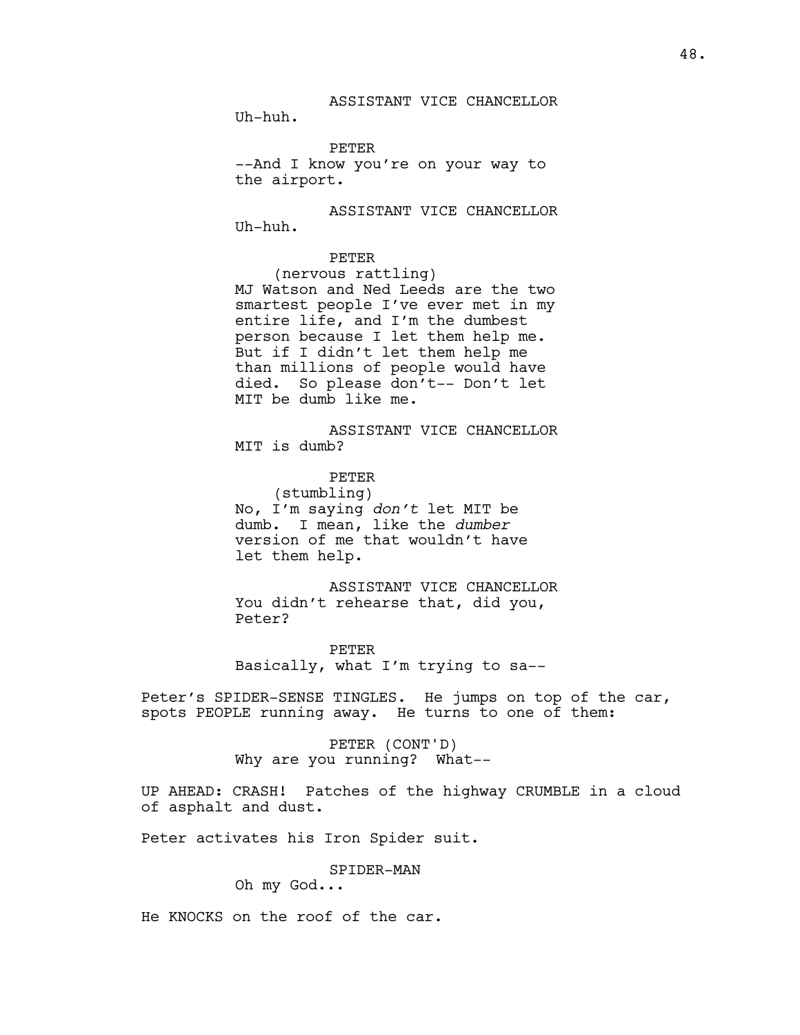ASSISTANT VICE CHANCELLOR
Uh-huh.

PETER
--And I know you're on your way to the airport.

ASSISTANT VICE CHANCELLOR
Uh-huh.

PETER
(nervous rattling)
MJ Watson and Ned Leeds are the two smartest people I've ever met in my entire life, and I'm the dumbest person because I let them help me. But if I didn't let them help me than millions of people would have died. So please don't-- Don't let MIT be dumb like me.

ASSISTANT VICE CHANCELLOR
MIT is dumb?

PETER
(stumbling)
No, I'm saying *don't* let MIT be dumb. I mean, like the *dumber* version of me that wouldn't have let them help.

ASSISTANT VICE CHANCELLOR
You didn't rehearse that, did you, Peter?

PETER
Basically, what I'm trying to sa--

Peter's SPIDER-SENSE TINGLES. He jumps on top of the car, spots PEOPLE running away. He turns to one of them:

PETER (CONT'D)
Why are you running? What--

UP AHEAD: CRASH! Patches of the highway CRUMBLE in a cloud of asphalt and dust.

Peter activates his Iron Spider suit.

SPIDER-MAN
Oh my God...

He KNOCKS on the roof of the car.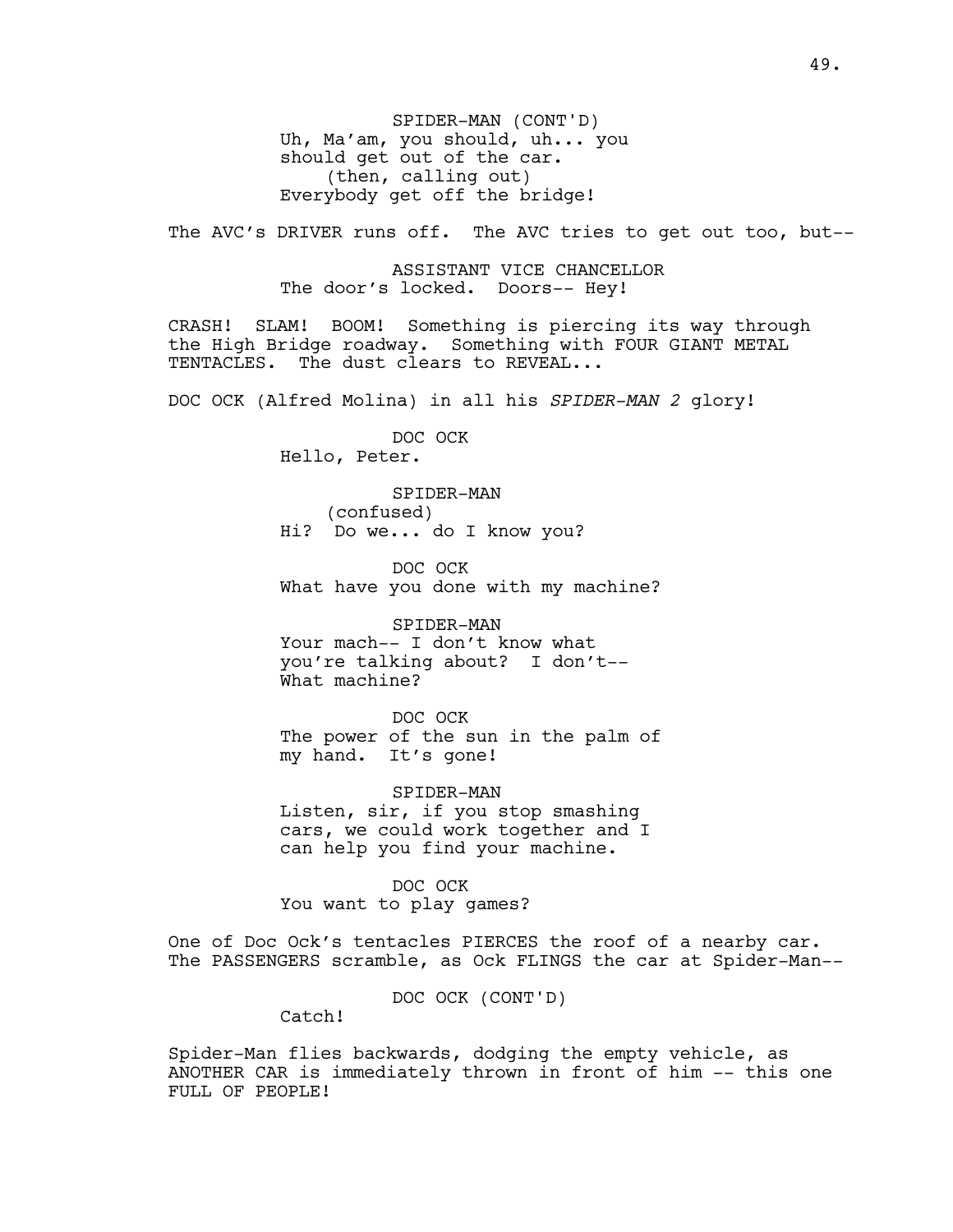SPIDER-MAN (CONT'D)
Uh, Ma'am, you should, uh... you should get out of the car.
(then, calling out)
Everybody get off the bridge!

The AVC's DRIVER runs off. The AVC tries to get out too, but--

ASSISTANT VICE CHANCELLOR
The door's locked. Doors-- Hey!

CRASH! SLAM! BOOM! Something is piercing its way through the High Bridge roadway. Something with FOUR GIANT METAL TENTACLES. The dust clears to REVEAL...

DOC OCK (Alfred Molina) in all his *SPIDER-MAN 2* glory!

DOC OCK
Hello, Peter.

SPIDER-MAN
(confused)
Hi? Do we... do I know you?

DOC OCK
What have you done with my machine?

SPIDER-MAN
Your mach-- I don't know what you're talking about? I don't--
What machine?

DOC OCK
The power of the sun in the palm of my hand. It's gone!

SPIDER-MAN
Listen, sir, if you stop smashing cars, we could work together and I can help you find your machine.

DOC OCK
You want to play games?

One of Doc Ock's tentacles PIERCES the roof of a nearby car. The PASSENGERS scramble, as Ock FLINGS the car at Spider-Man--

DOC OCK (CONT'D)
Catch!

Spider-Man flies backwards, dodging the empty vehicle, as ANOTHER CAR is immediately thrown in front of him -- this one FULL OF PEOPLE!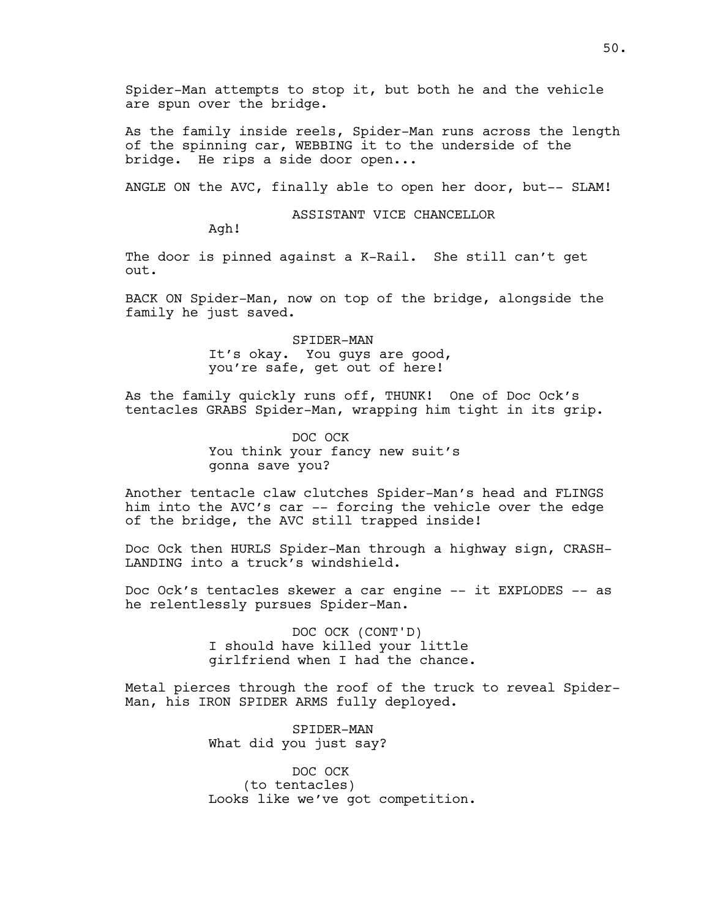Spider-Man attempts to stop it, but both he and the vehicle are spun over the bridge.

As the family inside reels, Spider-Man runs across the length of the spinning car, WEBBING it to the underside of the bridge. He rips a side door open...

ANGLE ON the AVC, finally able to open her door, but-- SLAM!

ASSISTANT VICE CHANCELLOR
Agh!

The door is pinned against a K-Rail. She still can't get out.

BACK ON Spider-Man, now on top of the bridge, alongside the family he just saved.

SPIDER-MAN
It's okay. You guys are good, you're safe, get out of here!

As the family quickly runs off, THUNK! One of Doc Ock's tentacles GRABS Spider-Man, wrapping him tight in its grip.

DOC OCK
You think your fancy new suit's gonna save you?

Another tentacle claw clutches Spider-Man's head and FLINGS him into the AVC's car -- forcing the vehicle over the edge of the bridge, the AVC still trapped inside!

Doc Ock then HURLS Spider-Man through a highway sign, CRASH-LANDING into a truck's windshield.

Doc Ock's tentacles skewer a car engine -- it EXPLODES -- as he relentlessly pursues Spider-Man.

DOC OCK (CONT'D)
I should have killed your little girlfriend when I had the chance.

Metal pierces through the roof of the truck to reveal Spider-Man, his IRON SPIDER ARMS fully deployed.

SPIDER-MAN
What did you just say?

DOC OCK
(to tentacles)
Looks like we've got competition.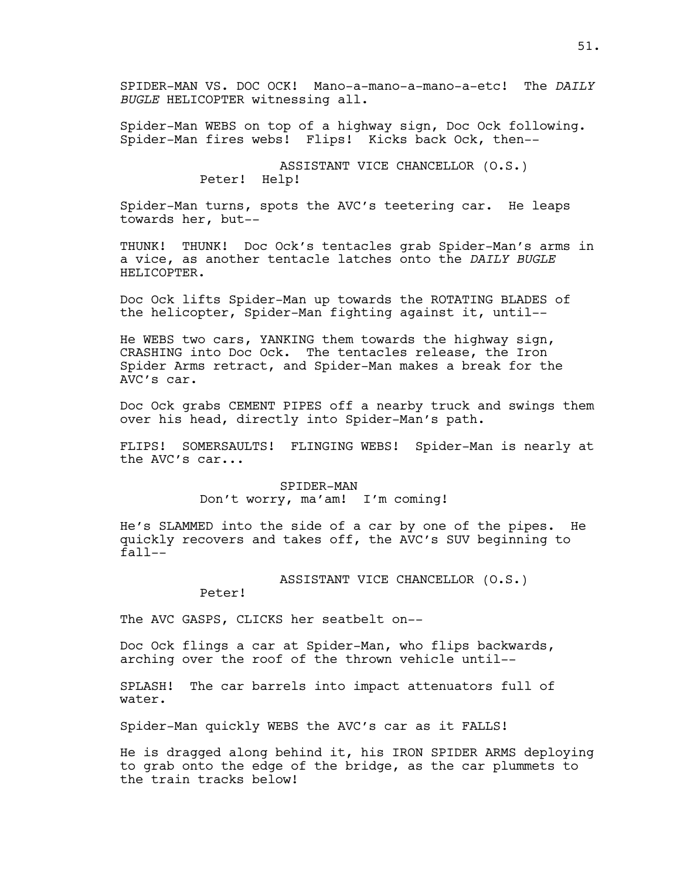SPIDER-MAN VS. DOC OCK! Mano-a-mano-a-mano-a-etc! The *DAILY BUGLE* HELICOPTER witnessing all.

Spider-Man WEBS on top of a highway sign, Doc Ock following. Spider-Man fires webs! Flips! Kicks back Ock, then--

ASSISTANT VICE CHANCELLOR (O.S.)
Peter! Help!

Spider-Man turns, spots the AVC's teetering car. He leaps towards her, but--

THUNK! THUNK! Doc Ock's tentacles grab Spider-Man's arms in a vice, as another tentacle latches onto the *DAILY BUGLE* HELICOPTER.

Doc Ock lifts Spider-Man up towards the ROTATING BLADES of the helicopter, Spider-Man fighting against it, until--

He WEBS two cars, YANKING them towards the highway sign, CRASHING into Doc Ock. The tentacles release, the Iron Spider Arms retract, and Spider-Man makes a break for the AVC's car.

Doc Ock grabs CEMENT PIPES off a nearby truck and swings them over his head, directly into Spider-Man's path.

FLIPS! SOMERSAULTS! FLINGING WEBS! Spider-Man is nearly at the AVC's car...

SPIDER-MAN
Don't worry, ma'am! I'm coming!

He's SLAMMED into the side of a car by one of the pipes. He quickly recovers and takes off, the AVC's SUV beginning to fall--

ASSISTANT VICE CHANCELLOR (O.S.)
Peter!

The AVC GASPS, CLICKS her seatbelt on--

Doc Ock flings a car at Spider-Man, who flips backwards, arching over the roof of the thrown vehicle until--

SPLASH! The car barrels into impact attenuators full of water.

Spider-Man quickly WEBS the AVC's car as it FALLS!

He is dragged along behind it, his IRON SPIDER ARMS deploying to grab onto the edge of the bridge, as the car plummets to the train tracks below!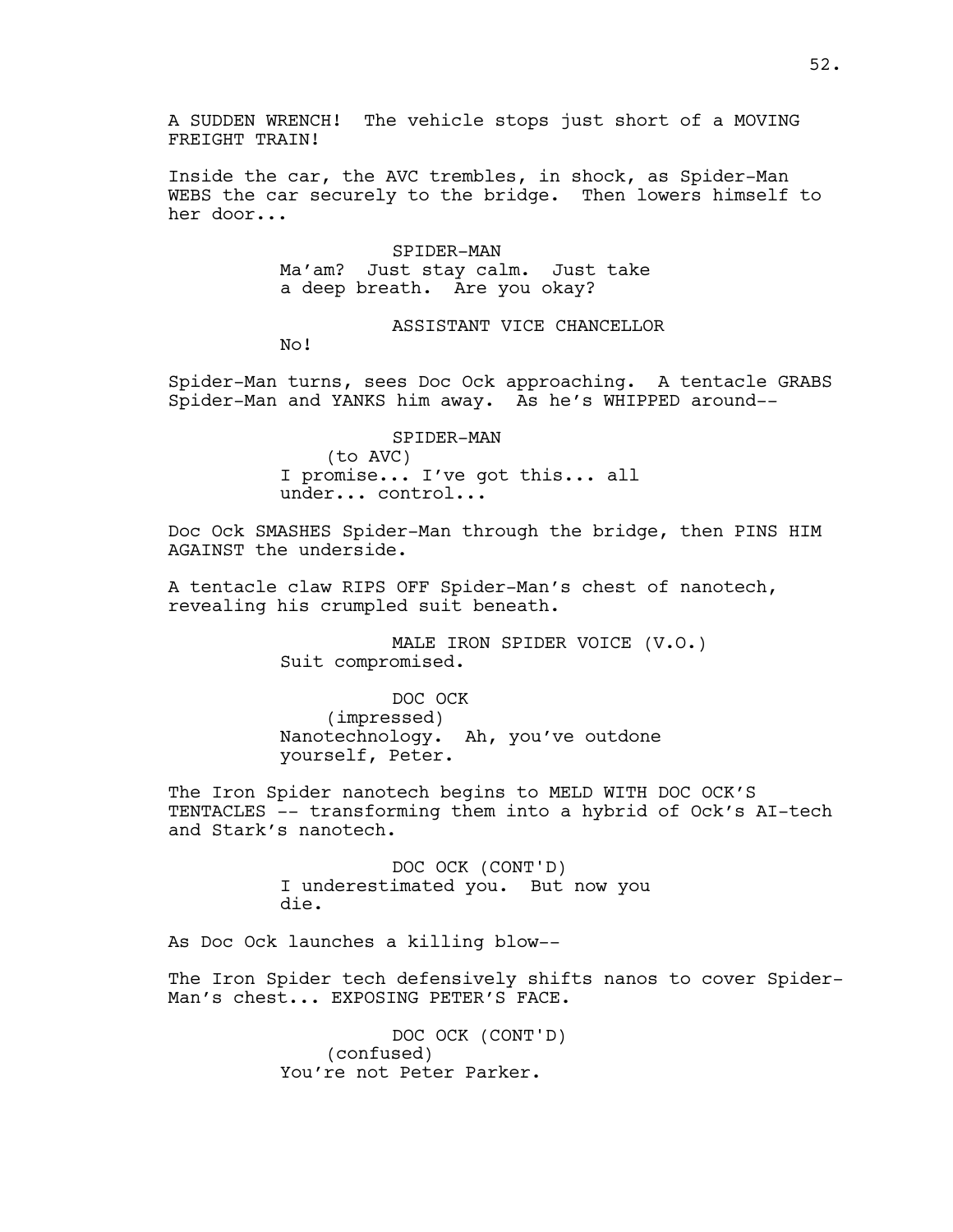A SUDDEN WRENCH! The vehicle stops just short of a MOVING FREIGHT TRAIN!

Inside the car, the AVC trembles, in shock, as Spider-Man WEBS the car securely to the bridge. Then lowers himself to her door...

SPIDER-MAN
Ma'am? Just stay calm. Just take a deep breath. Are you okay?

ASSISTANT VICE CHANCELLOR
No!

Spider-Man turns, sees Doc Ock approaching. A tentacle GRABS Spider-Man and YANKS him away. As he's WHIPPED around--

SPIDER-MAN
(to AVC)
I promise... I've got this... all under... control...

Doc Ock SMASHES Spider-Man through the bridge, then PINS HIM AGAINST the underside.

A tentacle claw RIPS OFF Spider-Man's chest of nanotech, revealing his crumpled suit beneath.

MALE IRON SPIDER VOICE (V.O.)
Suit compromised.

DOC OCK
(impressed)
Nanotechnology. Ah, you've outdone yourself, Peter.

The Iron Spider nanotech begins to MELD WITH DOC OCK'S TENTACLES -- transforming them into a hybrid of Ock's AI-tech and Stark's nanotech.

DOC OCK (CONT'D)
I underestimated you. But now you die.

As Doc Ock launches a killing blow--

The Iron Spider tech defensively shifts nanos to cover Spider-Man's chest... EXPOSING PETER'S FACE.

DOC OCK (CONT'D)
(confused)
You're not Peter Parker.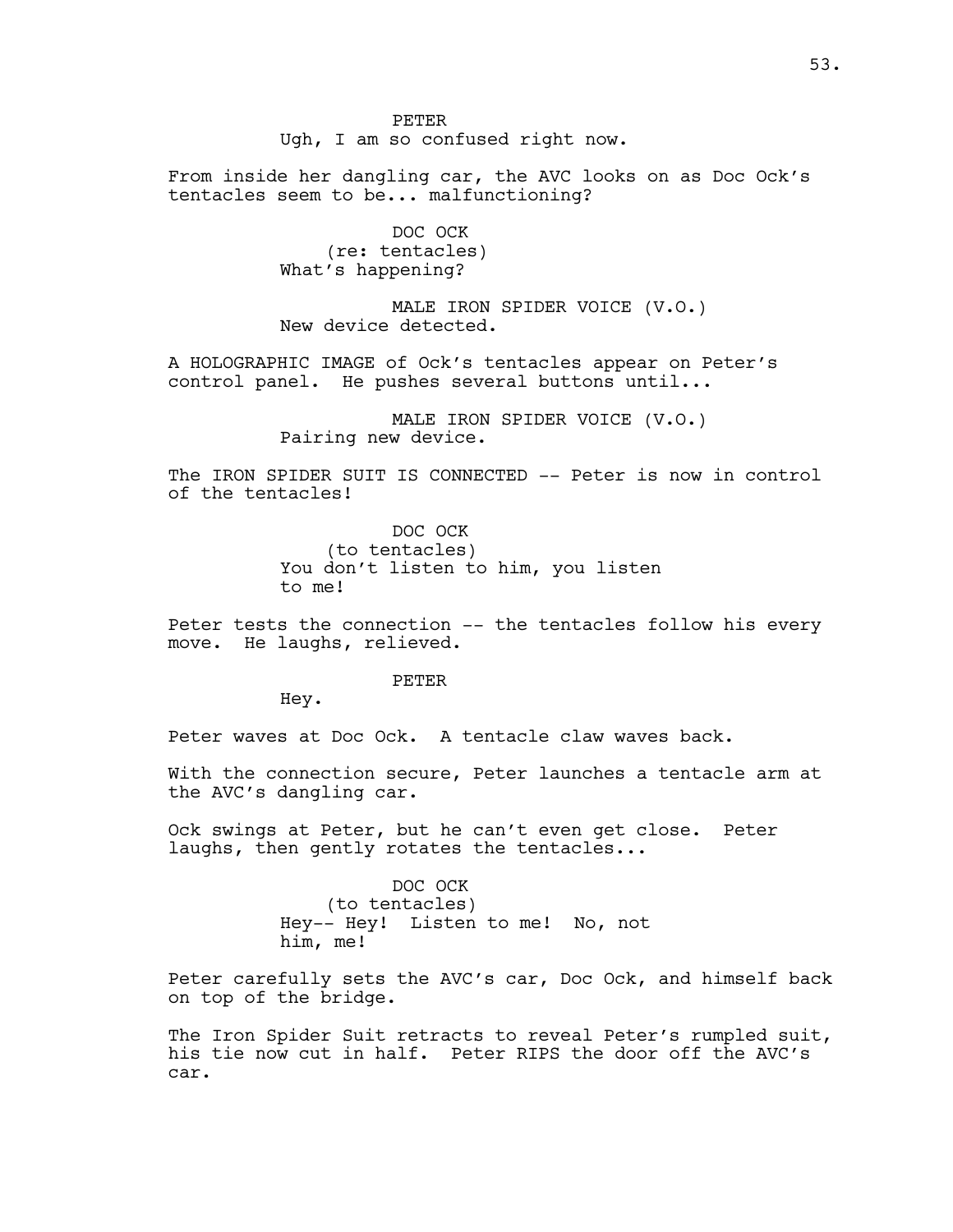PETER
Ugh, I am so confused right now.

From inside her dangling car, the AVC looks on as Doc Ock's tentacles seem to be... malfunctioning?

DOC OCK
(re: tentacles)
What's happening?

MALE IRON SPIDER VOICE (V.O.)
New device detected.

A HOLOGRAPHIC IMAGE of Ock's tentacles appear on Peter's control panel. He pushes several buttons until...

MALE IRON SPIDER VOICE (V.O.)
Pairing new device.

The IRON SPIDER SUIT IS CONNECTED -- Peter is now in control of the tentacles!

DOC OCK
(to tentacles)
You don't listen to him, you listen to me!

Peter tests the connection -- the tentacles follow his every move. He laughs, relieved.

PETER
Hey.

Peter waves at Doc Ock. A tentacle claw waves back.

With the connection secure, Peter launches a tentacle arm at the AVC's dangling car.

Ock swings at Peter, but he can't even get close. Peter laughs, then gently rotates the tentacles...

DOC OCK
(to tentacles)
Hey-- Hey! Listen to me! No, not him, me!

Peter carefully sets the AVC's car, Doc Ock, and himself back on top of the bridge.

The Iron Spider Suit retracts to reveal Peter's rumpled suit, his tie now cut in half. Peter RIPS the door off the AVC's car.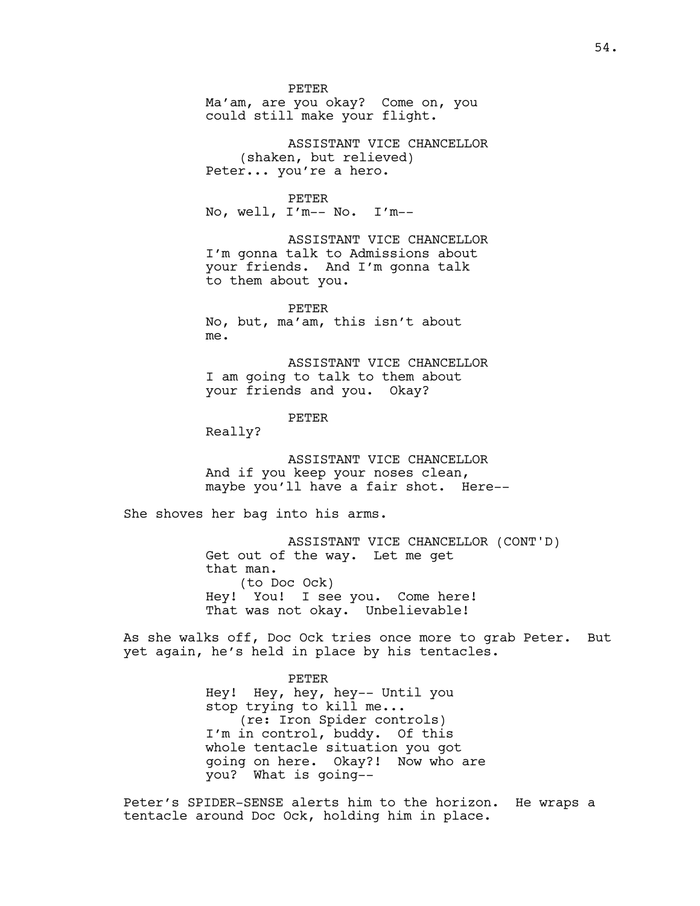PETER
Ma'am, are you okay? Come on, you could still make your flight.

ASSISTANT VICE CHANCELLOR
(shaken, but relieved)
Peter... you're a hero.

PETER
No, well, I'm-- No. I'm--

ASSISTANT VICE CHANCELLOR
I'm gonna talk to Admissions about your friends. And I'm gonna talk to them about you.

PETER
No, but, ma'am, this isn't about me.

ASSISTANT VICE CHANCELLOR
I am going to talk to them about your friends and you. Okay?

PETER
Really?

ASSISTANT VICE CHANCELLOR
And if you keep your noses clean, maybe you'll have a fair shot. Here--

She shoves her bag into his arms.

ASSISTANT VICE CHANCELLOR (CONT'D)
Get out of the way. Let me get that man.
(to Doc Ock)
Hey! You! I see you. Come here! That was not okay. Unbelievable!

As she walks off, Doc Ock tries once more to grab Peter. But yet again, he's held in place by his tentacles.

PETER
Hey! Hey, hey, hey-- Until you stop trying to kill me...
(re: Iron Spider controls)
I'm in control, buddy. Of this whole tentacle situation you got going on here. Okay?! Now who are you? What is going--

Peter's SPIDER-SENSE alerts him to the horizon. He wraps a tentacle around Doc Ock, holding him in place.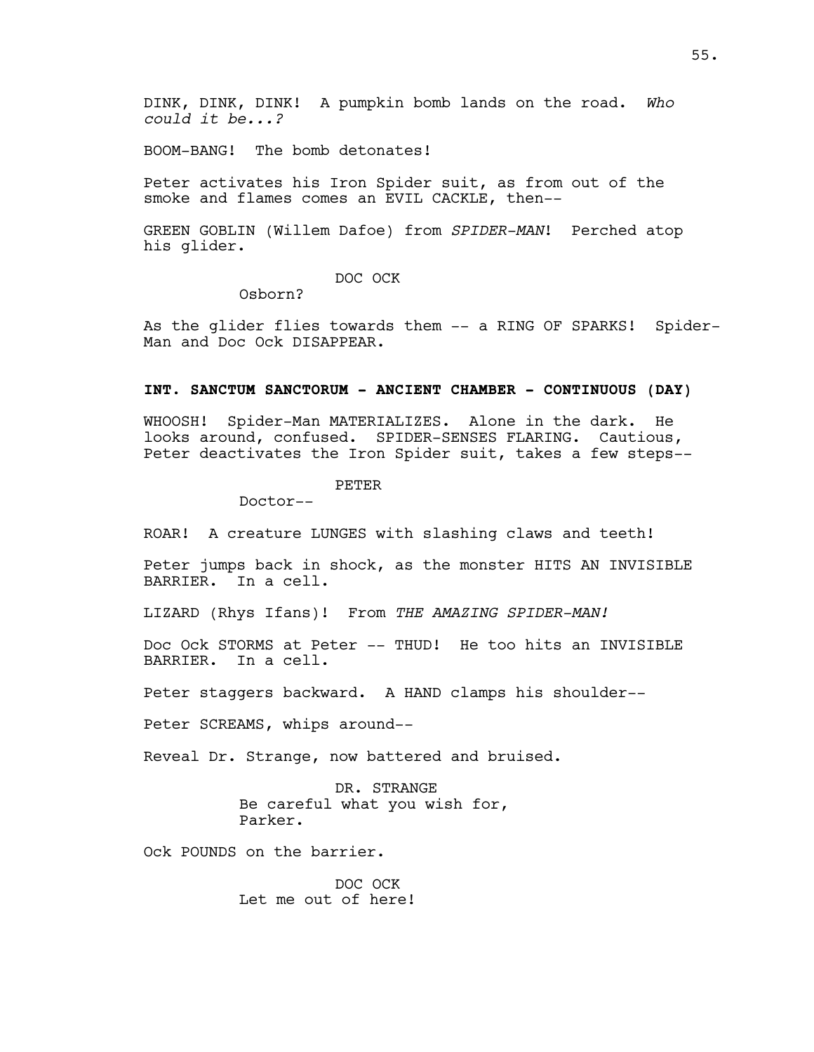DINK, DINK, DINK! A pumpkin bomb lands on the road. *Who could it be...?*

BOOM-BANG! The bomb detonates!

Peter activates his Iron Spider suit, as from out of the smoke and flames comes an EVIL CACKLE, then--

GREEN GOBLIN (Willem Dafoe) from *SPIDER-MAN*! Perched atop his glider.

DOC OCK
Osborn?

As the glider flies towards them -- a RING OF SPARKS! Spider-Man and Doc Ock DISAPPEAR.

**INT. SANCTUM SANCTORUM - ANCIENT CHAMBER - CONTINUOUS (DAY)**

WHOOSH! Spider-Man MATERIALIZES. Alone in the dark. He looks around, confused. SPIDER-SENSES FLARING. Cautious, Peter deactivates the Iron Spider suit, takes a few steps--

PETER
Doctor--

ROAR! A creature LUNGES with slashing claws and teeth!

Peter jumps back in shock, as the monster HITS AN INVISIBLE BARRIER. In a cell.

LIZARD (Rhys Ifans)! From *THE AMAZING SPIDER-MAN!*

Doc Ock STORMS at Peter -- THUD! He too hits an INVISIBLE BARRIER. In a cell.

Peter staggers backward. A HAND clamps his shoulder--

Peter SCREAMS, whips around--

Reveal Dr. Strange, now battered and bruised.

DR. STRANGE
Be careful what you wish for, Parker.

Ock POUNDS on the barrier.

DOC OCK
Let me out of here!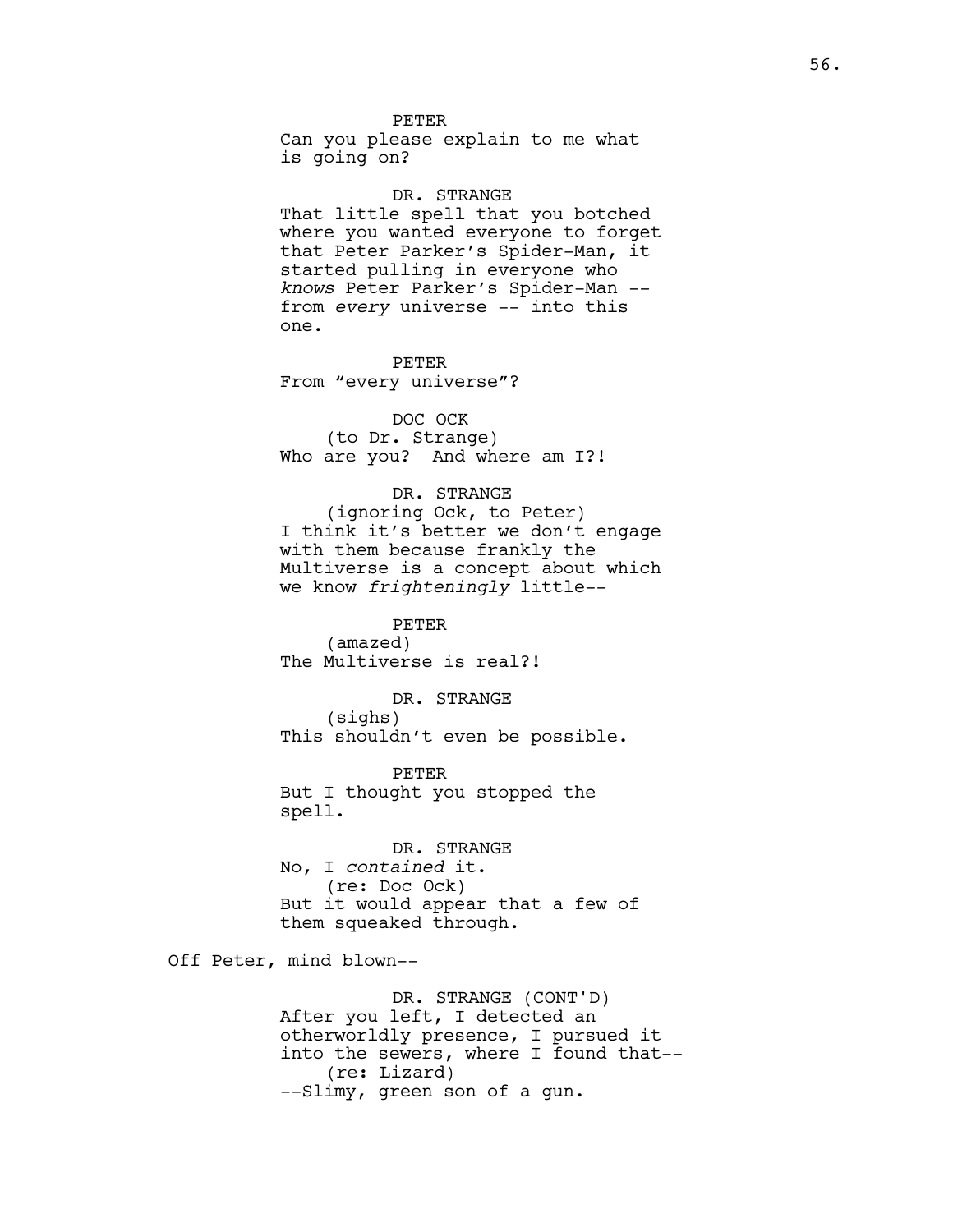PETER
Can you please explain to me what is going on?

DR. STRANGE
That little spell that you botched where you wanted everyone to forget that Peter Parker's Spider-Man, it started pulling in everyone who *knows* Peter Parker's Spider-Man -- from *every* universe -- into this one.

PETER
From "every universe"?

DOC OCK
(to Dr. Strange)
Who are you? And where am I?!

DR. STRANGE
(ignoring Ock, to Peter)
I think it's better we don't engage with them because frankly the Multiverse is a concept about which we know *frighteningly* little--

PETER
(amazed)
The Multiverse is real?!

DR. STRANGE
(sighs)
This shouldn't even be possible.

PETER
But I thought you stopped the spell.

DR. STRANGE
No, I *contained* it.
(re: Doc Ock)
But it would appear that a few of them squeaked through.

Off Peter, mind blown--

DR. STRANGE (CONT'D)
After you left, I detected an otherworldly presence, I pursued it into the sewers, where I found that--
(re: Lizard)
--Slimy, green son of a gun.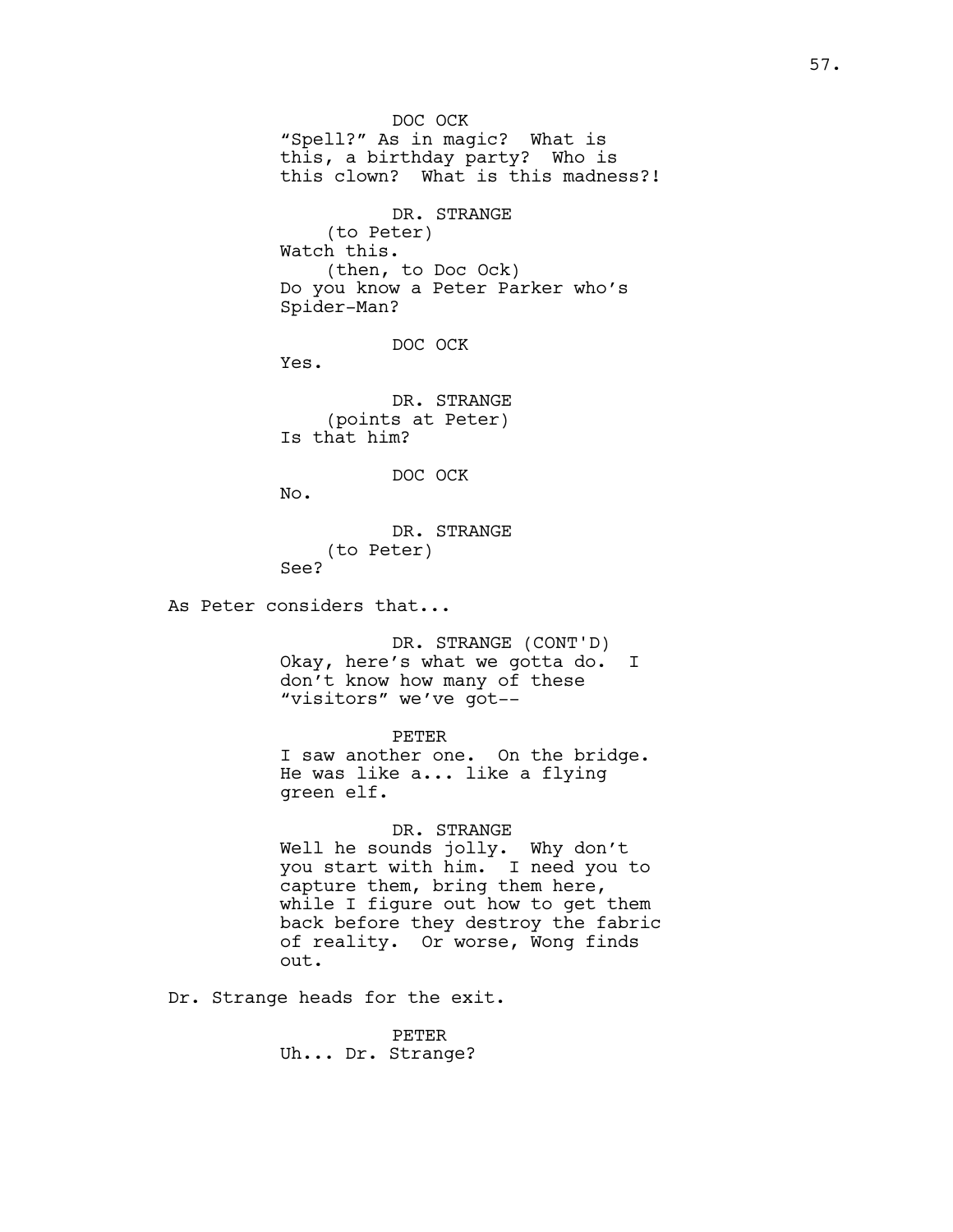DOC OCK

"Spell?" As in magic? What is this, a birthday party? Who is this clown? What is this madness?!

DR. STRANGE

(to Peter)

Watch this.

(then, to Doc Ock)

Do you know a Peter Parker who's Spider-Man?

DOC OCK

Yes.

DR. STRANGE

(points at Peter)

Is that him?

DOC OCK

No.

DR. STRANGE

(to Peter)

See?

As Peter considers that...

DR. STRANGE (CONT'D)

Okay, here's what we gotta do. I don't know how many of these "visitors" we've got--

PETER

I saw another one. On the bridge. He was like a... like a flying green elf.

DR. STRANGE

Well he sounds jolly. Why don't you start with him. I need you to capture them, bring them here, while I figure out how to get them back before they destroy the fabric of reality. Or worse, Wong finds out.

Dr. Strange heads for the exit.

PETER

Uh... Dr. Strange?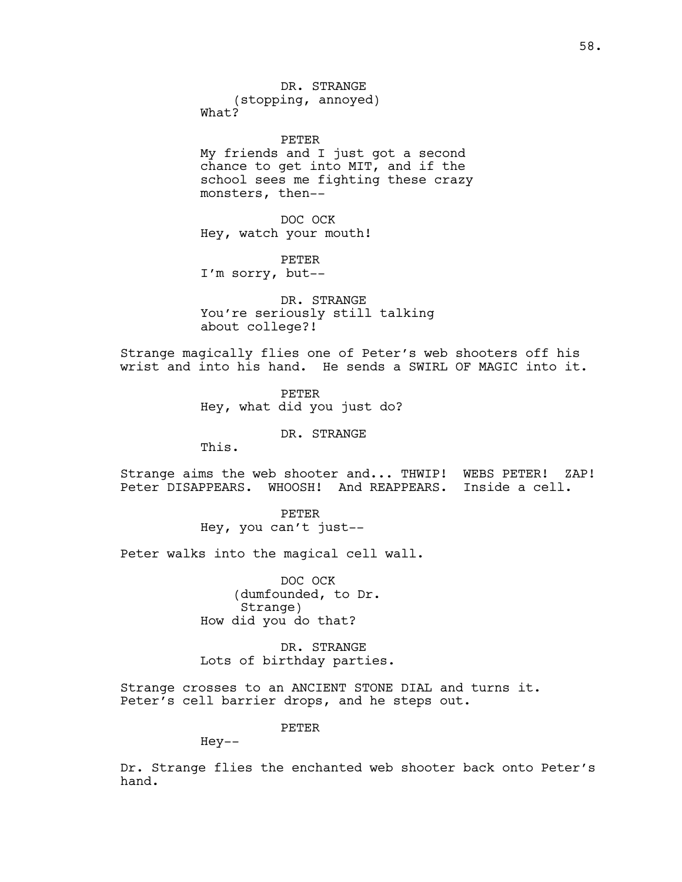DR. STRANGE
(stopping, annoyed)
What?

PETER
My friends and I just got a second chance to get into MIT, and if the school sees me fighting these crazy monsters, then--

DOC OCK
Hey, watch your mouth!

PETER
I'm sorry, but--

DR. STRANGE
You're seriously still talking about college?!

Strange magically flies one of Peter's web shooters off his wrist and into his hand. He sends a SWIRL OF MAGIC into it.

PETER
Hey, what did you just do?

DR. STRANGE
This.

Strange aims the web shooter and... THWIP! WEBS PETER! ZAP! Peter DISAPPEARS. WHOOSH! And REAPPEARS. Inside a cell.

PETER
Hey, you can't just--

Peter walks into the magical cell wall.

DOC OCK
(dumfounded, to Dr. Strange)
How did you do that?

DR. STRANGE
Lots of birthday parties.

Strange crosses to an ANCIENT STONE DIAL and turns it. Peter's cell barrier drops, and he steps out.

PETER
Hey--

Dr. Strange flies the enchanted web shooter back onto Peter's hand.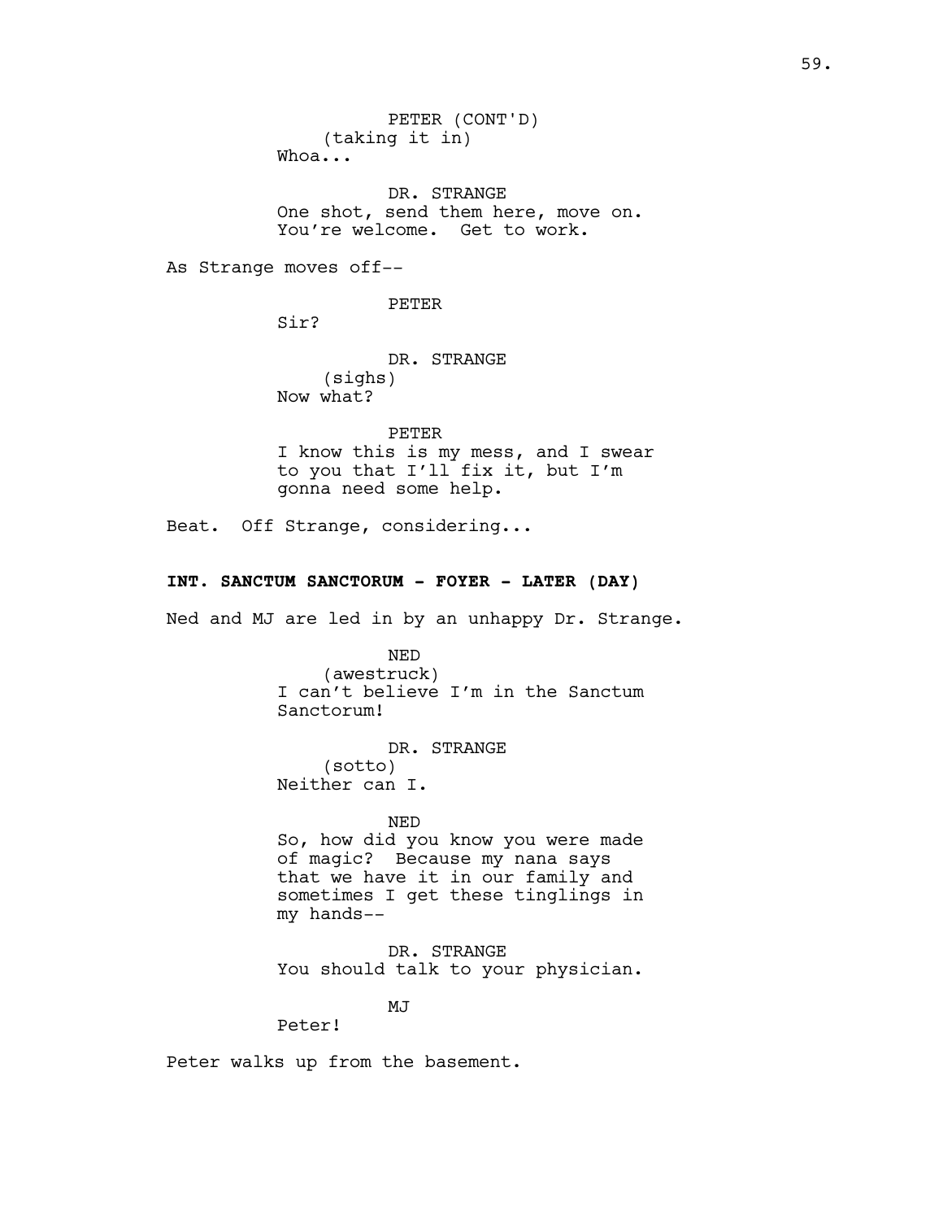PETER (CONT'D)
(taking it in)
Whoa...

DR. STRANGE
One shot, send them here, move on.
You're welcome. Get to work.

As Strange moves off--

PETER
Sir?

DR. STRANGE
(sighs)
Now what?

PETER
I know this is my mess, and I swear
to you that I'll fix it, but I'm
gonna need some help.

Beat. Off Strange, considering...

**INT. SANCTUM SANCTORUM - FOYER - LATER (DAY)**

Ned and MJ are led in by an unhappy Dr. Strange.

NED
(awestruck)
I can't believe I'm in the Sanctum
Sanctorum!

DR. STRANGE
(sotto)
Neither can I.

NED
So, how did you know you were made
of magic? Because my nana says
that we have it in our family and
sometimes I get these tinglings in
my hands--

DR. STRANGE
You should talk to your physician.

MJ
Peter!

Peter walks up from the basement.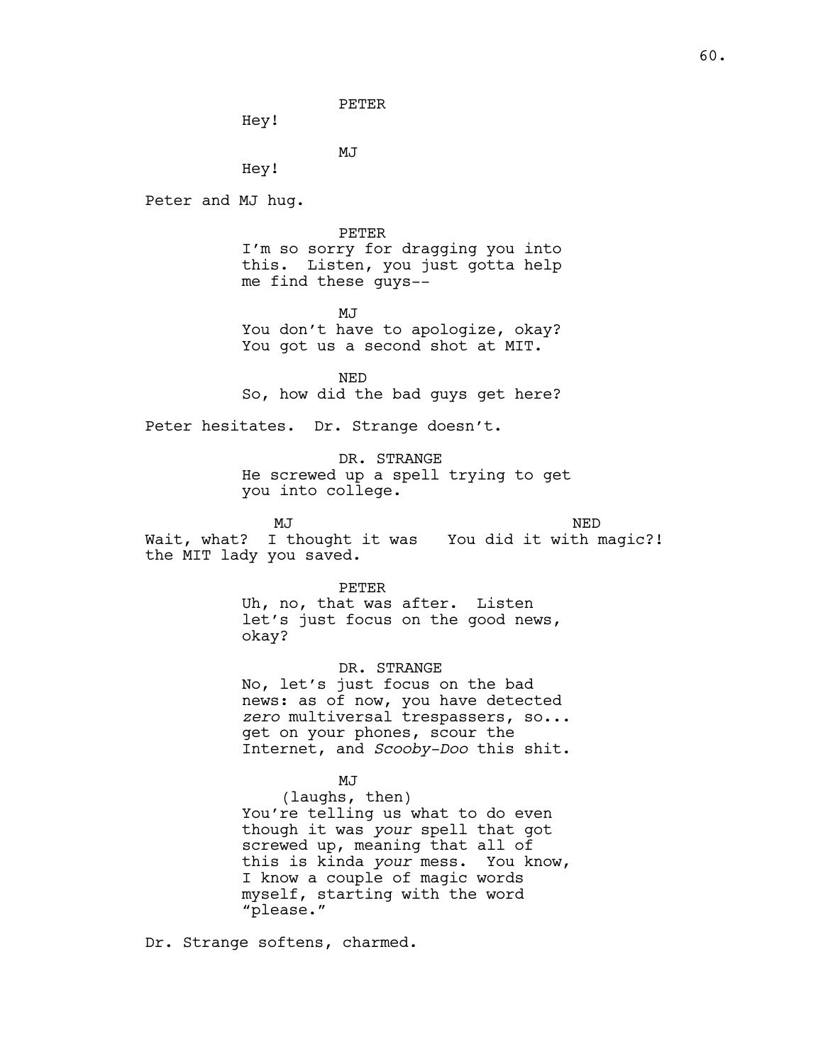PETER

Hey!

MJ

Hey!

Peter and MJ hug.

PETER

I'm so sorry for dragging you into this. Listen, you just gotta help me find these guys--

MJ

You don't have to apologize, okay? You got us a second shot at MIT.

NED

So, how did the bad guys get here?

Peter hesitates. Dr. Strange doesn't.

DR. STRANGE

He screwed up a spell trying to get you into college.

MJ

Wait, what? I thought it was the MIT lady you saved.

NED

You did it with magic?!

PETER

Uh, no, that was after. Listen let's just focus on the good news, okay?

DR. STRANGE

No, let's just focus on the bad news: as of now, you have detected *zero* multiversal trespassers, so... get on your phones, scour the Internet, and *Scooby-Doo* this shit.

MJ

(laughs, then)

You're telling us what to do even though it was *your* spell that got screwed up, meaning that all of this is kinda *your* mess. You know, I know a couple of magic words myself, starting with the word "please."

Dr. Strange softens, charmed.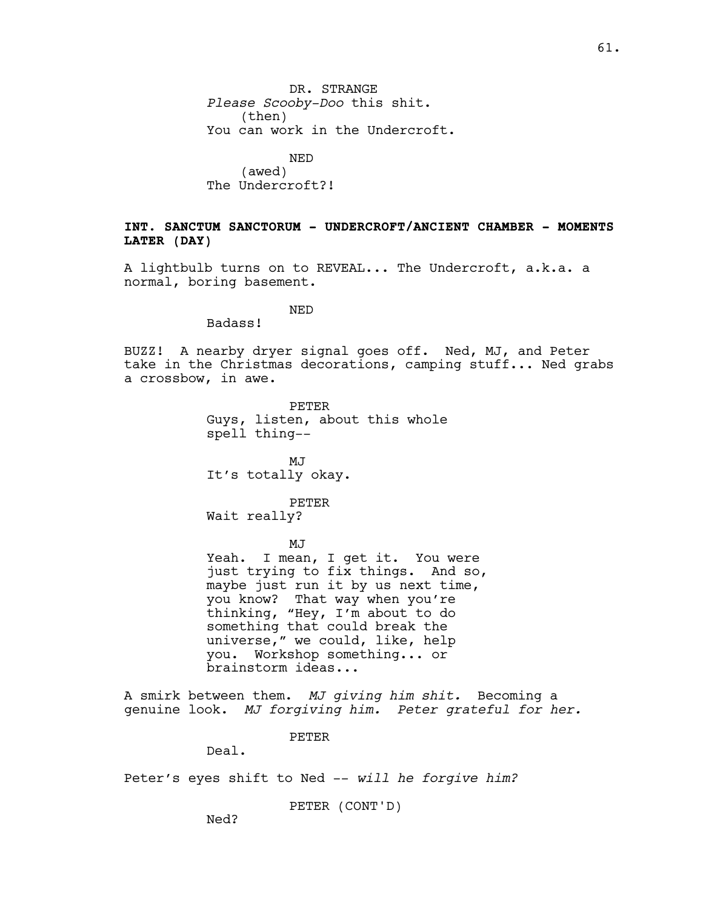DR. STRANGE
*Please Scooby-Doo* this shit.
(then)
You can work in the Undercroft.

NED
(awed)
The Undercroft?!

**INT. SANCTUM SANCTORUM - UNDERCROFT/ANCIENT CHAMBER - MOMENTS LATER (DAY)**

A lightbulb turns on to REVEAL... The Undercroft, a.k.a. a normal, boring basement.

NED
Badass!

BUZZ! A nearby dryer signal goes off. Ned, MJ, and Peter take in the Christmas decorations, camping stuff... Ned grabs a crossbow, in awe.

PETER
Guys, listen, about this whole spell thing--

MJ
It's totally okay.

PETER
Wait really?

MJ
Yeah. I mean, I get it. You were just trying to fix things. And so, maybe just run it by us next time, you know? That way when you're thinking, "Hey, I'm about to do something that could break the universe," we could, like, help you. Workshop something... or brainstorm ideas...

A smirk between them. *MJ giving him shit.* Becoming a genuine look. *MJ forgiving him. Peter grateful for her.*

PETER
Deal.

Peter's eyes shift to Ned -- *will he forgive him?*

PETER (CONT'D)
Ned?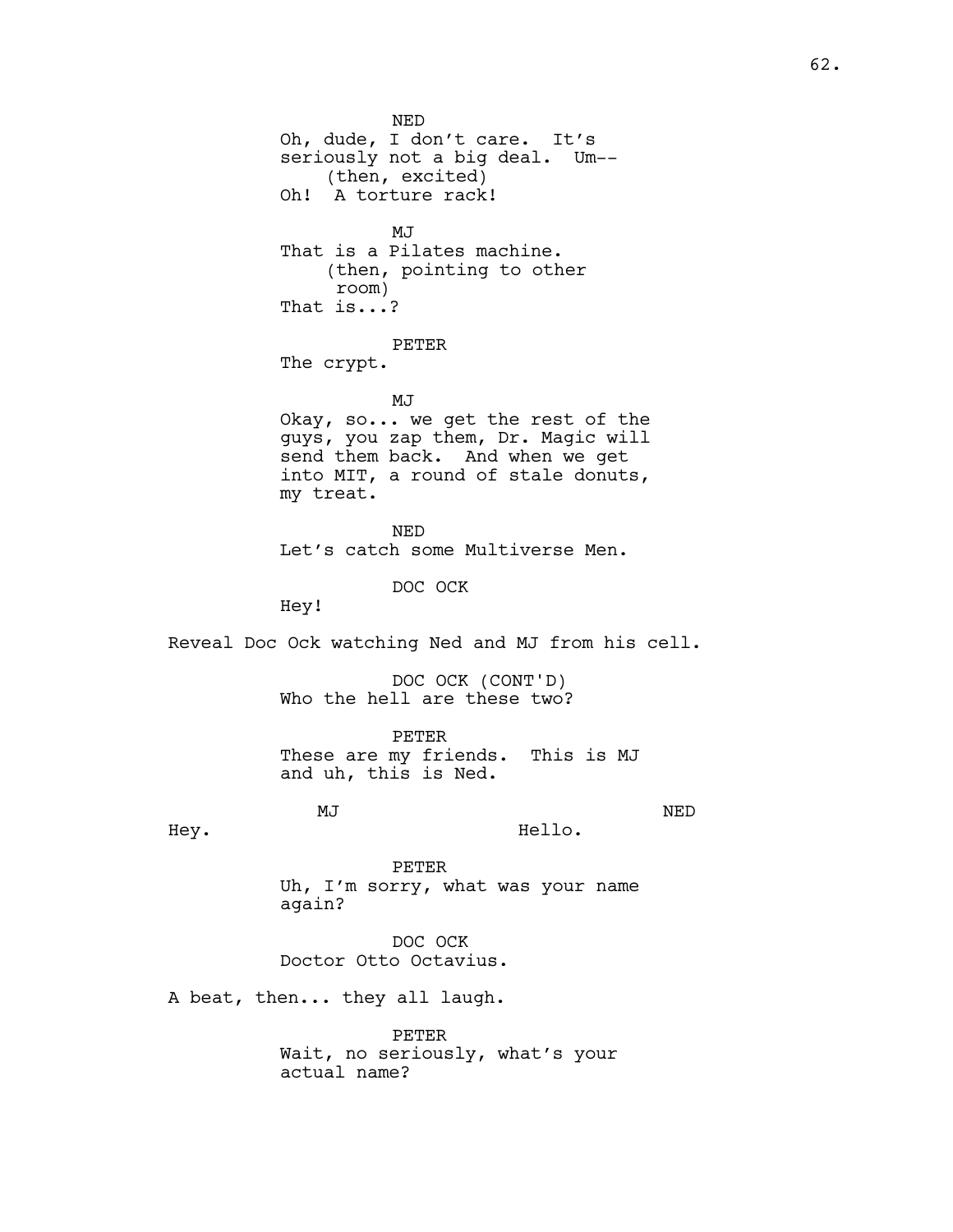NED
Oh, dude, I don't care. It's seriously not a big deal. Um--
(then, excited)
Oh! A torture rack!

MJ
That is a Pilates machine.
(then, pointing to other room)
That is...?

PETER
The crypt.

MJ
Okay, so... we get the rest of the guys, you zap them, Dr. Magic will send them back. And when we get into MIT, a round of stale donuts, my treat.

NED
Let's catch some Multiverse Men.

DOC OCK
Hey!

Reveal Doc Ock watching Ned and MJ from his cell.

DOC OCK (CONT'D)
Who the hell are these two?

PETER
These are my friends. This is MJ and uh, this is Ned.

MJ
Hey.

NED
Hello.

PETER
Uh, I'm sorry, what was your name again?

DOC OCK
Doctor Otto Octavius.

A beat, then... they all laugh.

PETER
Wait, no seriously, what's your actual name?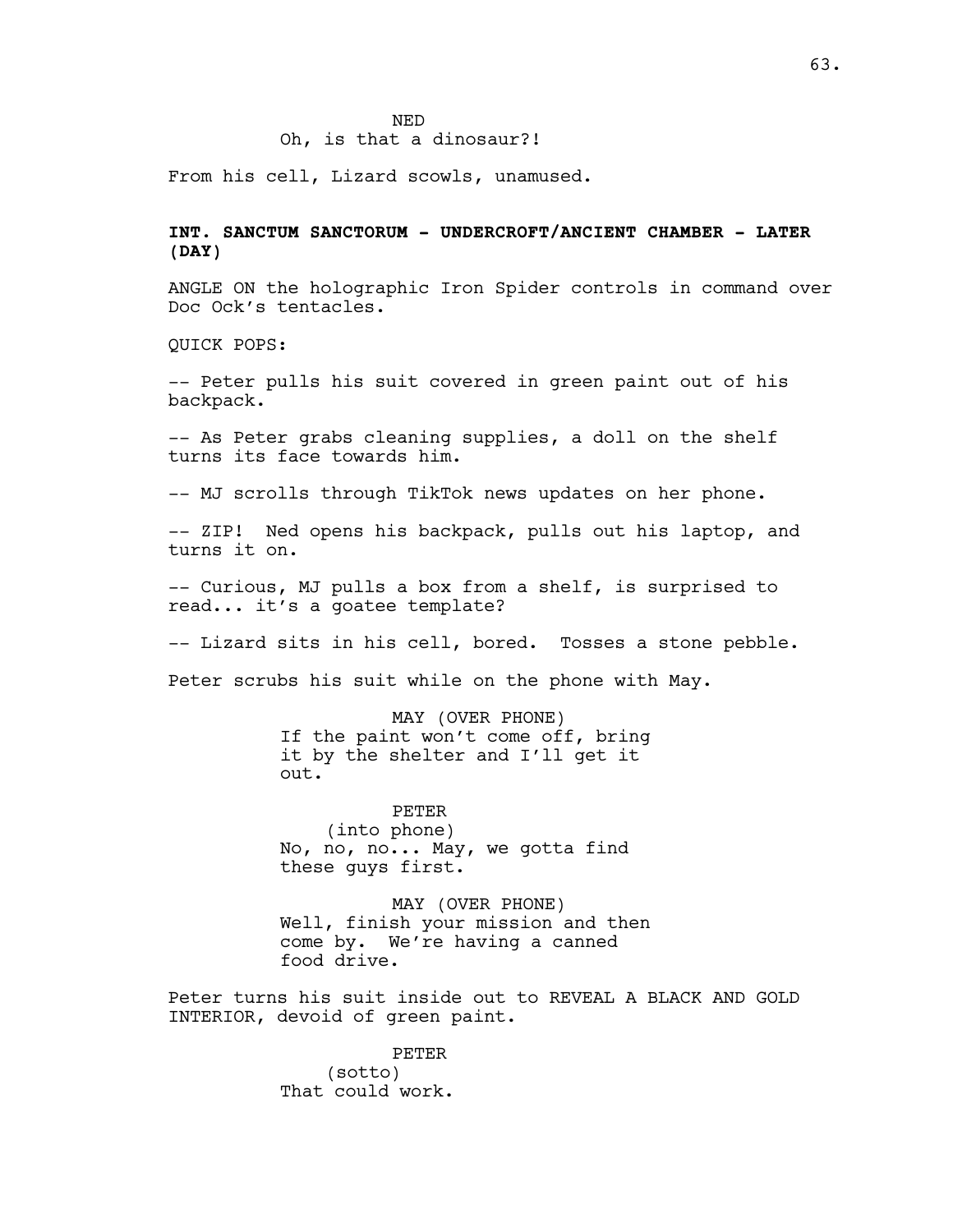NED
Oh, is that a dinosaur?!

From his cell, Lizard scowls, unamused.

**INT. SANCTUM SANCTORUM - UNDERCROFT/ANCIENT CHAMBER - LATER (DAY)**

ANGLE ON the holographic Iron Spider controls in command over Doc Ock's tentacles.

QUICK POPS:

-- Peter pulls his suit covered in green paint out of his backpack.

-- As Peter grabs cleaning supplies, a doll on the shelf turns its face towards him.

-- MJ scrolls through TikTok news updates on her phone.

-- ZIP! Ned opens his backpack, pulls out his laptop, and turns it on.

-- Curious, MJ pulls a box from a shelf, is surprised to read... it's a goatee template?

-- Lizard sits in his cell, bored. Tosses a stone pebble.

Peter scrubs his suit while on the phone with May.

MAY (OVER PHONE)
If the paint won't come off, bring it by the shelter and I'll get it out.

PETER
(into phone)
No, no, no... May, we gotta find these guys first.

MAY (OVER PHONE)
Well, finish your mission and then come by. We're having a canned food drive.

Peter turns his suit inside out to REVEAL A BLACK AND GOLD INTERIOR, devoid of green paint.

PETER
(sotto)
That could work.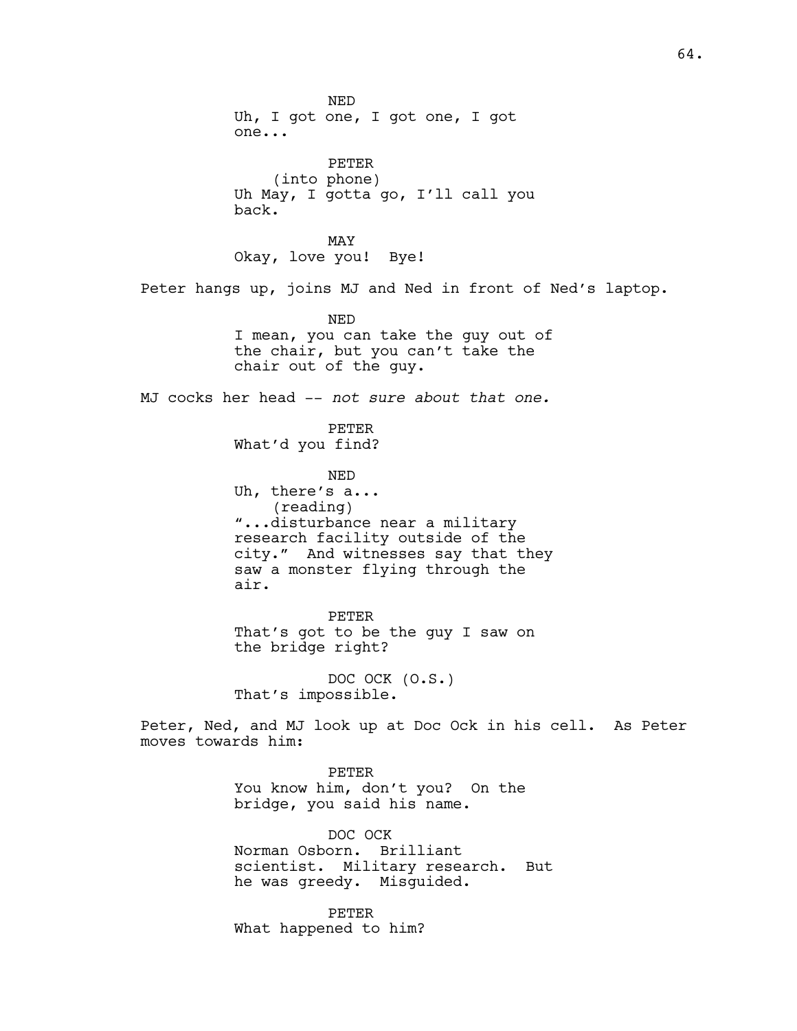NED
Uh, I got one, I got one, I got one...

PETER
(into phone)
Uh May, I gotta go, I'll call you back.

MAY
Okay, love you! Bye!

Peter hangs up, joins MJ and Ned in front of Ned's laptop.

NED
I mean, you can take the guy out of the chair, but you can't take the chair out of the guy.

MJ cocks her head -- *not sure about that one.*

PETER
What'd you find?

NED
Uh, there's a...
(reading)
"...disturbance near a military research facility outside of the city." And witnesses say that they saw a monster flying through the air.

PETER
That's got to be the guy I saw on the bridge right?

DOC OCK (O.S.)
That's impossible.

Peter, Ned, and MJ look up at Doc Ock in his cell. As Peter moves towards him:

PETER
You know him, don't you? On the bridge, you said his name.

DOC OCK
Norman Osborn. Brilliant scientist. Military research. But he was greedy. Misguided.

PETER
What happened to him?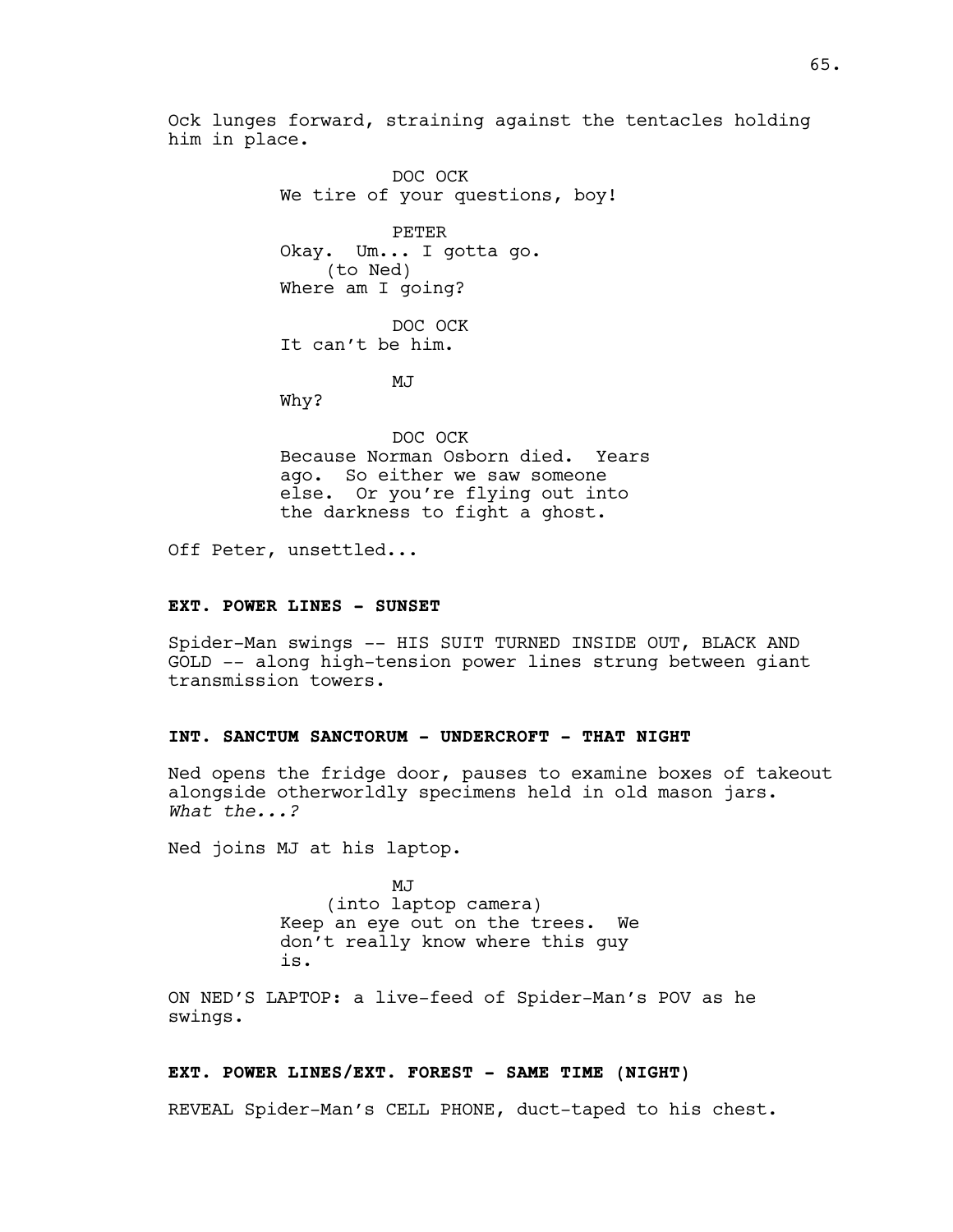Ock lunges forward, straining against the tentacles holding him in place.

DOC OCK
We tire of your questions, boy!

PETER
Okay. Um... I gotta go.
(to Ned)
Where am I going?

DOC OCK
It can't be him.

MJ
Why?

DOC OCK
Because Norman Osborn died. Years ago. So either we saw someone else. Or you're flying out into the darkness to fight a ghost.

Off Peter, unsettled...

**EXT. POWER LINES - SUNSET**

Spider-Man swings -- HIS SUIT TURNED INSIDE OUT, BLACK AND GOLD -- along high-tension power lines strung between giant transmission towers.

**INT. SANCTUM SANCTORUM - UNDERCROFT - THAT NIGHT**

Ned opens the fridge door, pauses to examine boxes of takeout alongside otherworldly specimens held in old mason jars. *What the...?*

Ned joins MJ at his laptop.

MJ
(into laptop camera)
Keep an eye out on the trees. We don't really know where this guy is.

ON NED'S LAPTOP: a live-feed of Spider-Man's POV as he swings.

**EXT. POWER LINES/EXT. FOREST - SAME TIME (NIGHT)**

REVEAL Spider-Man's CELL PHONE, duct-taped to his chest.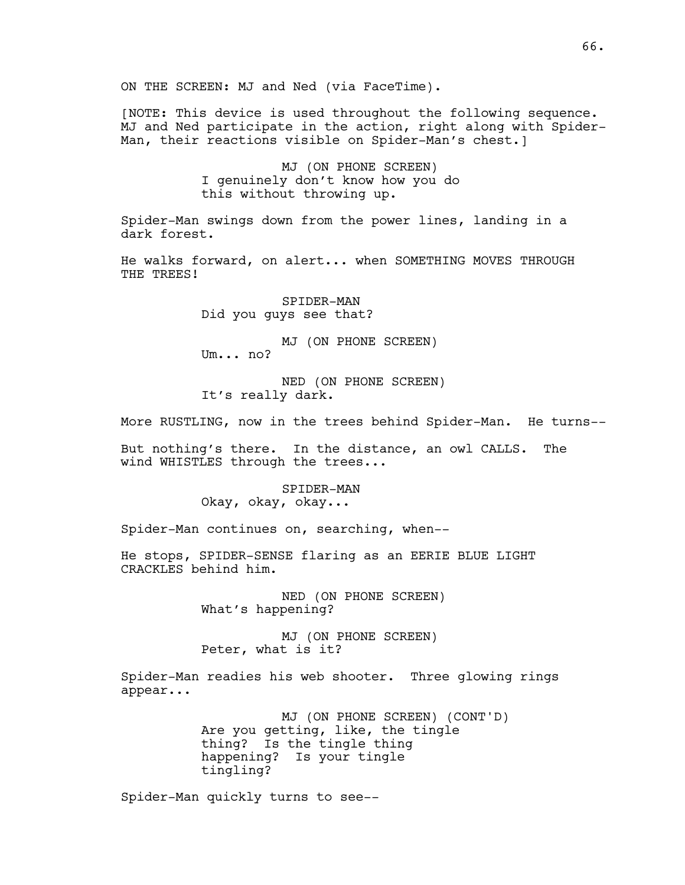ON THE SCREEN: MJ and Ned (via FaceTime).

[NOTE: This device is used throughout the following sequence. MJ and Ned participate in the action, right along with Spider-Man, their reactions visible on Spider-Man's chest.]

MJ (ON PHONE SCREEN)
I genuinely don't know how you do this without throwing up.

Spider-Man swings down from the power lines, landing in a dark forest.

He walks forward, on alert... when SOMETHING MOVES THROUGH THE TREES!

SPIDER-MAN
Did you guys see that?

MJ (ON PHONE SCREEN)
Um... no?

NED (ON PHONE SCREEN)
It's really dark.

More RUSTLING, now in the trees behind Spider-Man. He turns--

But nothing's there. In the distance, an owl CALLS. The wind WHISTLES through the trees...

SPIDER-MAN
Okay, okay, okay...

Spider-Man continues on, searching, when--

He stops, SPIDER-SENSE flaring as an EERIE BLUE LIGHT CRACKLES behind him.

NED (ON PHONE SCREEN)
What's happening?

MJ (ON PHONE SCREEN)
Peter, what is it?

Spider-Man readies his web shooter. Three glowing rings appear...

MJ (ON PHONE SCREEN) (CONT'D)
Are you getting, like, the tingle thing? Is the tingle thing happening? Is your tingle tingling?

Spider-Man quickly turns to see--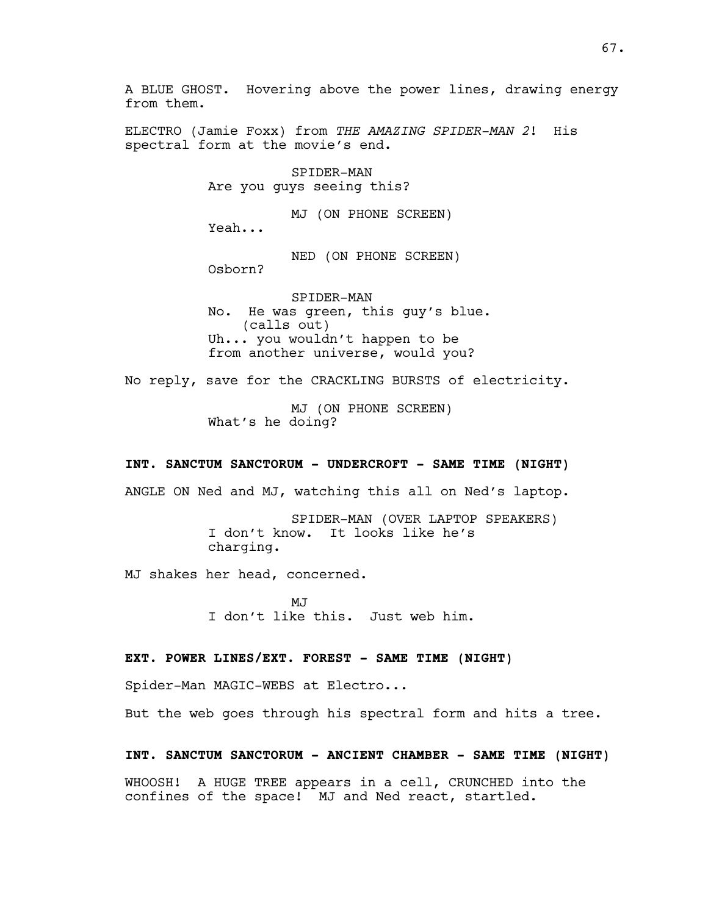A BLUE GHOST. Hovering above the power lines, drawing energy from them.

ELECTRO (Jamie Foxx) from *THE AMAZING SPIDER-MAN 2*! His spectral form at the movie's end.

SPIDER-MAN
Are you guys seeing this?

MJ (ON PHONE SCREEN)
Yeah...

NED (ON PHONE SCREEN)
Osborn?

SPIDER-MAN
No. He was green, this guy's blue.
(calls out)
Uh... you wouldn't happen to be from another universe, would you?

No reply, save for the CRACKLING BURSTS of electricity.

MJ (ON PHONE SCREEN)
What's he doing?

**INT. SANCTUM SANCTORUM - UNDERCROFT - SAME TIME (NIGHT)**

ANGLE ON Ned and MJ, watching this all on Ned's laptop.

SPIDER-MAN (OVER LAPTOP SPEAKERS)
I don't know. It looks like he's charging.

MJ shakes her head, concerned.

MJ
I don't like this. Just web him.

**EXT. POWER LINES/EXT. FOREST - SAME TIME (NIGHT)**

Spider-Man MAGIC-WEBS at Electro...

But the web goes through his spectral form and hits a tree.

**INT. SANCTUM SANCTORUM - ANCIENT CHAMBER - SAME TIME (NIGHT)**

WHOOSH! A HUGE TREE appears in a cell, CRUNCHED into the confines of the space! MJ and Ned react, startled.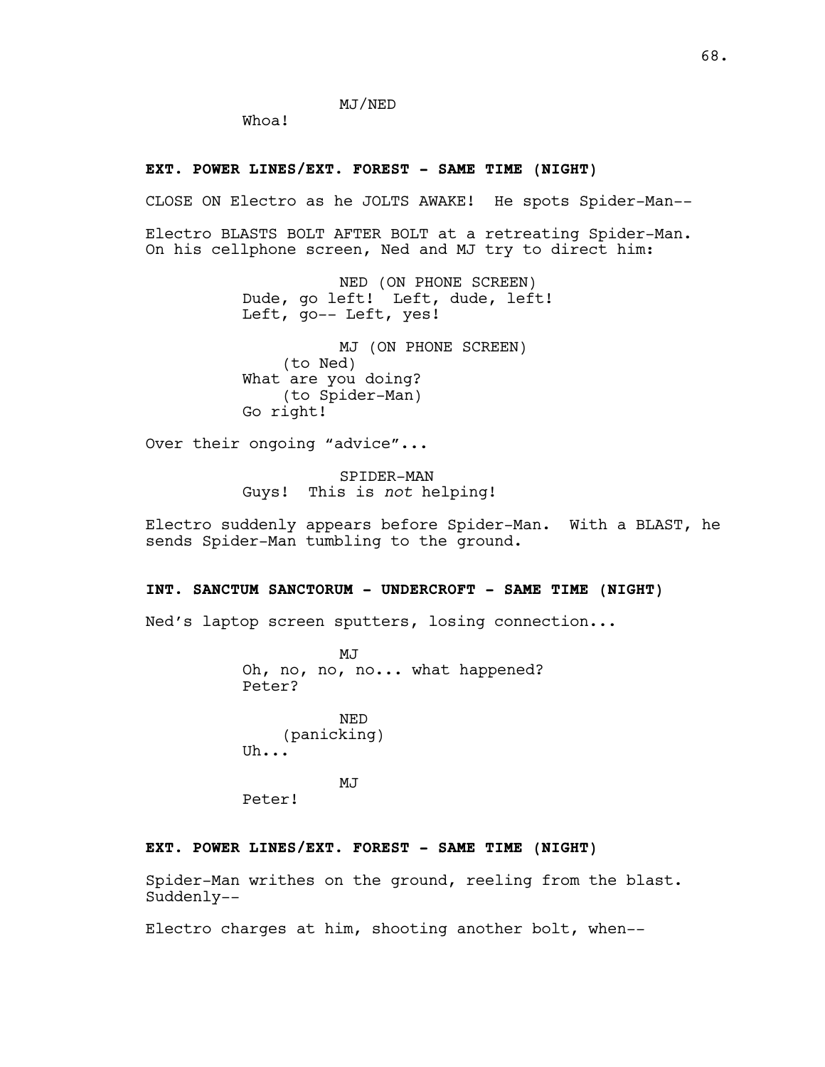MJ/NED

Whoa!

**EXT. POWER LINES/EXT. FOREST - SAME TIME (NIGHT)**

CLOSE ON Electro as he JOLTS AWAKE! He spots Spider-Man--

Electro BLASTS BOLT AFTER BOLT at a retreating Spider-Man. On his cellphone screen, Ned and MJ try to direct him:

NED (ON PHONE SCREEN)

Dude, go left! Left, dude, left! Left, go-- Left, yes!

MJ (ON PHONE SCREEN)

(to Ned)

What are you doing?

(to Spider-Man)

Go right!

Over their ongoing "advice"...

SPIDER-MAN

Guys! This is *not* helping!

Electro suddenly appears before Spider-Man. With a BLAST, he sends Spider-Man tumbling to the ground.

**INT. SANCTUM SANCTORUM - UNDERCROFT - SAME TIME (NIGHT)**

Ned's laptop screen sputters, losing connection...

MJ

Oh, no, no, no... what happened? Peter?

NED

(panicking)

Uh...

MJ

Peter!

**EXT. POWER LINES/EXT. FOREST - SAME TIME (NIGHT)**

Spider-Man writhes on the ground, reeling from the blast. Suddenly--

Electro charges at him, shooting another bolt, when--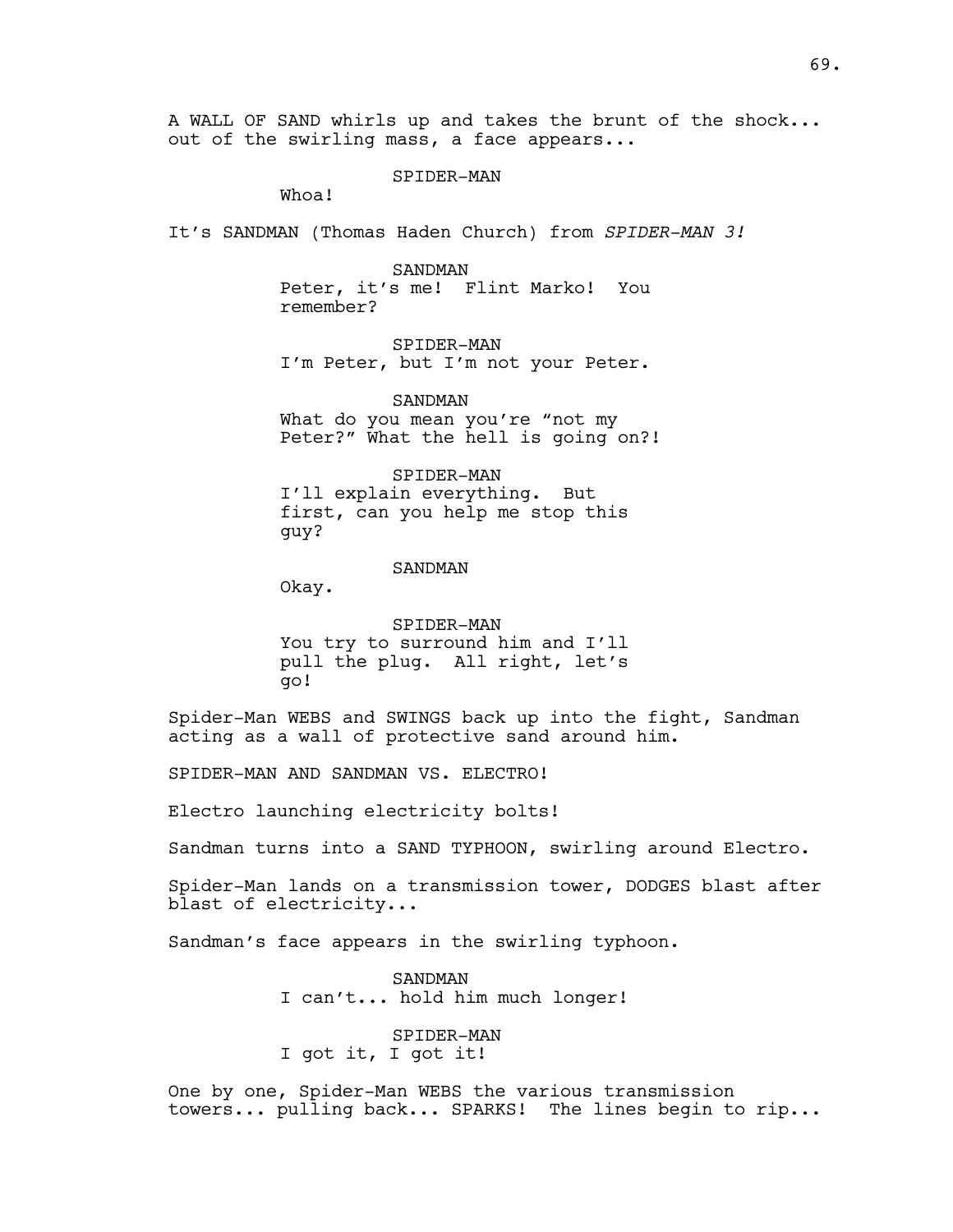A WALL OF SAND whirls up and takes the brunt of the shock... out of the swirling mass, a face appears...

SPIDER-MAN
Whoa!

It's SANDMAN (Thomas Haden Church) from *SPIDER-MAN 3!*

SANDMAN
Peter, it's me! Flint Marko! You remember?

SPIDER-MAN
I'm Peter, but I'm not your Peter.

SANDMAN
What do you mean you're "not my Peter?" What the hell is going on?!

SPIDER-MAN
I'll explain everything. But first, can you help me stop this guy?

SANDMAN
Okay.

SPIDER-MAN
You try to surround him and I'll pull the plug. All right, let's go!

Spider-Man WEBS and SWINGS back up into the fight, Sandman acting as a wall of protective sand around him.

SPIDER-MAN AND SANDMAN VS. ELECTRO!

Electro launching electricity bolts!

Sandman turns into a SAND TYPHOON, swirling around Electro.

Spider-Man lands on a transmission tower, DODGES blast after blast of electricity...

Sandman's face appears in the swirling typhoon.

SANDMAN
I can't... hold him much longer!

SPIDER-MAN
I got it, I got it!

One by one, Spider-Man WEBS the various transmission towers... pulling back... SPARKS! The lines begin to rip...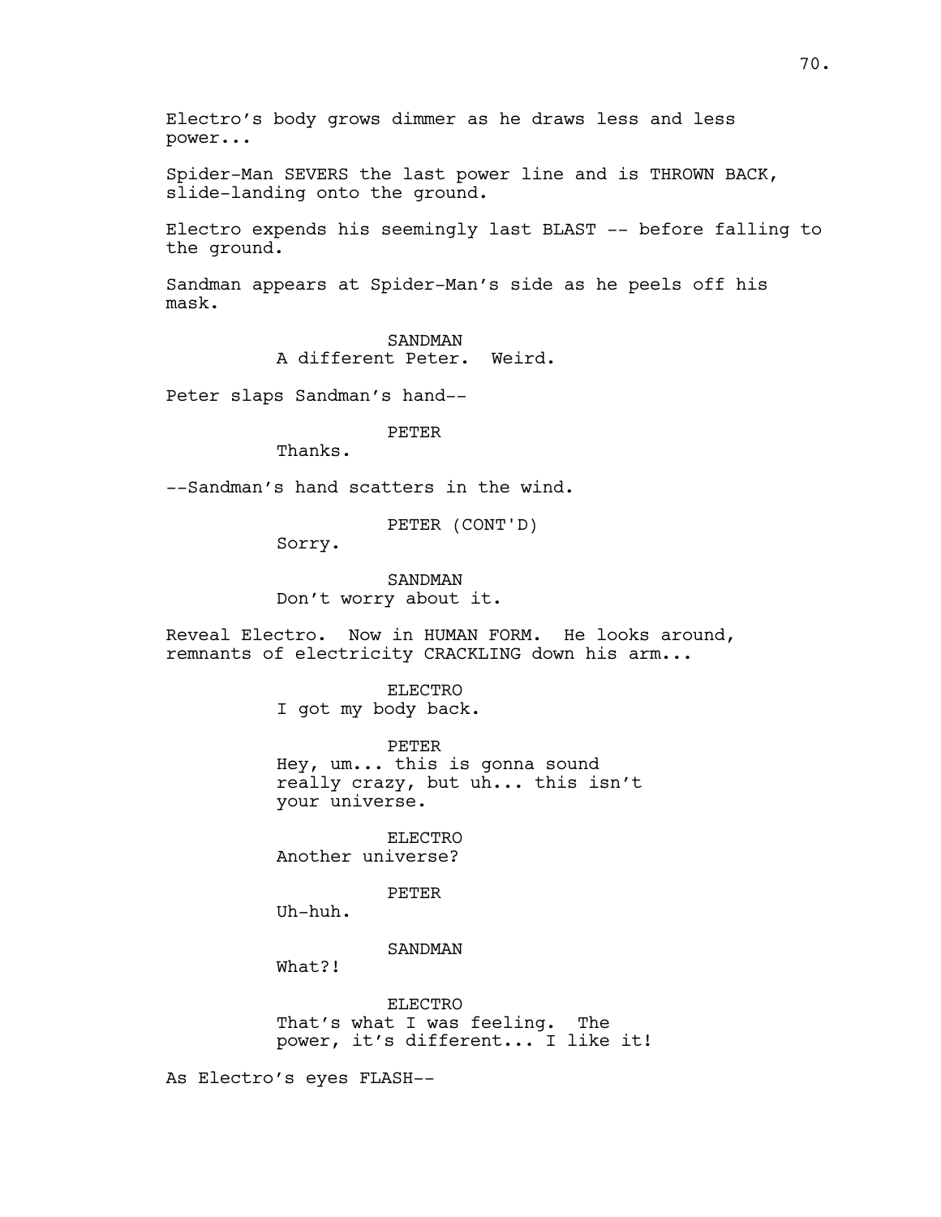Electro's body grows dimmer as he draws less and less power...

Spider-Man SEVERS the last power line and is THROWN BACK, slide-landing onto the ground.

Electro expends his seemingly last BLAST -- before falling to the ground.

Sandman appears at Spider-Man's side as he peels off his mask.

SANDMAN
A different Peter. Weird.

Peter slaps Sandman's hand--

PETER
Thanks.

--Sandman's hand scatters in the wind.

PETER (CONT'D)
Sorry.

SANDMAN
Don't worry about it.

Reveal Electro. Now in HUMAN FORM. He looks around, remnants of electricity CRACKLING down his arm...

ELECTRO
I got my body back.

PETER
Hey, um... this is gonna sound really crazy, but uh... this isn't your universe.

ELECTRO
Another universe?

PETER
Uh-huh.

SANDMAN
What?!

ELECTRO
That's what I was feeling. The power, it's different... I like it!

As Electro's eyes FLASH--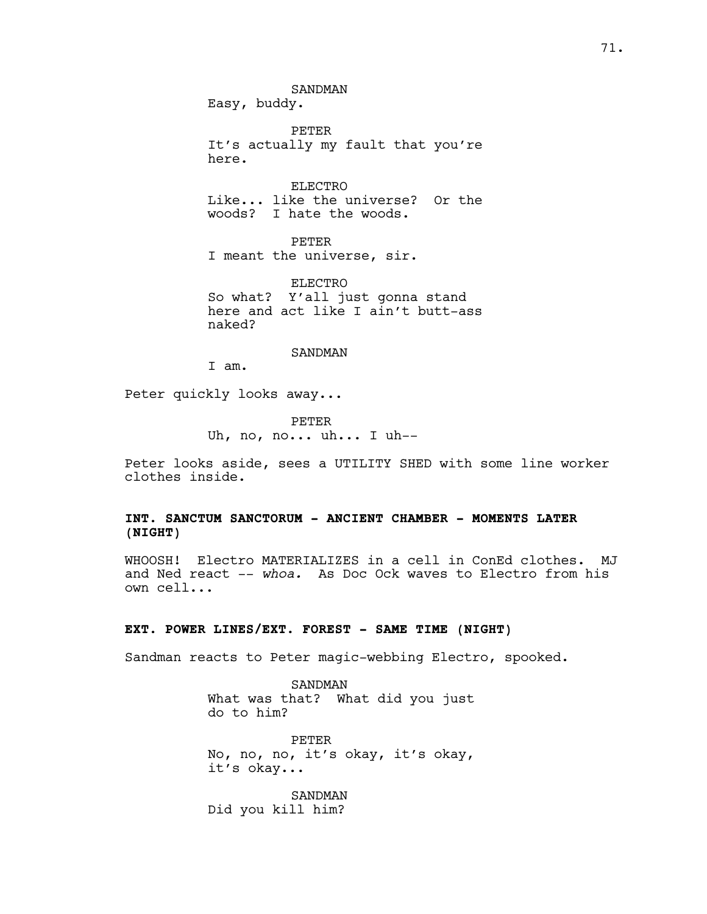SANDMAN
Easy, buddy.

PETER
It's actually my fault that you're here.

ELECTRO
Like... like the universe? Or the woods? I hate the woods.

PETER
I meant the universe, sir.

ELECTRO
So what? Y'all just gonna stand here and act like I ain't butt-ass naked?

SANDMAN
I am.

Peter quickly looks away...

PETER
Uh, no, no... uh... I uh--

Peter looks aside, sees a UTILITY SHED with some line worker clothes inside.

**INT. SANCTUM SANCTORUM - ANCIENT CHAMBER - MOMENTS LATER (NIGHT)**

WHOOSH! Electro MATERIALIZES in a cell in ConEd clothes. MJ and Ned react -- *whoa.* As Doc Ock waves to Electro from his own cell...

**EXT. POWER LINES/EXT. FOREST - SAME TIME (NIGHT)**

Sandman reacts to Peter magic-webbing Electro, spooked.

SANDMAN
What was that? What did you just do to him?

PETER
No, no, no, it's okay, it's okay, it's okay...

SANDMAN
Did you kill him?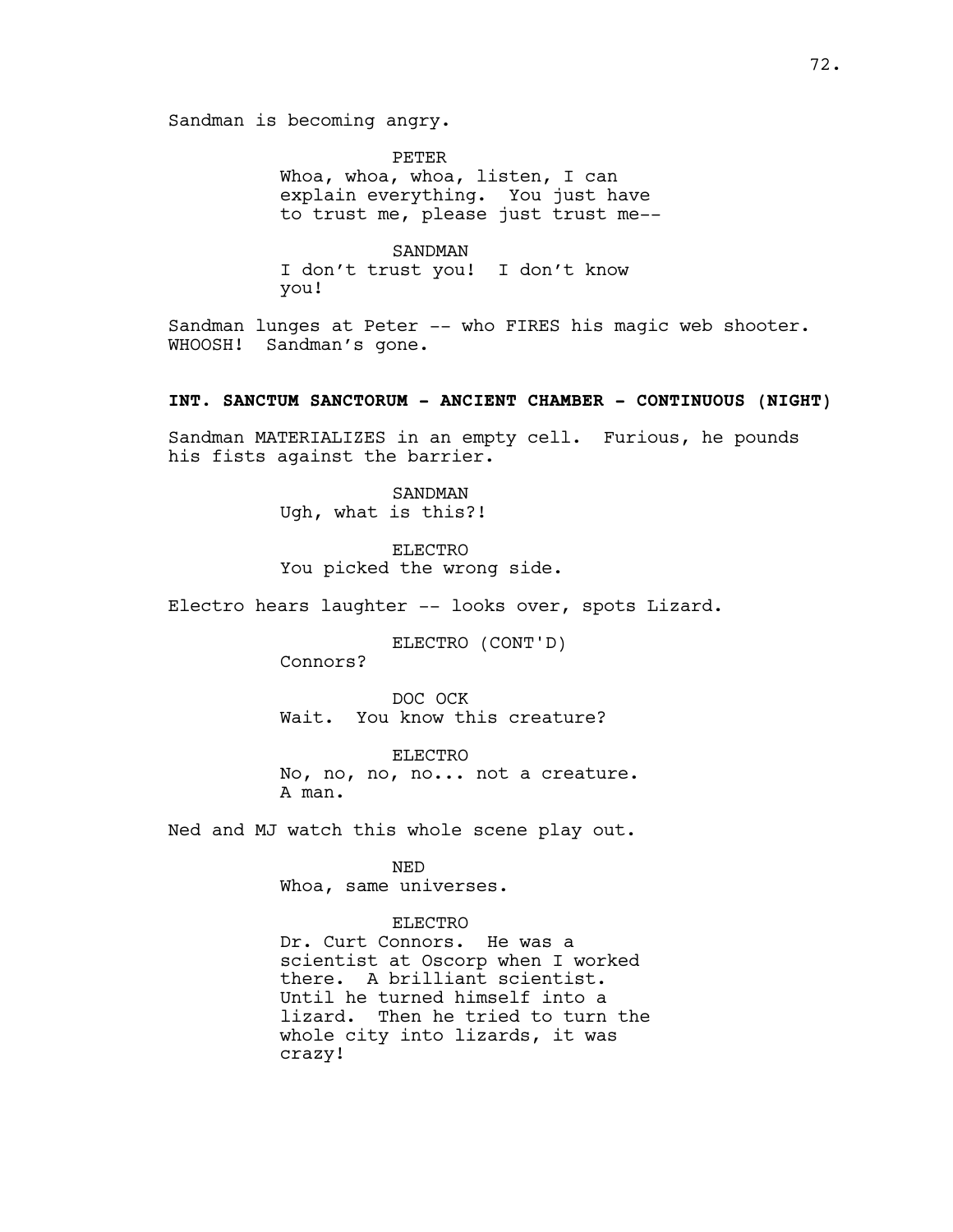Sandman is becoming angry.

PETER
Whoa, whoa, whoa, listen, I can explain everything. You just have to trust me, please just trust me--

SANDMAN
I don't trust you! I don't know you!

Sandman lunges at Peter -- who FIRES his magic web shooter. WHOOSH! Sandman's gone.

**INT. SANCTUM SANCTORUM - ANCIENT CHAMBER - CONTINUOUS (NIGHT)**

Sandman MATERIALIZES in an empty cell. Furious, he pounds his fists against the barrier.

SANDMAN
Ugh, what is this?!

ELECTRO
You picked the wrong side.

Electro hears laughter -- looks over, spots Lizard.

ELECTRO (CONT'D)
Connors?

DOC OCK
Wait. You know this creature?

ELECTRO
No, no, no, no... not a creature. A man.

Ned and MJ watch this whole scene play out.

NED
Whoa, same universes.

ELECTRO
Dr. Curt Connors. He was a scientist at Oscorp when I worked there. A brilliant scientist. Until he turned himself into a lizard. Then he tried to turn the whole city into lizards, it was crazy!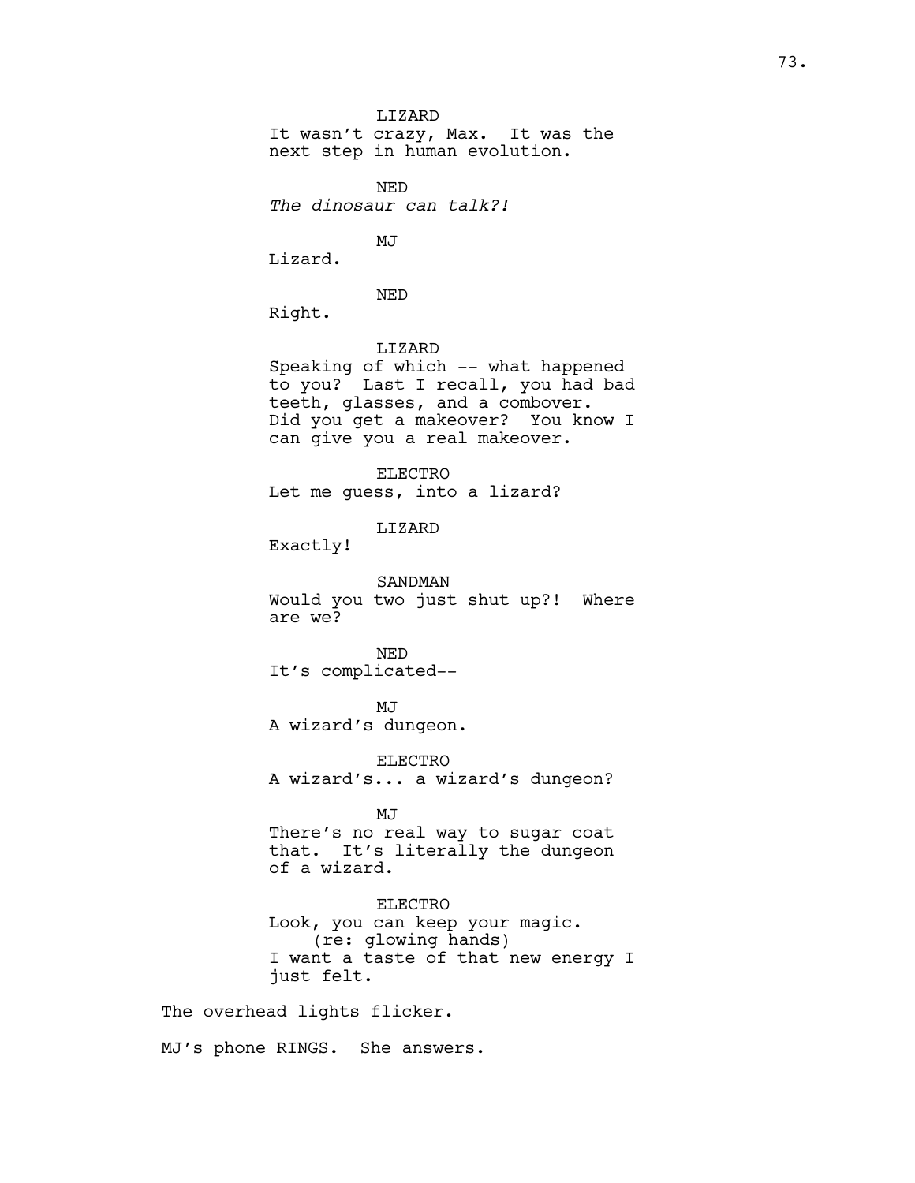LIZARD

It wasn't crazy, Max. It was the next step in human evolution.

NED

*The dinosaur can talk?!*

MJ

Lizard.

NED

Right.

LIZARD

Speaking of which -- what happened to you? Last I recall, you had bad teeth, glasses, and a combover. Did you get a makeover? You know I can give you a real makeover.

ELECTRO

Let me guess, into a lizard?

LIZARD

Exactly!

SANDMAN

Would you two just shut up?! Where are we?

NED

It's complicated--

MJ

A wizard's dungeon.

ELECTRO

A wizard's... a wizard's dungeon?

MJ

There's no real way to sugar coat that. It's literally the dungeon of a wizard.

ELECTRO

Look, you can keep your magic.
(re: glowing hands)
I want a taste of that new energy I just felt.

The overhead lights flicker.

MJ's phone RINGS. She answers.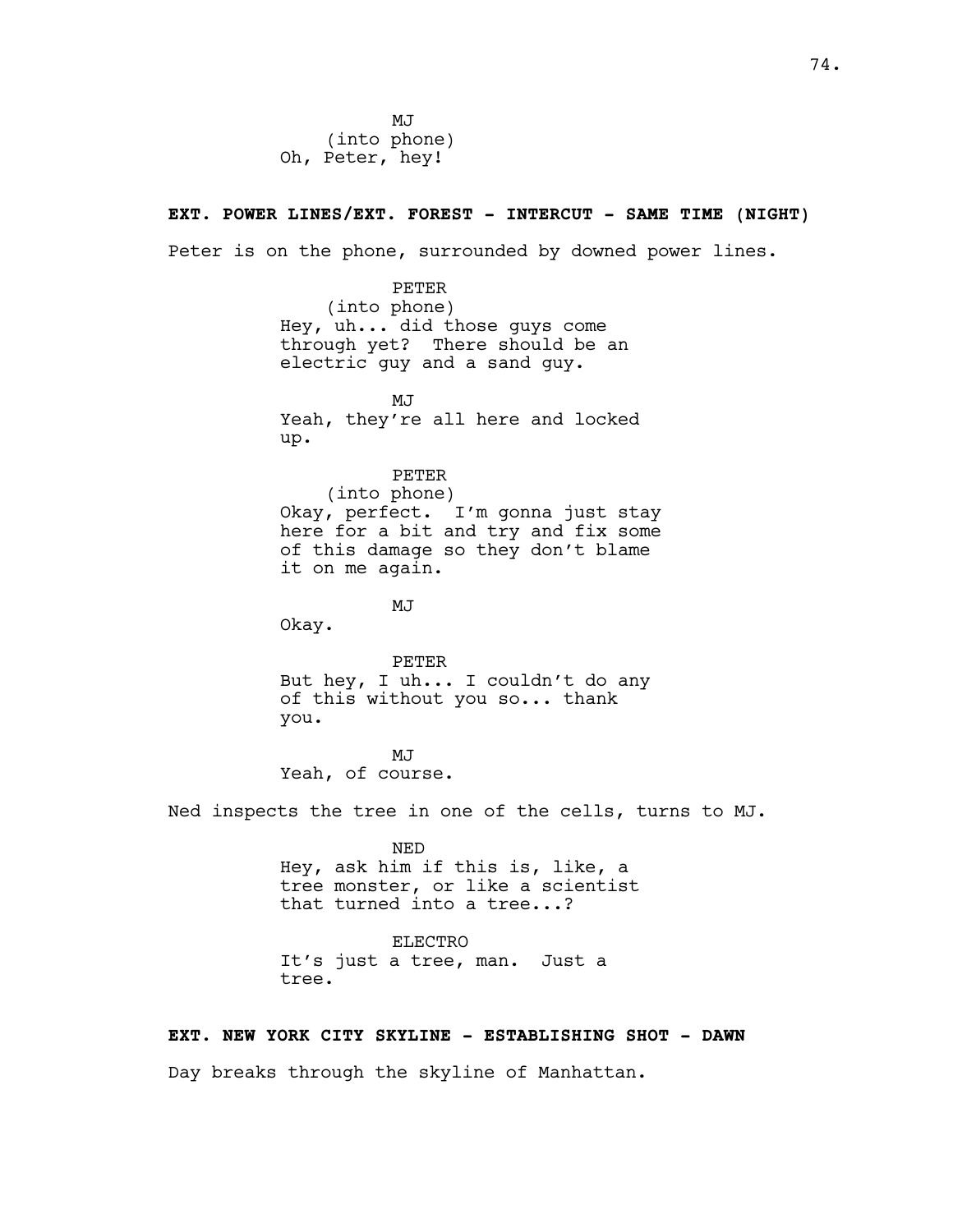MJ
(into phone)
Oh, Peter, hey!

**EXT. POWER LINES/EXT. FOREST - INTERCUT - SAME TIME (NIGHT)**

Peter is on the phone, surrounded by downed power lines.

PETER
(into phone)
Hey, uh... did those guys come through yet? There should be an electric guy and a sand guy.

MJ
Yeah, they're all here and locked up.

PETER
(into phone)
Okay, perfect. I'm gonna just stay here for a bit and try and fix some of this damage so they don't blame it on me again.

MJ
Okay.

PETER
But hey, I uh... I couldn't do any of this without you so... thank you.

MJ
Yeah, of course.

Ned inspects the tree in one of the cells, turns to MJ.

NED
Hey, ask him if this is, like, a tree monster, or like a scientist that turned into a tree...?

ELECTRO
It's just a tree, man. Just a tree.

**EXT. NEW YORK CITY SKYLINE - ESTABLISHING SHOT - DAWN**

Day breaks through the skyline of Manhattan.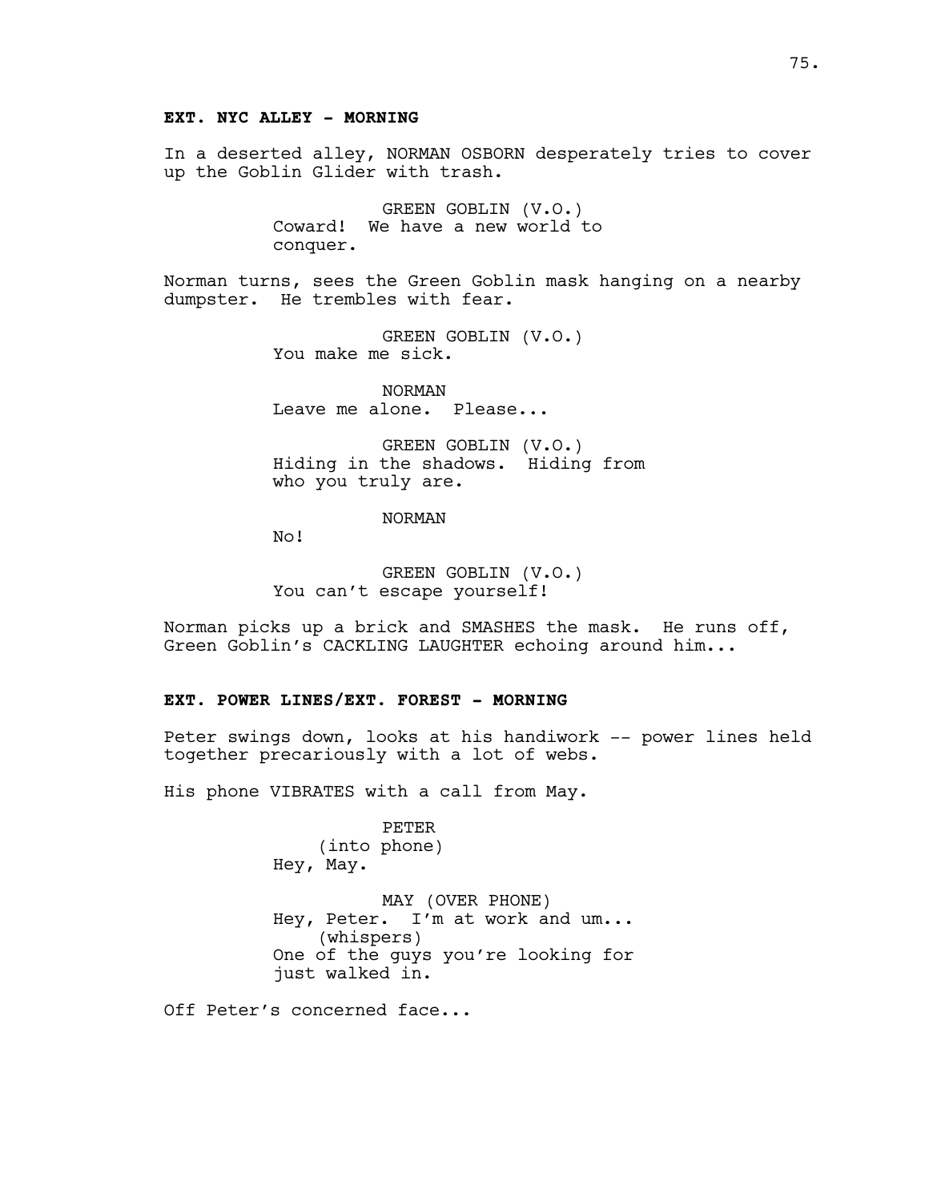**EXT. NYC ALLEY - MORNING**

In a deserted alley, NORMAN OSBORN desperately tries to cover up the Goblin Glider with trash.

GREEN GOBLIN (V.O.)
Coward! We have a new world to conquer.

Norman turns, sees the Green Goblin mask hanging on a nearby dumpster. He trembles with fear.

GREEN GOBLIN (V.O.)
You make me sick.

NORMAN
Leave me alone. Please...

GREEN GOBLIN (V.O.)
Hiding in the shadows. Hiding from who you truly are.

NORMAN
No!

GREEN GOBLIN (V.O.)
You can't escape yourself!

Norman picks up a brick and SMASHES the mask. He runs off, Green Goblin's CACKLING LAUGHTER echoing around him...

**EXT. POWER LINES/EXT. FOREST - MORNING**

Peter swings down, looks at his handiwork -- power lines held together precariously with a lot of webs.

His phone VIBRATES with a call from May.

PETER
(into phone)
Hey, May.

MAY (OVER PHONE)
Hey, Peter. I'm at work and um...
(whispers)
One of the guys you're looking for just walked in.

Off Peter's concerned face...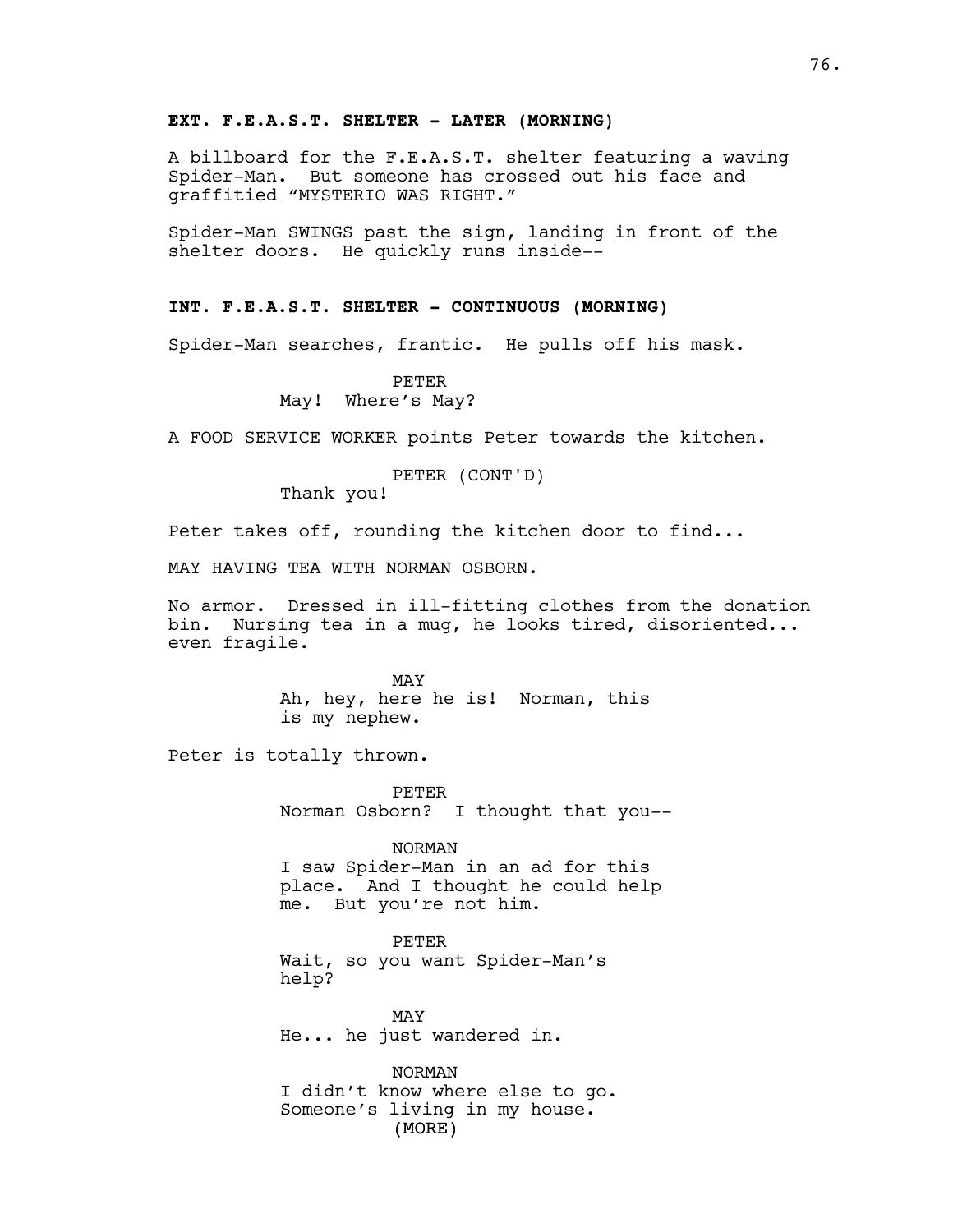**EXT. F.E.A.S.T. SHELTER - LATER (MORNING)**

A billboard for the F.E.A.S.T. shelter featuring a waving Spider-Man. But someone has crossed out his face and graffitied "MYSTERIO WAS RIGHT."

Spider-Man SWINGS past the sign, landing in front of the shelter doors. He quickly runs inside--

**INT. F.E.A.S.T. SHELTER - CONTINUOUS (MORNING)**

Spider-Man searches, frantic. He pulls off his mask.

PETER
May! Where's May?

A FOOD SERVICE WORKER points Peter towards the kitchen.

PETER (CONT'D)
Thank you!

Peter takes off, rounding the kitchen door to find...

MAY HAVING TEA WITH NORMAN OSBORN.

No armor. Dressed in ill-fitting clothes from the donation bin. Nursing tea in a mug, he looks tired, disoriented... even fragile.

MAY
Ah, hey, here he is! Norman, this is my nephew.

Peter is totally thrown.

PETER
Norman Osborn? I thought that you--

NORMAN
I saw Spider-Man in an ad for this place. And I thought he could help me. But you're not him.

PETER
Wait, so you want Spider-Man's help?

MAY
He... he just wandered in.

NORMAN
I didn't know where else to go. Someone's living in my house.
(MORE)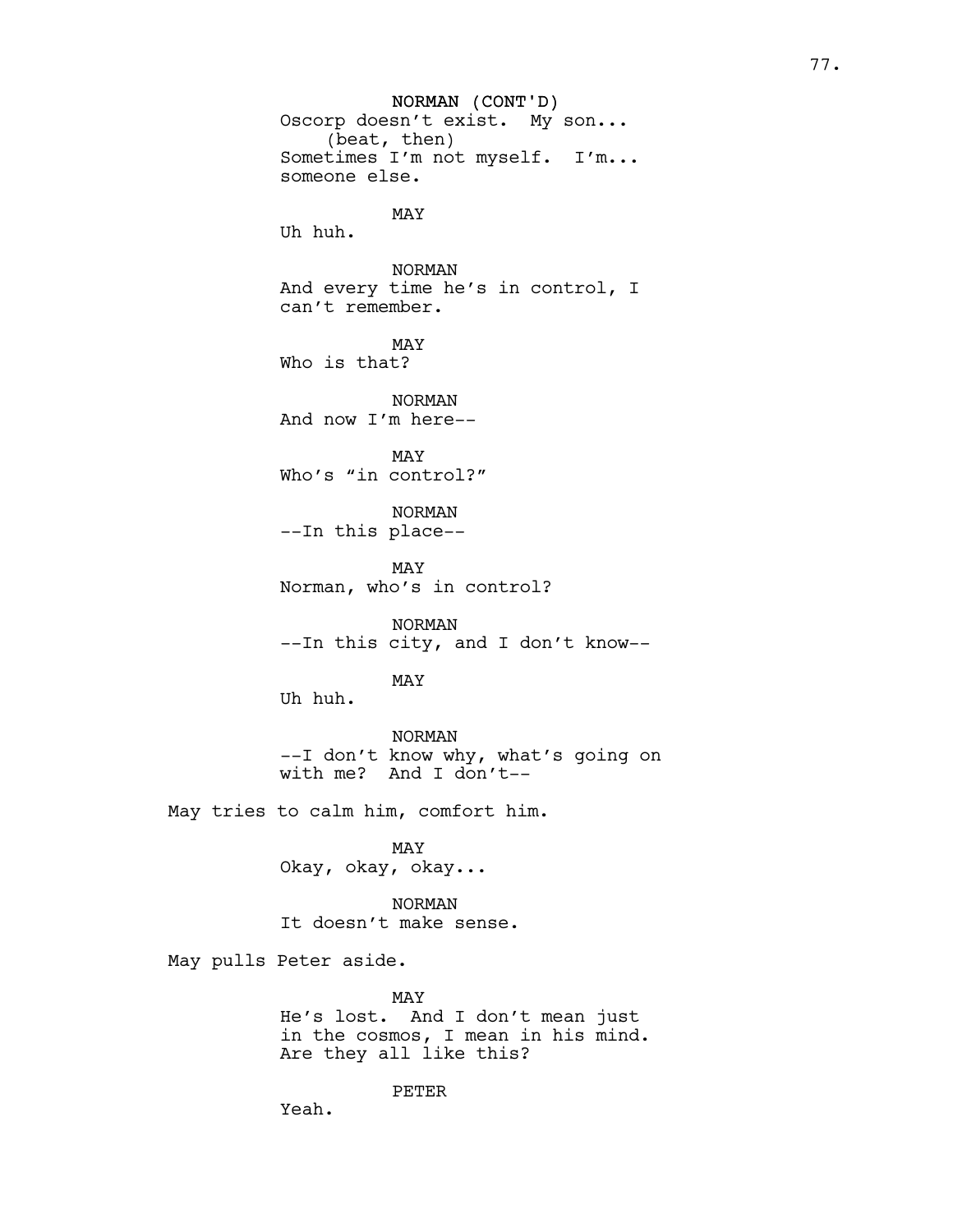NORMAN (CONT'D)
Oscorp doesn't exist. My son...
(beat, then)
Sometimes I'm not myself. I'm... someone else.

MAY
Uh huh.

NORMAN
And every time he's in control, I can't remember.

MAY
Who is that?

NORMAN
And now I'm here--

MAY
Who's "in control?"

NORMAN
--In this place--

MAY
Norman, who's in control?

NORMAN
--In this city, and I don't know--

MAY
Uh huh.

NORMAN
--I don't know why, what's going on with me? And I don't--

May tries to calm him, comfort him.

MAY
Okay, okay, okay...

NORMAN
It doesn't make sense.

May pulls Peter aside.

MAY
He's lost. And I don't mean just in the cosmos, I mean in his mind. Are they all like this?

PETER
Yeah.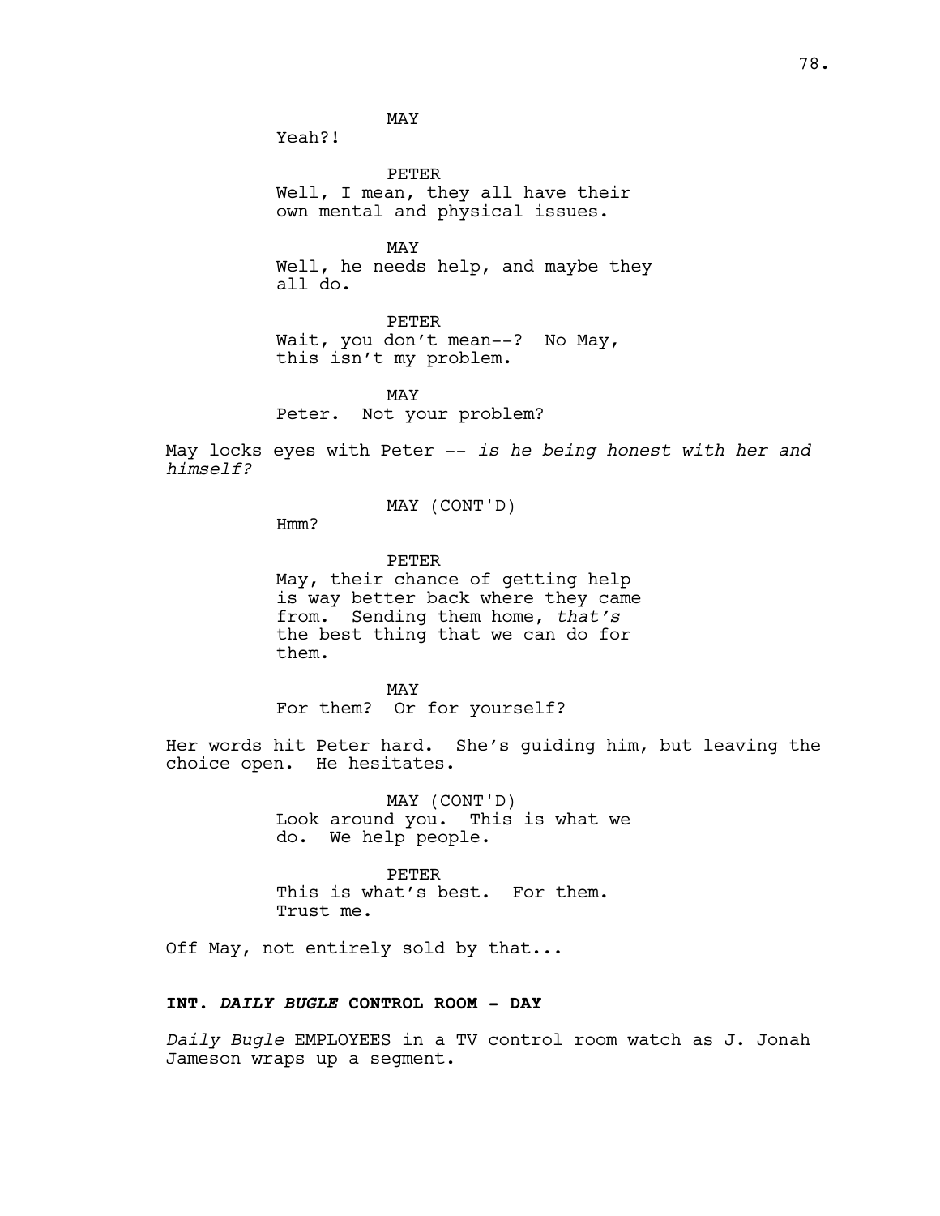MAY

Yeah?!

PETER

Well, I mean, they all have their own mental and physical issues.

MAY

Well, he needs help, and maybe they all do.

PETER

Wait, you don't mean--? No May, this isn't my problem.

MAY

Peter. Not your problem?

May locks eyes with Peter -- *is he being honest with her and himself?*

MAY (CONT'D)

Hmm?

PETER

May, their chance of getting help is way better back where they came from. Sending them home, *that's* the best thing that we can do for them.

MAY

For them? Or for yourself?

Her words hit Peter hard. She's guiding him, but leaving the choice open. He hesitates.

MAY (CONT'D)

Look around you. This is what we do. We help people.

PETER

This is what's best. For them. Trust me.

Off May, not entirely sold by that...

**INT. *DAILY BUGLE* CONTROL ROOM - DAY**

*Daily Bugle* EMPLOYEES in a TV control room watch as J. Jonah Jameson wraps up a segment.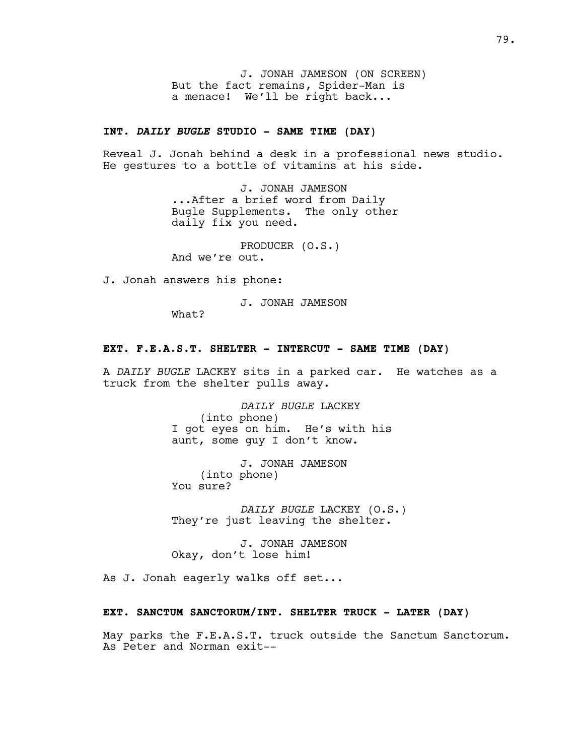J. JONAH JAMESON (ON SCREEN)
But the fact remains, Spider-Man is a menace! We'll be right back...

**INT. *DAILY BUGLE* STUDIO - SAME TIME (DAY)**

Reveal J. Jonah behind a desk in a professional news studio. He gestures to a bottle of vitamins at his side.

J. JONAH JAMESON
...After a brief word from Daily Bugle Supplements. The only other daily fix you need.

PRODUCER (O.S.)
And we're out.

J. Jonah answers his phone:

J. JONAH JAMESON
What?

**EXT. F.E.A.S.T. SHELTER - INTERCUT - SAME TIME (DAY)**

A *DAILY BUGLE* LACKEY sits in a parked car. He watches as a truck from the shelter pulls away.

*DAILY BUGLE* LACKEY
(into phone)
I got eyes on him. He's with his aunt, some guy I don't know.

J. JONAH JAMESON
(into phone)
You sure?

*DAILY BUGLE* LACKEY (O.S.)
They're just leaving the shelter.

J. JONAH JAMESON
Okay, don't lose him!

As J. Jonah eagerly walks off set...

**EXT. SANCTUM SANCTORUM/INT. SHELTER TRUCK - LATER (DAY)**

May parks the F.E.A.S.T. truck outside the Sanctum Sanctorum. As Peter and Norman exit--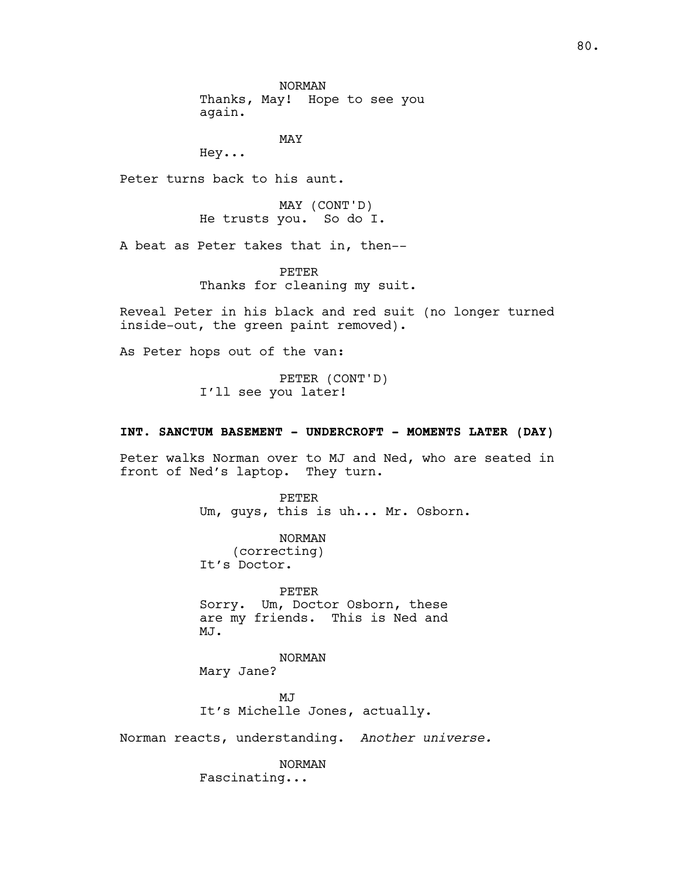NORMAN
Thanks, May! Hope to see you again.

MAY
Hey...

Peter turns back to his aunt.

MAY (CONT'D)
He trusts you. So do I.

A beat as Peter takes that in, then--

PETER
Thanks for cleaning my suit.

Reveal Peter in his black and red suit (no longer turned inside-out, the green paint removed).

As Peter hops out of the van:

PETER (CONT'D)
I'll see you later!

**INT. SANCTUM BASEMENT - UNDERCROFT - MOMENTS LATER (DAY)**

Peter walks Norman over to MJ and Ned, who are seated in front of Ned's laptop. They turn.

PETER
Um, guys, this is uh... Mr. Osborn.

NORMAN
(correcting)
It's Doctor.

PETER
Sorry. Um, Doctor Osborn, these are my friends. This is Ned and MJ.

NORMAN
Mary Jane?

MJ
It's Michelle Jones, actually.

Norman reacts, understanding. *Another universe.*

NORMAN
Fascinating...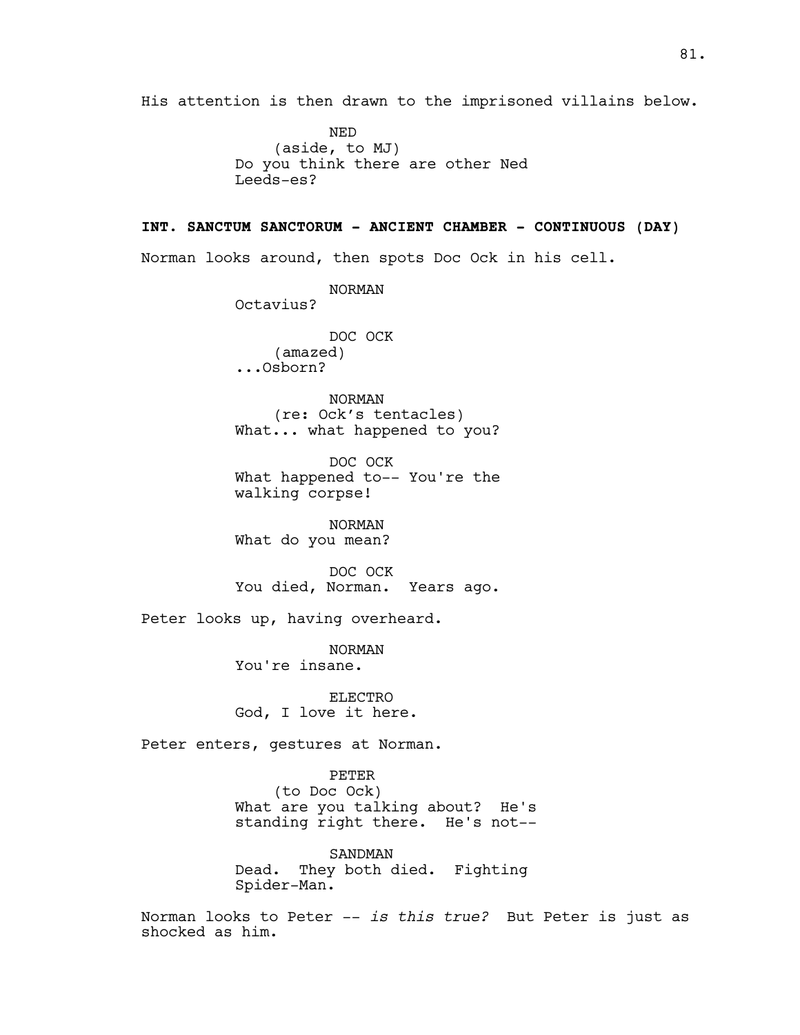His attention is then drawn to the imprisoned villains below.

NED
(aside, to MJ)
Do you think there are other Ned Leeds-es?

**INT. SANCTUM SANCTORUM - ANCIENT CHAMBER - CONTINUOUS (DAY)**

Norman looks around, then spots Doc Ock in his cell.

NORMAN
Octavius?

DOC OCK
(amazed)
...Osborn?

NORMAN
(re: Ock's tentacles)
What... what happened to you?

DOC OCK
What happened to-- You're the walking corpse!

NORMAN
What do you mean?

DOC OCK
You died, Norman. Years ago.

Peter looks up, having overheard.

NORMAN
You're insane.

ELECTRO
God, I love it here.

Peter enters, gestures at Norman.

PETER
(to Doc Ock)
What are you talking about? He's standing right there. He's not--

SANDMAN
Dead. They both died. Fighting Spider-Man.

Norman looks to Peter -- *is this true?* But Peter is just as shocked as him.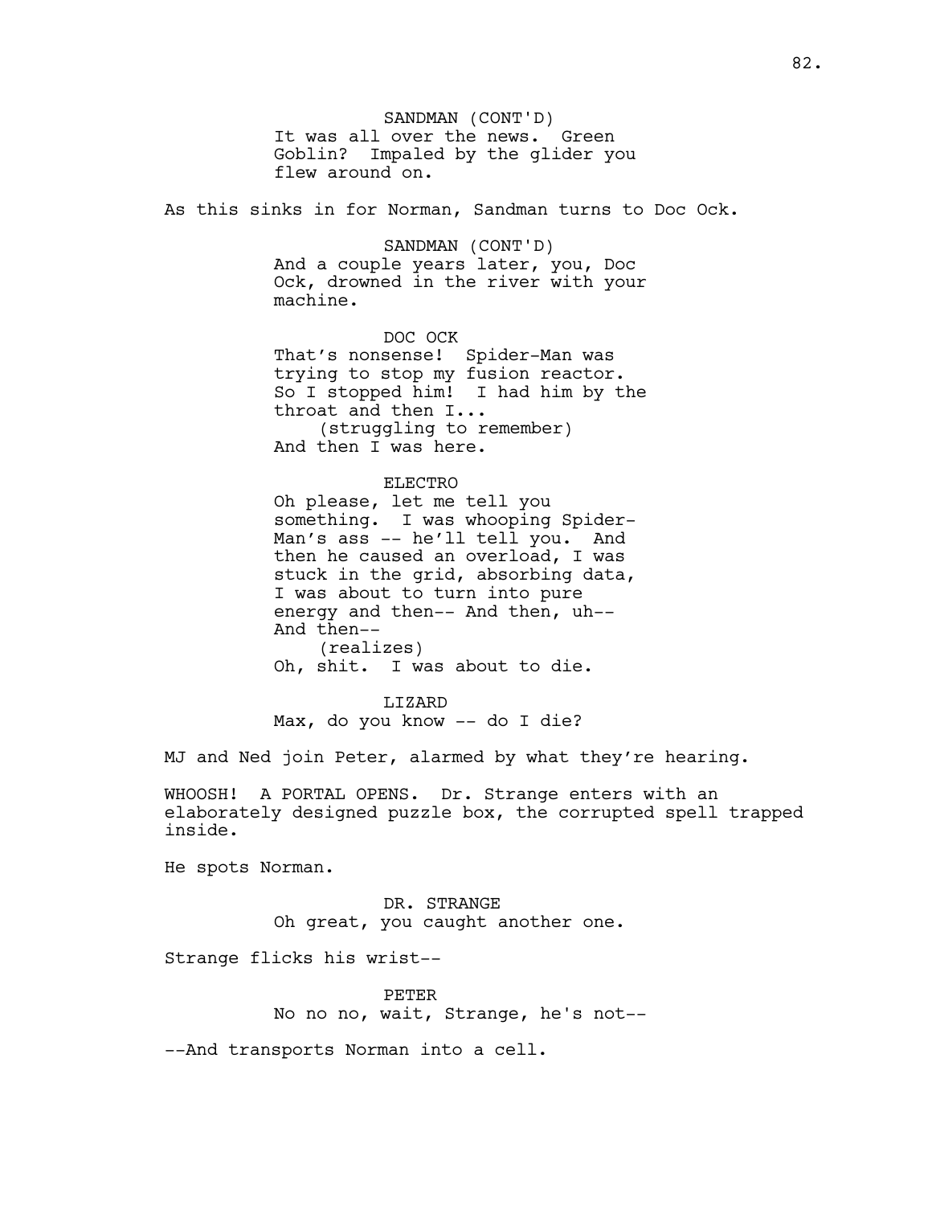SANDMAN (CONT'D)
It was all over the news. Green Goblin? Impaled by the glider you flew around on.

As this sinks in for Norman, Sandman turns to Doc Ock.

SANDMAN (CONT'D)
And a couple years later, you, Doc Ock, drowned in the river with your machine.

DOC OCK
That's nonsense! Spider-Man was trying to stop my fusion reactor. So I stopped him! I had him by the throat and then I...
(struggling to remember)
And then I was here.

ELECTRO
Oh please, let me tell you something. I was whooping Spider-Man's ass -- he'll tell you. And then he caused an overload, I was stuck in the grid, absorbing data, I was about to turn into pure energy and then-- And then, uh-- And then--
(realizes)
Oh, shit. I was about to die.

LIZARD
Max, do you know -- do I die?

MJ and Ned join Peter, alarmed by what they're hearing.

WHOOSH! A PORTAL OPENS. Dr. Strange enters with an elaborately designed puzzle box, the corrupted spell trapped inside.

He spots Norman.

DR. STRANGE
Oh great, you caught another one.

Strange flicks his wrist--

PETER
No no no, wait, Strange, he's not--

--And transports Norman into a cell.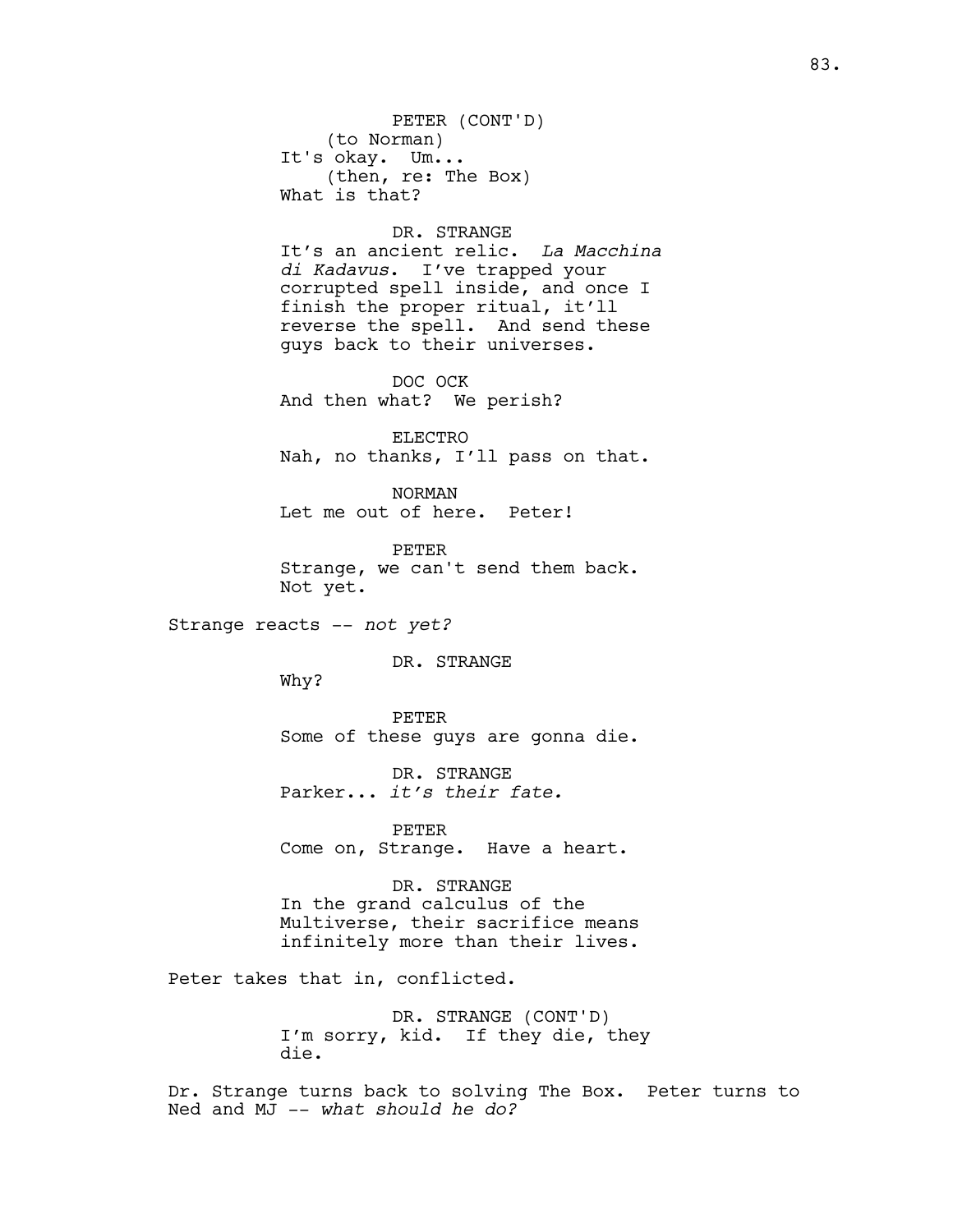PETER (CONT'D)
(to Norman)
It's okay. Um...
(then, re: The Box)
What is that?

DR. STRANGE
It's an ancient relic. *La Macchina di Kadavus*. I've trapped your corrupted spell inside, and once I finish the proper ritual, it'll reverse the spell. And send these guys back to their universes.

DOC OCK
And then what? We perish?

ELECTRO
Nah, no thanks, I'll pass on that.

NORMAN
Let me out of here. Peter!

PETER
Strange, we can't send them back. Not yet.

Strange reacts -- *not yet?*

DR. STRANGE
Why?

PETER
Some of these guys are gonna die.

DR. STRANGE
Parker... *it's their fate.*

PETER
Come on, Strange. Have a heart.

DR. STRANGE
In the grand calculus of the Multiverse, their sacrifice means infinitely more than their lives.

Peter takes that in, conflicted.

DR. STRANGE (CONT'D)
I'm sorry, kid. If they die, they die.

Dr. Strange turns back to solving The Box. Peter turns to Ned and MJ -- *what should he do?*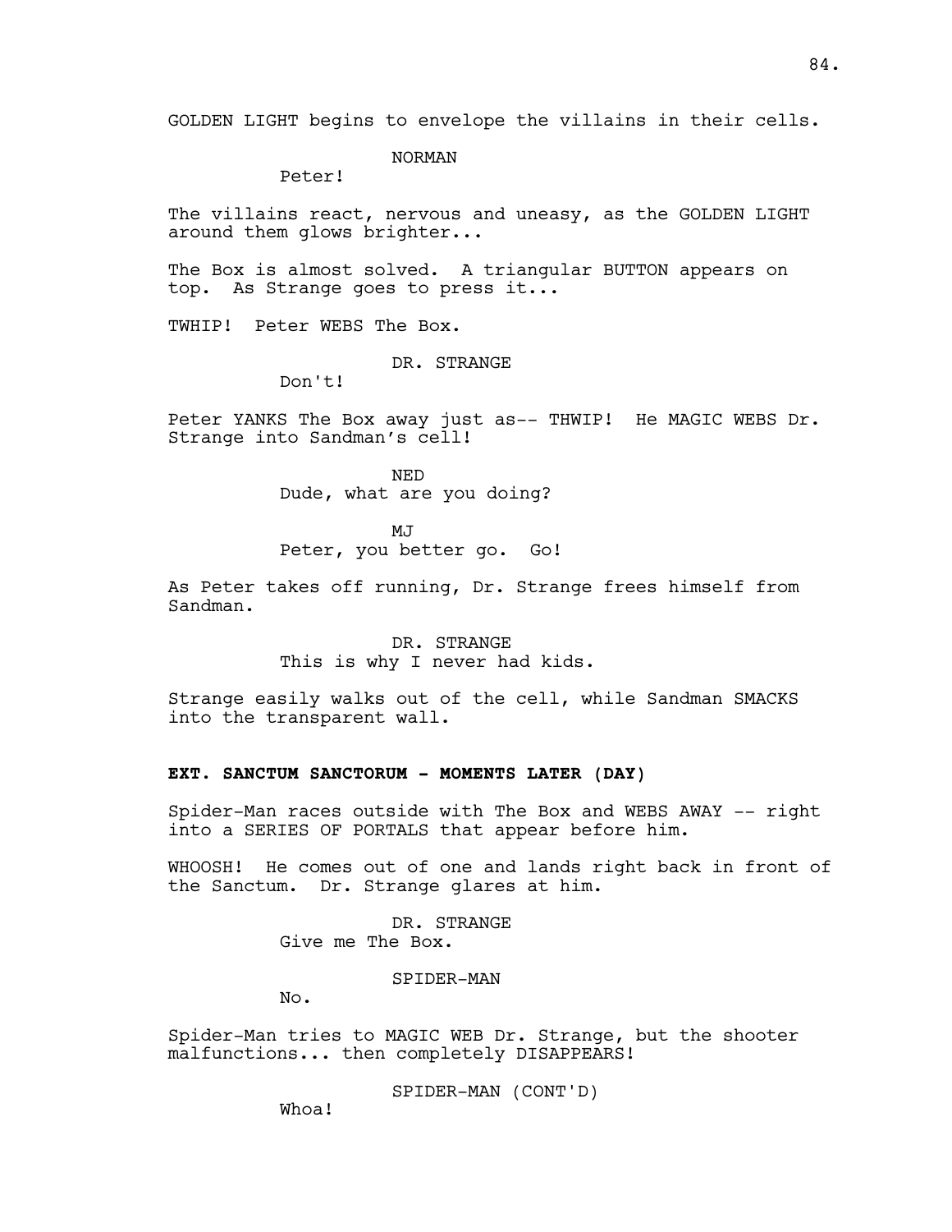GOLDEN LIGHT begins to envelope the villains in their cells.

NORMAN
Peter!

The villains react, nervous and uneasy, as the GOLDEN LIGHT around them glows brighter...

The Box is almost solved. A triangular BUTTON appears on top. As Strange goes to press it...

TWHIP! Peter WEBS The Box.

DR. STRANGE
Don't!

Peter YANKS The Box away just as-- THWIP! He MAGIC WEBS Dr. Strange into Sandman's cell!

NED
Dude, what are you doing?

MJ
Peter, you better go. Go!

As Peter takes off running, Dr. Strange frees himself from Sandman.

DR. STRANGE
This is why I never had kids.

Strange easily walks out of the cell, while Sandman SMACKS into the transparent wall.

**EXT. SANCTUM SANCTORUM - MOMENTS LATER (DAY)**

Spider-Man races outside with The Box and WEBS AWAY -- right into a SERIES OF PORTALS that appear before him.

WHOOSH! He comes out of one and lands right back in front of the Sanctum. Dr. Strange glares at him.

DR. STRANGE
Give me The Box.

SPIDER-MAN
No.

Spider-Man tries to MAGIC WEB Dr. Strange, but the shooter malfunctions... then completely DISAPPEARS!

SPIDER-MAN (CONT'D)
Whoa!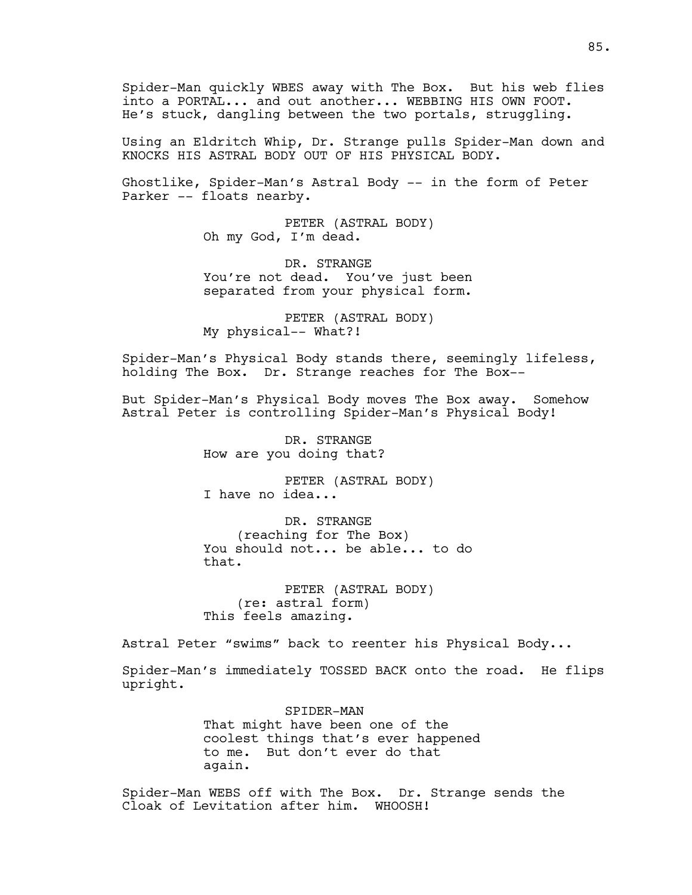Spider-Man quickly WBES away with The Box. But his web flies into a PORTAL... and out another... WEBBING HIS OWN FOOT. He's stuck, dangling between the two portals, struggling.

Using an Eldritch Whip, Dr. Strange pulls Spider-Man down and KNOCKS HIS ASTRAL BODY OUT OF HIS PHYSICAL BODY.

Ghostlike, Spider-Man's Astral Body -- in the form of Peter Parker -- floats nearby.

PETER (ASTRAL BODY)
Oh my God, I'm dead.

DR. STRANGE
You're not dead. You've just been separated from your physical form.

PETER (ASTRAL BODY)
My physical-- What?!

Spider-Man's Physical Body stands there, seemingly lifeless, holding The Box. Dr. Strange reaches for The Box--

But Spider-Man's Physical Body moves The Box away. Somehow Astral Peter is controlling Spider-Man's Physical Body!

DR. STRANGE
How are you doing that?

PETER (ASTRAL BODY)
I have no idea...

DR. STRANGE
(reaching for The Box)
You should not... be able... to do that.

PETER (ASTRAL BODY)
(re: astral form)
This feels amazing.

Astral Peter "swims" back to reenter his Physical Body...

Spider-Man's immediately TOSSED BACK onto the road. He flips upright.

SPIDER-MAN
That might have been one of the coolest things that's ever happened to me. But don't ever do that again.

Spider-Man WEBS off with The Box. Dr. Strange sends the Cloak of Levitation after him. WHOOSH!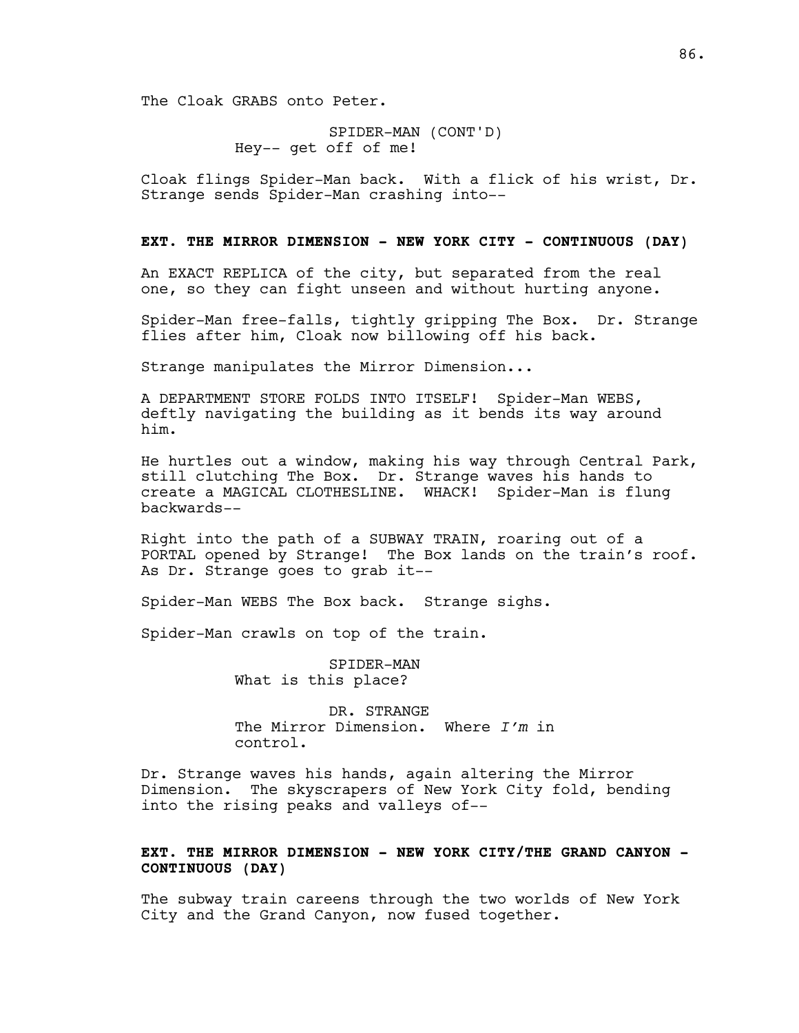The Cloak GRABS onto Peter.

SPIDER-MAN (CONT'D)
Hey-- get off of me!

Cloak flings Spider-Man back. With a flick of his wrist, Dr. Strange sends Spider-Man crashing into--

**EXT. THE MIRROR DIMENSION - NEW YORK CITY - CONTINUOUS (DAY)**

An EXACT REPLICA of the city, but separated from the real one, so they can fight unseen and without hurting anyone.

Spider-Man free-falls, tightly gripping The Box. Dr. Strange flies after him, Cloak now billowing off his back.

Strange manipulates the Mirror Dimension...

A DEPARTMENT STORE FOLDS INTO ITSELF! Spider-Man WEBS, deftly navigating the building as it bends its way around him.

He hurtles out a window, making his way through Central Park, still clutching The Box. Dr. Strange waves his hands to create a MAGICAL CLOTHESLINE. WHACK! Spider-Man is flung backwards--

Right into the path of a SUBWAY TRAIN, roaring out of a PORTAL opened by Strange! The Box lands on the train's roof. As Dr. Strange goes to grab it--

Spider-Man WEBS The Box back. Strange sighs.

Spider-Man crawls on top of the train.

SPIDER-MAN
What is this place?

DR. STRANGE
The Mirror Dimension. Where *I'm* in control.

Dr. Strange waves his hands, again altering the Mirror Dimension. The skyscrapers of New York City fold, bending into the rising peaks and valleys of--

**EXT. THE MIRROR DIMENSION - NEW YORK CITY/THE GRAND CANYON - CONTINUOUS (DAY)**

The subway train careens through the two worlds of New York City and the Grand Canyon, now fused together.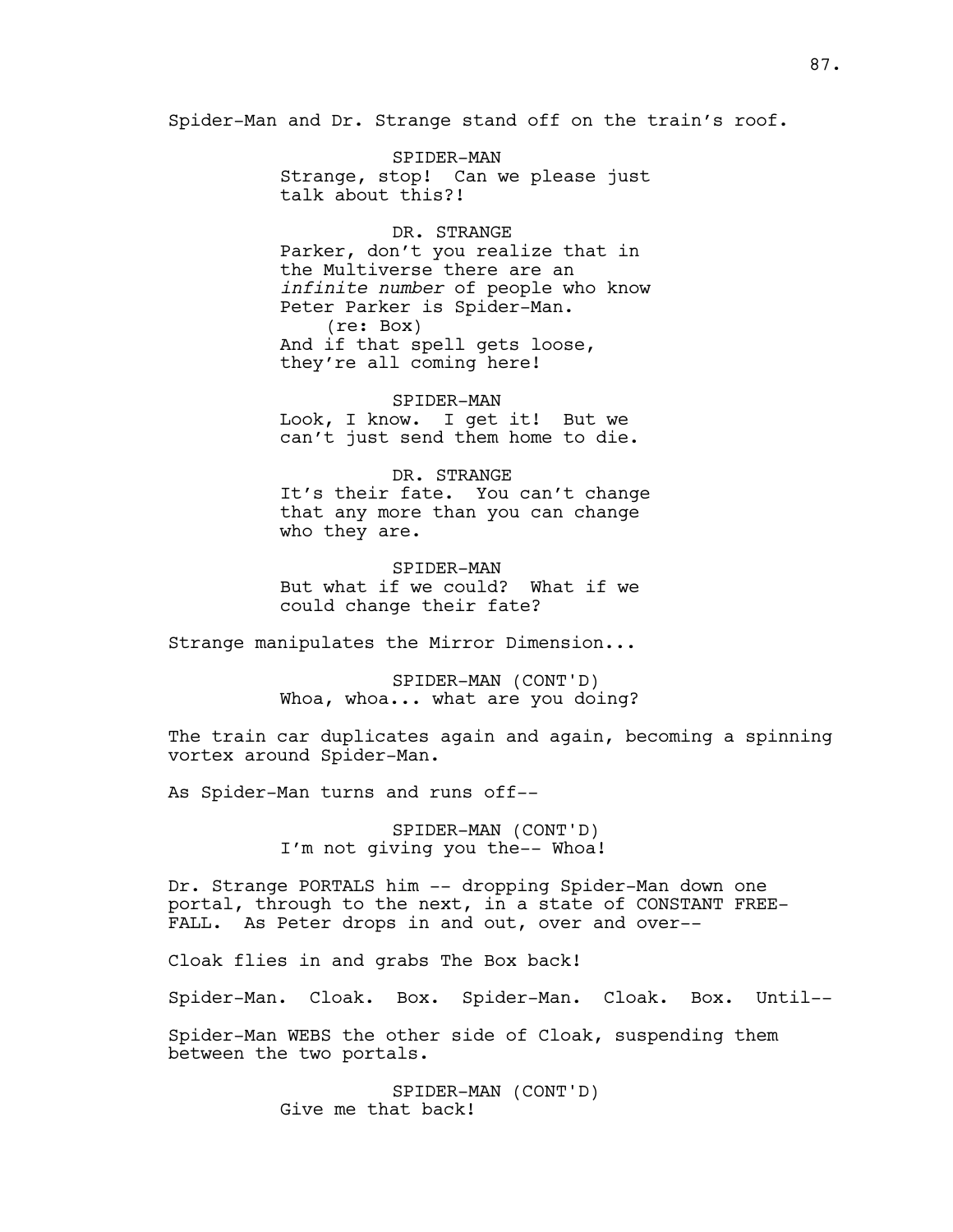Spider-Man and Dr. Strange stand off on the train's roof.

SPIDER-MAN
Strange, stop! Can we please just talk about this?!

DR. STRANGE
Parker, don't you realize that in the Multiverse there are an *infinite number* of people who know Peter Parker is Spider-Man.
(re: Box)
And if that spell gets loose, they're all coming here!

SPIDER-MAN
Look, I know. I get it! But we can't just send them home to die.

DR. STRANGE
It's their fate. You can't change that any more than you can change who they are.

SPIDER-MAN
But what if we could? What if we could change their fate?

Strange manipulates the Mirror Dimension...

SPIDER-MAN (CONT'D)
Whoa, whoa... what are you doing?

The train car duplicates again and again, becoming a spinning vortex around Spider-Man.

As Spider-Man turns and runs off--

SPIDER-MAN (CONT'D)
I'm not giving you the-- Whoa!

Dr. Strange PORTALS him -- dropping Spider-Man down one portal, through to the next, in a state of CONSTANT FREE-FALL. As Peter drops in and out, over and over--

Cloak flies in and grabs The Box back!

Spider-Man. Cloak. Box. Spider-Man. Cloak. Box. Until--

Spider-Man WEBS the other side of Cloak, suspending them between the two portals.

SPIDER-MAN (CONT'D)
Give me that back!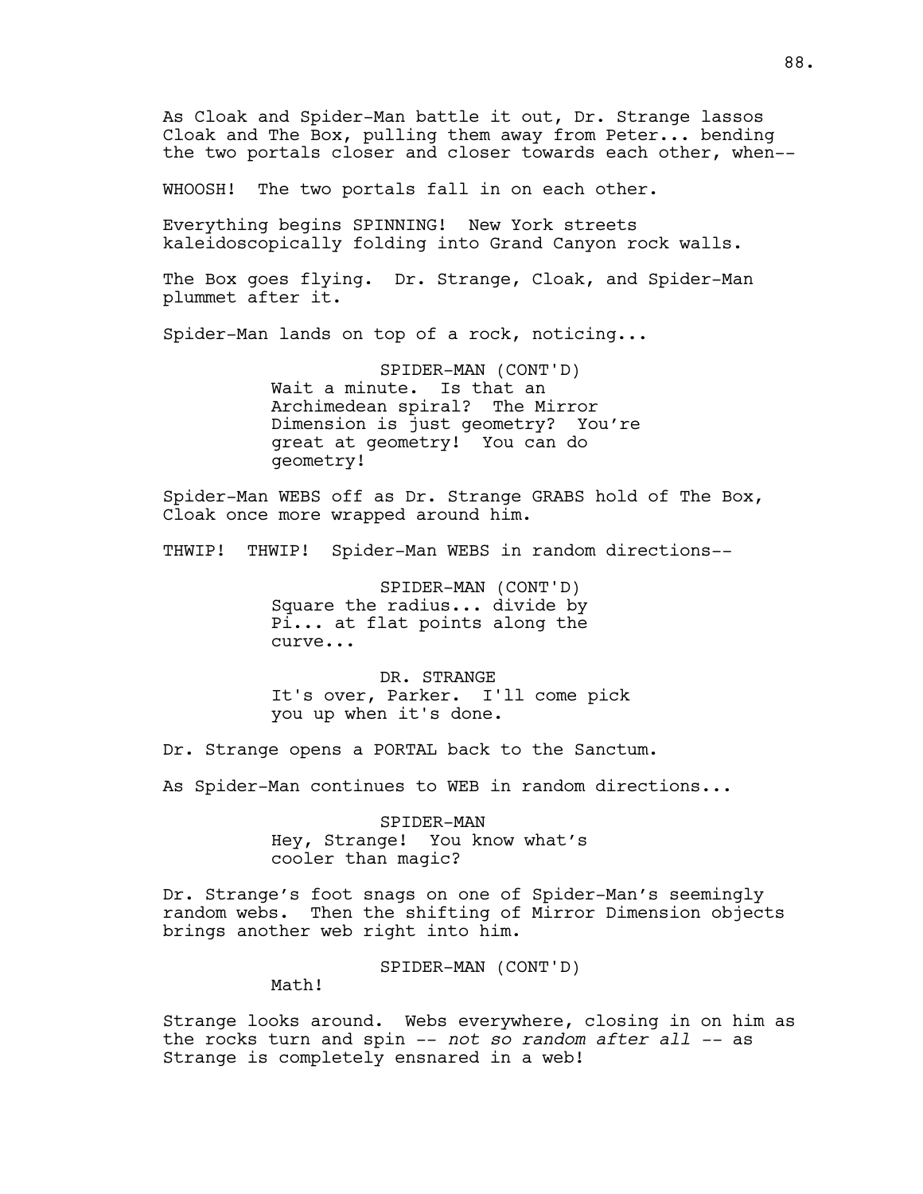As Cloak and Spider-Man battle it out, Dr. Strange lassos Cloak and The Box, pulling them away from Peter... bending the two portals closer and closer towards each other, when--

WHOOSH! The two portals fall in on each other.

Everything begins SPINNING! New York streets kaleidoscopically folding into Grand Canyon rock walls.

The Box goes flying. Dr. Strange, Cloak, and Spider-Man plummet after it.

Spider-Man lands on top of a rock, noticing...

SPIDER-MAN (CONT'D)
Wait a minute. Is that an Archimedean spiral? The Mirror Dimension is just geometry? You're great at geometry! You can do geometry!

Spider-Man WEBS off as Dr. Strange GRABS hold of The Box, Cloak once more wrapped around him.

THWIP! THWIP! Spider-Man WEBS in random directions--

SPIDER-MAN (CONT'D)
Square the radius... divide by Pi... at flat points along the curve...

DR. STRANGE
It's over, Parker. I'll come pick you up when it's done.

Dr. Strange opens a PORTAL back to the Sanctum.

As Spider-Man continues to WEB in random directions...

SPIDER-MAN
Hey, Strange! You know what's cooler than magic?

Dr. Strange's foot snags on one of Spider-Man's seemingly random webs. Then the shifting of Mirror Dimension objects brings another web right into him.

SPIDER-MAN (CONT'D)
Math!

Strange looks around. Webs everywhere, closing in on him as the rocks turn and spin -- *not so random after all* -- as Strange is completely ensnared in a web!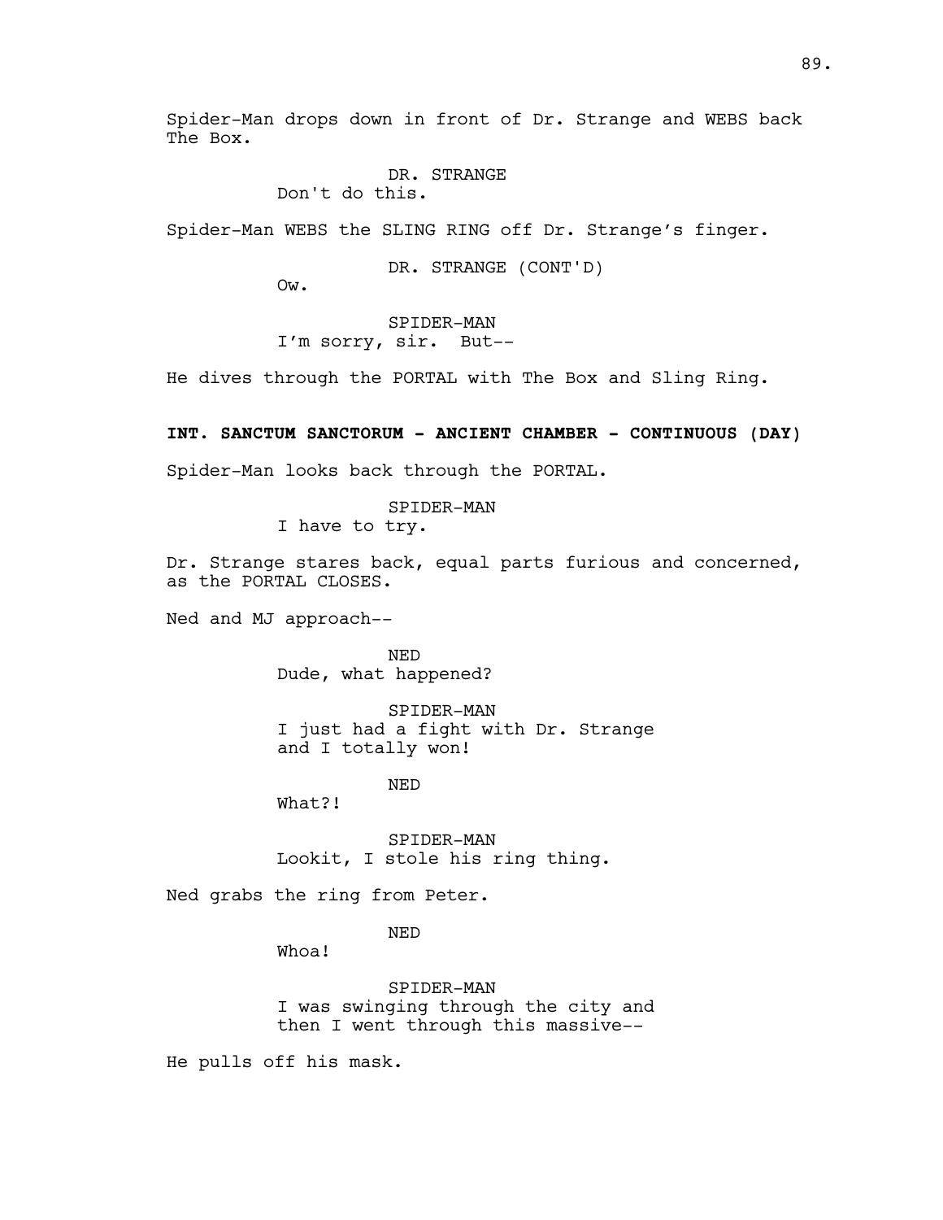Spider-Man drops down in front of Dr. Strange and WEBS back The Box.

DR. STRANGE
Don't do this.

Spider-Man WEBS the SLING RING off Dr. Strange's finger.

DR. STRANGE (CONT'D)
Ow.

SPIDER-MAN
I'm sorry, sir. But--

He dives through the PORTAL with The Box and Sling Ring.

**INT. SANCTUM SANCTORUM - ANCIENT CHAMBER - CONTINUOUS (DAY)**

Spider-Man looks back through the PORTAL.

SPIDER-MAN
I have to try.

Dr. Strange stares back, equal parts furious and concerned, as the PORTAL CLOSES.

Ned and MJ approach--

NED
Dude, what happened?

SPIDER-MAN
I just had a fight with Dr. Strange and I totally won!

NED
What?!

SPIDER-MAN
Lookit, I stole his ring thing.

Ned grabs the ring from Peter.

NED
Whoa!

SPIDER-MAN
I was swinging through the city and then I went through this massive--

He pulls off his mask.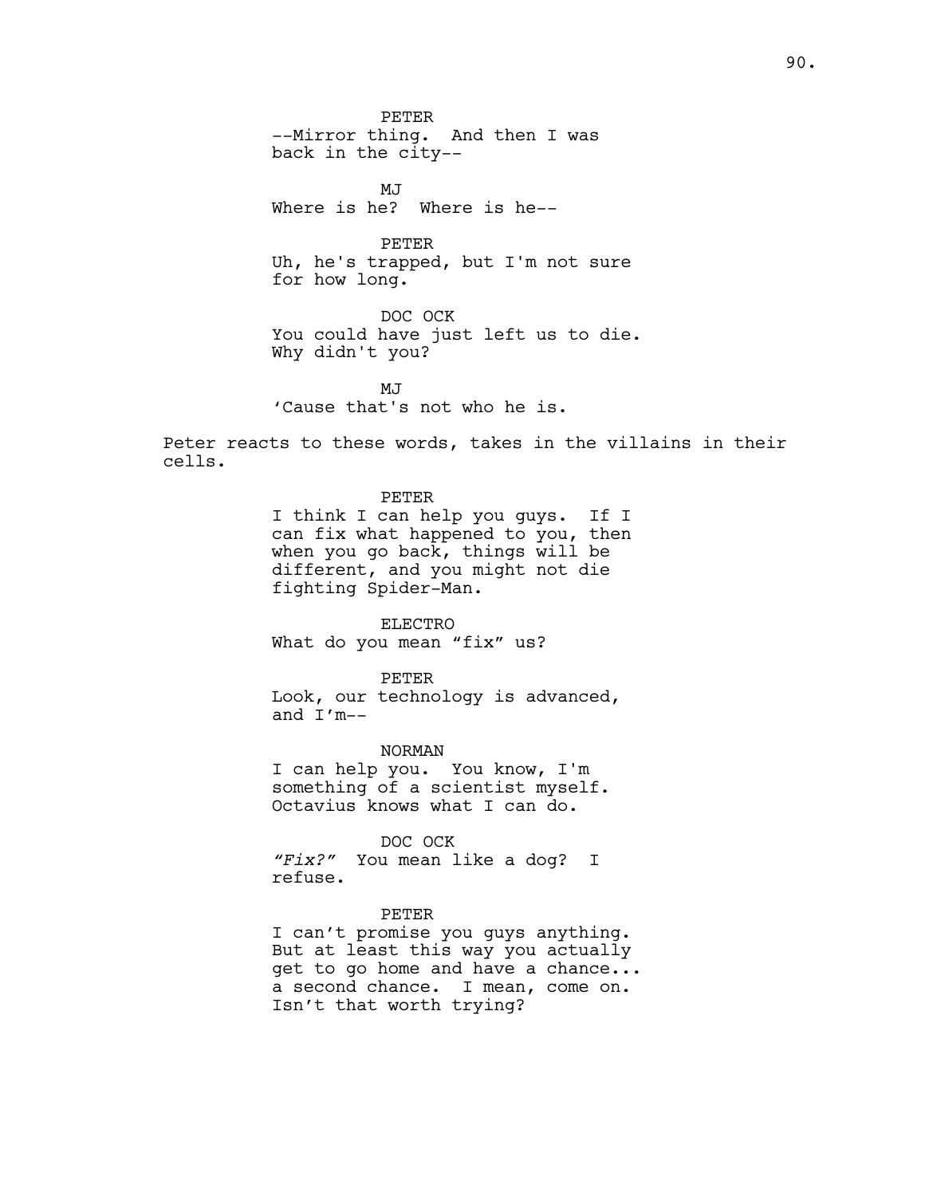PETER
--Mirror thing. And then I was back in the city--

MJ
Where is he? Where is he--

PETER
Uh, he's trapped, but I'm not sure for how long.

DOC OCK
You could have just left us to die. Why didn't you?

MJ
'Cause that's not who he is.

Peter reacts to these words, takes in the villains in their cells.

PETER
I think I can help you guys. If I can fix what happened to you, then when you go back, things will be different, and you might not die fighting Spider-Man.

ELECTRO
What do you mean "fix" us?

PETER
Look, our technology is advanced, and I'm--

NORMAN
I can help you. You know, I'm something of a scientist myself. Octavius knows what I can do.

DOC OCK
*"Fix?"* You mean like a dog? I refuse.

PETER
I can't promise you guys anything. But at least this way you actually get to go home and have a chance... a second chance. I mean, come on. Isn't that worth trying?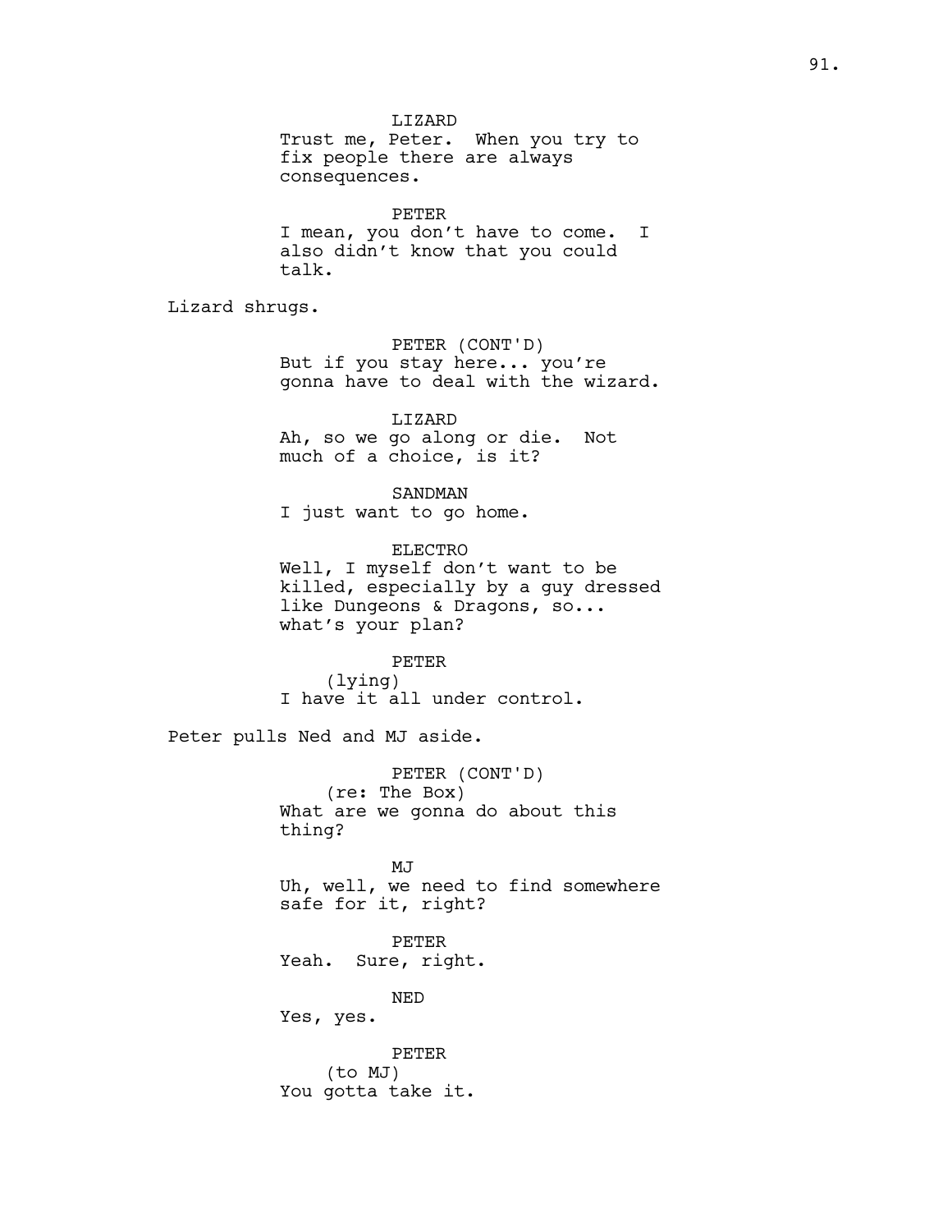LIZARD
Trust me, Peter. When you try to fix people there are always consequences.

PETER
I mean, you don't have to come. I also didn't know that you could talk.

Lizard shrugs.

PETER (CONT'D)
But if you stay here... you're gonna have to deal with the wizard.

LIZARD
Ah, so we go along or die. Not much of a choice, is it?

SANDMAN
I just want to go home.

ELECTRO
Well, I myself don't want to be killed, especially by a guy dressed like Dungeons & Dragons, so... what's your plan?

PETER
(lying)
I have it all under control.

Peter pulls Ned and MJ aside.

PETER (CONT'D)
(re: The Box)
What are we gonna do about this thing?

MJ
Uh, well, we need to find somewhere safe for it, right?

PETER
Yeah. Sure, right.

NED
Yes, yes.

PETER
(to MJ)
You gotta take it.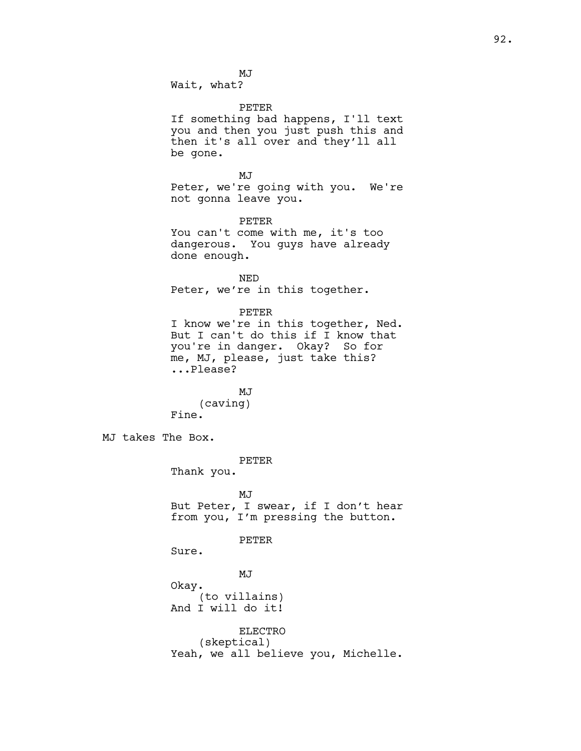MJ
Wait, what?

PETER
If something bad happens, I'll text you and then you just push this and then it's all over and they'll all be gone.

MJ
Peter, we're going with you.  We're not gonna leave you.

PETER
You can't come with me, it's too dangerous.  You guys have already done enough.

NED
Peter, we're in this together.

PETER
I know we're in this together, Ned. But I can't do this if I know that you're in danger.  Okay?  So for me, MJ, please, just take this? ...Please?

MJ
(caving)
Fine.

MJ takes The Box.

PETER
Thank you.

MJ
But Peter, I swear, if I don't hear from you, I'm pressing the button.

PETER
Sure.

MJ
Okay.
(to villains)
And I will do it!

ELECTRO
(skeptical)
Yeah, we all believe you, Michelle.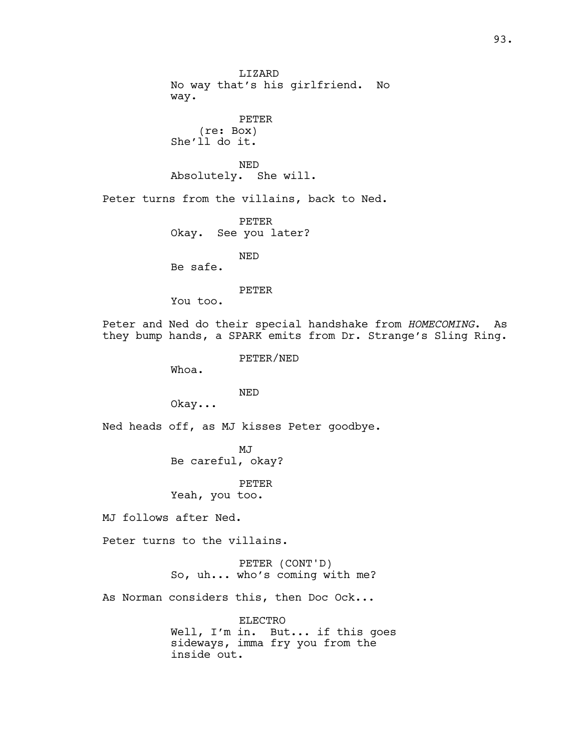LIZARD
No way that's his girlfriend. No way.

PETER
(re: Box)
She'll do it.

NED
Absolutely. She will.

Peter turns from the villains, back to Ned.

PETER
Okay. See you later?

NED
Be safe.

PETER
You too.

Peter and Ned do their special handshake from *HOMECOMING*. As they bump hands, a SPARK emits from Dr. Strange's Sling Ring.

PETER/NED
Whoa.

NED
Okay...

Ned heads off, as MJ kisses Peter goodbye.

MJ
Be careful, okay?

PETER
Yeah, you too.

MJ follows after Ned.

Peter turns to the villains.

PETER (CONT'D)
So, uh... who's coming with me?

As Norman considers this, then Doc Ock...

ELECTRO
Well, I'm in. But... if this goes sideways, imma fry you from the inside out.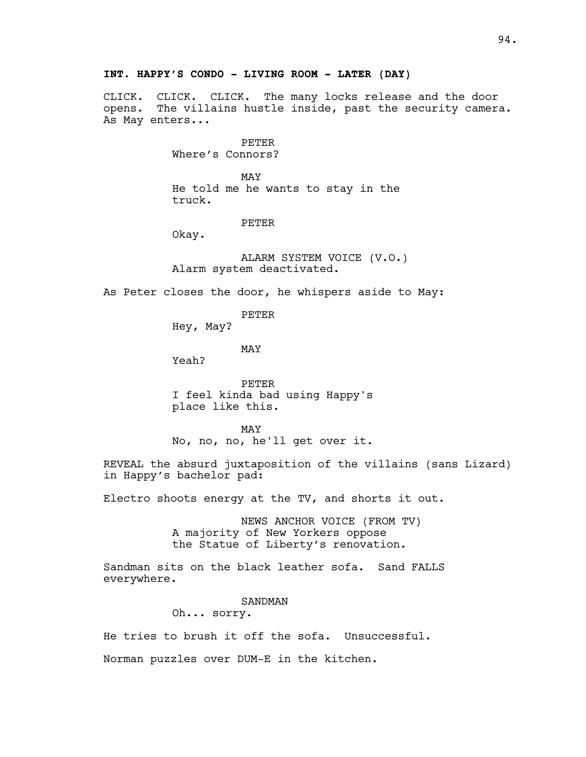**INT. HAPPY'S CONDO - LIVING ROOM - LATER (DAY)**

CLICK. CLICK. CLICK. The many locks release and the door opens. The villains hustle inside, past the security camera. As May enters...

PETER
Where's Connors?

MAY
He told me he wants to stay in the truck.

PETER
Okay.

ALARM SYSTEM VOICE (V.O.)
Alarm system deactivated.

As Peter closes the door, he whispers aside to May:

PETER
Hey, May?

MAY
Yeah?

PETER
I feel kinda bad using Happy's place like this.

MAY
No, no, no, he'll get over it.

REVEAL the absurd juxtaposition of the villains (sans Lizard) in Happy's bachelor pad:

Electro shoots energy at the TV, and shorts it out.

NEWS ANCHOR VOICE (FROM TV)
A majority of New Yorkers oppose the Statue of Liberty's renovation.

Sandman sits on the black leather sofa. Sand FALLS everywhere.

SANDMAN
Oh... sorry.

He tries to brush it off the sofa. Unsuccessful.

Norman puzzles over DUM-E in the kitchen.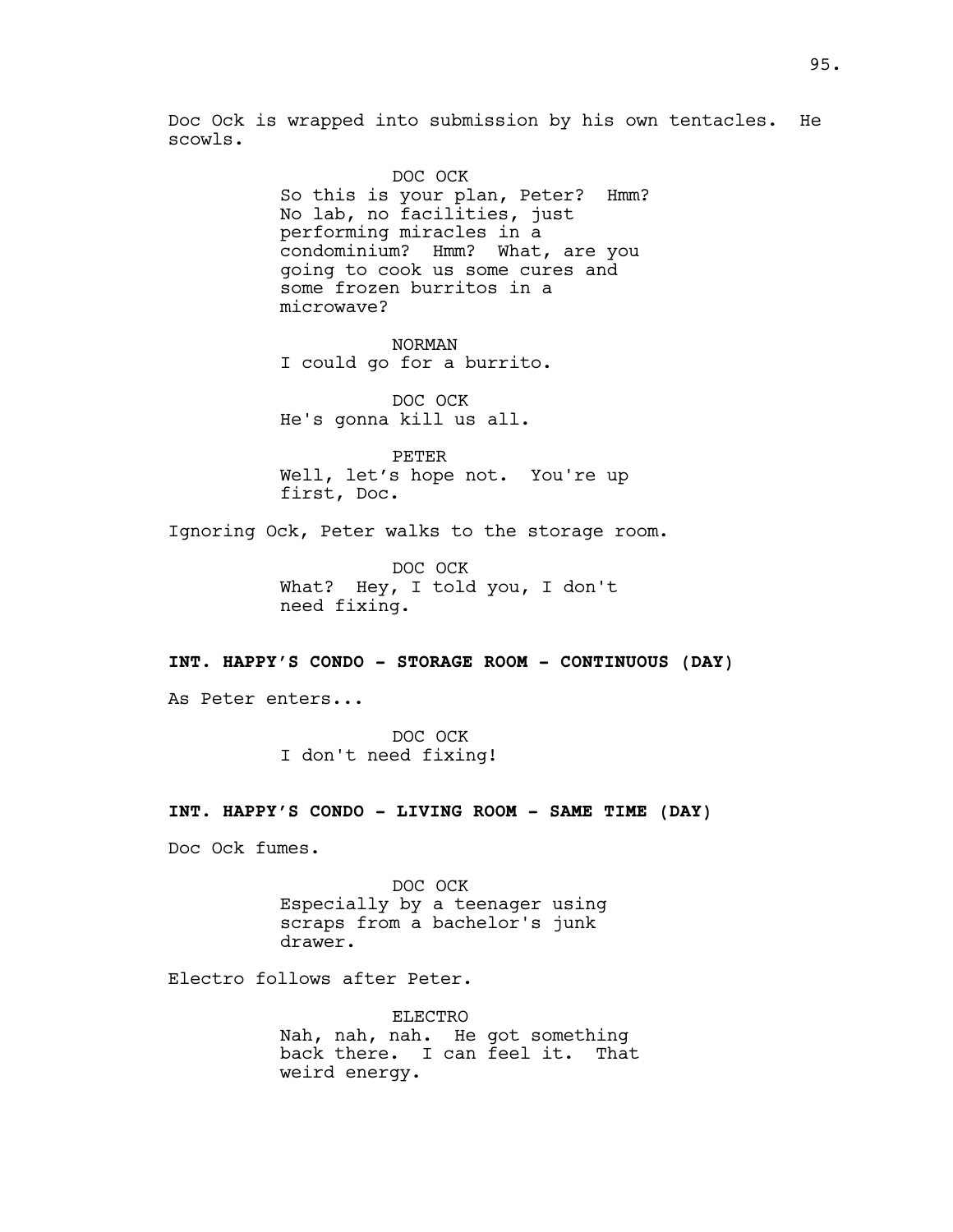Doc Ock is wrapped into submission by his own tentacles. He scowls.

DOC OCK
So this is your plan, Peter? Hmm? No lab, no facilities, just performing miracles in a condominium? Hmm? What, are you going to cook us some cures and some frozen burritos in a microwave?

NORMAN
I could go for a burrito.

DOC OCK
He's gonna kill us all.

PETER
Well, let's hope not. You're up first, Doc.

Ignoring Ock, Peter walks to the storage room.

DOC OCK
What? Hey, I told you, I don't need fixing.

**INT. HAPPY'S CONDO - STORAGE ROOM - CONTINUOUS (DAY)**

As Peter enters...

DOC OCK
I don't need fixing!

**INT. HAPPY'S CONDO - LIVING ROOM - SAME TIME (DAY)**

Doc Ock fumes.

DOC OCK
Especially by a teenager using scraps from a bachelor's junk drawer.

Electro follows after Peter.

ELECTRO
Nah, nah, nah. He got something back there. I can feel it. That weird energy.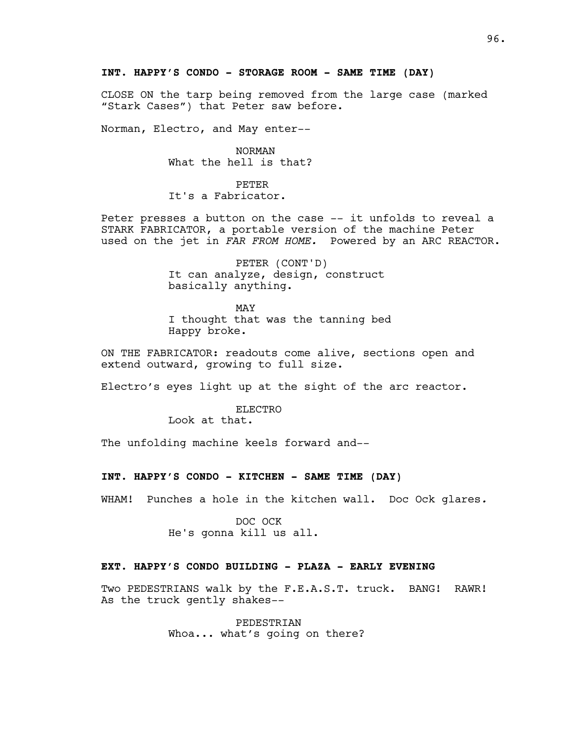**INT. HAPPY'S CONDO - STORAGE ROOM - SAME TIME (DAY)**

CLOSE ON the tarp being removed from the large case (marked "Stark Cases") that Peter saw before.

Norman, Electro, and May enter--

NORMAN
What the hell is that?

PETER
It's a Fabricator.

Peter presses a button on the case -- it unfolds to reveal a STARK FABRICATOR, a portable version of the machine Peter used on the jet in *FAR FROM HOME.* Powered by an ARC REACTOR.

PETER (CONT'D)
It can analyze, design, construct basically anything.

MAY
I thought that was the tanning bed Happy broke.

ON THE FABRICATOR: readouts come alive, sections open and extend outward, growing to full size.

Electro's eyes light up at the sight of the arc reactor.

ELECTRO
Look at that.

The unfolding machine keels forward and--

**INT. HAPPY'S CONDO - KITCHEN - SAME TIME (DAY)**

WHAM! Punches a hole in the kitchen wall. Doc Ock glares.

DOC OCK
He's gonna kill us all.

**EXT. HAPPY'S CONDO BUILDING - PLAZA - EARLY EVENING**

Two PEDESTRIANS walk by the F.E.A.S.T. truck. BANG! RAWR! As the truck gently shakes--

PEDESTRIAN
Whoa... what's going on there?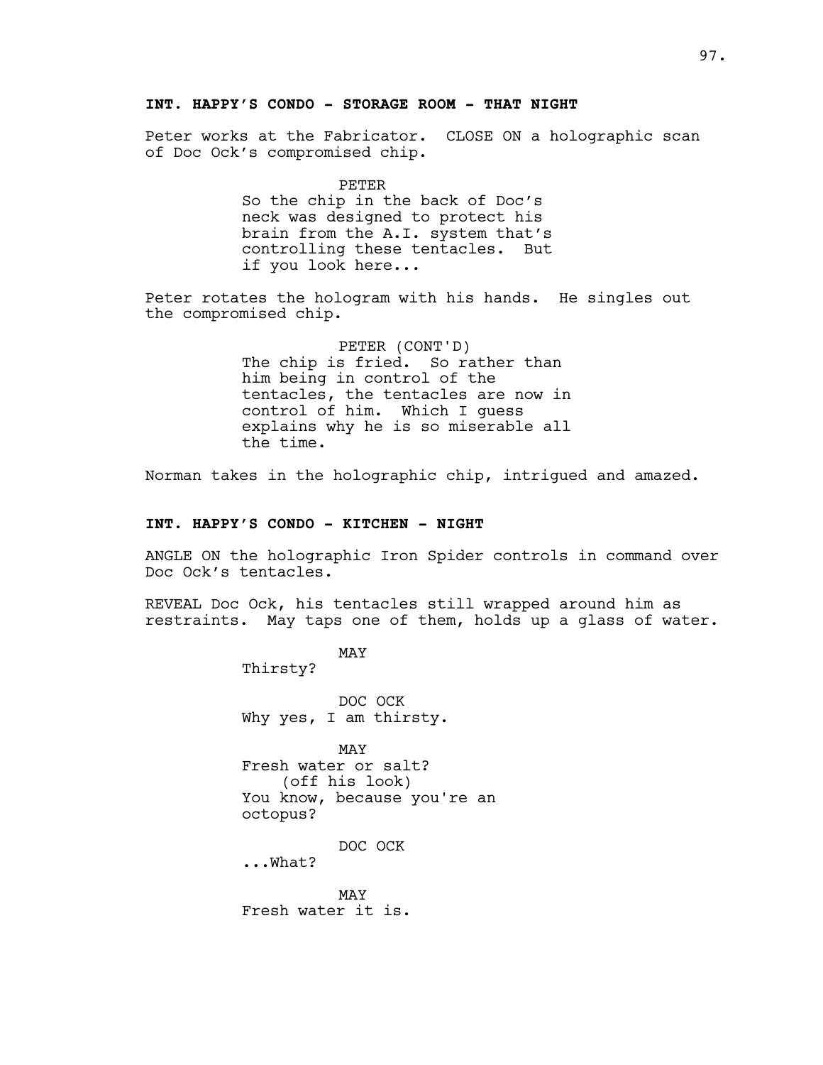**INT. HAPPY'S CONDO - STORAGE ROOM - THAT NIGHT**

Peter works at the Fabricator. CLOSE ON a holographic scan of Doc Ock's compromised chip.

PETER
So the chip in the back of Doc's neck was designed to protect his brain from the A.I. system that's controlling these tentacles. But if you look here...

Peter rotates the hologram with his hands. He singles out the compromised chip.

PETER (CONT'D)
The chip is fried. So rather than him being in control of the tentacles, the tentacles are now in control of him. Which I guess explains why he is so miserable all the time.

Norman takes in the holographic chip, intrigued and amazed.

**INT. HAPPY'S CONDO - KITCHEN - NIGHT**

ANGLE ON the holographic Iron Spider controls in command over Doc Ock's tentacles.

REVEAL Doc Ock, his tentacles still wrapped around him as restraints. May taps one of them, holds up a glass of water.

MAY
Thirsty?

DOC OCK
Why yes, I am thirsty.

MAY
Fresh water or salt?
(off his look)
You know, because you're an octopus?

DOC OCK
...What?

MAY
Fresh water it is.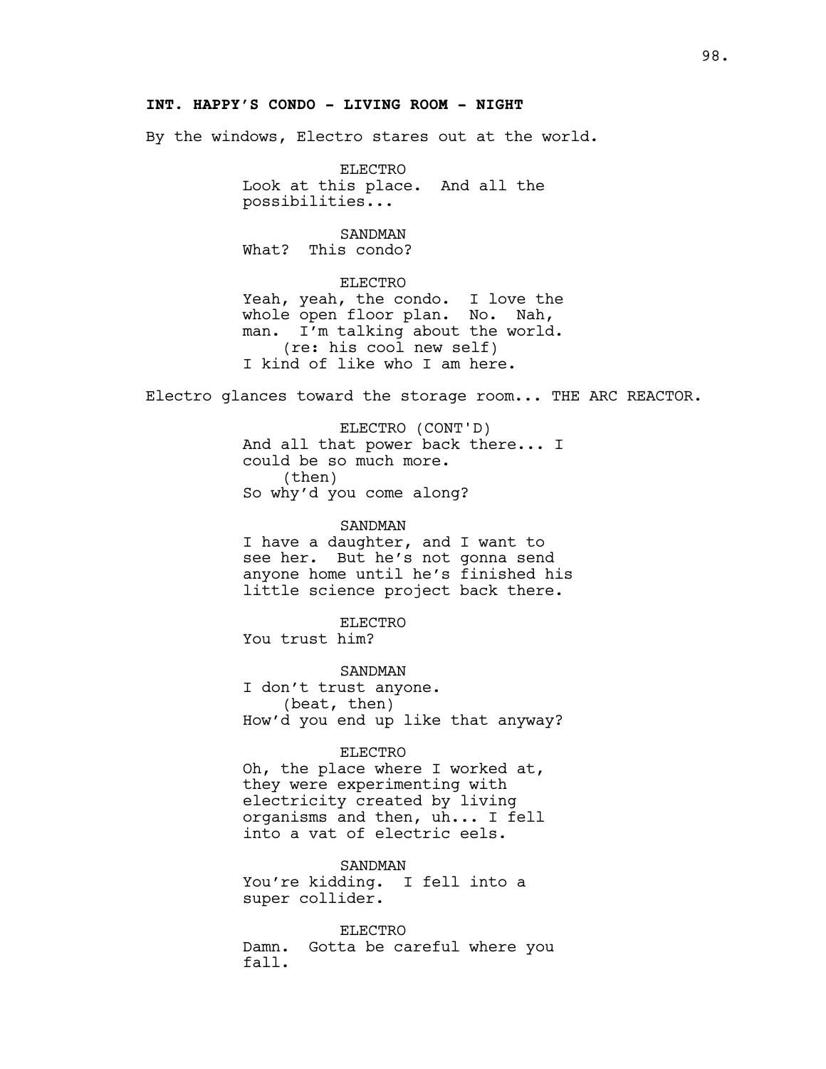**INT. HAPPY'S CONDO - LIVING ROOM - NIGHT**

By the windows, Electro stares out at the world.

ELECTRO
Look at this place. And all the possibilities...

SANDMAN
What? This condo?

ELECTRO
Yeah, yeah, the condo. I love the whole open floor plan. No. Nah, man. I'm talking about the world.
(re: his cool new self)
I kind of like who I am here.

Electro glances toward the storage room... THE ARC REACTOR.

ELECTRO (CONT'D)
And all that power back there... I could be so much more.
(then)
So why'd you come along?

SANDMAN
I have a daughter, and I want to see her. But he's not gonna send anyone home until he's finished his little science project back there.

ELECTRO
You trust him?

SANDMAN
I don't trust anyone.
(beat, then)
How'd you end up like that anyway?

ELECTRO
Oh, the place where I worked at, they were experimenting with electricity created by living organisms and then, uh... I fell into a vat of electric eels.

SANDMAN
You're kidding. I fell into a super collider.

ELECTRO
Damn. Gotta be careful where you fall.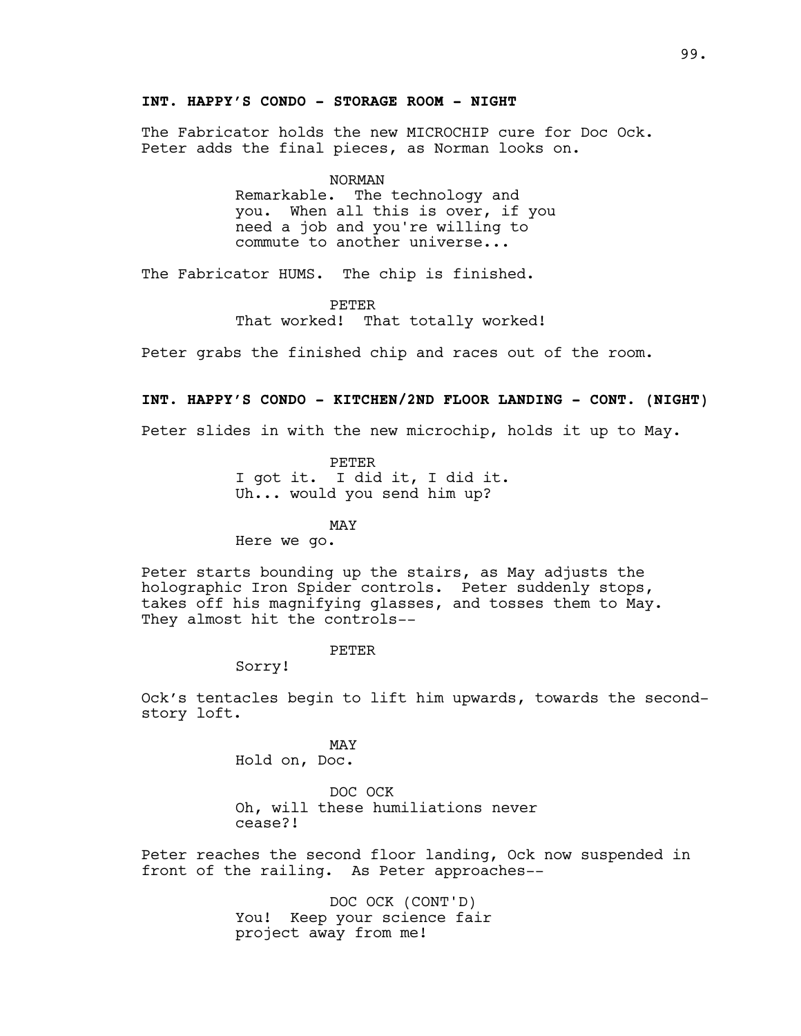**INT. HAPPY'S CONDO - STORAGE ROOM - NIGHT**

The Fabricator holds the new MICROCHIP cure for Doc Ock. Peter adds the final pieces, as Norman looks on.

NORMAN
Remarkable. The technology and you. When all this is over, if you need a job and you're willing to commute to another universe...

The Fabricator HUMS. The chip is finished.

PETER
That worked! That totally worked!

Peter grabs the finished chip and races out of the room.

**INT. HAPPY'S CONDO - KITCHEN/2ND FLOOR LANDING - CONT. (NIGHT)**

Peter slides in with the new microchip, holds it up to May.

PETER
I got it. I did it, I did it. Uh... would you send him up?

MAY
Here we go.

Peter starts bounding up the stairs, as May adjusts the holographic Iron Spider controls. Peter suddenly stops, takes off his magnifying glasses, and tosses them to May. They almost hit the controls--

PETER
Sorry!

Ock's tentacles begin to lift him upwards, towards the second-story loft.

MAY
Hold on, Doc.

DOC OCK
Oh, will these humiliations never cease?!

Peter reaches the second floor landing, Ock now suspended in front of the railing. As Peter approaches--

DOC OCK (CONT'D)
You! Keep your science fair project away from me!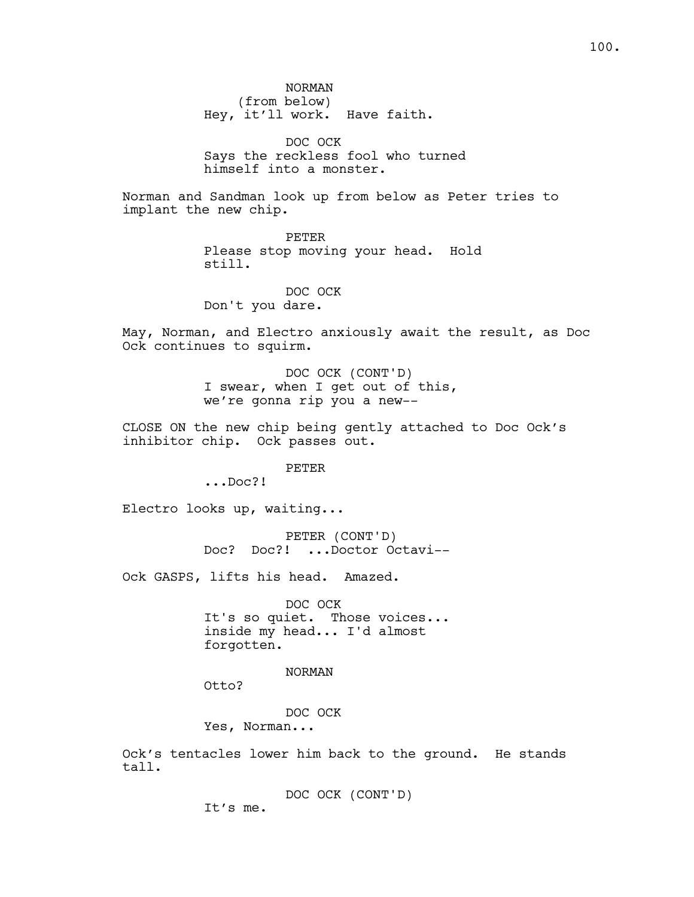NORMAN
(from below)
Hey, it'll work.  Have faith.

DOC OCK
Says the reckless fool who turned himself into a monster.

Norman and Sandman look up from below as Peter tries to implant the new chip.

PETER
Please stop moving your head.  Hold still.

DOC OCK
Don't you dare.

May, Norman, and Electro anxiously await the result, as Doc Ock continues to squirm.

DOC OCK (CONT'D)
I swear, when I get out of this, we're gonna rip you a new--

CLOSE ON the new chip being gently attached to Doc Ock's inhibitor chip.  Ock passes out.

PETER
...Doc?!

Electro looks up, waiting...

PETER (CONT'D)
Doc?  Doc?!  ...Doctor Octavi--

Ock GASPS, lifts his head.  Amazed.

DOC OCK
It's so quiet.  Those voices... inside my head... I'd almost forgotten.

NORMAN
Otto?

DOC OCK
Yes, Norman...

Ock's tentacles lower him back to the ground.  He stands tall.

DOC OCK (CONT'D)
It's me.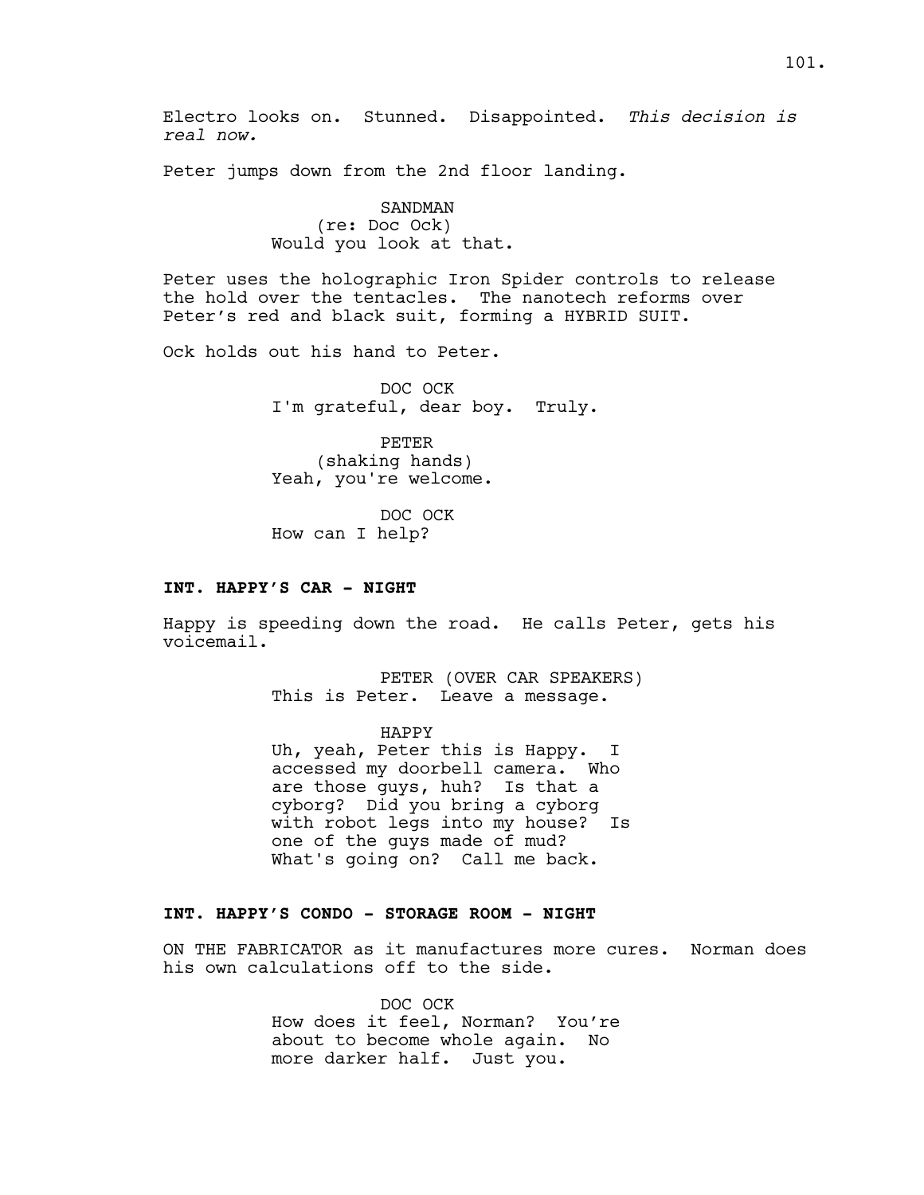Electro looks on. Stunned. Disappointed. *This decision is real now.*

Peter jumps down from the 2nd floor landing.

SANDMAN
(re: Doc Ock)
Would you look at that.

Peter uses the holographic Iron Spider controls to release the hold over the tentacles. The nanotech reforms over Peter's red and black suit, forming a HYBRID SUIT.

Ock holds out his hand to Peter.

DOC OCK
I'm grateful, dear boy. Truly.

PETER
(shaking hands)
Yeah, you're welcome.

DOC OCK
How can I help?

**INT. HAPPY'S CAR - NIGHT**

Happy is speeding down the road. He calls Peter, gets his voicemail.

PETER (OVER CAR SPEAKERS)
This is Peter. Leave a message.

HAPPY
Uh, yeah, Peter this is Happy. I accessed my doorbell camera. Who are those guys, huh? Is that a cyborg? Did you bring a cyborg with robot legs into my house? Is one of the guys made of mud? What's going on? Call me back.

**INT. HAPPY'S CONDO - STORAGE ROOM - NIGHT**

ON THE FABRICATOR as it manufactures more cures. Norman does his own calculations off to the side.

DOC OCK
How does it feel, Norman? You're about to become whole again. No more darker half. Just you.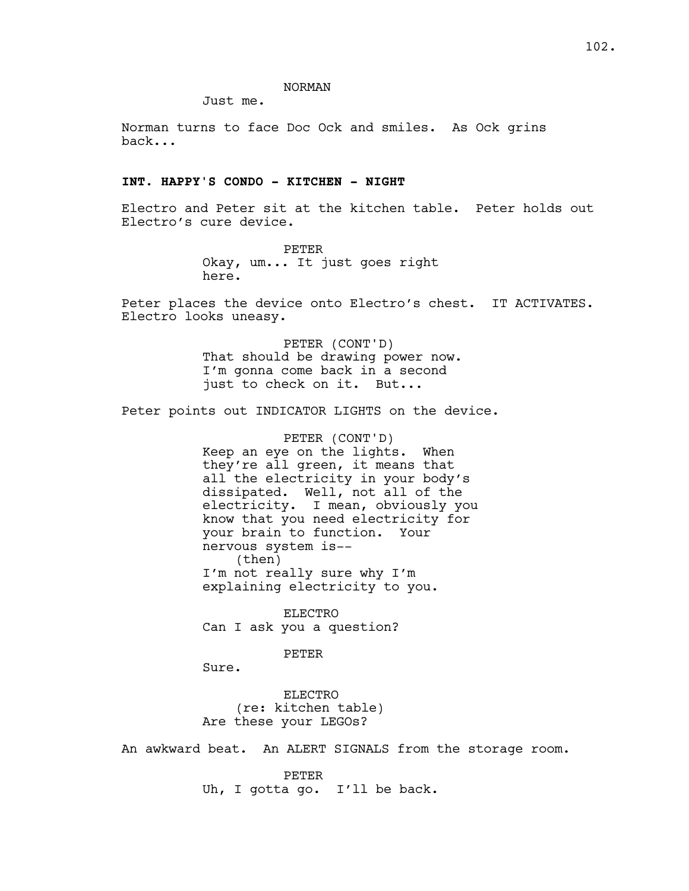NORMAN
Just me.

Norman turns to face Doc Ock and smiles. As Ock grins back...

**INT. HAPPY'S CONDO - KITCHEN - NIGHT**

Electro and Peter sit at the kitchen table. Peter holds out Electro's cure device.

PETER
Okay, um... It just goes right here.

Peter places the device onto Electro's chest. IT ACTIVATES. Electro looks uneasy.

PETER (CONT'D)
That should be drawing power now. I'm gonna come back in a second just to check on it. But...

Peter points out INDICATOR LIGHTS on the device.

PETER (CONT'D)
Keep an eye on the lights. When they're all green, it means that all the electricity in your body's dissipated. Well, not all of the electricity. I mean, obviously you know that you need electricity for your brain to function. Your nervous system is--
(then)
I'm not really sure why I'm explaining electricity to you.

ELECTRO
Can I ask you a question?

PETER
Sure.

ELECTRO
(re: kitchen table)
Are these your LEGOs?

An awkward beat. An ALERT SIGNALS from the storage room.

PETER
Uh, I gotta go. I'll be back.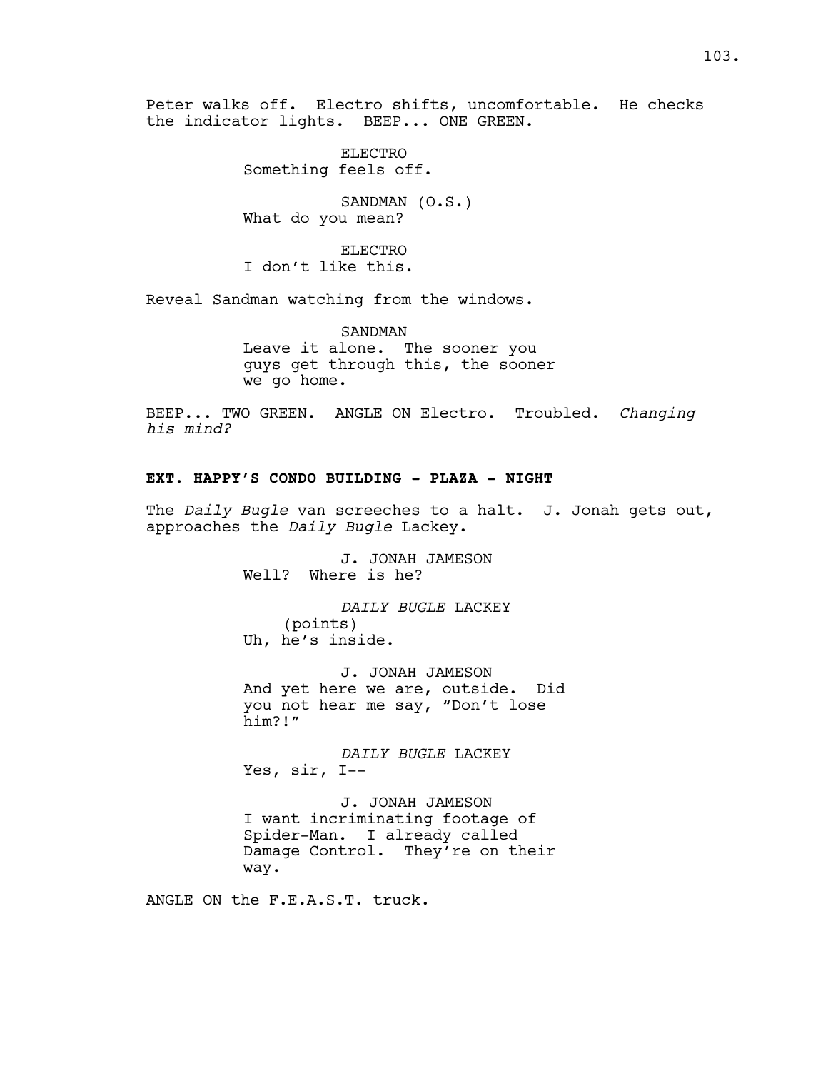Peter walks off. Electro shifts, uncomfortable. He checks the indicator lights. BEEP... ONE GREEN.

ELECTRO
Something feels off.

SANDMAN (O.S.)
What do you mean?

ELECTRO
I don't like this.

Reveal Sandman watching from the windows.

SANDMAN
Leave it alone. The sooner you guys get through this, the sooner we go home.

BEEP... TWO GREEN. ANGLE ON Electro. Troubled. *Changing his mind?*

**EXT. HAPPY'S CONDO BUILDING - PLAZA - NIGHT**

The *Daily Bugle* van screeches to a halt. J. Jonah gets out, approaches the *Daily Bugle* Lackey.

J. JONAH JAMESON
Well? Where is he?

*DAILY BUGLE* LACKEY
(points)
Uh, he's inside.

J. JONAH JAMESON
And yet here we are, outside. Did you not hear me say, "Don't lose him?!"

*DAILY BUGLE* LACKEY
Yes, sir, I--

J. JONAH JAMESON
I want incriminating footage of Spider-Man. I already called Damage Control. They're on their way.

ANGLE ON the F.E.A.S.T. truck.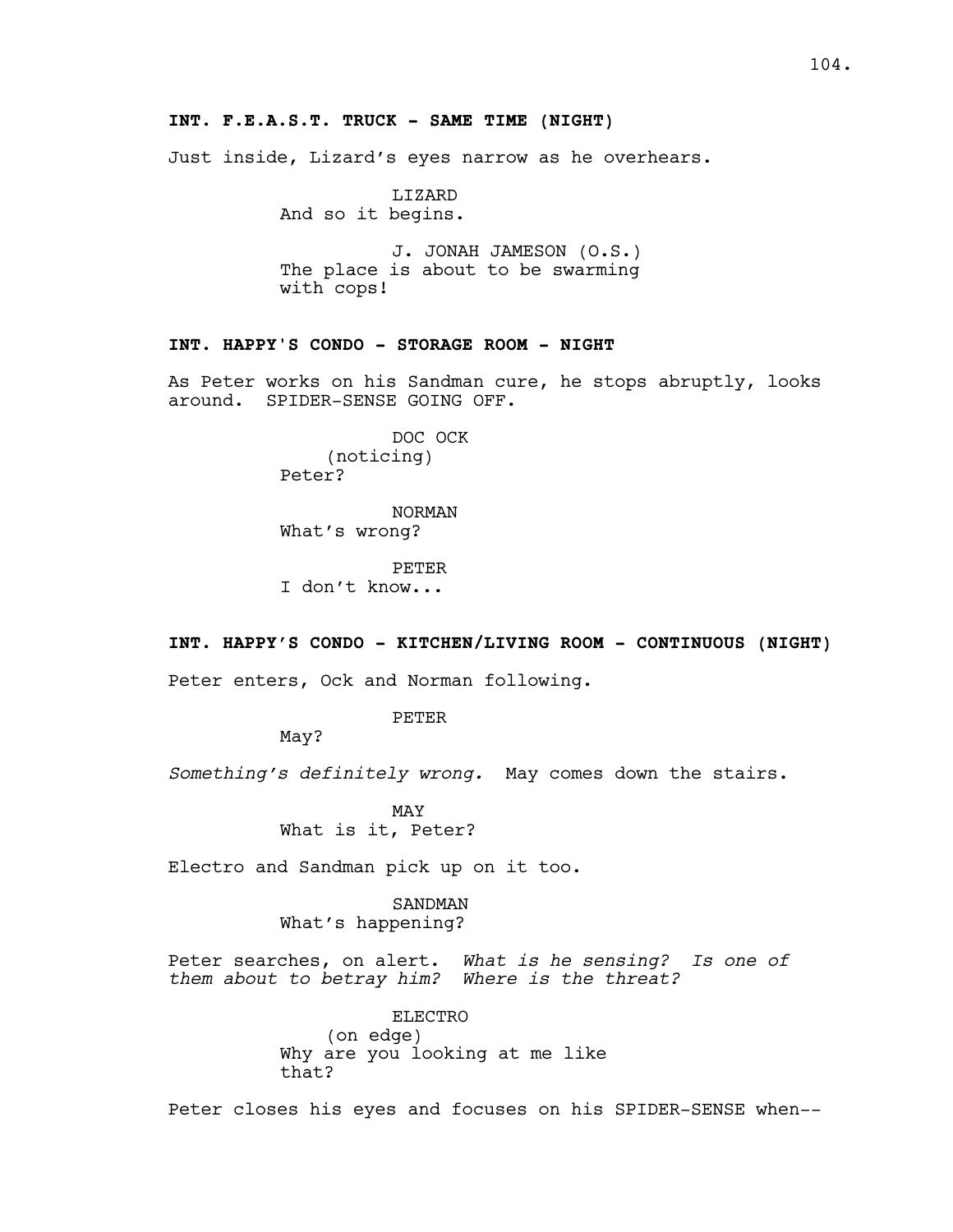**INT. F.E.A.S.T. TRUCK - SAME TIME (NIGHT)**

Just inside, Lizard's eyes narrow as he overhears.

LIZARD
And so it begins.

J. JONAH JAMESON (O.S.)
The place is about to be swarming with cops!

**INT. HAPPY'S CONDO - STORAGE ROOM - NIGHT**

As Peter works on his Sandman cure, he stops abruptly, looks around. SPIDER-SENSE GOING OFF.

DOC OCK
(noticing)
Peter?

NORMAN
What's wrong?

PETER
I don't know...

**INT. HAPPY'S CONDO - KITCHEN/LIVING ROOM - CONTINUOUS (NIGHT)**

Peter enters, Ock and Norman following.

PETER
May?

*Something's definitely wrong.* May comes down the stairs.

MAY
What is it, Peter?

Electro and Sandman pick up on it too.

SANDMAN
What's happening?

Peter searches, on alert. *What is he sensing? Is one of them about to betray him? Where is the threat?*

ELECTRO
(on edge)
Why are you looking at me like that?

Peter closes his eyes and focuses on his SPIDER-SENSE when--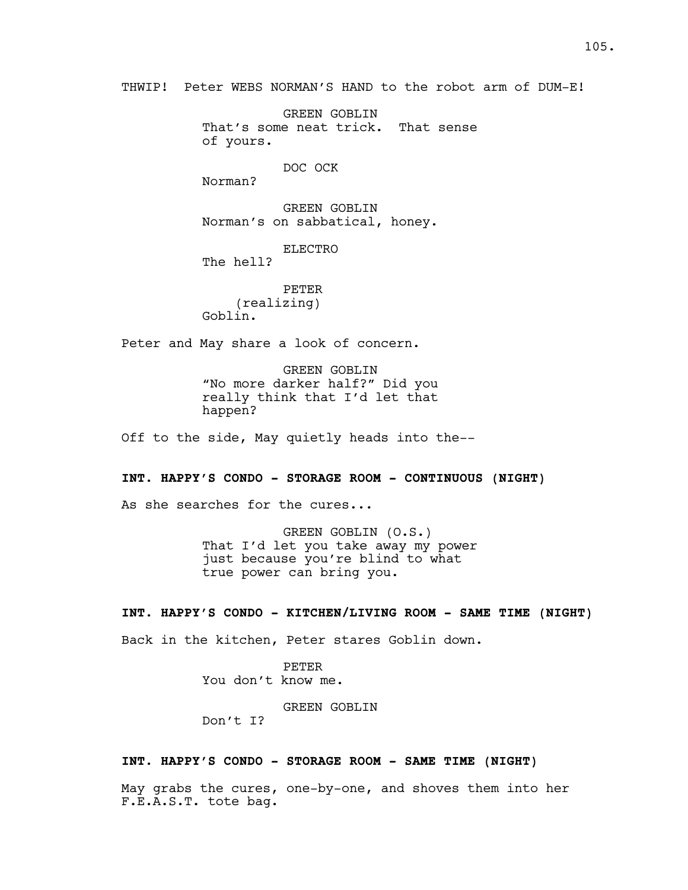THWIP! Peter WEBS NORMAN'S HAND to the robot arm of DUM-E!

GREEN GOBLIN
That's some neat trick. That sense of yours.

DOC OCK
Norman?

GREEN GOBLIN
Norman's on sabbatical, honey.

ELECTRO
The hell?

PETER
(realizing)
Goblin.

Peter and May share a look of concern.

GREEN GOBLIN
"No more darker half?" Did you really think that I'd let that happen?

Off to the side, May quietly heads into the--

**INT. HAPPY'S CONDO - STORAGE ROOM - CONTINUOUS (NIGHT)**

As she searches for the cures...

GREEN GOBLIN (O.S.)
That I'd let you take away my power just because you're blind to what true power can bring you.

**INT. HAPPY'S CONDO - KITCHEN/LIVING ROOM - SAME TIME (NIGHT)**

Back in the kitchen, Peter stares Goblin down.

PETER
You don't know me.

GREEN GOBLIN
Don't I?

**INT. HAPPY'S CONDO - STORAGE ROOM - SAME TIME (NIGHT)**

May grabs the cures, one-by-one, and shoves them into her F.E.A.S.T. tote bag.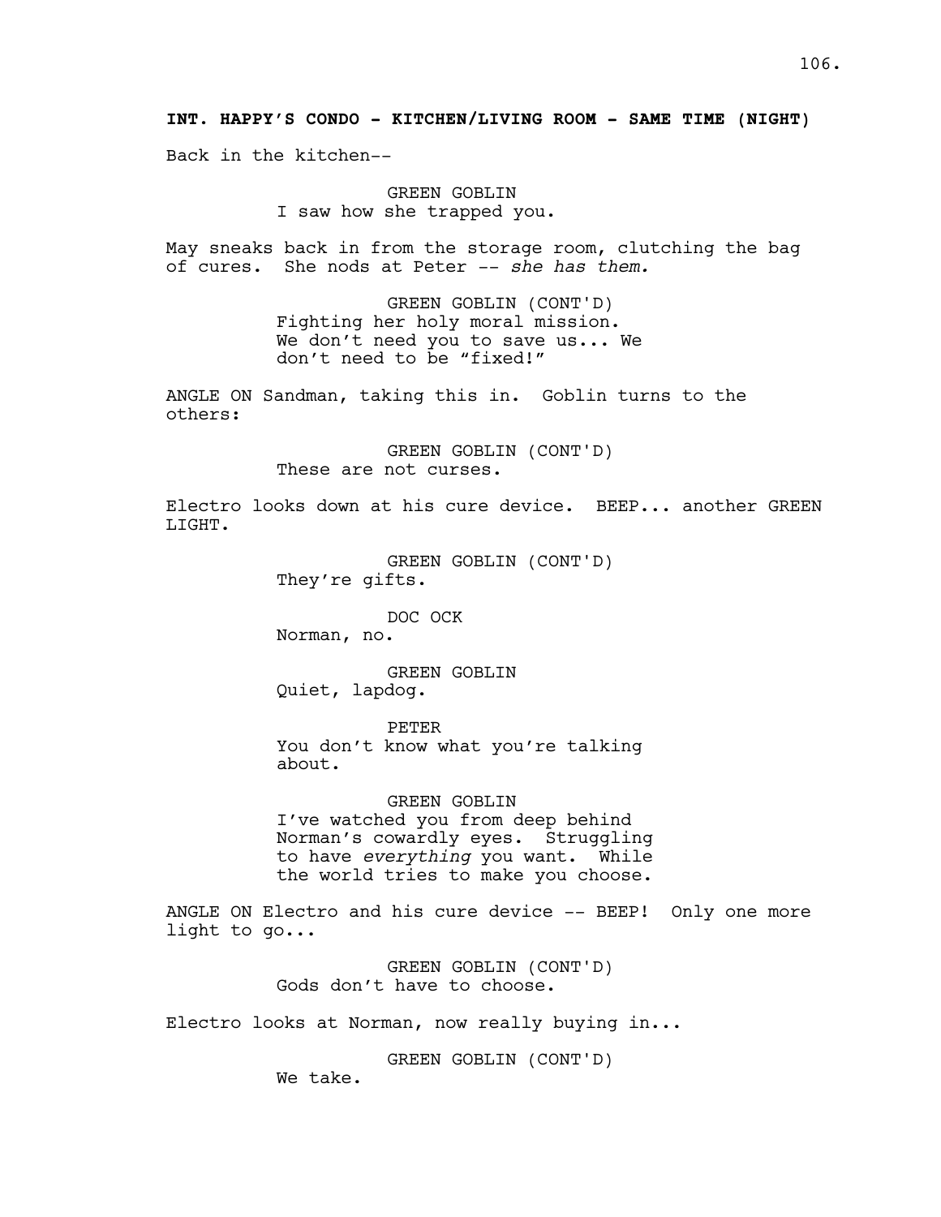**INT. HAPPY'S CONDO - KITCHEN/LIVING ROOM - SAME TIME (NIGHT)**

Back in the kitchen--

GREEN GOBLIN
I saw how she trapped you.

May sneaks back in from the storage room, clutching the bag of cures. She nods at Peter -- *she has them.*

GREEN GOBLIN (CONT'D)
Fighting her holy moral mission. We don't need you to save us... We don't need to be "fixed!"

ANGLE ON Sandman, taking this in. Goblin turns to the others:

GREEN GOBLIN (CONT'D)
These are not curses.

Electro looks down at his cure device. BEEP... another GREEN LIGHT.

GREEN GOBLIN (CONT'D)
They're gifts.

DOC OCK
Norman, no.

GREEN GOBLIN
Quiet, lapdog.

PETER
You don't know what you're talking about.

GREEN GOBLIN
I've watched you from deep behind Norman's cowardly eyes. Struggling to have *everything* you want. While the world tries to make you choose.

ANGLE ON Electro and his cure device -- BEEP! Only one more light to go...

GREEN GOBLIN (CONT'D)
Gods don't have to choose.

Electro looks at Norman, now really buying in...

GREEN GOBLIN (CONT'D)
We take.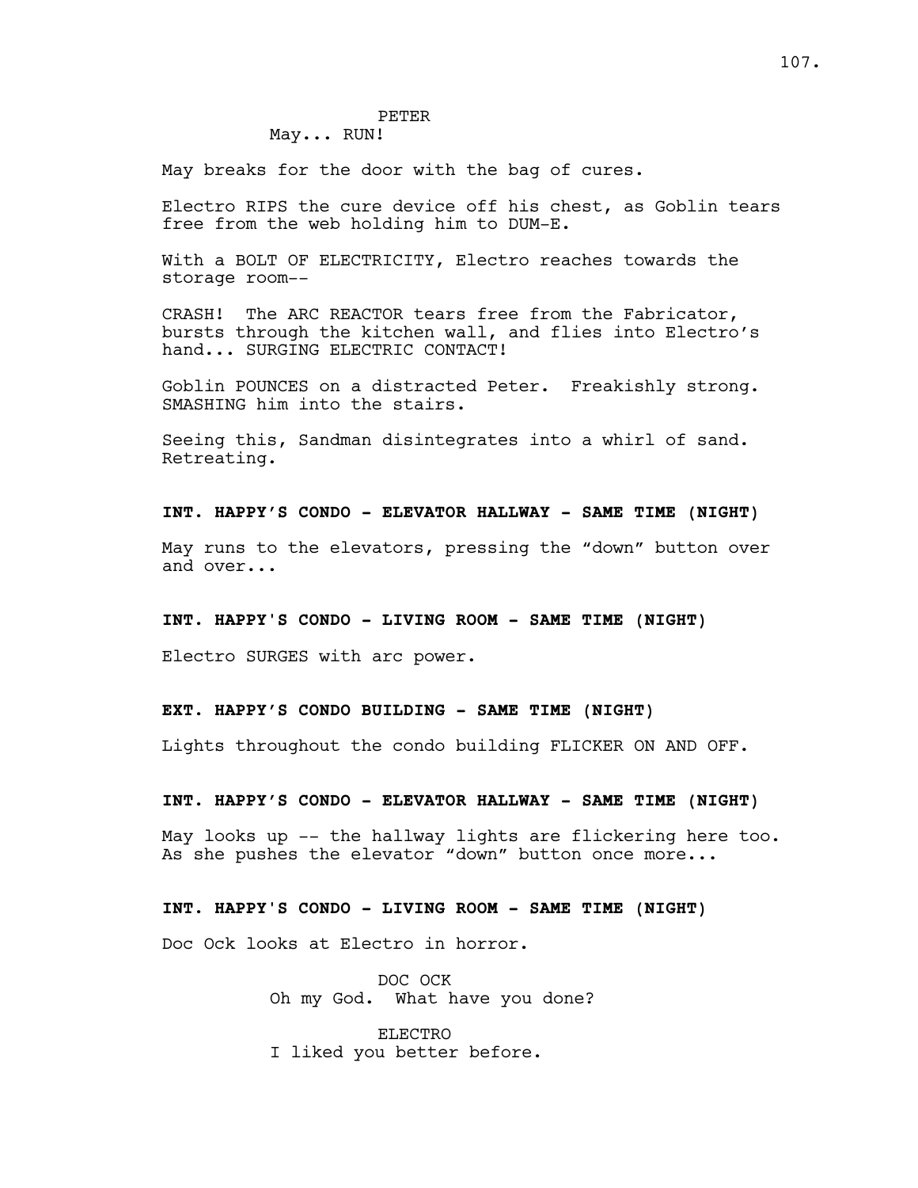PETER
May... RUN!

May breaks for the door with the bag of cures.

Electro RIPS the cure device off his chest, as Goblin tears free from the web holding him to DUM-E.

With a BOLT OF ELECTRICITY, Electro reaches towards the storage room--

CRASH! The ARC REACTOR tears free from the Fabricator, bursts through the kitchen wall, and flies into Electro's hand... SURGING ELECTRIC CONTACT!

Goblin POUNCES on a distracted Peter. Freakishly strong. SMASHING him into the stairs.

Seeing this, Sandman disintegrates into a whirl of sand. Retreating.

**INT. HAPPY'S CONDO - ELEVATOR HALLWAY - SAME TIME (NIGHT)**

May runs to the elevators, pressing the "down" button over and over...

**INT. HAPPY'S CONDO - LIVING ROOM - SAME TIME (NIGHT)**

Electro SURGES with arc power.

**EXT. HAPPY'S CONDO BUILDING - SAME TIME (NIGHT)**

Lights throughout the condo building FLICKER ON AND OFF.

**INT. HAPPY'S CONDO - ELEVATOR HALLWAY - SAME TIME (NIGHT)**

May looks up -- the hallway lights are flickering here too. As she pushes the elevator "down" button once more...

**INT. HAPPY'S CONDO - LIVING ROOM - SAME TIME (NIGHT)**

Doc Ock looks at Electro in horror.

DOC OCK
Oh my God. What have you done?

ELECTRO
I liked you better before.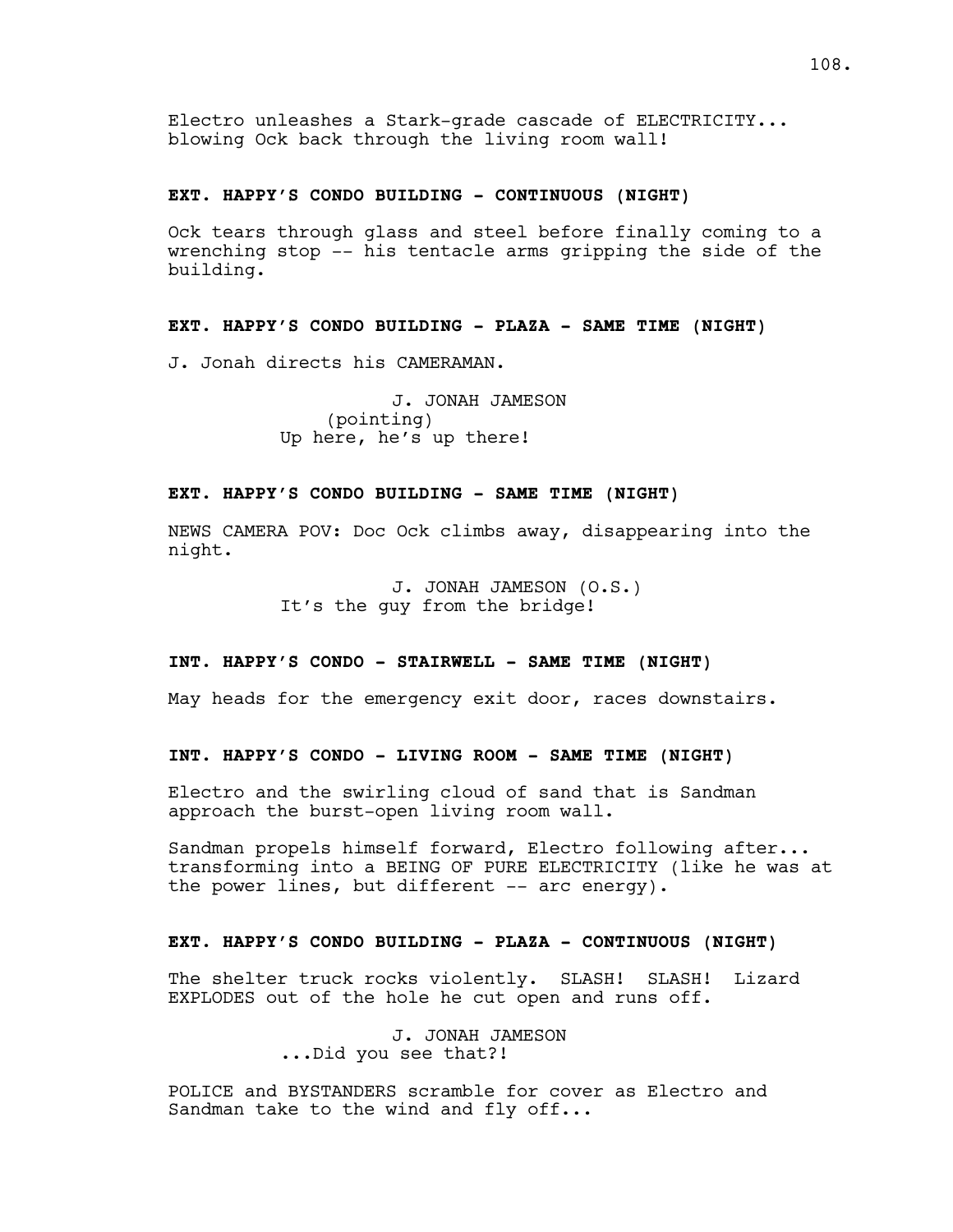Electro unleashes a Stark-grade cascade of ELECTRICITY... blowing Ock back through the living room wall!

**EXT. HAPPY'S CONDO BUILDING - CONTINUOUS (NIGHT)**

Ock tears through glass and steel before finally coming to a wrenching stop -- his tentacle arms gripping the side of the building.

**EXT. HAPPY'S CONDO BUILDING - PLAZA - SAME TIME (NIGHT)**

J. Jonah directs his CAMERAMAN.

J. JONAH JAMESON
(pointing)
Up here, he's up there!

**EXT. HAPPY'S CONDO BUILDING - SAME TIME (NIGHT)**

NEWS CAMERA POV: Doc Ock climbs away, disappearing into the night.

J. JONAH JAMESON (O.S.)
It's the guy from the bridge!

**INT. HAPPY'S CONDO - STAIRWELL - SAME TIME (NIGHT)**

May heads for the emergency exit door, races downstairs.

**INT. HAPPY'S CONDO - LIVING ROOM - SAME TIME (NIGHT)**

Electro and the swirling cloud of sand that is Sandman approach the burst-open living room wall.

Sandman propels himself forward, Electro following after... transforming into a BEING OF PURE ELECTRICITY (like he was at the power lines, but different -- arc energy).

**EXT. HAPPY'S CONDO BUILDING - PLAZA - CONTINUOUS (NIGHT)**

The shelter truck rocks violently. SLASH! SLASH! Lizard EXPLODES out of the hole he cut open and runs off.

J. JONAH JAMESON
...Did you see that?!

POLICE and BYSTANDERS scramble for cover as Electro and Sandman take to the wind and fly off...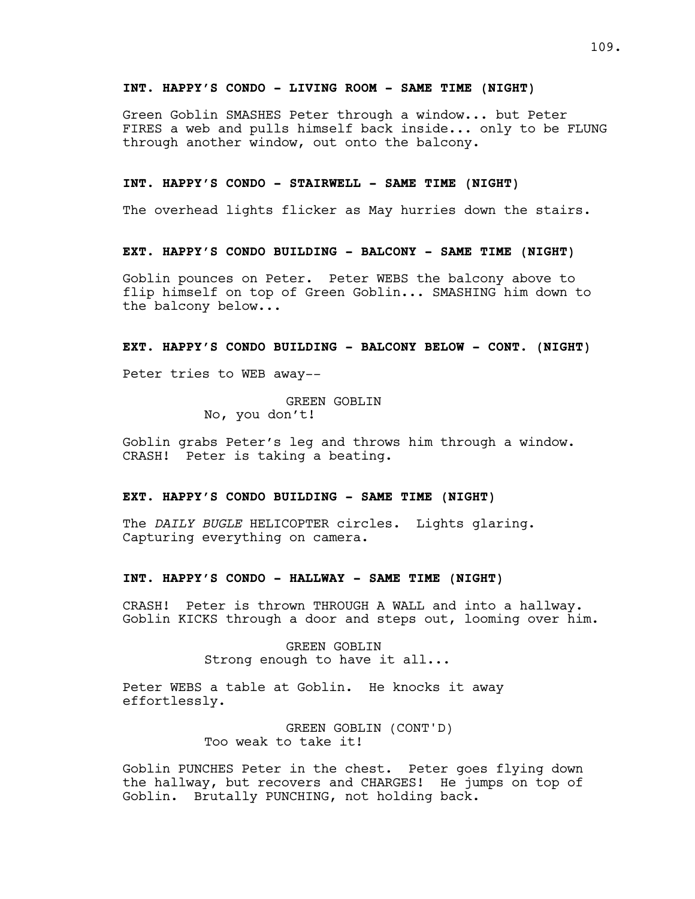**INT. HAPPY'S CONDO - LIVING ROOM - SAME TIME (NIGHT)**

Green Goblin SMASHES Peter through a window... but Peter FIRES a web and pulls himself back inside... only to be FLUNG through another window, out onto the balcony.

**INT. HAPPY'S CONDO - STAIRWELL - SAME TIME (NIGHT)**

The overhead lights flicker as May hurries down the stairs.

**EXT. HAPPY'S CONDO BUILDING - BALCONY - SAME TIME (NIGHT)**

Goblin pounces on Peter. Peter WEBS the balcony above to flip himself on top of Green Goblin... SMASHING him down to the balcony below...

**EXT. HAPPY'S CONDO BUILDING - BALCONY BELOW - CONT. (NIGHT)**

Peter tries to WEB away--

GREEN GOBLIN
No, you don't!

Goblin grabs Peter's leg and throws him through a window. CRASH! Peter is taking a beating.

**EXT. HAPPY'S CONDO BUILDING - SAME TIME (NIGHT)**

The *DAILY BUGLE* HELICOPTER circles. Lights glaring. Capturing everything on camera.

**INT. HAPPY'S CONDO - HALLWAY - SAME TIME (NIGHT)**

CRASH! Peter is thrown THROUGH A WALL and into a hallway. Goblin KICKS through a door and steps out, looming over him.

GREEN GOBLIN
Strong enough to have it all...

Peter WEBS a table at Goblin. He knocks it away effortlessly.

GREEN GOBLIN (CONT'D)
Too weak to take it!

Goblin PUNCHES Peter in the chest. Peter goes flying down the hallway, but recovers and CHARGES! He jumps on top of Goblin. Brutally PUNCHING, not holding back.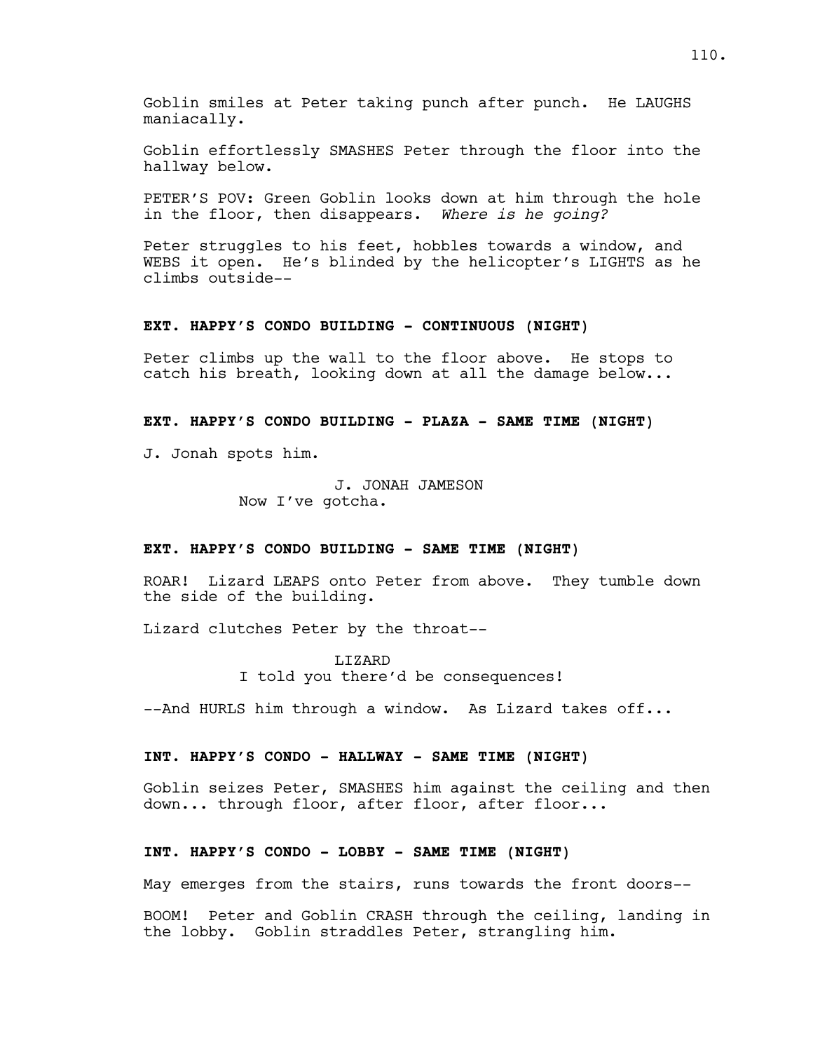Goblin smiles at Peter taking punch after punch. He LAUGHS maniacally.

Goblin effortlessly SMASHES Peter through the floor into the hallway below.

PETER'S POV: Green Goblin looks down at him through the hole in the floor, then disappears. *Where is he going?*

Peter struggles to his feet, hobbles towards a window, and WEBS it open. He's blinded by the helicopter's LIGHTS as he climbs outside--

**EXT. HAPPY'S CONDO BUILDING - CONTINUOUS (NIGHT)**

Peter climbs up the wall to the floor above. He stops to catch his breath, looking down at all the damage below...

**EXT. HAPPY'S CONDO BUILDING - PLAZA - SAME TIME (NIGHT)**

J. Jonah spots him.

J. JONAH JAMESON
Now I've gotcha.

**EXT. HAPPY'S CONDO BUILDING - SAME TIME (NIGHT)**

ROAR! Lizard LEAPS onto Peter from above. They tumble down the side of the building.

Lizard clutches Peter by the throat--

LIZARD
I told you there'd be consequences!

--And HURLS him through a window. As Lizard takes off...

**INT. HAPPY'S CONDO - HALLWAY - SAME TIME (NIGHT)**

Goblin seizes Peter, SMASHES him against the ceiling and then down... through floor, after floor, after floor...

**INT. HAPPY'S CONDO - LOBBY - SAME TIME (NIGHT)**

May emerges from the stairs, runs towards the front doors--

BOOM! Peter and Goblin CRASH through the ceiling, landing in the lobby. Goblin straddles Peter, strangling him.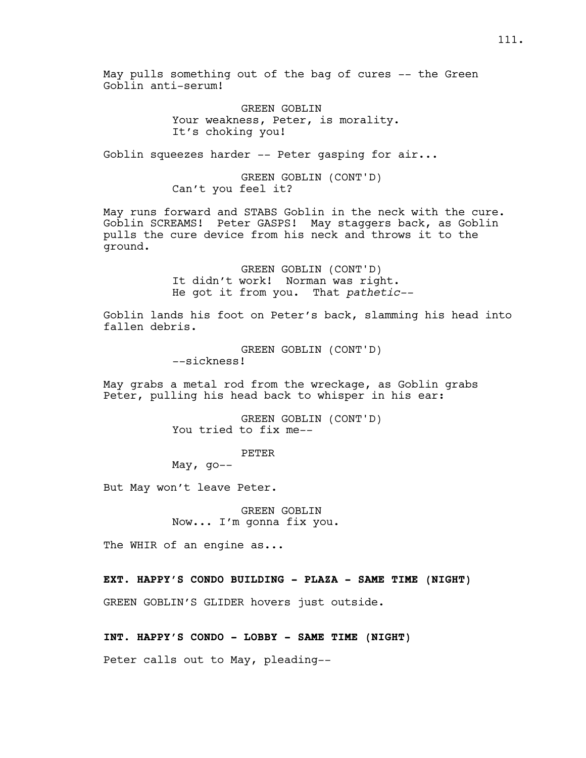May pulls something out of the bag of cures -- the Green Goblin anti-serum!

GREEN GOBLIN
Your weakness, Peter, is morality. It's choking you!

Goblin squeezes harder -- Peter gasping for air...

GREEN GOBLIN (CONT'D)
Can't you feel it?

May runs forward and STABS Goblin in the neck with the cure. Goblin SCREAMS! Peter GASPS! May staggers back, as Goblin pulls the cure device from his neck and throws it to the ground.

GREEN GOBLIN (CONT'D)
It didn't work! Norman was right. He got it from you. That *pathetic*--

Goblin lands his foot on Peter's back, slamming his head into fallen debris.

GREEN GOBLIN (CONT'D)
--sickness!

May grabs a metal rod from the wreckage, as Goblin grabs Peter, pulling his head back to whisper in his ear:

GREEN GOBLIN (CONT'D)
You tried to fix me--

PETER
May, go--

But May won't leave Peter.

GREEN GOBLIN
Now... I'm gonna fix you.

The WHIR of an engine as...

**EXT. HAPPY'S CONDO BUILDING - PLAZA - SAME TIME (NIGHT)**

GREEN GOBLIN'S GLIDER hovers just outside.

**INT. HAPPY'S CONDO - LOBBY - SAME TIME (NIGHT)**

Peter calls out to May, pleading--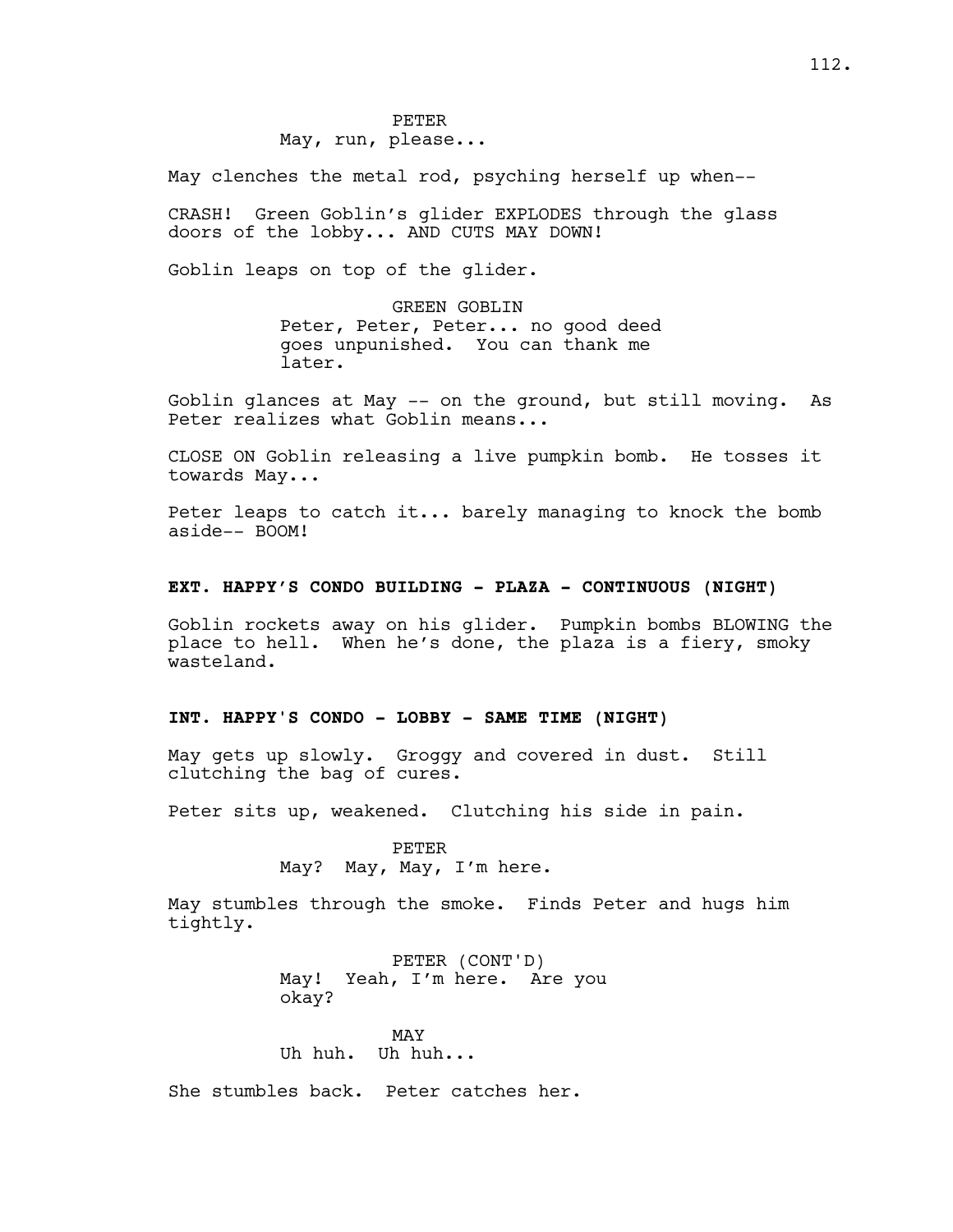PETER
May, run, please...

May clenches the metal rod, psyching herself up when--

CRASH! Green Goblin's glider EXPLODES through the glass doors of the lobby... AND CUTS MAY DOWN!

Goblin leaps on top of the glider.

GREEN GOBLIN
Peter, Peter, Peter... no good deed goes unpunished. You can thank me later.

Goblin glances at May -- on the ground, but still moving. As Peter realizes what Goblin means...

CLOSE ON Goblin releasing a live pumpkin bomb. He tosses it towards May...

Peter leaps to catch it... barely managing to knock the bomb aside-- BOOM!

**EXT. HAPPY'S CONDO BUILDING - PLAZA - CONTINUOUS (NIGHT)**

Goblin rockets away on his glider. Pumpkin bombs BLOWING the place to hell. When he's done, the plaza is a fiery, smoky wasteland.

**INT. HAPPY'S CONDO - LOBBY - SAME TIME (NIGHT)**

May gets up slowly. Groggy and covered in dust. Still clutching the bag of cures.

Peter sits up, weakened. Clutching his side in pain.

PETER
May? May, May, I'm here.

May stumbles through the smoke. Finds Peter and hugs him tightly.

PETER (CONT'D)
May! Yeah, I'm here. Are you okay?

MAY
Uh huh. Uh huh...

She stumbles back. Peter catches her.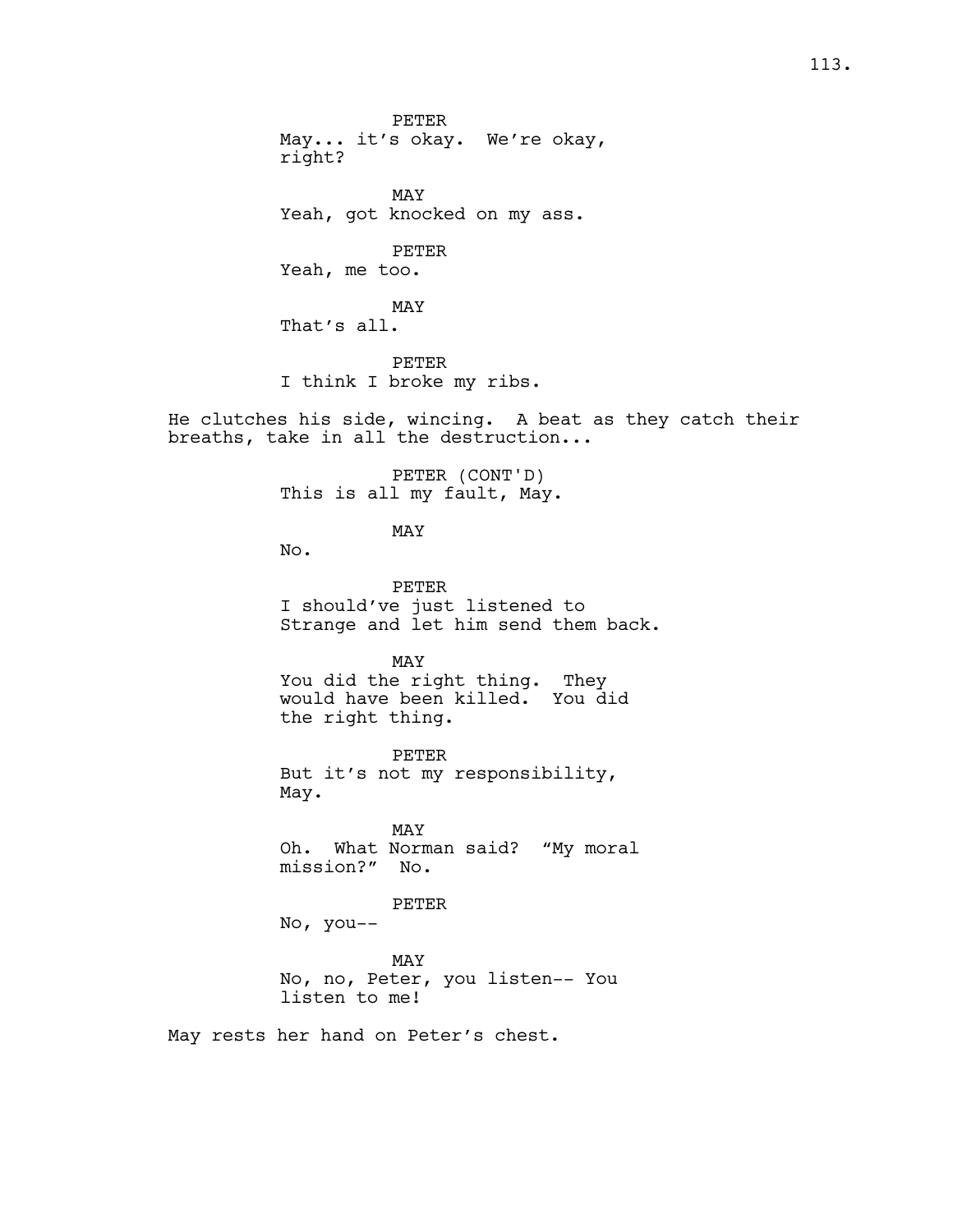PETER
May... it's okay.  We're okay, right?

MAY
Yeah, got knocked on my ass.

PETER
Yeah, me too.

MAY
That's all.

PETER
I think I broke my ribs.

He clutches his side, wincing.  A beat as they catch their breaths, take in all the destruction...

PETER (CONT'D)
This is all my fault, May.

MAY
No.

PETER
I should've just listened to Strange and let him send them back.

MAY
You did the right thing.  They would have been killed.  You did the right thing.

PETER
But it's not my responsibility, May.

MAY
Oh.  What Norman said?  "My moral mission?"  No.

PETER
No, you--

MAY
No, no, Peter, you listen-- You listen to me!

May rests her hand on Peter's chest.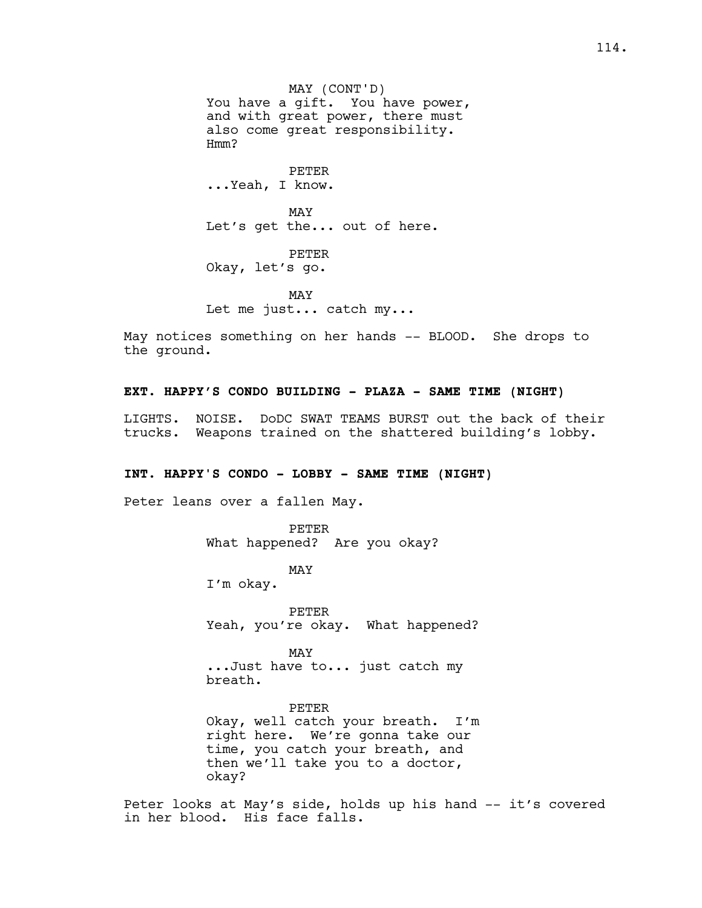MAY (CONT'D)
You have a gift. You have power, and with great power, there must also come great responsibility. Hmm?

PETER
...Yeah, I know.

MAY
Let's get the... out of here.

PETER
Okay, let's go.

MAY
Let me just... catch my...

May notices something on her hands -- BLOOD. She drops to the ground.

**EXT. HAPPY'S CONDO BUILDING - PLAZA - SAME TIME (NIGHT)**

LIGHTS. NOISE. DoDC SWAT TEAMS BURST out the back of their trucks. Weapons trained on the shattered building's lobby.

**INT. HAPPY'S CONDO - LOBBY - SAME TIME (NIGHT)**

Peter leans over a fallen May.

PETER
What happened? Are you okay?

MAY
I'm okay.

PETER
Yeah, you're okay. What happened?

MAY
...Just have to... just catch my breath.

PETER
Okay, well catch your breath. I'm right here. We're gonna take our time, you catch your breath, and then we'll take you to a doctor, okay?

Peter looks at May's side, holds up his hand -- it's covered in her blood. His face falls.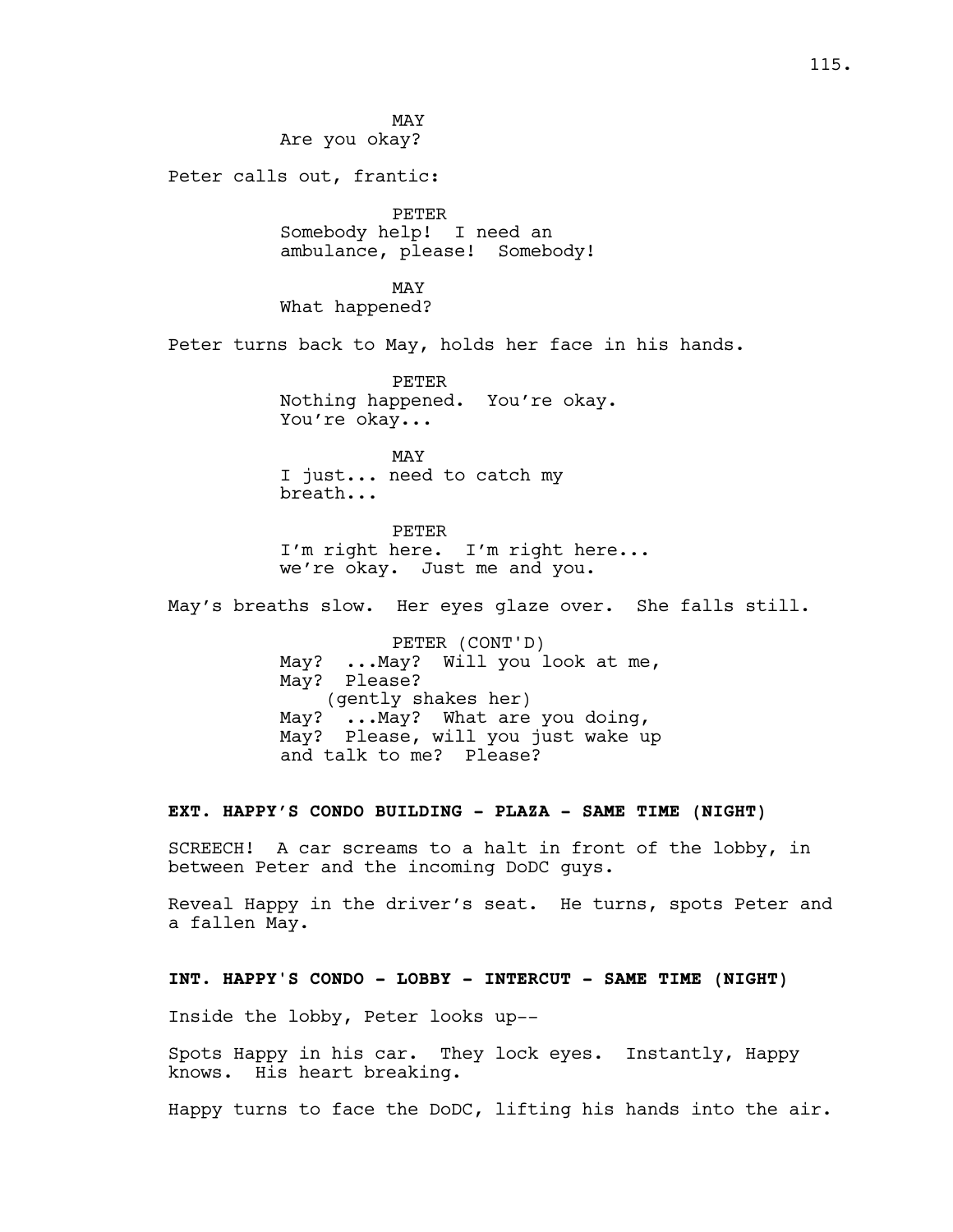MAY
Are you okay?

Peter calls out, frantic:

PETER
Somebody help! I need an ambulance, please! Somebody!

MAY
What happened?

Peter turns back to May, holds her face in his hands.

PETER
Nothing happened. You're okay. You're okay...

MAY
I just... need to catch my breath...

PETER
I'm right here. I'm right here... we're okay. Just me and you.

May's breaths slow. Her eyes glaze over. She falls still.

PETER (CONT'D)
May? ...May? Will you look at me, May? Please?
(gently shakes her)
May? ...May? What are you doing, May? Please, will you just wake up and talk to me? Please?

**EXT. HAPPY'S CONDO BUILDING - PLAZA - SAME TIME (NIGHT)**

SCREECH! A car screams to a halt in front of the lobby, in between Peter and the incoming DoDC guys.

Reveal Happy in the driver's seat. He turns, spots Peter and a fallen May.

**INT. HAPPY'S CONDO - LOBBY - INTERCUT - SAME TIME (NIGHT)**

Inside the lobby, Peter looks up--

Spots Happy in his car. They lock eyes. Instantly, Happy knows. His heart breaking.

Happy turns to face the DoDC, lifting his hands into the air.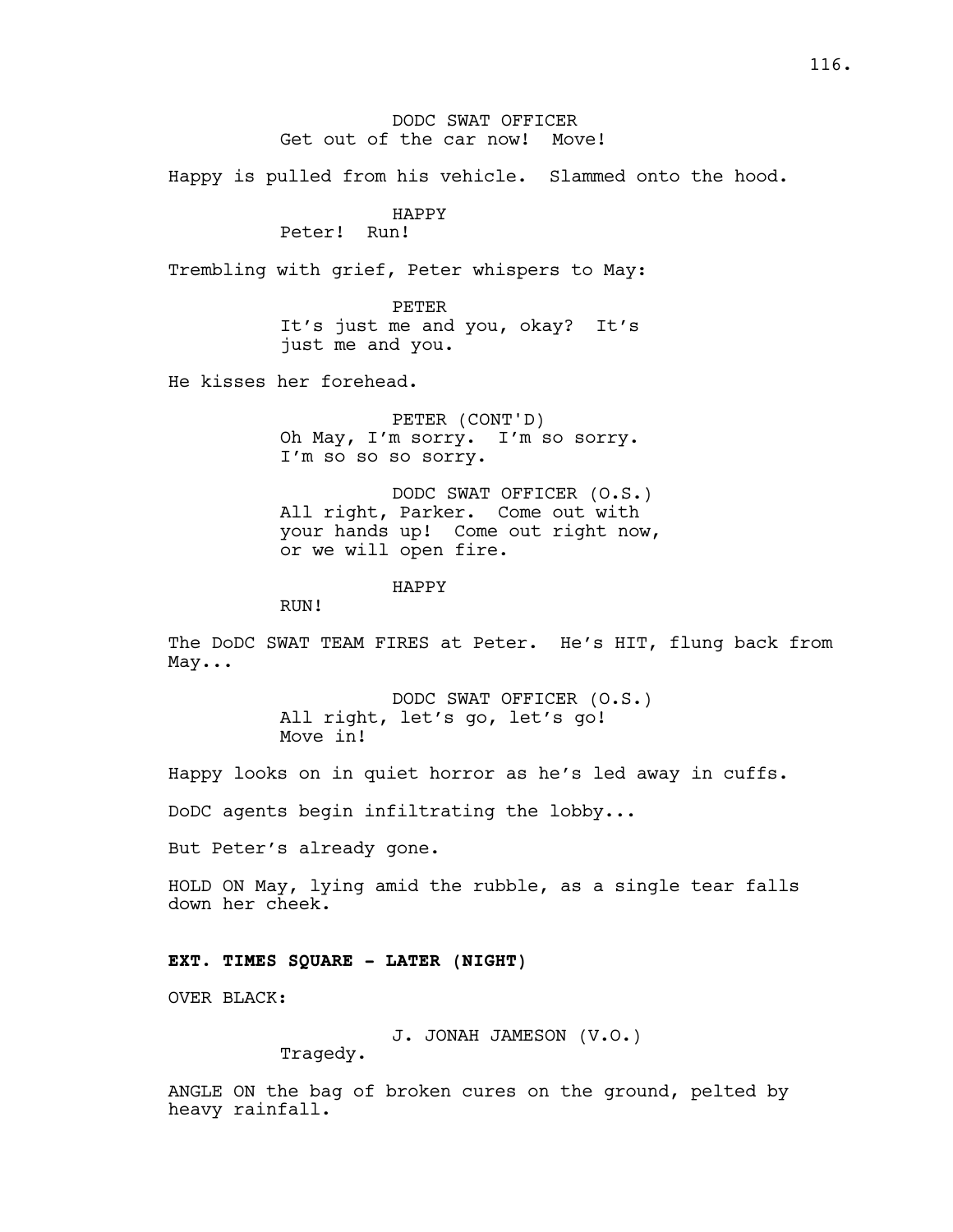DODC SWAT OFFICER
Get out of the car now! Move!

Happy is pulled from his vehicle. Slammed onto the hood.

HAPPY
Peter! Run!

Trembling with grief, Peter whispers to May:

PETER
It's just me and you, okay? It's just me and you.

He kisses her forehead.

PETER (CONT'D)
Oh May, I'm sorry. I'm so sorry. I'm so so so sorry.

DODC SWAT OFFICER (O.S.)
All right, Parker. Come out with your hands up! Come out right now, or we will open fire.

HAPPY
RUN!

The DoDC SWAT TEAM FIRES at Peter. He's HIT, flung back from May...

DODC SWAT OFFICER (O.S.)
All right, let's go, let's go! Move in!

Happy looks on in quiet horror as he's led away in cuffs.

DoDC agents begin infiltrating the lobby...

But Peter's already gone.

HOLD ON May, lying amid the rubble, as a single tear falls down her cheek.

**EXT. TIMES SQUARE - LATER (NIGHT)**

OVER BLACK:

J. JONAH JAMESON (V.O.)
Tragedy.

ANGLE ON the bag of broken cures on the ground, pelted by heavy rainfall.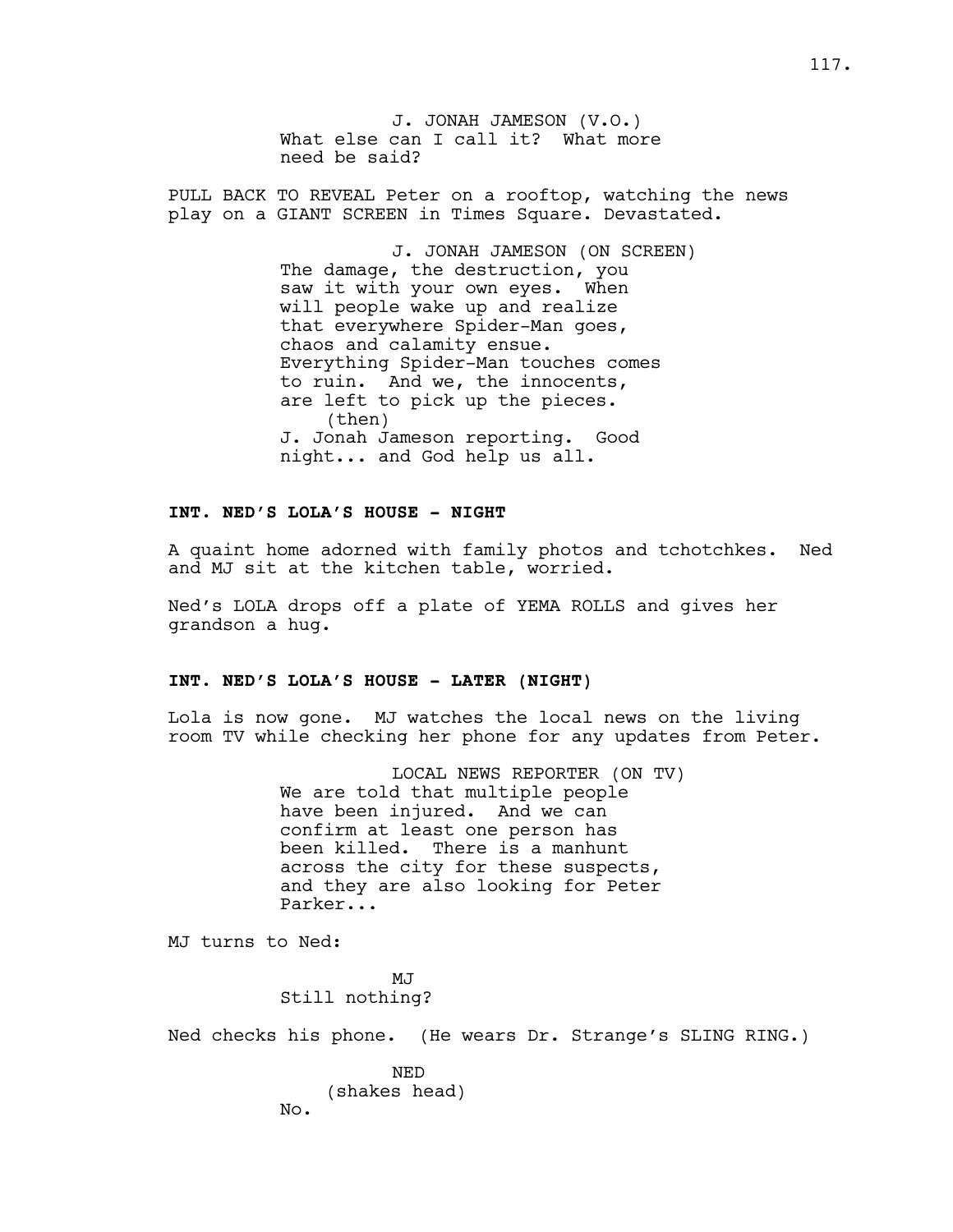J. JONAH JAMESON (V.O.)
What else can I call it? What more need be said?

PULL BACK TO REVEAL Peter on a rooftop, watching the news play on a GIANT SCREEN in Times Square. Devastated.

J. JONAH JAMESON (ON SCREEN)
The damage, the destruction, you saw it with your own eyes. When will people wake up and realize that everywhere Spider-Man goes, chaos and calamity ensue. Everything Spider-Man touches comes to ruin. And we, the innocents, are left to pick up the pieces.
(then)
J. Jonah Jameson reporting. Good night... and God help us all.

**INT. NED'S LOLA'S HOUSE - NIGHT**

A quaint home adorned with family photos and tchotchkes. Ned and MJ sit at the kitchen table, worried.

Ned's LOLA drops off a plate of YEMA ROLLS and gives her grandson a hug.

**INT. NED'S LOLA'S HOUSE - LATER (NIGHT)**

Lola is now gone. MJ watches the local news on the living room TV while checking her phone for any updates from Peter.

LOCAL NEWS REPORTER (ON TV)
We are told that multiple people have been injured. And we can confirm at least one person has been killed. There is a manhunt across the city for these suspects, and they are also looking for Peter Parker...

MJ turns to Ned:

MJ
Still nothing?

Ned checks his phone. (He wears Dr. Strange's SLING RING.)

NED
(shakes head)
No.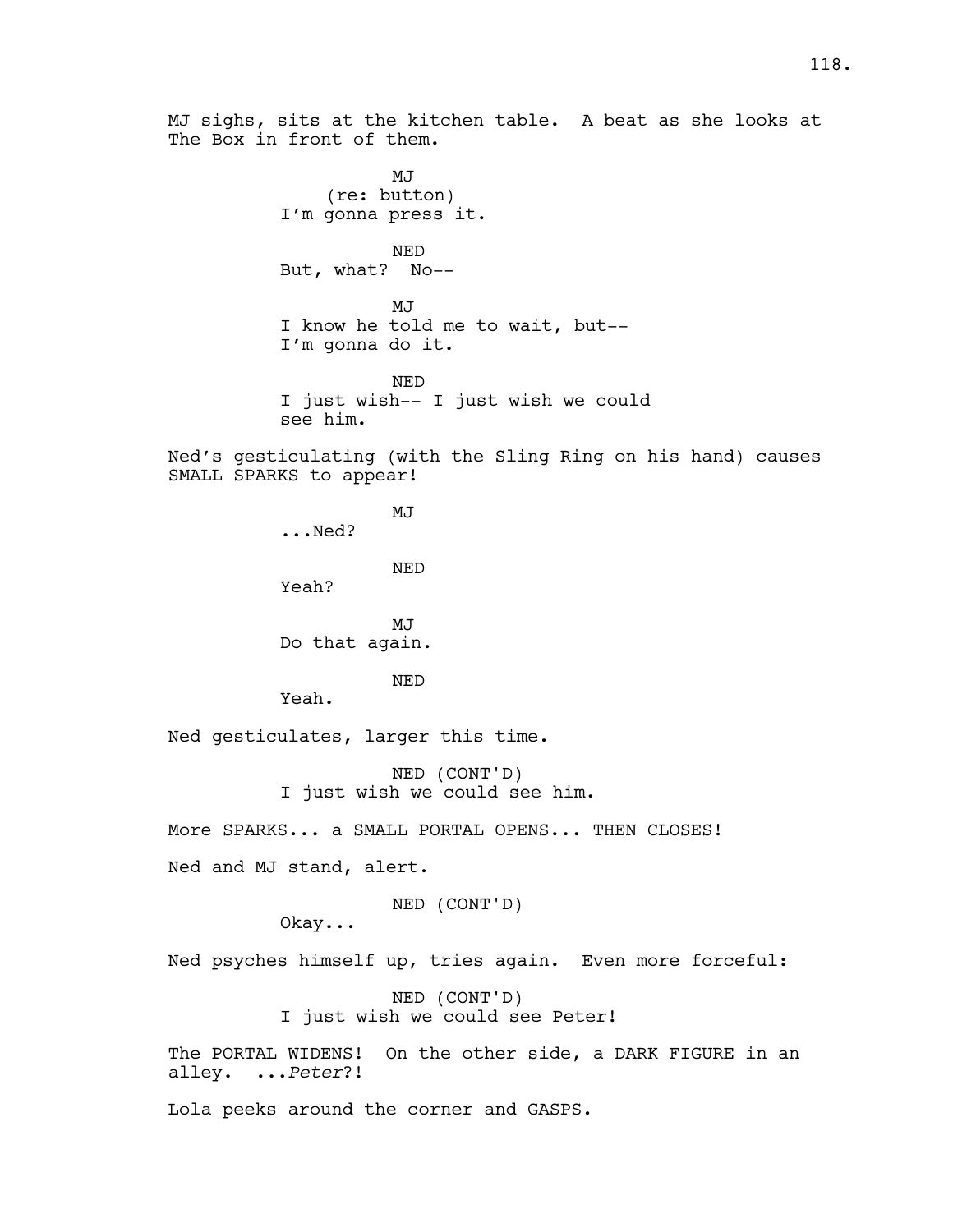MJ sighs, sits at the kitchen table. A beat as she looks at The Box in front of them.

MJ
(re: button)
I'm gonna press it.

NED
But, what? No--

MJ
I know he told me to wait, but--
I'm gonna do it.

NED
I just wish-- I just wish we could
see him.

Ned's gesticulating (with the Sling Ring on his hand) causes SMALL SPARKS to appear!

MJ
...Ned?

NED
Yeah?

MJ
Do that again.

NED
Yeah.

Ned gesticulates, larger this time.

NED (CONT'D)
I just wish we could see him.

More SPARKS... a SMALL PORTAL OPENS... THEN CLOSES!

Ned and MJ stand, alert.

NED (CONT'D)
Okay...

Ned psyches himself up, tries again. Even more forceful:

NED (CONT'D)
I just wish we could see Peter!

The PORTAL WIDENS! On the other side, a DARK FIGURE in an alley. ...*Peter*?!

Lola peeks around the corner and GASPS.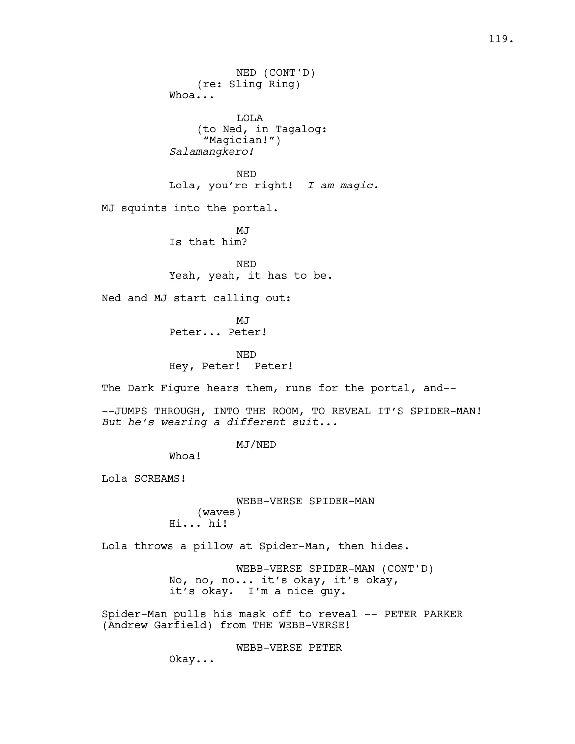NED (CONT'D)
(re: Sling Ring)
Whoa...

LOLA
(to Ned, in Tagalog: "Magician!")
*Salamangkero!*

NED
Lola, you're right! *I am magic.*

MJ squints into the portal.

MJ
Is that him?

NED
Yeah, yeah, it has to be.

Ned and MJ start calling out:

MJ
Peter... Peter!

NED
Hey, Peter! Peter!

The Dark Figure hears them, runs for the portal, and--

--JUMPS THROUGH, INTO THE ROOM, TO REVEAL IT'S SPIDER-MAN!
*But he's wearing a different suit...*

MJ/NED
Whoa!

Lola SCREAMS!

WEBB-VERSE SPIDER-MAN
(waves)
Hi... hi!

Lola throws a pillow at Spider-Man, then hides.

WEBB-VERSE SPIDER-MAN (CONT'D)
No, no, no... it's okay, it's okay, it's okay. I'm a nice guy.

Spider-Man pulls his mask off to reveal -- PETER PARKER (Andrew Garfield) from THE WEBB-VERSE!

WEBB-VERSE PETER
Okay...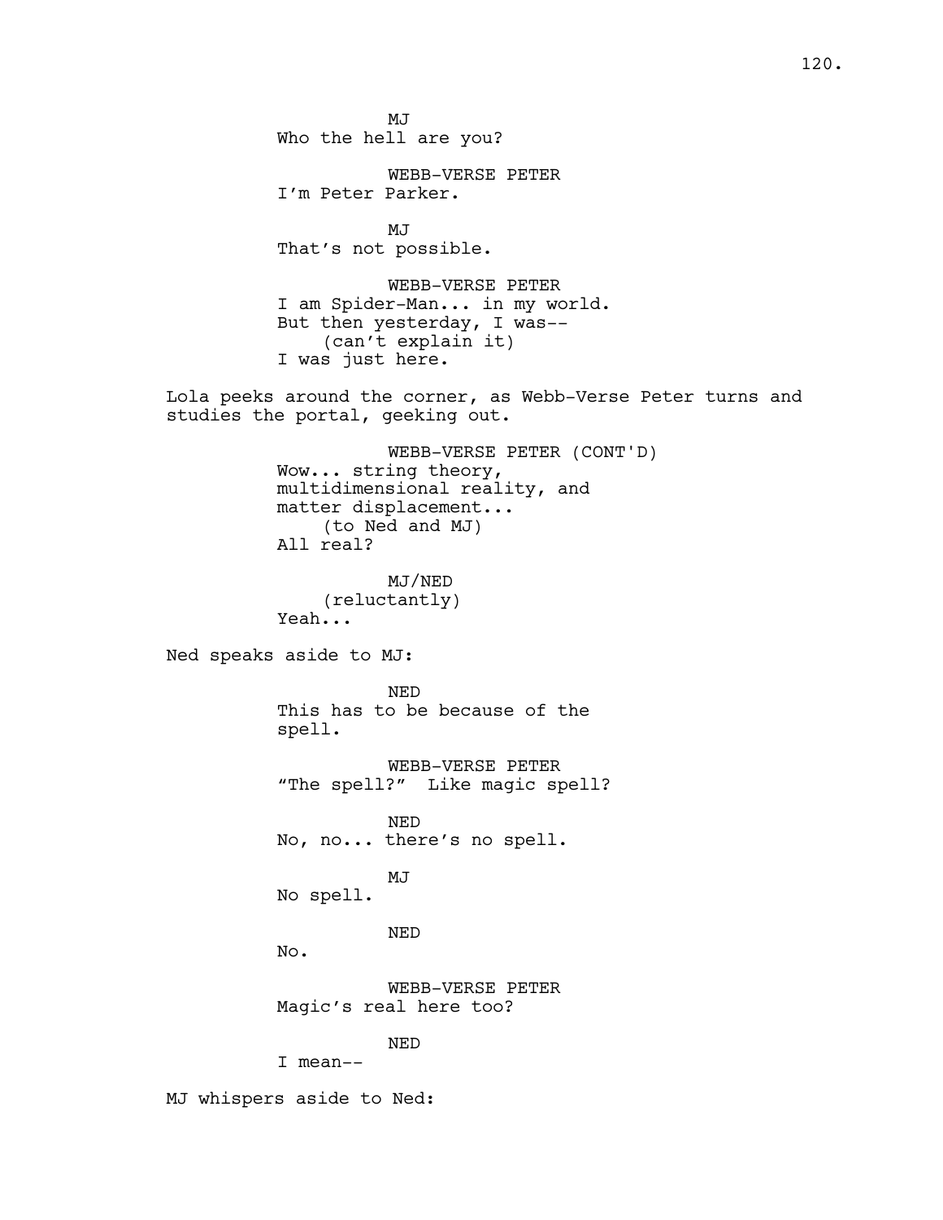MJ
Who the hell are you?

WEBB-VERSE PETER
I'm Peter Parker.

MJ
That's not possible.

WEBB-VERSE PETER
I am Spider-Man... in my world.
But then yesterday, I was--
(can't explain it)
I was just here.

Lola peeks around the corner, as Webb-Verse Peter turns and studies the portal, geeking out.

WEBB-VERSE PETER (CONT'D)
Wow... string theory,
multidimensional reality, and
matter displacement...
(to Ned and MJ)
All real?

MJ/NED
(reluctantly)
Yeah...

Ned speaks aside to MJ:

NED
This has to be because of the
spell.

WEBB-VERSE PETER
"The spell?" Like magic spell?

NED
No, no... there's no spell.

MJ
No spell.

NED
No.

WEBB-VERSE PETER
Magic's real here too?

NED
I mean--

MJ whispers aside to Ned: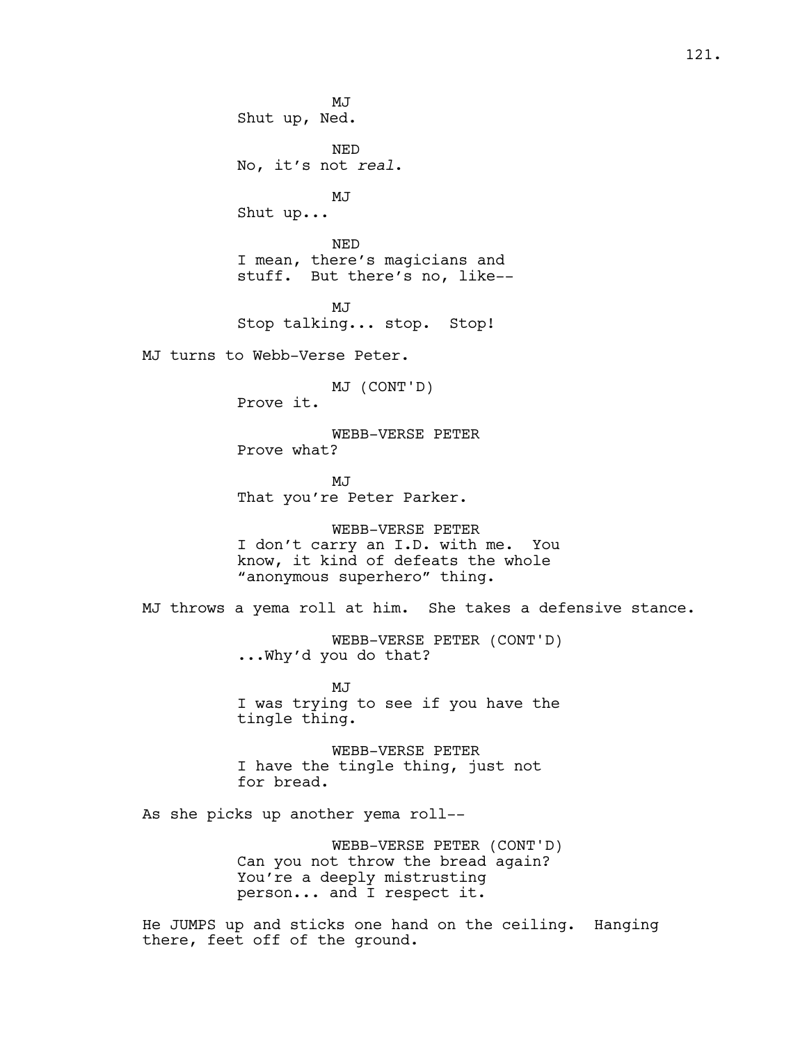MJ
Shut up, Ned.

NED
No, it's not *real*.

MJ
Shut up...

NED
I mean, there's magicians and stuff. But there's no, like--

MJ
Stop talking... stop. Stop!

MJ turns to Webb-Verse Peter.

MJ (CONT'D)
Prove it.

WEBB-VERSE PETER
Prove what?

MJ
That you're Peter Parker.

WEBB-VERSE PETER
I don't carry an I.D. with me. You know, it kind of defeats the whole "anonymous superhero" thing.

MJ throws a yema roll at him. She takes a defensive stance.

WEBB-VERSE PETER (CONT'D)
...Why'd you do that?

MJ
I was trying to see if you have the tingle thing.

WEBB-VERSE PETER
I have the tingle thing, just not for bread.

As she picks up another yema roll--

WEBB-VERSE PETER (CONT'D)
Can you not throw the bread again? You're a deeply mistrusting person... and I respect it.

He JUMPS up and sticks one hand on the ceiling. Hanging there, feet off of the ground.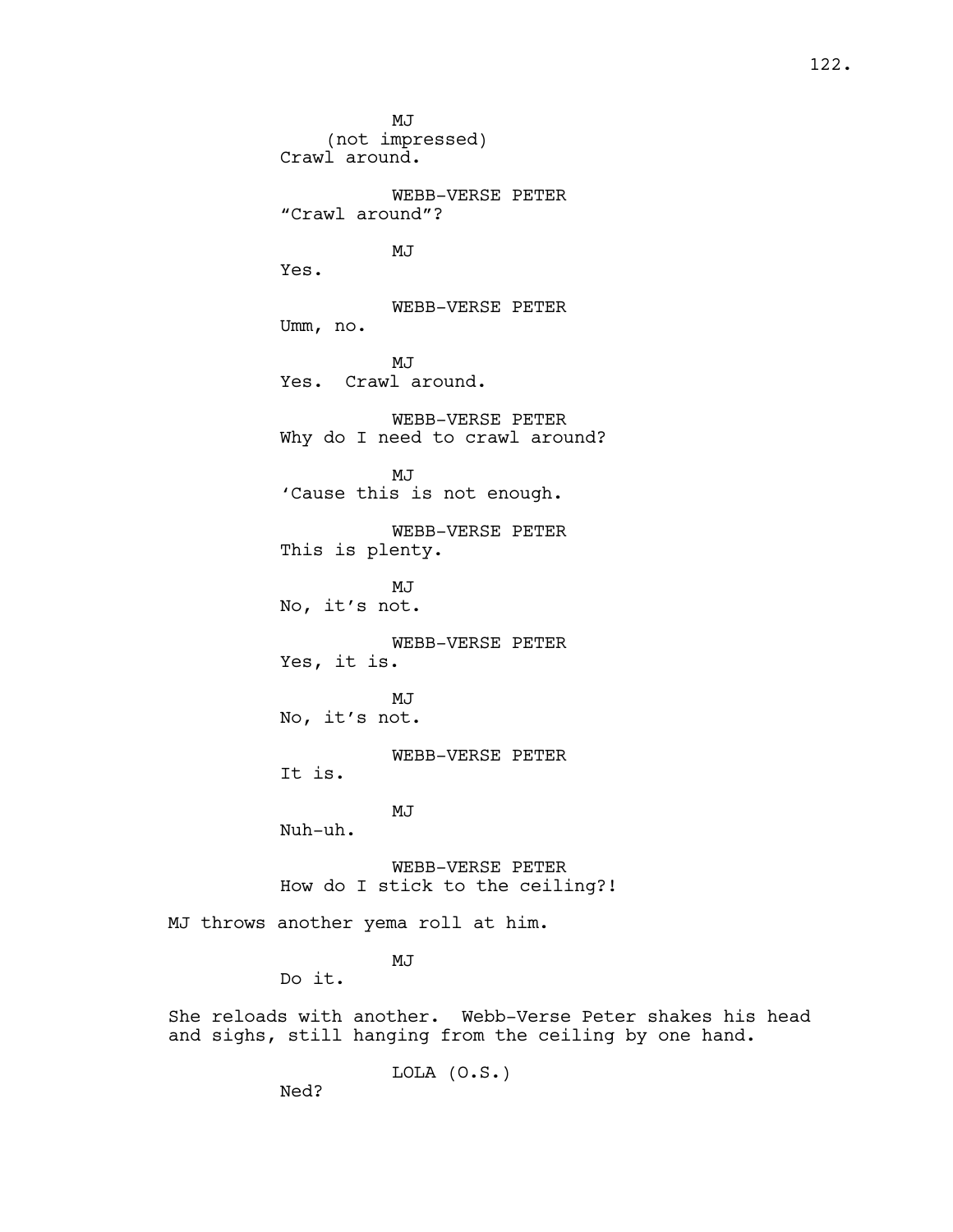MJ
(not impressed)
Crawl around.

WEBB-VERSE PETER
"Crawl around"?

MJ
Yes.

WEBB-VERSE PETER
Umm, no.

MJ
Yes. Crawl around.

WEBB-VERSE PETER
Why do I need to crawl around?

MJ
'Cause this is not enough.

WEBB-VERSE PETER
This is plenty.

MJ
No, it's not.

WEBB-VERSE PETER
Yes, it is.

MJ
No, it's not.

WEBB-VERSE PETER
It is.

MJ
Nuh-uh.

WEBB-VERSE PETER
How do I stick to the ceiling?!

MJ throws another yema roll at him.

MJ
Do it.

She reloads with another. Webb-Verse Peter shakes his head and sighs, still hanging from the ceiling by one hand.

LOLA (O.S.)
Ned?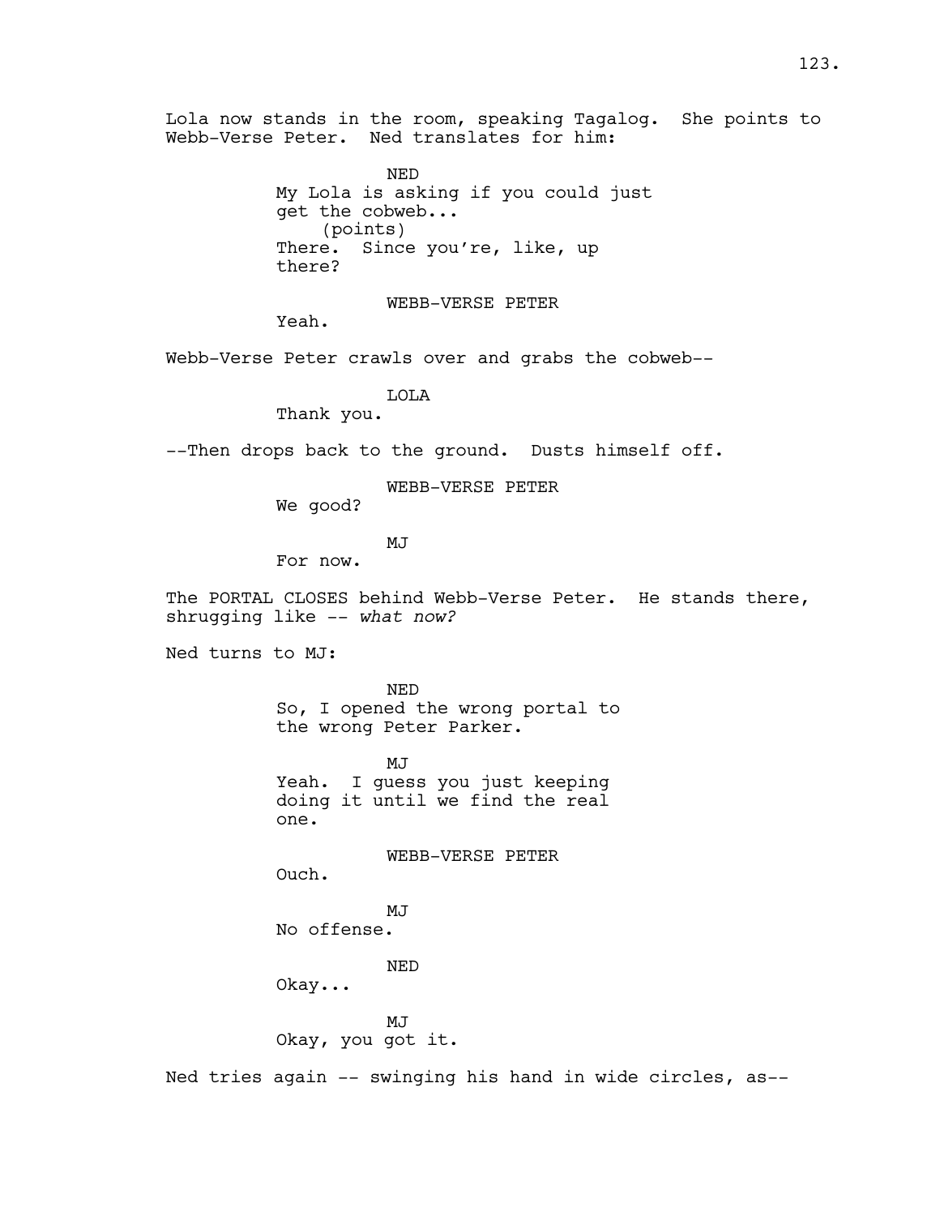Lola now stands in the room, speaking Tagalog. She points to Webb-Verse Peter. Ned translates for him:

NED
My Lola is asking if you could just get the cobweb...
(points)
There. Since you're, like, up there?

WEBB-VERSE PETER
Yeah.

Webb-Verse Peter crawls over and grabs the cobweb--

LOLA
Thank you.

--Then drops back to the ground. Dusts himself off.

WEBB-VERSE PETER
We good?

MJ
For now.

The PORTAL CLOSES behind Webb-Verse Peter. He stands there, shrugging like -- *what now?*

Ned turns to MJ:

NED
So, I opened the wrong portal to the wrong Peter Parker.

MJ
Yeah. I guess you just keeping doing it until we find the real one.

WEBB-VERSE PETER
Ouch.

MJ
No offense.

NED
Okay...

MJ
Okay, you got it.

Ned tries again -- swinging his hand in wide circles, as--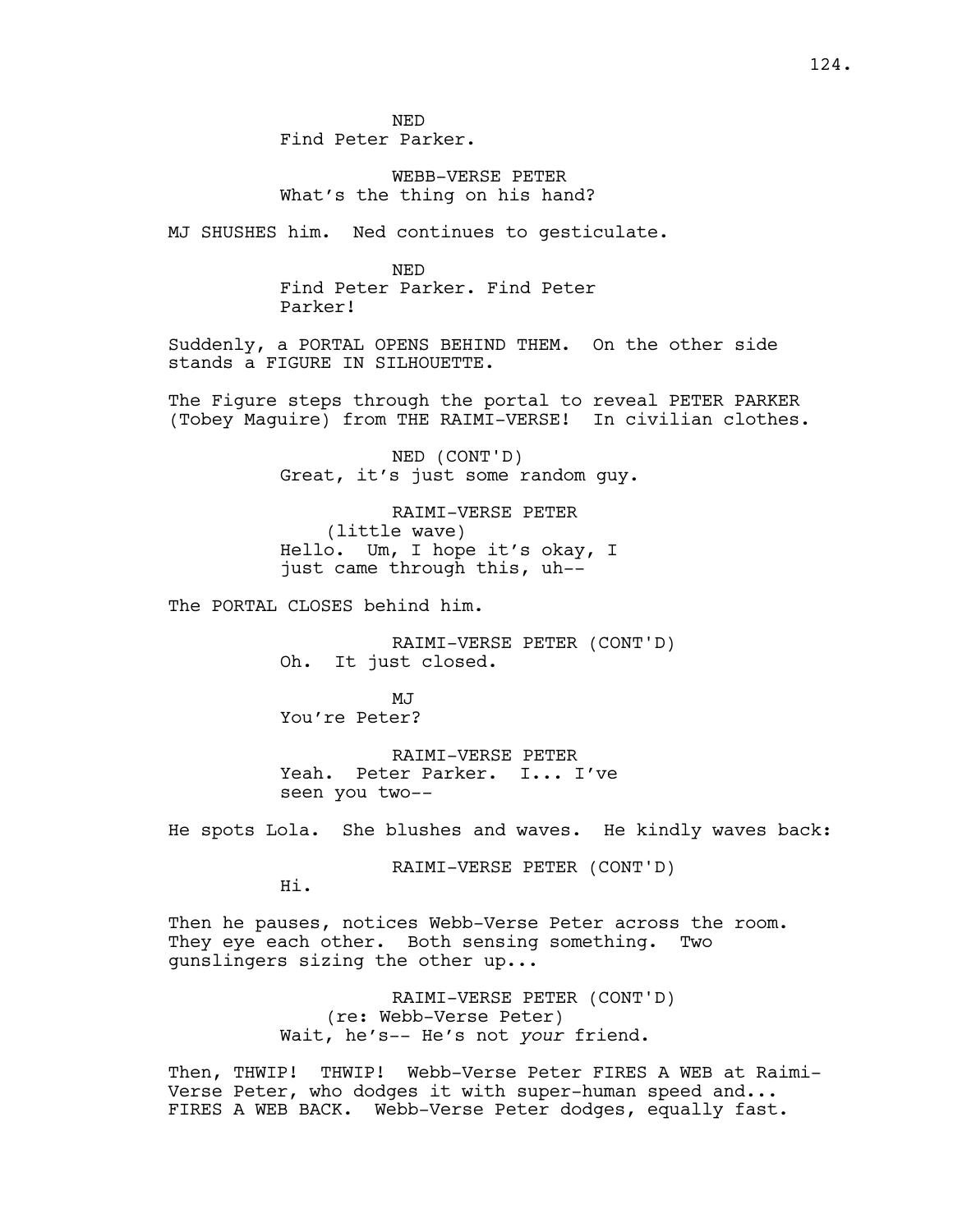NED
Find Peter Parker.

WEBB-VERSE PETER
What's the thing on his hand?

MJ SHUSHES him. Ned continues to gesticulate.

NED
Find Peter Parker. Find Peter
Parker!

Suddenly, a PORTAL OPENS BEHIND THEM. On the other side stands a FIGURE IN SILHOUETTE.

The Figure steps through the portal to reveal PETER PARKER (Tobey Maguire) from THE RAIMI-VERSE! In civilian clothes.

NED (CONT'D)
Great, it's just some random guy.

RAIMI-VERSE PETER
(little wave)
Hello. Um, I hope it's okay, I
just came through this, uh--

The PORTAL CLOSES behind him.

RAIMI-VERSE PETER (CONT'D)
Oh. It just closed.

MJ
You're Peter?

RAIMI-VERSE PETER
Yeah. Peter Parker. I... I've
seen you two--

He spots Lola. She blushes and waves. He kindly waves back:

RAIMI-VERSE PETER (CONT'D)
Hi.

Then he pauses, notices Webb-Verse Peter across the room. They eye each other. Both sensing something. Two gunslingers sizing the other up...

RAIMI-VERSE PETER (CONT'D)
(re: Webb-Verse Peter)
Wait, he's-- He's not *your* friend.

Then, THWIP! THWIP! Webb-Verse Peter FIRES A WEB at Raimi-Verse Peter, who dodges it with super-human speed and... FIRES A WEB BACK. Webb-Verse Peter dodges, equally fast.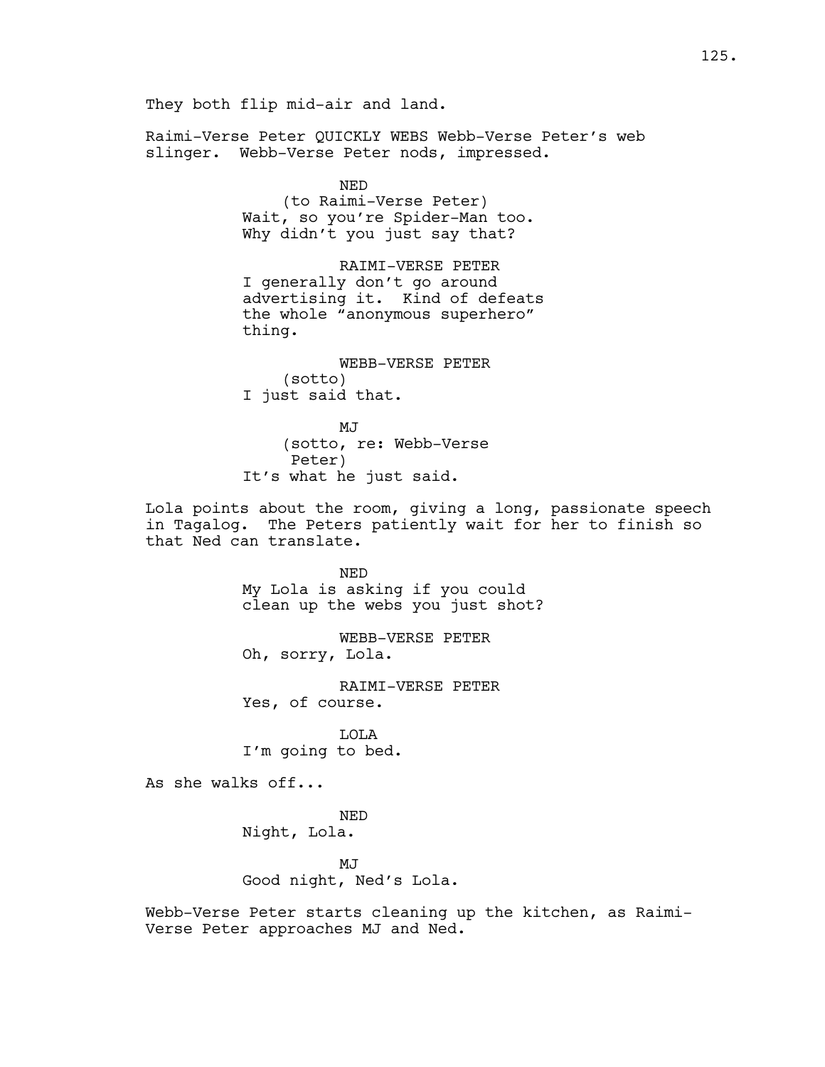They both flip mid-air and land.

Raimi-Verse Peter QUICKLY WEBS Webb-Verse Peter's web slinger. Webb-Verse Peter nods, impressed.

NED
(to Raimi-Verse Peter)
Wait, so you're Spider-Man too. Why didn't you just say that?

RAIMI-VERSE PETER
I generally don't go around advertising it. Kind of defeats the whole "anonymous superhero" thing.

WEBB-VERSE PETER
(sotto)
I just said that.

MJ
(sotto, re: Webb-Verse Peter)
It's what he just said.

Lola points about the room, giving a long, passionate speech in Tagalog. The Peters patiently wait for her to finish so that Ned can translate.

NED
My Lola is asking if you could clean up the webs you just shot?

WEBB-VERSE PETER
Oh, sorry, Lola.

RAIMI-VERSE PETER
Yes, of course.

LOLA
I'm going to bed.

As she walks off...

NED
Night, Lola.

MJ
Good night, Ned's Lola.

Webb-Verse Peter starts cleaning up the kitchen, as Raimi-Verse Peter approaches MJ and Ned.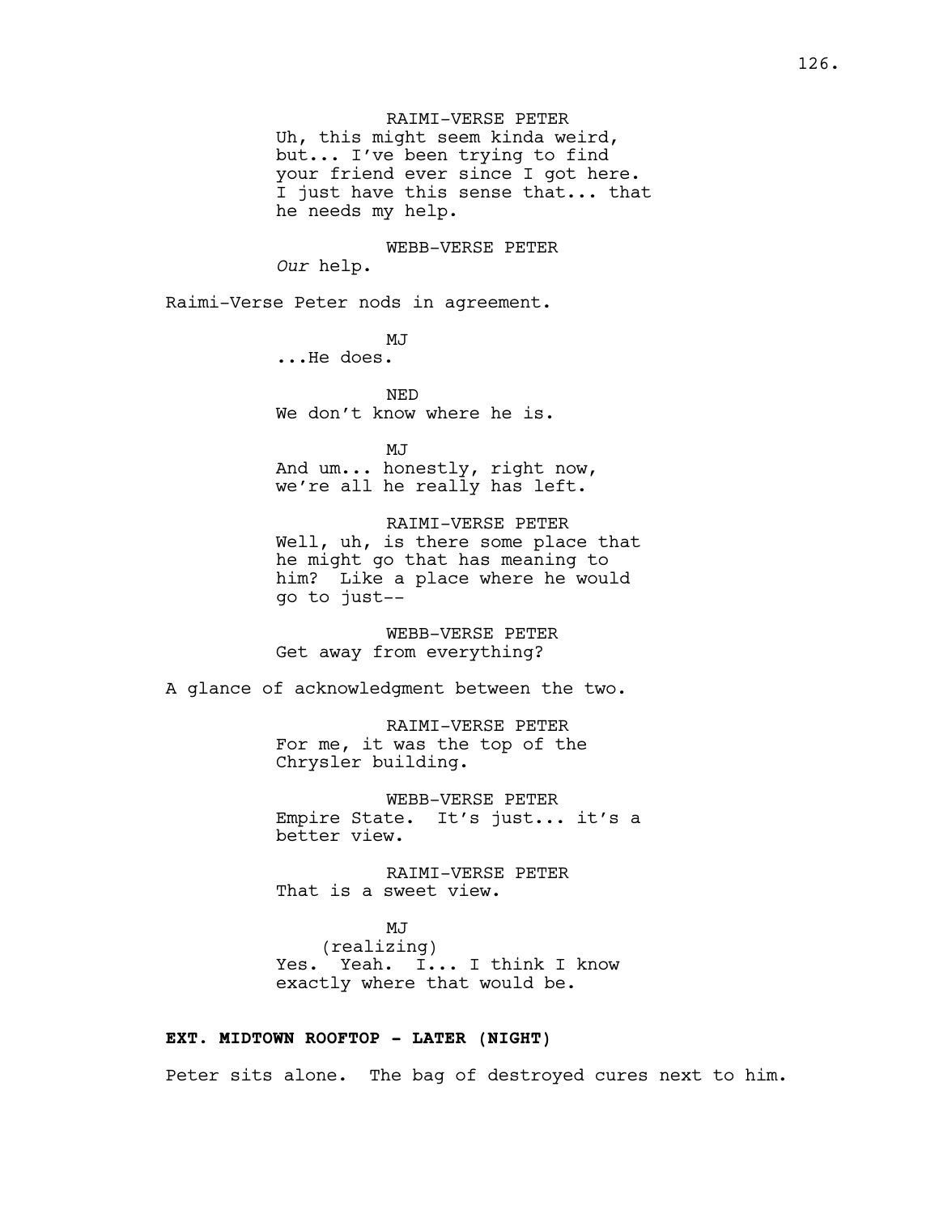RAIMI-VERSE PETER

Uh, this might seem kinda weird, but... I've been trying to find your friend ever since I got here. I just have this sense that... that he needs my help.

WEBB-VERSE PETER

*Our* help.

Raimi-Verse Peter nods in agreement.

MJ

...He does.

NED

We don't know where he is.

MJ

And um... honestly, right now, we're all he really has left.

RAIMI-VERSE PETER

Well, uh, is there some place that he might go that has meaning to him? Like a place where he would go to just--

WEBB-VERSE PETER

Get away from everything?

A glance of acknowledgment between the two.

RAIMI-VERSE PETER

For me, it was the top of the Chrysler building.

WEBB-VERSE PETER

Empire State. It's just... it's a better view.

RAIMI-VERSE PETER

That is a sweet view.

MJ

(realizing)

Yes. Yeah. I... I think I know exactly where that would be.

**EXT. MIDTOWN ROOFTOP - LATER (NIGHT)**

Peter sits alone. The bag of destroyed cures next to him.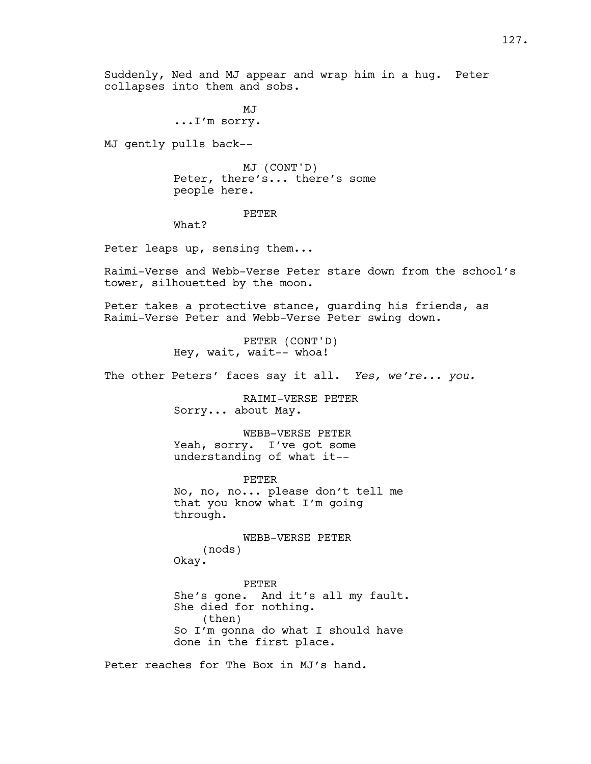Suddenly, Ned and MJ appear and wrap him in a hug. Peter collapses into them and sobs.

MJ
...I'm sorry.

MJ gently pulls back--

MJ (CONT'D)
Peter, there's... there's some people here.

PETER
What?

Peter leaps up, sensing them...

Raimi-Verse and Webb-Verse Peter stare down from the school's tower, silhouetted by the moon.

Peter takes a protective stance, guarding his friends, as Raimi-Verse Peter and Webb-Verse Peter swing down.

PETER (CONT'D)
Hey, wait, wait-- whoa!

The other Peters' faces say it all. *Yes, we're... you.*

RAIMI-VERSE PETER
Sorry... about May.

WEBB-VERSE PETER
Yeah, sorry. I've got some understanding of what it--

PETER
No, no, no... please don't tell me that you know what I'm going through.

WEBB-VERSE PETER
(nods)
Okay.

PETER
She's gone. And it's all my fault. She died for nothing.
(then)
So I'm gonna do what I should have done in the first place.

Peter reaches for The Box in MJ's hand.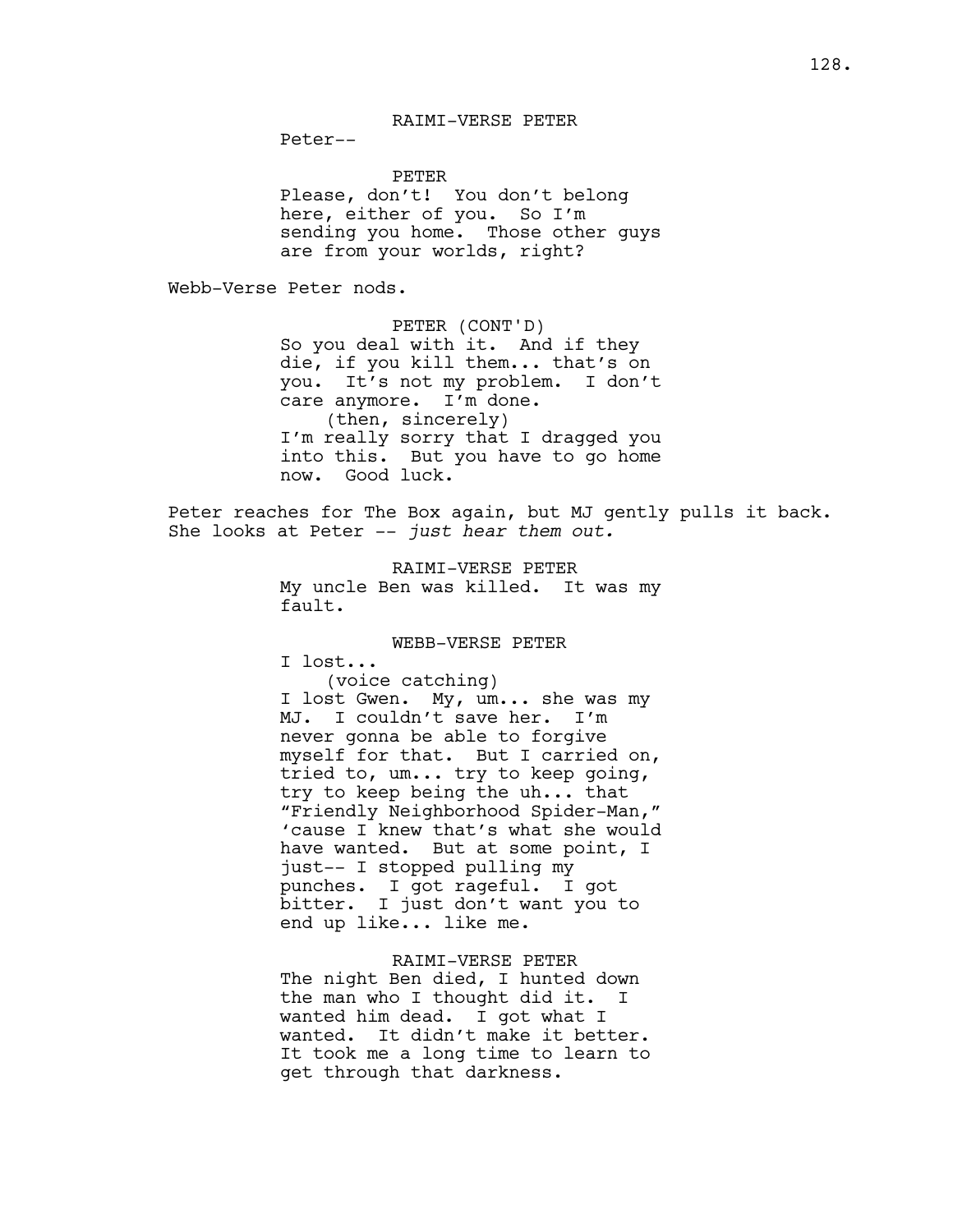RAIMI-VERSE PETER

Peter--

PETER

Please, don't! You don't belong here, either of you. So I'm sending you home. Those other guys are from your worlds, right?

Webb-Verse Peter nods.

PETER (CONT'D)

So you deal with it. And if they die, if you kill them... that's on you. It's not my problem. I don't care anymore. I'm done.

(then, sincerely)

I'm really sorry that I dragged you into this. But you have to go home now. Good luck.

Peter reaches for The Box again, but MJ gently pulls it back. She looks at Peter -- *just hear them out.*

RAIMI-VERSE PETER

My uncle Ben was killed. It was my fault.

WEBB-VERSE PETER

I lost...

(voice catching)

I lost Gwen. My, um... she was my MJ. I couldn't save her. I'm never gonna be able to forgive myself for that. But I carried on, tried to, um... try to keep going, try to keep being the uh... that "Friendly Neighborhood Spider-Man," 'cause I knew that's what she would have wanted. But at some point, I just-- I stopped pulling my punches. I got rageful. I got bitter. I just don't want you to end up like... like me.

RAIMI-VERSE PETER

The night Ben died, I hunted down the man who I thought did it. I wanted him dead. I got what I wanted. It didn't make it better. It took me a long time to learn to get through that darkness.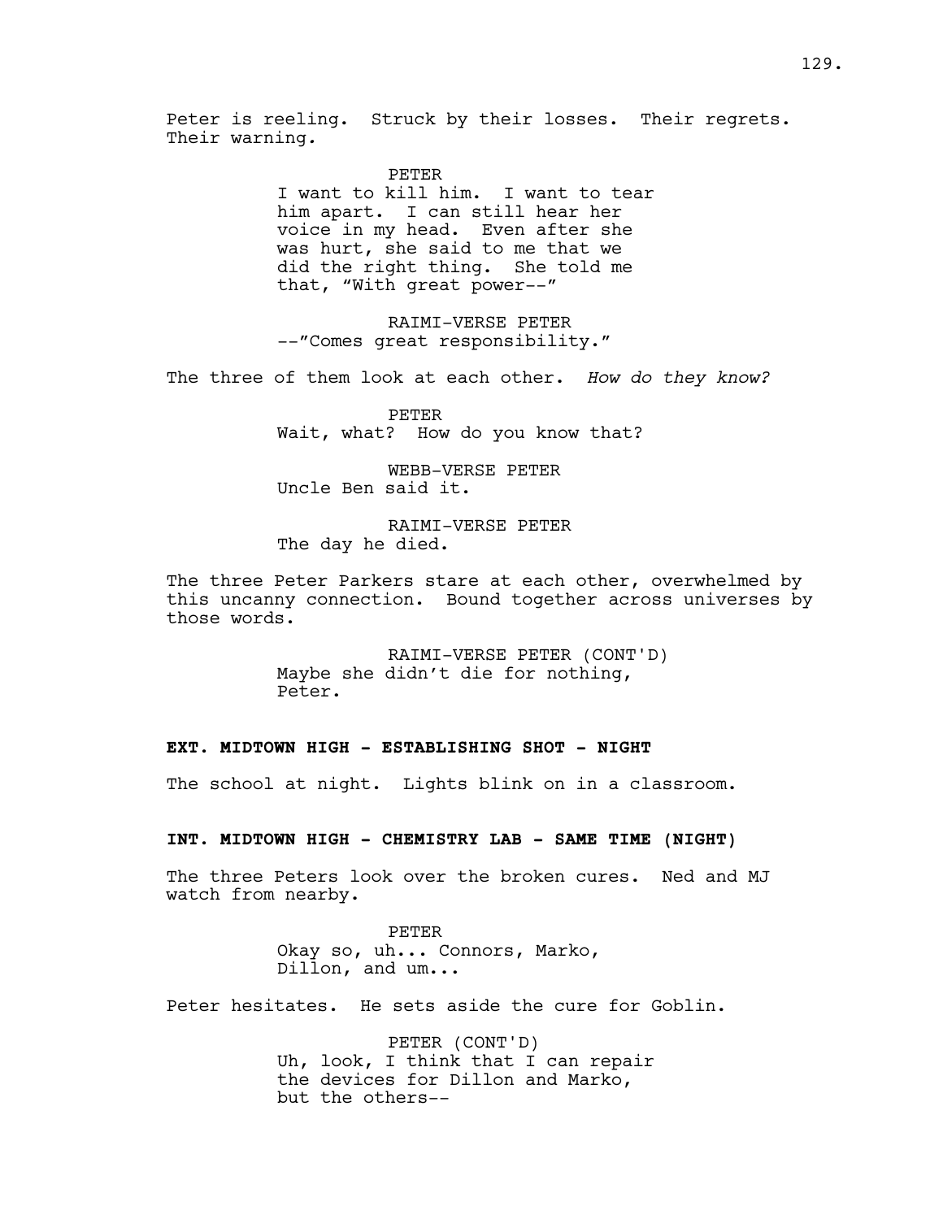Peter is reeling. Struck by their losses. Their regrets. Their warning.

PETER
I want to kill him. I want to tear him apart. I can still hear her voice in my head. Even after she was hurt, she said to me that we did the right thing. She told me that, "With great power--"

RAIMI-VERSE PETER
--"Comes great responsibility."

The three of them look at each other. *How do they know?*

PETER
Wait, what? How do you know that?

WEBB-VERSE PETER
Uncle Ben said it.

RAIMI-VERSE PETER
The day he died.

The three Peter Parkers stare at each other, overwhelmed by this uncanny connection. Bound together across universes by those words.

RAIMI-VERSE PETER (CONT'D)
Maybe she didn't die for nothing, Peter.

**EXT. MIDTOWN HIGH - ESTABLISHING SHOT - NIGHT**

The school at night. Lights blink on in a classroom.

**INT. MIDTOWN HIGH - CHEMISTRY LAB - SAME TIME (NIGHT)**

The three Peters look over the broken cures. Ned and MJ watch from nearby.

PETER
Okay so, uh... Connors, Marko, Dillon, and um...

Peter hesitates. He sets aside the cure for Goblin.

PETER (CONT'D)
Uh, look, I think that I can repair the devices for Dillon and Marko, but the others--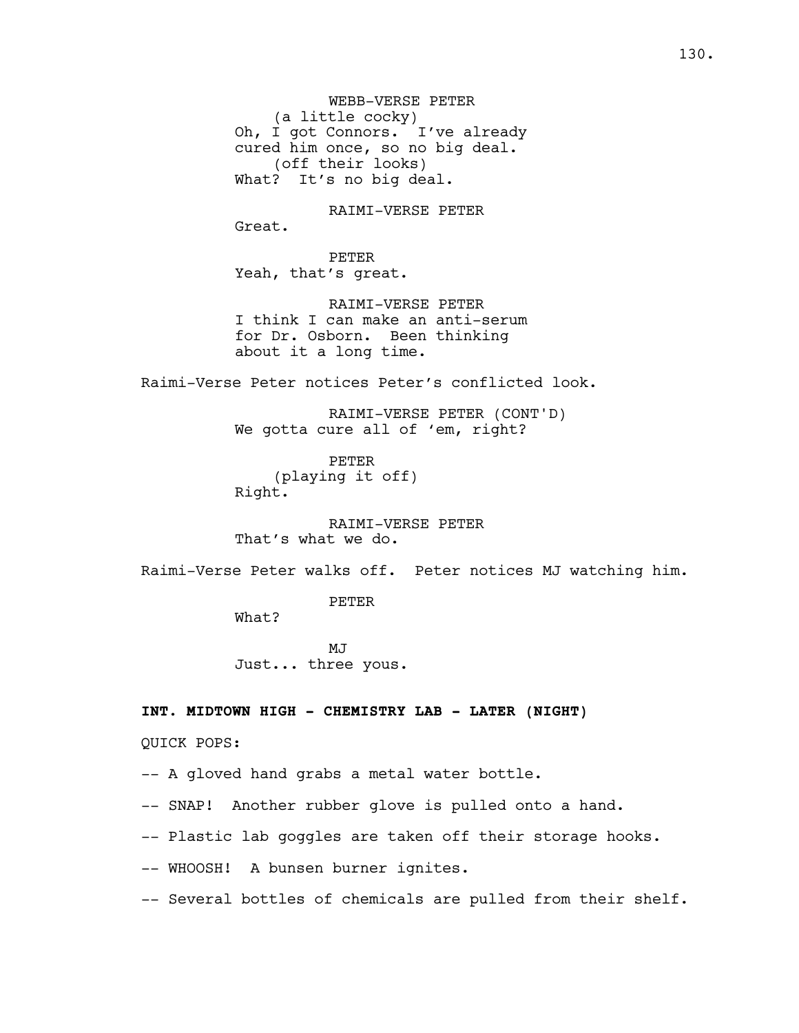WEBB-VERSE PETER
(a little cocky)
Oh, I got Connors. I've already cured him once, so no big deal.
(off their looks)
What? It's no big deal.

RAIMI-VERSE PETER
Great.

PETER
Yeah, that's great.

RAIMI-VERSE PETER
I think I can make an anti-serum for Dr. Osborn. Been thinking about it a long time.

Raimi-Verse Peter notices Peter's conflicted look.

RAIMI-VERSE PETER (CONT'D)
We gotta cure all of 'em, right?

PETER
(playing it off)
Right.

RAIMI-VERSE PETER
That's what we do.

Raimi-Verse Peter walks off. Peter notices MJ watching him.

PETER
What?

MJ
Just... three yous.

**INT. MIDTOWN HIGH - CHEMISTRY LAB - LATER (NIGHT)**

QUICK POPS:

-- A gloved hand grabs a metal water bottle.

-- SNAP! Another rubber glove is pulled onto a hand.

-- Plastic lab goggles are taken off their storage hooks.

-- WHOOSH! A bunsen burner ignites.

-- Several bottles of chemicals are pulled from their shelf.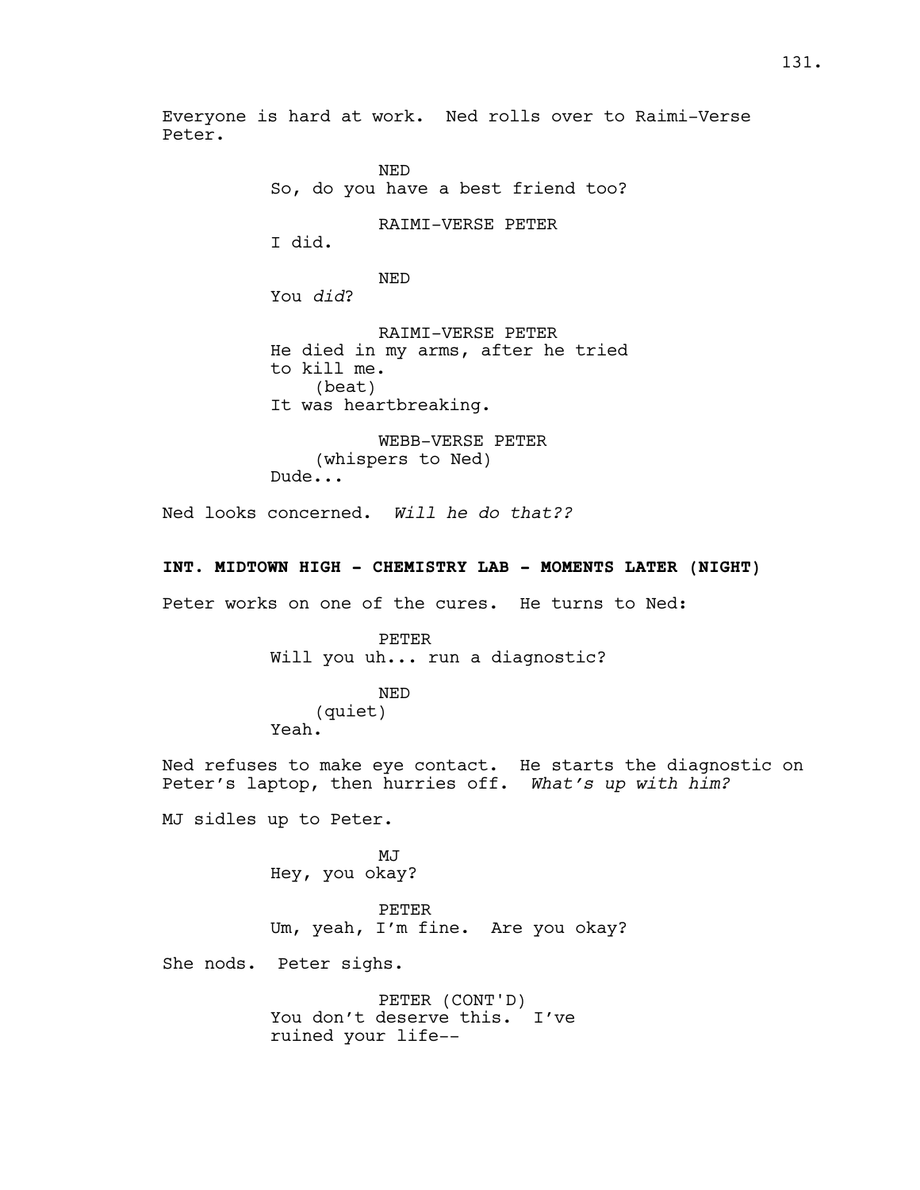Everyone is hard at work. Ned rolls over to Raimi-Verse Peter.

NED
So, do you have a best friend too?

RAIMI-VERSE PETER
I did.

NED
You *did*?

RAIMI-VERSE PETER
He died in my arms, after he tried to kill me.
(beat)
It was heartbreaking.

WEBB-VERSE PETER
(whispers to Ned)
Dude...

Ned looks concerned. *Will he do that??*

**INT. MIDTOWN HIGH - CHEMISTRY LAB - MOMENTS LATER (NIGHT)**

Peter works on one of the cures. He turns to Ned:

PETER
Will you uh... run a diagnostic?

NED
(quiet)
Yeah.

Ned refuses to make eye contact. He starts the diagnostic on Peter's laptop, then hurries off. *What's up with him?*

MJ sidles up to Peter.

MJ
Hey, you okay?

PETER
Um, yeah, I'm fine. Are you okay?

She nods. Peter sighs.

PETER (CONT'D)
You don't deserve this. I've ruined your life--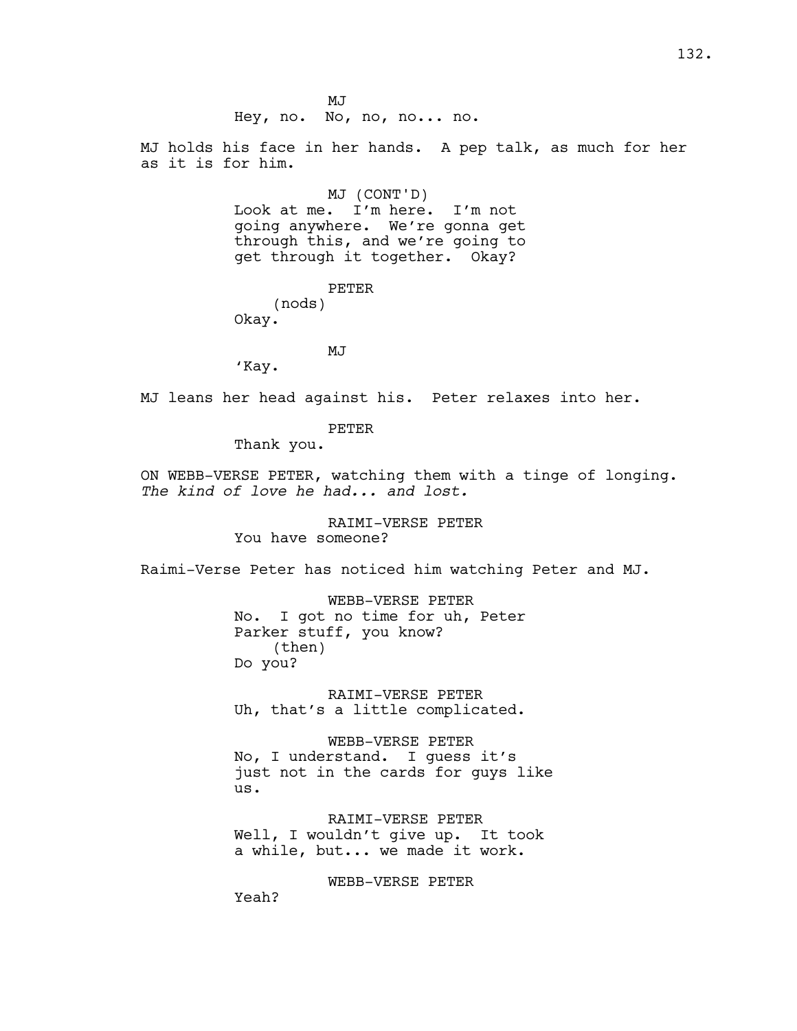MJ
Hey, no.  No, no, no... no.

MJ holds his face in her hands.  A pep talk, as much for her as it is for him.

MJ (CONT'D)
Look at me.  I'm here.  I'm not going anywhere.  We're gonna get through this, and we're going to get through it together.  Okay?

PETER
(nods)
Okay.

MJ
'Kay.

MJ leans her head against his.  Peter relaxes into her.

PETER
Thank you.

ON WEBB-VERSE PETER, watching them with a tinge of longing. *The kind of love he had... and lost.*

RAIMI-VERSE PETER
You have someone?

Raimi-Verse Peter has noticed him watching Peter and MJ.

WEBB-VERSE PETER
No.  I got no time for uh, Peter Parker stuff, you know?
(then)
Do you?

RAIMI-VERSE PETER
Uh, that's a little complicated.

WEBB-VERSE PETER
No, I understand.  I guess it's just not in the cards for guys like us.

RAIMI-VERSE PETER
Well, I wouldn't give up.  It took a while, but... we made it work.

WEBB-VERSE PETER
Yeah?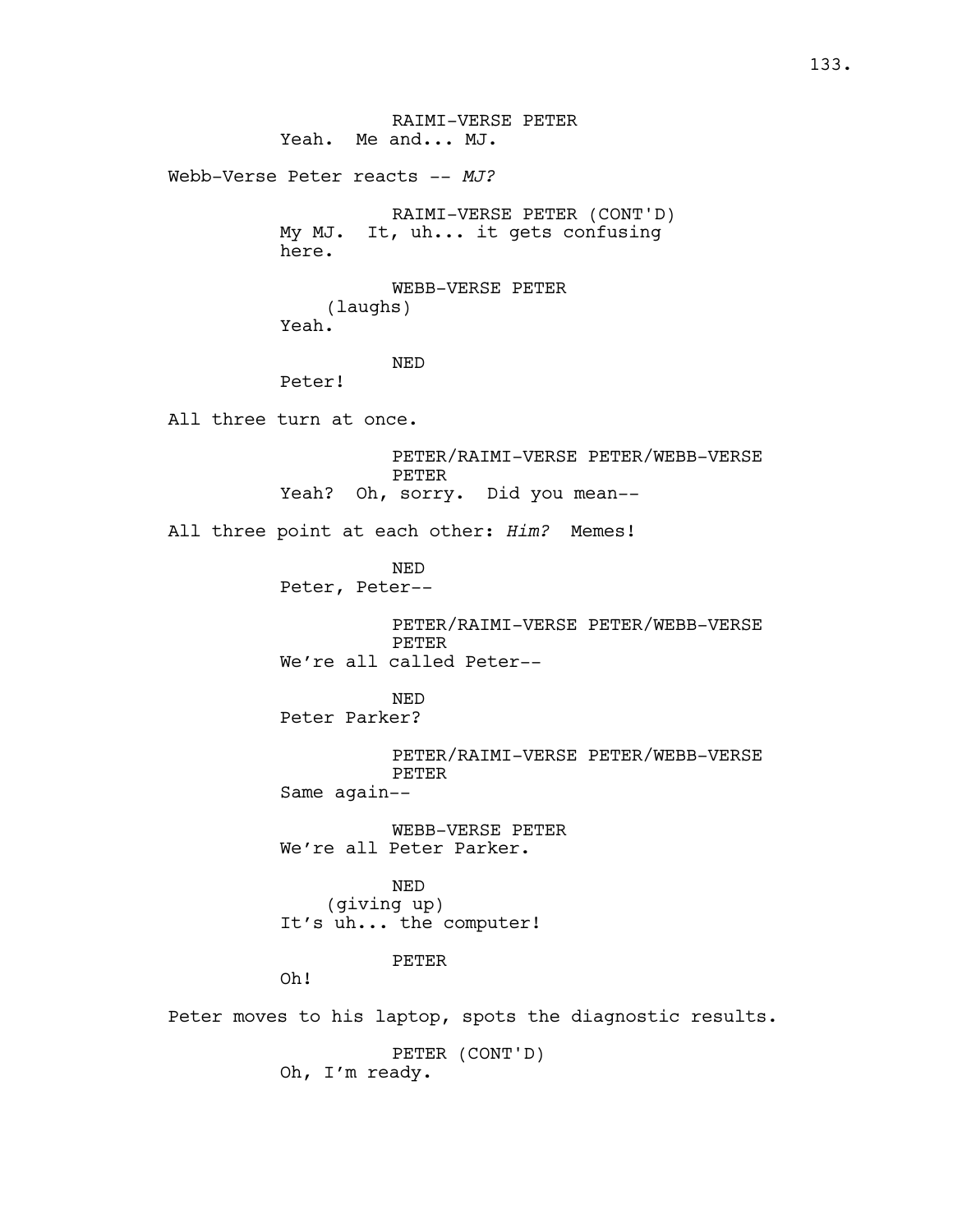RAIMI-VERSE PETER
Yeah. Me and... MJ.

Webb-Verse Peter reacts -- *MJ?*

RAIMI-VERSE PETER (CONT'D)
My MJ. It, uh... it gets confusing here.

WEBB-VERSE PETER
(laughs)
Yeah.

NED
Peter!

All three turn at once.

PETER/RAIMI-VERSE PETER/WEBB-VERSE PETER
Yeah? Oh, sorry. Did you mean--

All three point at each other: *Him?* Memes!

NED
Peter, Peter--

PETER/RAIMI-VERSE PETER/WEBB-VERSE PETER
We're all called Peter--

NED
Peter Parker?

PETER/RAIMI-VERSE PETER/WEBB-VERSE PETER
Same again--

WEBB-VERSE PETER
We're all Peter Parker.

NED
(giving up)
It's uh... the computer!

PETER
Oh!

Peter moves to his laptop, spots the diagnostic results.

PETER (CONT'D)
Oh, I'm ready.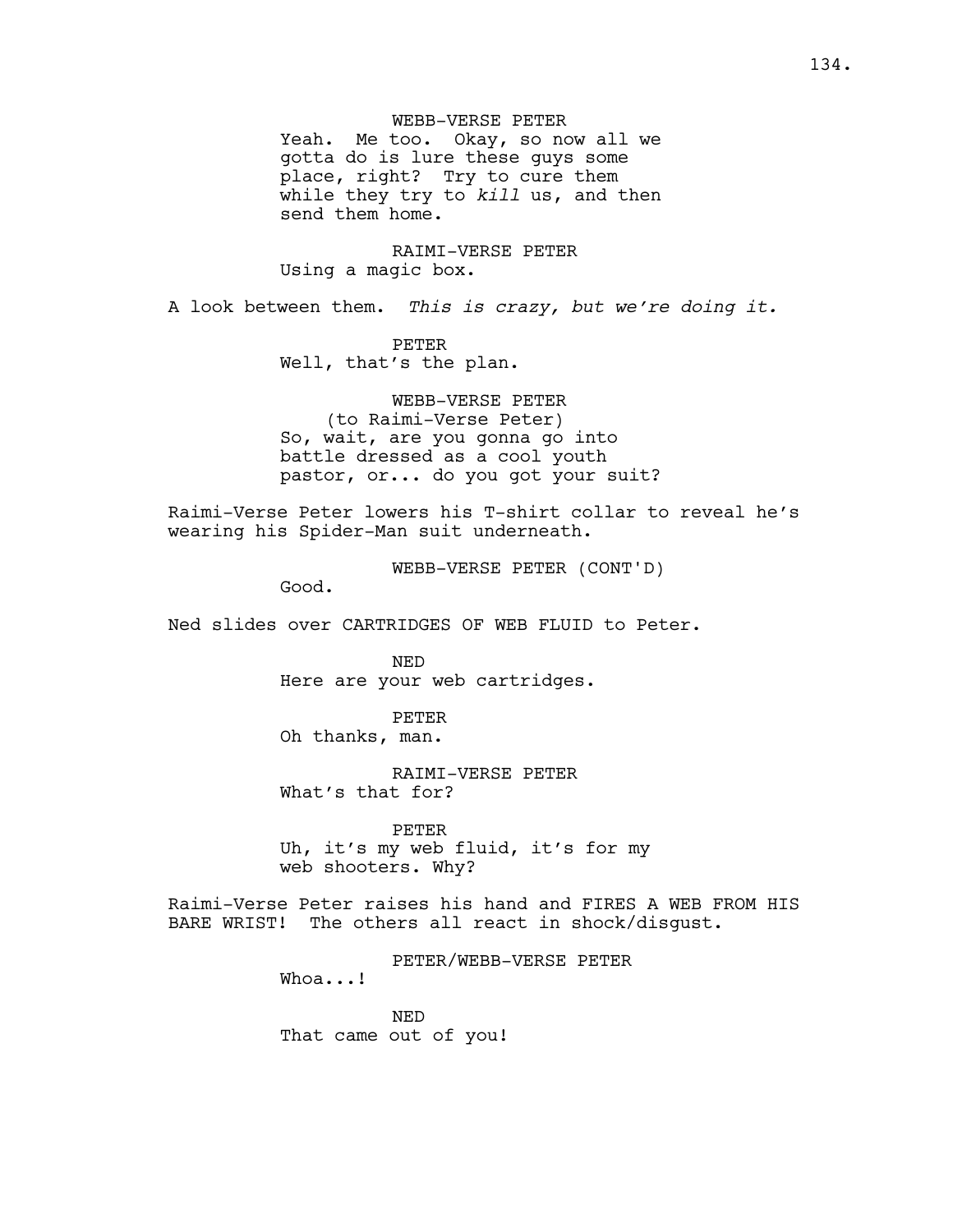WEBB-VERSE PETER
Yeah. Me too. Okay, so now all we gotta do is lure these guys some place, right? Try to cure them while they try to *kill* us, and then send them home.

RAIMI-VERSE PETER
Using a magic box.

A look between them. *This is crazy, but we're doing it.*

PETER
Well, that's the plan.

WEBB-VERSE PETER
(to Raimi-Verse Peter)
So, wait, are you gonna go into battle dressed as a cool youth pastor, or... do you got your suit?

Raimi-Verse Peter lowers his T-shirt collar to reveal he's wearing his Spider-Man suit underneath.

WEBB-VERSE PETER (CONT'D)
Good.

Ned slides over CARTRIDGES OF WEB FLUID to Peter.

NED
Here are your web cartridges.

PETER
Oh thanks, man.

RAIMI-VERSE PETER
What's that for?

PETER
Uh, it's my web fluid, it's for my web shooters. Why?

Raimi-Verse Peter raises his hand and FIRES A WEB FROM HIS BARE WRIST! The others all react in shock/disgust.

PETER/WEBB-VERSE PETER
Whoa...!

NED
That came out of you!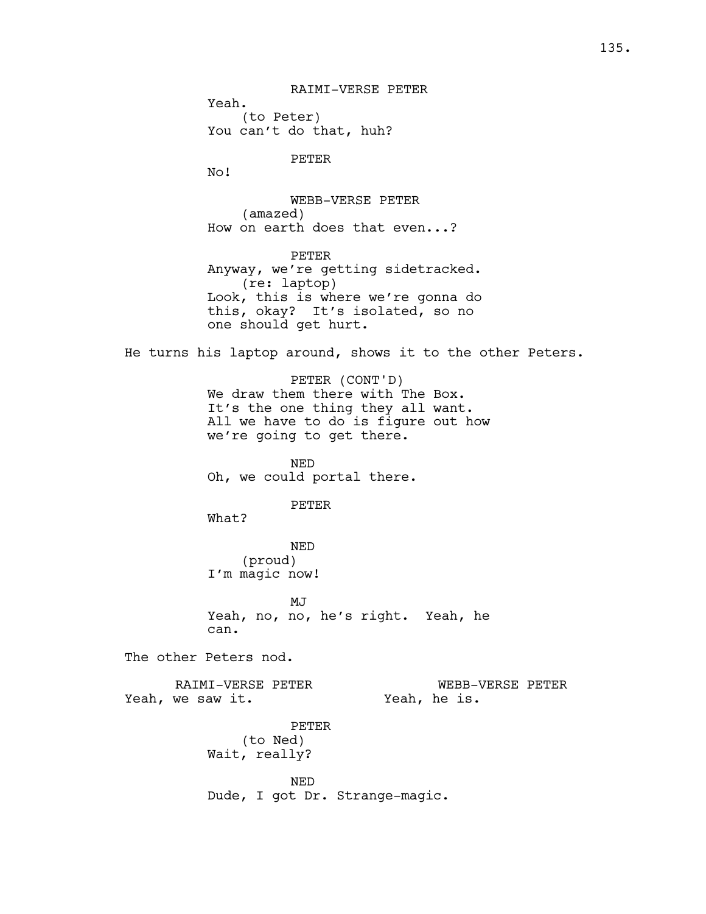RAIMI-VERSE PETER
Yeah.
(to Peter)
You can't do that, huh?

PETER
No!

WEBB-VERSE PETER
(amazed)
How on earth does that even...?

PETER
Anyway, we're getting sidetracked.
(re: laptop)
Look, this is where we're gonna do this, okay? It's isolated, so no one should get hurt.

He turns his laptop around, shows it to the other Peters.

PETER (CONT'D)
We draw them there with The Box. It's the one thing they all want. All we have to do is figure out how we're going to get there.

NED
Oh, we could portal there.

PETER
What?

NED
(proud)
I'm magic now!

MJ
Yeah, no, no, he's right. Yeah, he can.

The other Peters nod.

RAIMI-VERSE PETER
Yeah, we saw it.

WEBB-VERSE PETER
Yeah, he is.

PETER
(to Ned)
Wait, really?

NED
Dude, I got Dr. Strange-magic.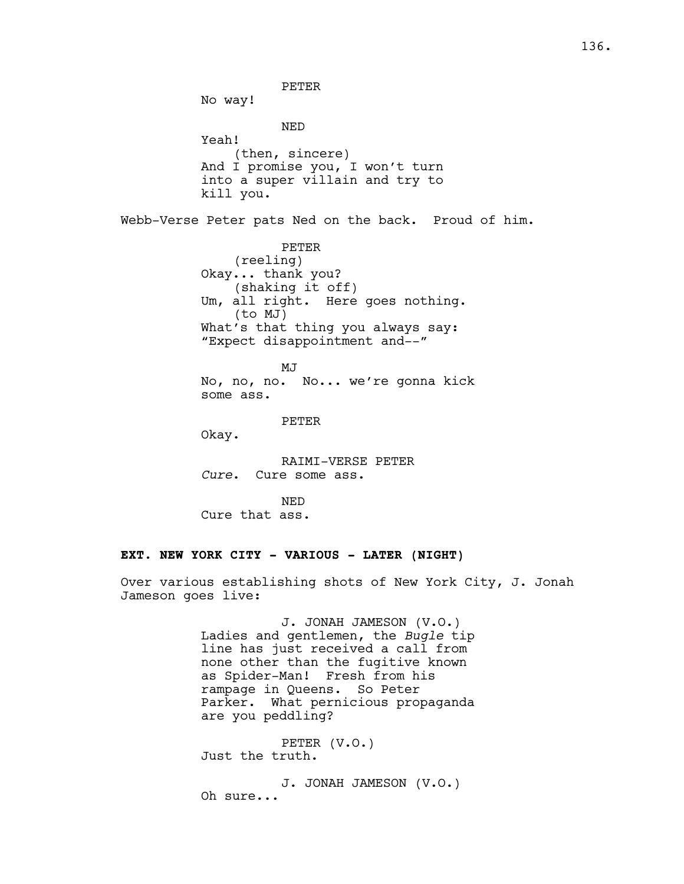PETER
No way!

NED
Yeah!
(then, sincere)
And I promise you, I won't turn into a super villain and try to kill you.

Webb-Verse Peter pats Ned on the back. Proud of him.

PETER
(reeling)
Okay... thank you?
(shaking it off)
Um, all right. Here goes nothing.
(to MJ)
What's that thing you always say: "Expect disappointment and--"

MJ
No, no, no. No... we're gonna kick some ass.

PETER
Okay.

RAIMI-VERSE PETER
*Cure*. Cure some ass.

NED
Cure that ass.

**EXT. NEW YORK CITY - VARIOUS - LATER (NIGHT)**

Over various establishing shots of New York City, J. Jonah Jameson goes live:

J. JONAH JAMESON (V.O.)
Ladies and gentlemen, the *Bugle* tip line has just received a call from none other than the fugitive known as Spider-Man! Fresh from his rampage in Queens. So Peter Parker. What pernicious propaganda are you peddling?

PETER (V.O.)
Just the truth.

J. JONAH JAMESON (V.O.)
Oh sure...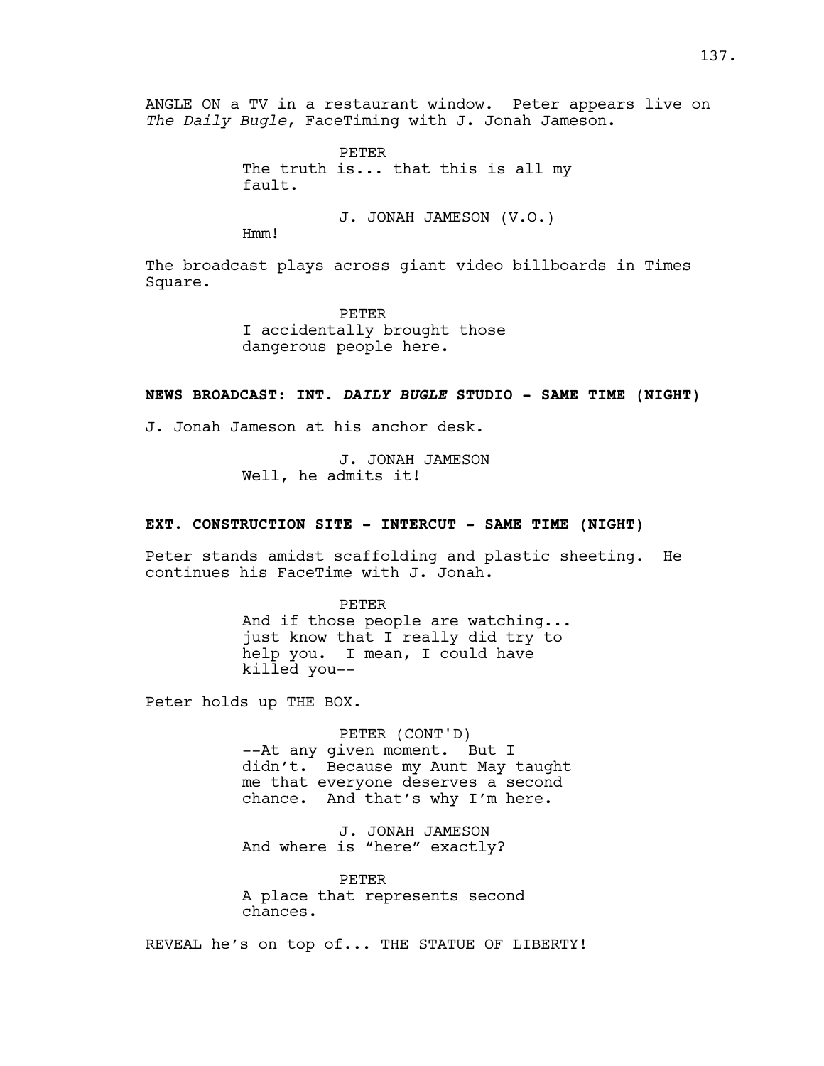ANGLE ON a TV in a restaurant window. Peter appears live on *The Daily Bugle*, FaceTiming with J. Jonah Jameson.

PETER
The truth is... that this is all my fault.

J. JONAH JAMESON (V.O.)
Hmm!

The broadcast plays across giant video billboards in Times Square.

PETER
I accidentally brought those dangerous people here.

**NEWS BROADCAST: INT. *DAILY BUGLE* STUDIO - SAME TIME (NIGHT)**

J. Jonah Jameson at his anchor desk.

J. JONAH JAMESON
Well, he admits it!

**EXT. CONSTRUCTION SITE - INTERCUT - SAME TIME (NIGHT)**

Peter stands amidst scaffolding and plastic sheeting. He continues his FaceTime with J. Jonah.

PETER
And if those people are watching... just know that I really did try to help you. I mean, I could have killed you--

Peter holds up THE BOX.

PETER (CONT'D)
--At any given moment. But I didn't. Because my Aunt May taught me that everyone deserves a second chance. And that's why I'm here.

J. JONAH JAMESON
And where is "here" exactly?

PETER
A place that represents second chances.

REVEAL he's on top of... THE STATUE OF LIBERTY!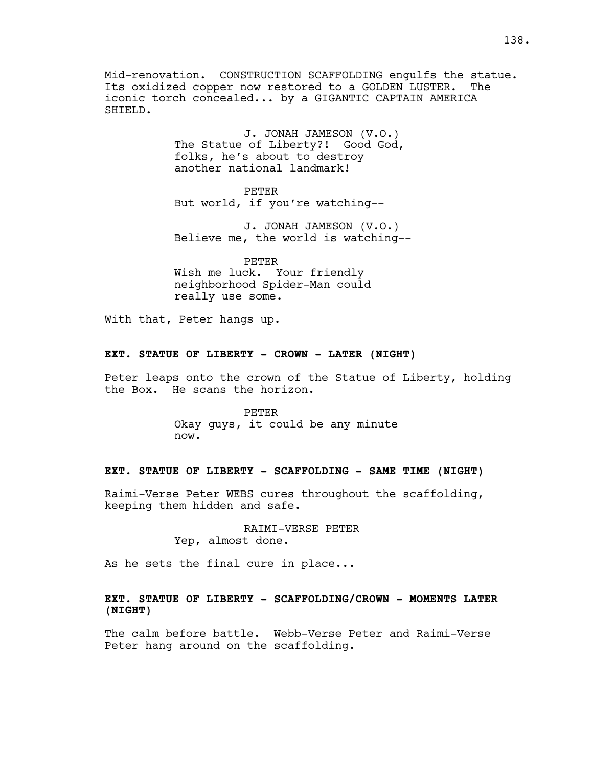Mid-renovation. CONSTRUCTION SCAFFOLDING engulfs the statue. Its oxidized copper now restored to a GOLDEN LUSTER. The iconic torch concealed... by a GIGANTIC CAPTAIN AMERICA SHIELD.

J. JONAH JAMESON (V.O.)
The Statue of Liberty?! Good God, folks, he's about to destroy another national landmark!

PETER
But world, if you're watching--

J. JONAH JAMESON (V.O.)
Believe me, the world is watching--

PETER
Wish me luck. Your friendly neighborhood Spider-Man could really use some.

With that, Peter hangs up.

**EXT. STATUE OF LIBERTY - CROWN - LATER (NIGHT)**

Peter leaps onto the crown of the Statue of Liberty, holding the Box. He scans the horizon.

PETER
Okay guys, it could be any minute now.

**EXT. STATUE OF LIBERTY - SCAFFOLDING - SAME TIME (NIGHT)**

Raimi-Verse Peter WEBS cures throughout the scaffolding, keeping them hidden and safe.

RAIMI-VERSE PETER
Yep, almost done.

As he sets the final cure in place...

**EXT. STATUE OF LIBERTY - SCAFFOLDING/CROWN - MOMENTS LATER (NIGHT)**

The calm before battle. Webb-Verse Peter and Raimi-Verse Peter hang around on the scaffolding.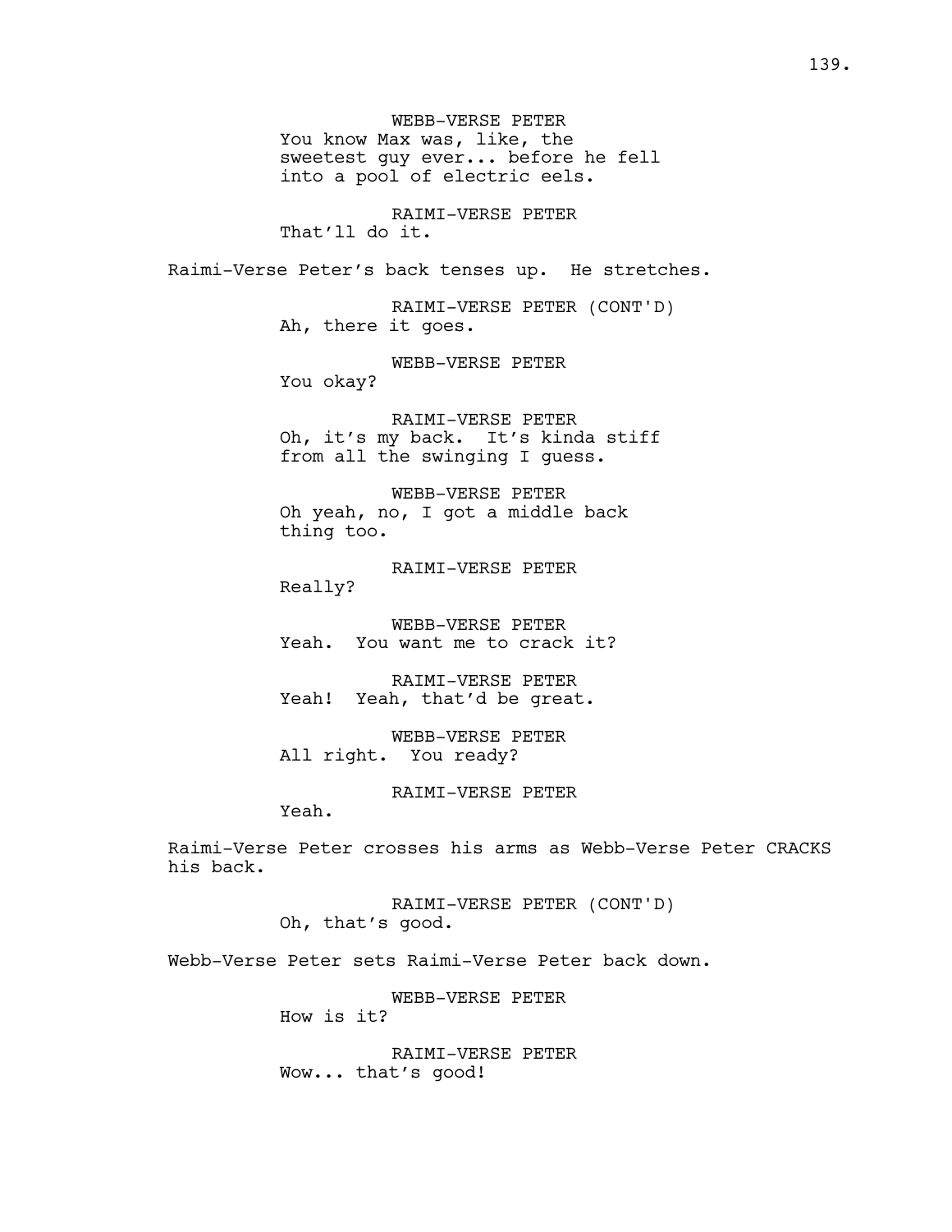WEBB-VERSE PETER
You know Max was, like, the sweetest guy ever... before he fell into a pool of electric eels.

RAIMI-VERSE PETER
That'll do it.

Raimi-Verse Peter's back tenses up. He stretches.

RAIMI-VERSE PETER (CONT'D)
Ah, there it goes.

WEBB-VERSE PETER
You okay?

RAIMI-VERSE PETER
Oh, it's my back. It's kinda stiff from all the swinging I guess.

WEBB-VERSE PETER
Oh yeah, no, I got a middle back thing too.

RAIMI-VERSE PETER
Really?

WEBB-VERSE PETER
Yeah. You want me to crack it?

RAIMI-VERSE PETER
Yeah! Yeah, that'd be great.

WEBB-VERSE PETER
All right. You ready?

RAIMI-VERSE PETER
Yeah.

Raimi-Verse Peter crosses his arms as Webb-Verse Peter CRACKS his back.

RAIMI-VERSE PETER (CONT'D)
Oh, that's good.

Webb-Verse Peter sets Raimi-Verse Peter back down.

WEBB-VERSE PETER
How is it?

RAIMI-VERSE PETER
Wow... that's good!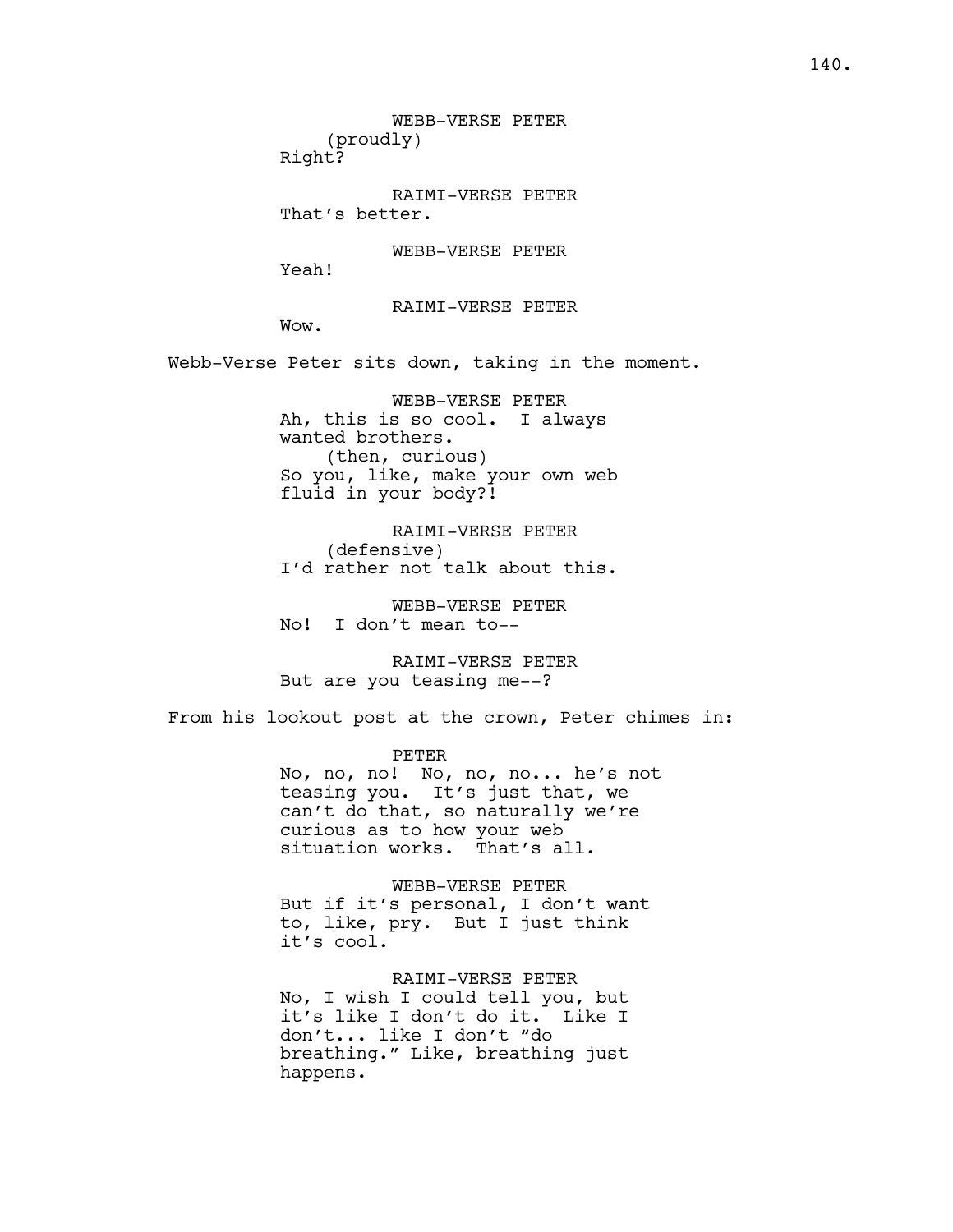WEBB-VERSE PETER
(proudly)
Right?

RAIMI-VERSE PETER
That's better.

WEBB-VERSE PETER
Yeah!

RAIMI-VERSE PETER
Wow.

Webb-Verse Peter sits down, taking in the moment.

WEBB-VERSE PETER
Ah, this is so cool. I always wanted brothers.
(then, curious)
So you, like, make your own web fluid in your body?!

RAIMI-VERSE PETER
(defensive)
I'd rather not talk about this.

WEBB-VERSE PETER
No! I don't mean to--

RAIMI-VERSE PETER
But are you teasing me--?

From his lookout post at the crown, Peter chimes in:

PETER
No, no, no! No, no, no... he's not teasing you. It's just that, we can't do that, so naturally we're curious as to how your web situation works. That's all.

WEBB-VERSE PETER
But if it's personal, I don't want to, like, pry. But I just think it's cool.

RAIMI-VERSE PETER
No, I wish I could tell you, but it's like I don't do it. Like I don't... like I don't "do breathing." Like, breathing just happens.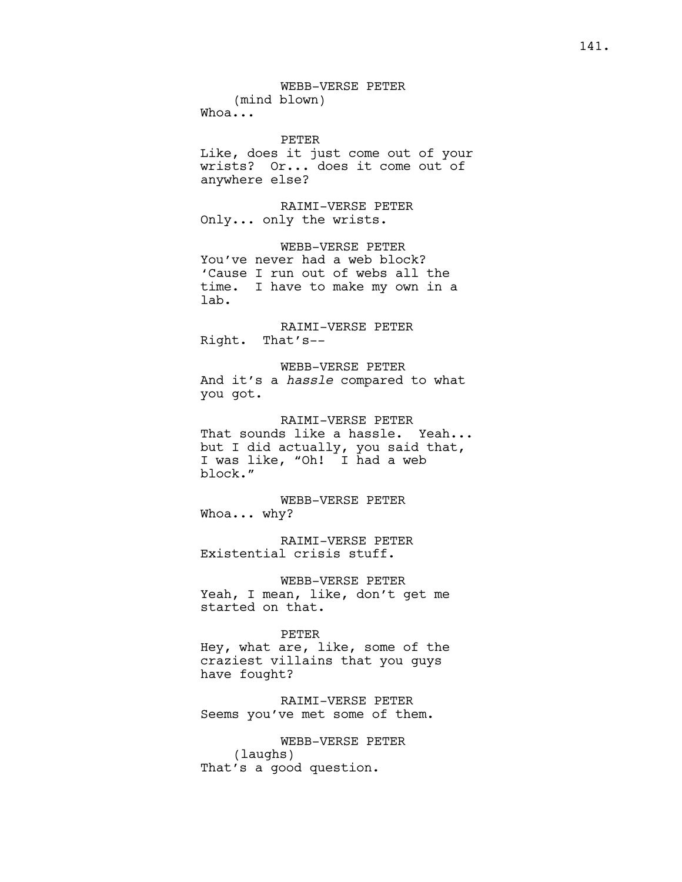WEBB-VERSE PETER
(mind blown)
Whoa...

PETER
Like, does it just come out of your wrists? Or... does it come out of anywhere else?

RAIMI-VERSE PETER
Only... only the wrists.

WEBB-VERSE PETER
You've never had a web block? 'Cause I run out of webs all the time. I have to make my own in a lab.

RAIMI-VERSE PETER
Right. That's--

WEBB-VERSE PETER
And it's a *hassle* compared to what you got.

RAIMI-VERSE PETER
That sounds like a hassle. Yeah... but I did actually, you said that, I was like, "Oh! I had a web block."

WEBB-VERSE PETER
Whoa... why?

RAIMI-VERSE PETER
Existential crisis stuff.

WEBB-VERSE PETER
Yeah, I mean, like, don't get me started on that.

PETER
Hey, what are, like, some of the craziest villains that you guys have fought?

RAIMI-VERSE PETER
Seems you've met some of them.

WEBB-VERSE PETER
(laughs)
That's a good question.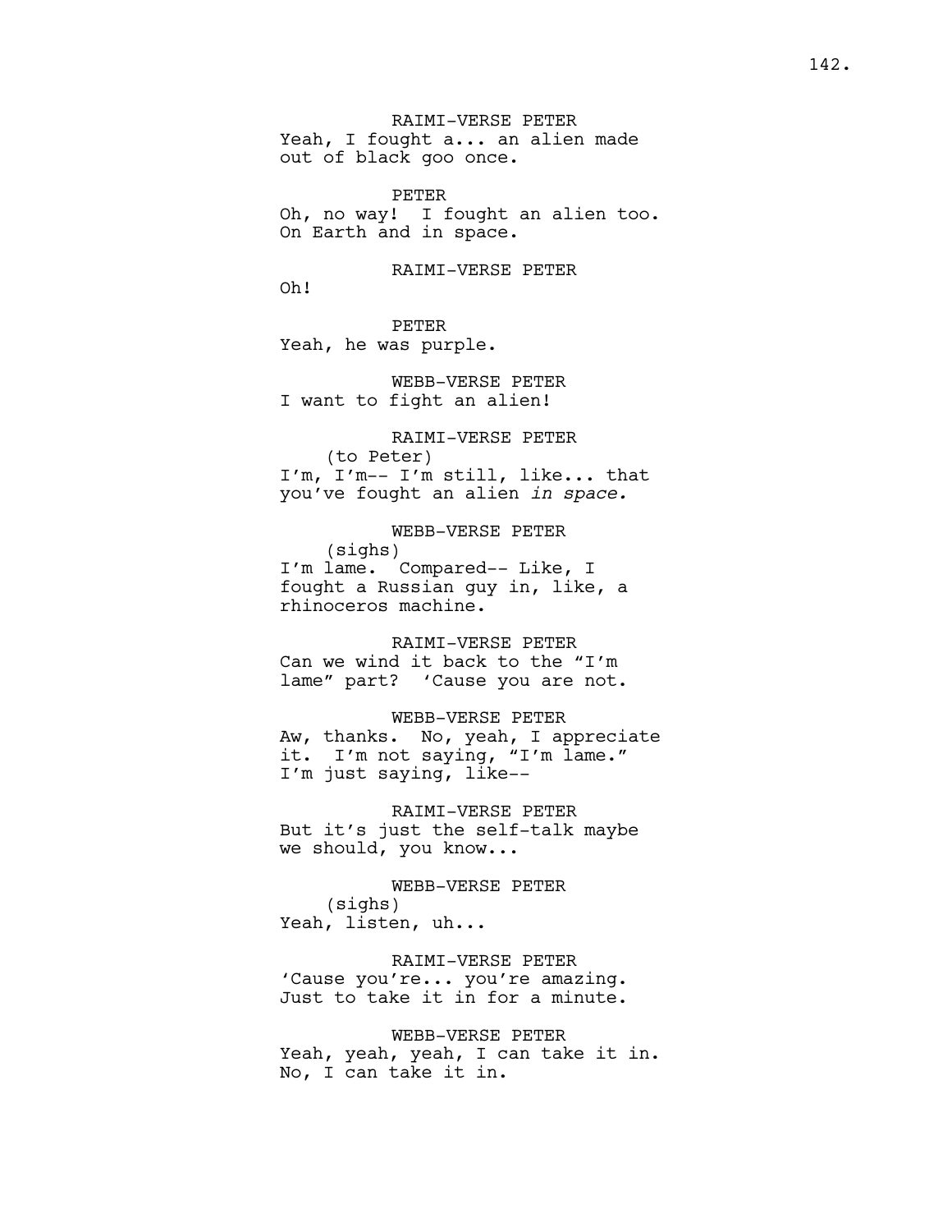RAIMI-VERSE PETER
Yeah, I fought a... an alien made out of black goo once.

PETER
Oh, no way! I fought an alien too. On Earth and in space.

RAIMI-VERSE PETER
Oh!

PETER
Yeah, he was purple.

WEBB-VERSE PETER
I want to fight an alien!

RAIMI-VERSE PETER
(to Peter)
I'm, I'm-- I'm still, like... that you've fought an alien *in space.*

WEBB-VERSE PETER
(sighs)
I'm lame. Compared-- Like, I fought a Russian guy in, like, a rhinoceros machine.

RAIMI-VERSE PETER
Can we wind it back to the "I'm lame" part? 'Cause you are not.

WEBB-VERSE PETER
Aw, thanks. No, yeah, I appreciate it. I'm not saying, "I'm lame." I'm just saying, like--

RAIMI-VERSE PETER
But it's just the self-talk maybe we should, you know...

WEBB-VERSE PETER
(sighs)
Yeah, listen, uh...

RAIMI-VERSE PETER
'Cause you're... you're amazing. Just to take it in for a minute.

WEBB-VERSE PETER
Yeah, yeah, yeah, I can take it in. No, I can take it in.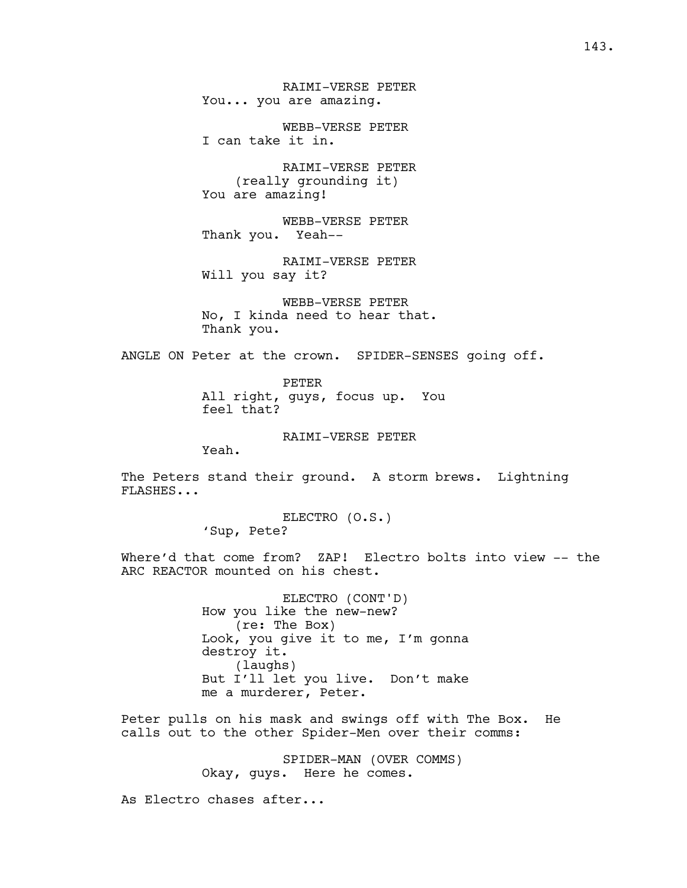RAIMI-VERSE PETER
You... you are amazing.

WEBB-VERSE PETER
I can take it in.

RAIMI-VERSE PETER
(really grounding it)
You are amazing!

WEBB-VERSE PETER
Thank you. Yeah--

RAIMI-VERSE PETER
Will you say it?

WEBB-VERSE PETER
No, I kinda need to hear that.
Thank you.

ANGLE ON Peter at the crown. SPIDER-SENSES going off.

PETER
All right, guys, focus up. You
feel that?

RAIMI-VERSE PETER
Yeah.

The Peters stand their ground. A storm brews. Lightning FLASHES...

ELECTRO (O.S.)
'Sup, Pete?

Where'd that come from? ZAP! Electro bolts into view -- the ARC REACTOR mounted on his chest.

ELECTRO (CONT'D)
How you like the new-new?
(re: The Box)
Look, you give it to me, I'm gonna
destroy it.
(laughs)
But I'll let you live. Don't make
me a murderer, Peter.

Peter pulls on his mask and swings off with The Box. He calls out to the other Spider-Men over their comms:

SPIDER-MAN (OVER COMMS)
Okay, guys. Here he comes.

As Electro chases after...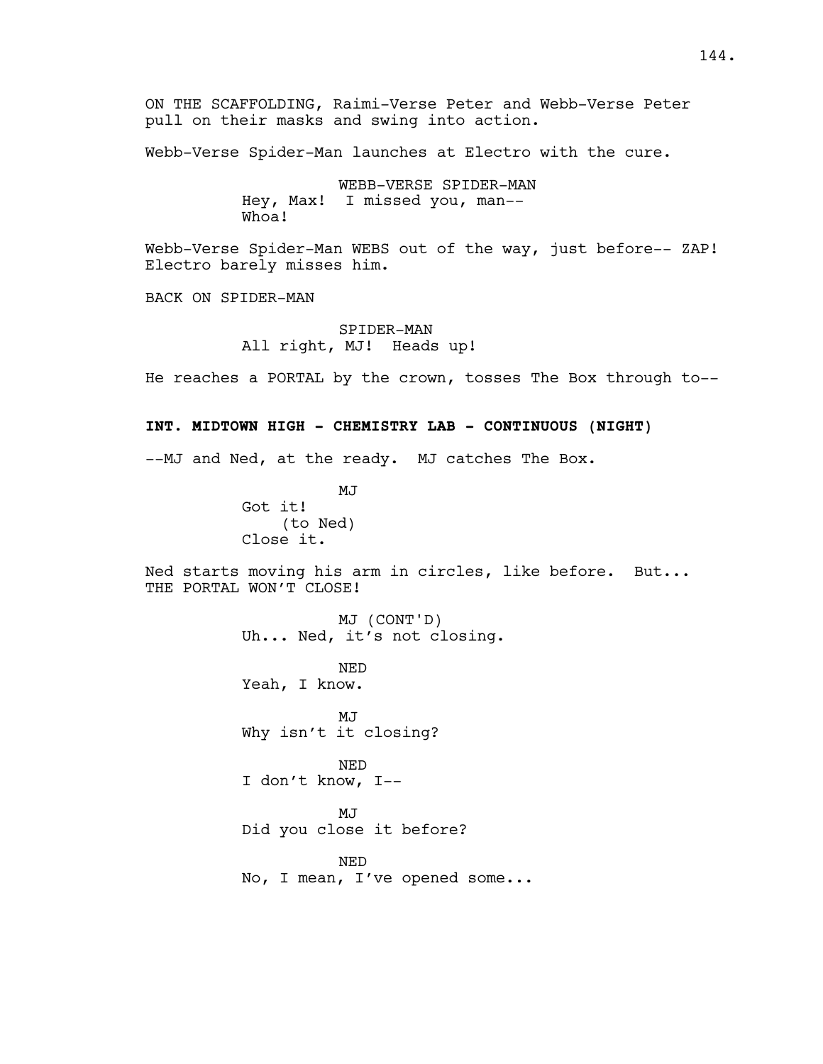ON THE SCAFFOLDING, Raimi-Verse Peter and Webb-Verse Peter pull on their masks and swing into action.

Webb-Verse Spider-Man launches at Electro with the cure.

WEBB-VERSE SPIDER-MAN
Hey, Max! I missed you, man--
Whoa!

Webb-Verse Spider-Man WEBS out of the way, just before-- ZAP! Electro barely misses him.

BACK ON SPIDER-MAN

SPIDER-MAN
All right, MJ! Heads up!

He reaches a PORTAL by the crown, tosses The Box through to--

**INT. MIDTOWN HIGH - CHEMISTRY LAB - CONTINUOUS (NIGHT)**

--MJ and Ned, at the ready. MJ catches The Box.

MJ
Got it!
(to Ned)
Close it.

Ned starts moving his arm in circles, like before. But... THE PORTAL WON'T CLOSE!

MJ (CONT'D)
Uh... Ned, it's not closing.

NED
Yeah, I know.

MJ
Why isn't it closing?

NED
I don't know, I--

MJ
Did you close it before?

NED
No, I mean, I've opened some...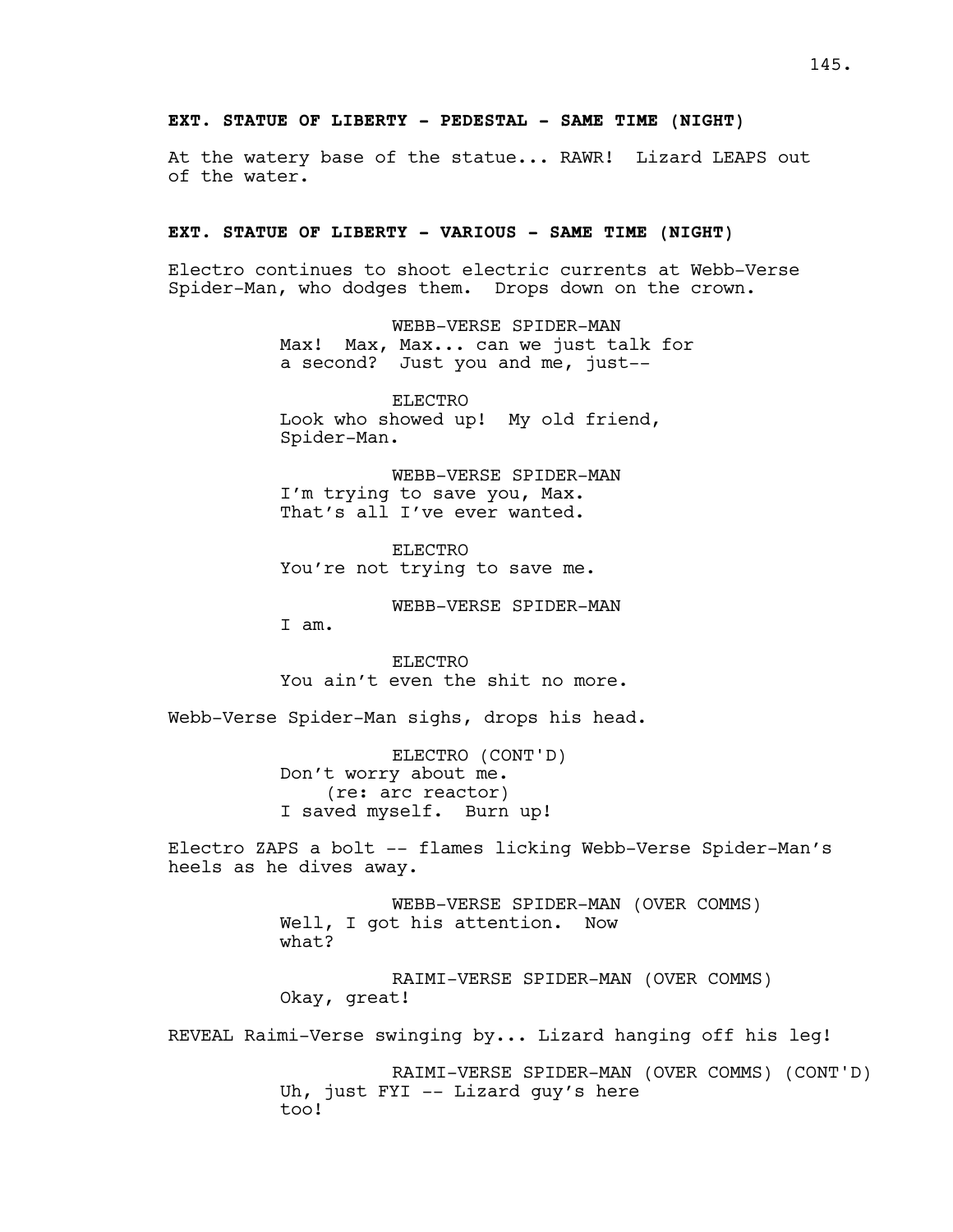**EXT. STATUE OF LIBERTY - PEDESTAL - SAME TIME (NIGHT)**

At the watery base of the statue... RAWR! Lizard LEAPS out of the water.

**EXT. STATUE OF LIBERTY - VARIOUS - SAME TIME (NIGHT)**

Electro continues to shoot electric currents at Webb-Verse Spider-Man, who dodges them. Drops down on the crown.

WEBB-VERSE SPIDER-MAN
Max! Max, Max... can we just talk for a second? Just you and me, just--

ELECTRO
Look who showed up! My old friend, Spider-Man.

WEBB-VERSE SPIDER-MAN
I'm trying to save you, Max. That's all I've ever wanted.

ELECTRO
You're not trying to save me.

WEBB-VERSE SPIDER-MAN
I am.

ELECTRO
You ain't even the shit no more.

Webb-Verse Spider-Man sighs, drops his head.

ELECTRO (CONT'D)
Don't worry about me.
(re: arc reactor)
I saved myself. Burn up!

Electro ZAPS a bolt -- flames licking Webb-Verse Spider-Man's heels as he dives away.

WEBB-VERSE SPIDER-MAN (OVER COMMS)
Well, I got his attention. Now what?

RAIMI-VERSE SPIDER-MAN (OVER COMMS)
Okay, great!

REVEAL Raimi-Verse swinging by... Lizard hanging off his leg!

RAIMI-VERSE SPIDER-MAN (OVER COMMS) (CONT'D)
Uh, just FYI -- Lizard guy's here too!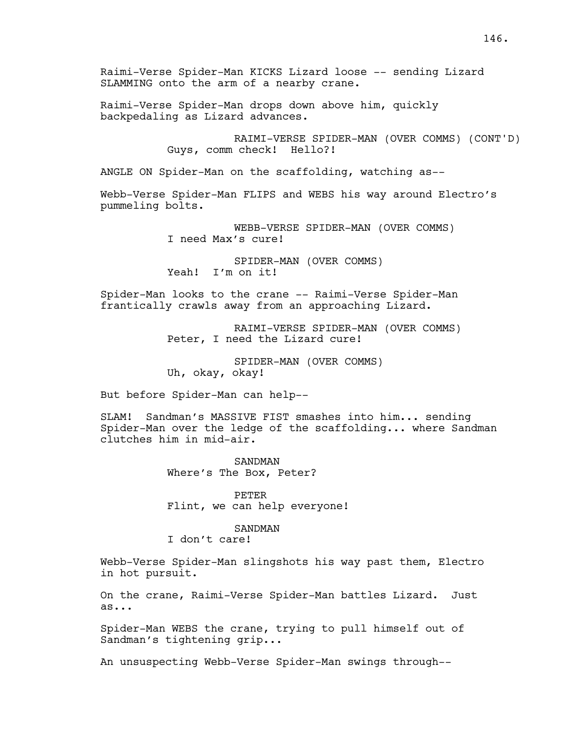Raimi-Verse Spider-Man KICKS Lizard loose -- sending Lizard SLAMMING onto the arm of a nearby crane.

Raimi-Verse Spider-Man drops down above him, quickly backpedaling as Lizard advances.

RAIMI-VERSE SPIDER-MAN (OVER COMMS) (CONT'D)
Guys, comm check! Hello?!

ANGLE ON Spider-Man on the scaffolding, watching as--

Webb-Verse Spider-Man FLIPS and WEBS his way around Electro's pummeling bolts.

WEBB-VERSE SPIDER-MAN (OVER COMMS)
I need Max's cure!

SPIDER-MAN (OVER COMMS)
Yeah! I'm on it!

Spider-Man looks to the crane -- Raimi-Verse Spider-Man frantically crawls away from an approaching Lizard.

RAIMI-VERSE SPIDER-MAN (OVER COMMS)
Peter, I need the Lizard cure!

SPIDER-MAN (OVER COMMS)
Uh, okay, okay!

But before Spider-Man can help--

SLAM! Sandman's MASSIVE FIST smashes into him... sending Spider-Man over the ledge of the scaffolding... where Sandman clutches him in mid-air.

SANDMAN
Where's The Box, Peter?

PETER
Flint, we can help everyone!

SANDMAN
I don't care!

Webb-Verse Spider-Man slingshots his way past them, Electro in hot pursuit.

On the crane, Raimi-Verse Spider-Man battles Lizard. Just as...

Spider-Man WEBS the crane, trying to pull himself out of Sandman's tightening grip...

An unsuspecting Webb-Verse Spider-Man swings through--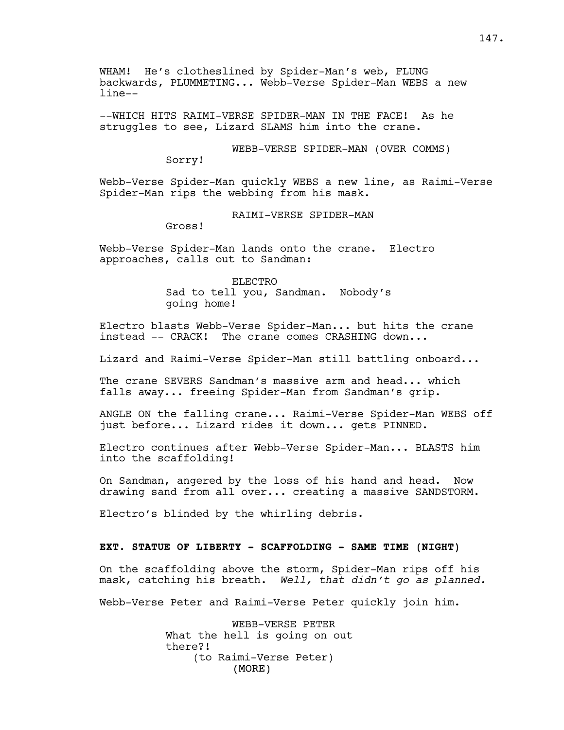WHAM! He's clotheslined by Spider-Man's web, FLUNG backwards, PLUMMETING... Webb-Verse Spider-Man WEBS a new line--

--WHICH HITS RAIMI-VERSE SPIDER-MAN IN THE FACE! As he struggles to see, Lizard SLAMS him into the crane.

WEBB-VERSE SPIDER-MAN (OVER COMMS)
Sorry!

Webb-Verse Spider-Man quickly WEBS a new line, as Raimi-Verse Spider-Man rips the webbing from his mask.

RAIMI-VERSE SPIDER-MAN
Gross!

Webb-Verse Spider-Man lands onto the crane. Electro approaches, calls out to Sandman:

ELECTRO
Sad to tell you, Sandman. Nobody's going home!

Electro blasts Webb-Verse Spider-Man... but hits the crane instead -- CRACK! The crane comes CRASHING down...

Lizard and Raimi-Verse Spider-Man still battling onboard...

The crane SEVERS Sandman's massive arm and head... which falls away... freeing Spider-Man from Sandman's grip.

ANGLE ON the falling crane... Raimi-Verse Spider-Man WEBS off just before... Lizard rides it down... gets PINNED.

Electro continues after Webb-Verse Spider-Man... BLASTS him into the scaffolding!

On Sandman, angered by the loss of his hand and head. Now drawing sand from all over... creating a massive SANDSTORM.

Electro's blinded by the whirling debris.

**EXT. STATUE OF LIBERTY - SCAFFOLDING - SAME TIME (NIGHT)**

On the scaffolding above the storm, Spider-Man rips off his mask, catching his breath. *Well, that didn't go as planned.*

Webb-Verse Peter and Raimi-Verse Peter quickly join him.

WEBB-VERSE PETER
What the hell is going on out there?!
(to Raimi-Verse Peter)
(MORE)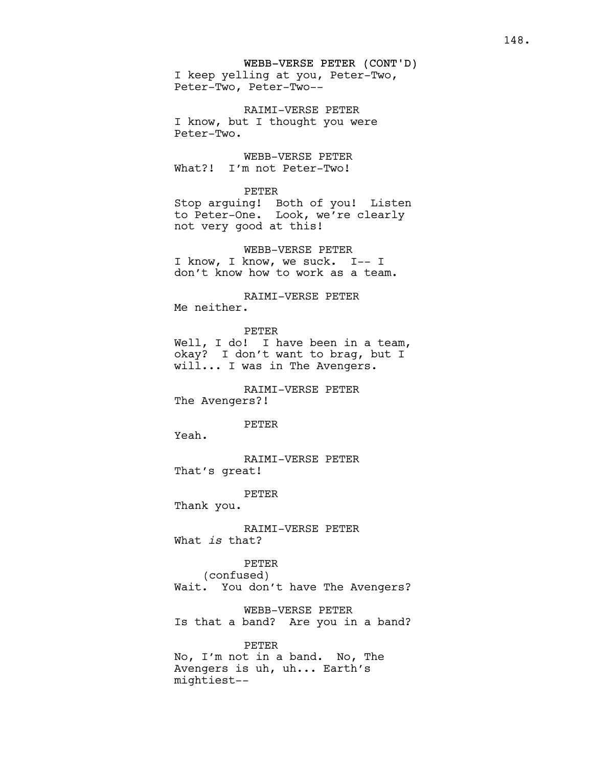WEBB-VERSE PETER (CONT'D)
I keep yelling at you, Peter-Two, Peter-Two, Peter-Two--

RAIMI-VERSE PETER
I know, but I thought you were Peter-Two.

WEBB-VERSE PETER
What?! I'm not Peter-Two!

PETER
Stop arguing! Both of you! Listen to Peter-One. Look, we're clearly not very good at this!

WEBB-VERSE PETER
I know, I know, we suck. I-- I don't know how to work as a team.

RAIMI-VERSE PETER
Me neither.

PETER
Well, I do! I have been in a team, okay? I don't want to brag, but I will... I was in The Avengers.

RAIMI-VERSE PETER
The Avengers?!

PETER
Yeah.

RAIMI-VERSE PETER
That's great!

PETER
Thank you.

RAIMI-VERSE PETER
What *is* that?

PETER
(confused)
Wait. You don't have The Avengers?

WEBB-VERSE PETER
Is that a band? Are you in a band?

PETER
No, I'm not in a band. No, The Avengers is uh, uh... Earth's mightiest--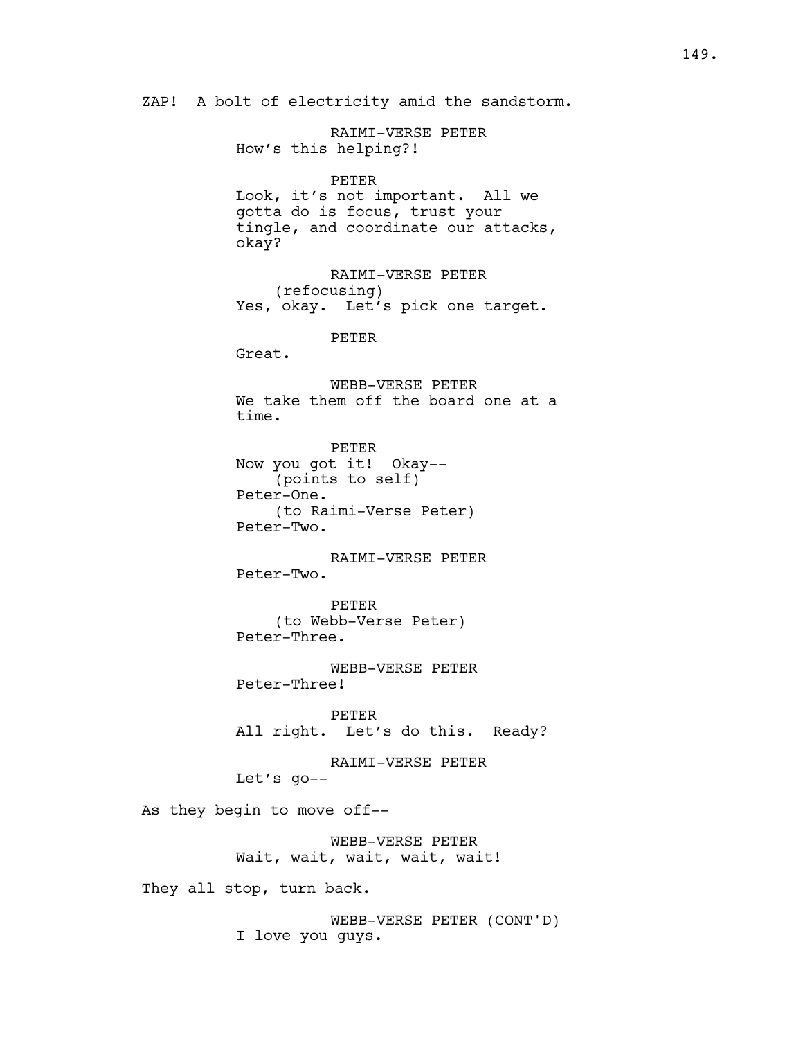ZAP! A bolt of electricity amid the sandstorm.

RAIMI-VERSE PETER
How's this helping?!

PETER
Look, it's not important. All we gotta do is focus, trust your tingle, and coordinate our attacks, okay?

RAIMI-VERSE PETER
(refocusing)
Yes, okay. Let's pick one target.

PETER
Great.

WEBB-VERSE PETER
We take them off the board one at a time.

PETER
Now you got it! Okay--
(points to self)
Peter-One.
(to Raimi-Verse Peter)
Peter-Two.

RAIMI-VERSE PETER
Peter-Two.

PETER
(to Webb-Verse Peter)
Peter-Three.

WEBB-VERSE PETER
Peter-Three!

PETER
All right. Let's do this. Ready?

RAIMI-VERSE PETER
Let's go--

As they begin to move off--

WEBB-VERSE PETER
Wait, wait, wait, wait, wait!

They all stop, turn back.

WEBB-VERSE PETER (CONT'D)
I love you guys.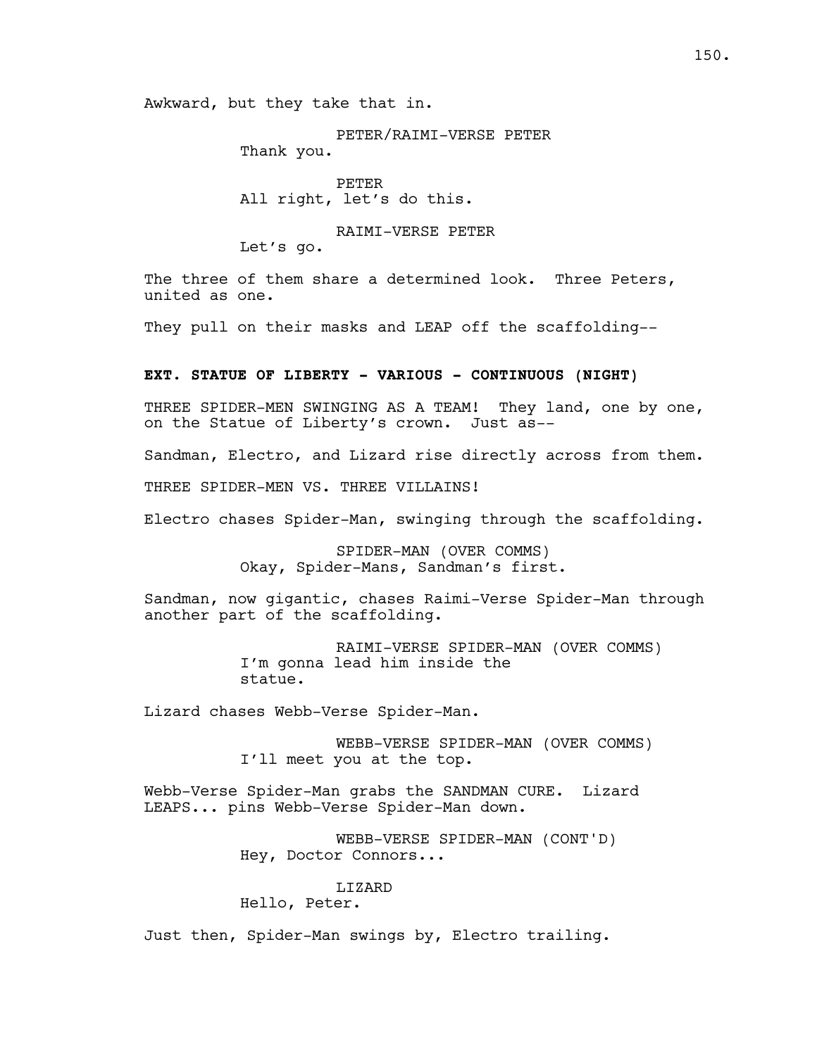Awkward, but they take that in.

PETER/RAIMI-VERSE PETER
Thank you.

PETER
All right, let's do this.

RAIMI-VERSE PETER
Let's go.

The three of them share a determined look. Three Peters, united as one.

They pull on their masks and LEAP off the scaffolding--

**EXT. STATUE OF LIBERTY - VARIOUS - CONTINUOUS (NIGHT)**

THREE SPIDER-MEN SWINGING AS A TEAM! They land, one by one, on the Statue of Liberty's crown. Just as--

Sandman, Electro, and Lizard rise directly across from them.

THREE SPIDER-MEN VS. THREE VILLAINS!

Electro chases Spider-Man, swinging through the scaffolding.

SPIDER-MAN (OVER COMMS)
Okay, Spider-Mans, Sandman's first.

Sandman, now gigantic, chases Raimi-Verse Spider-Man through another part of the scaffolding.

RAIMI-VERSE SPIDER-MAN (OVER COMMS)
I'm gonna lead him inside the statue.

Lizard chases Webb-Verse Spider-Man.

WEBB-VERSE SPIDER-MAN (OVER COMMS)
I'll meet you at the top.

Webb-Verse Spider-Man grabs the SANDMAN CURE. Lizard LEAPS... pins Webb-Verse Spider-Man down.

WEBB-VERSE SPIDER-MAN (CONT'D)
Hey, Doctor Connors...

LIZARD
Hello, Peter.

Just then, Spider-Man swings by, Electro trailing.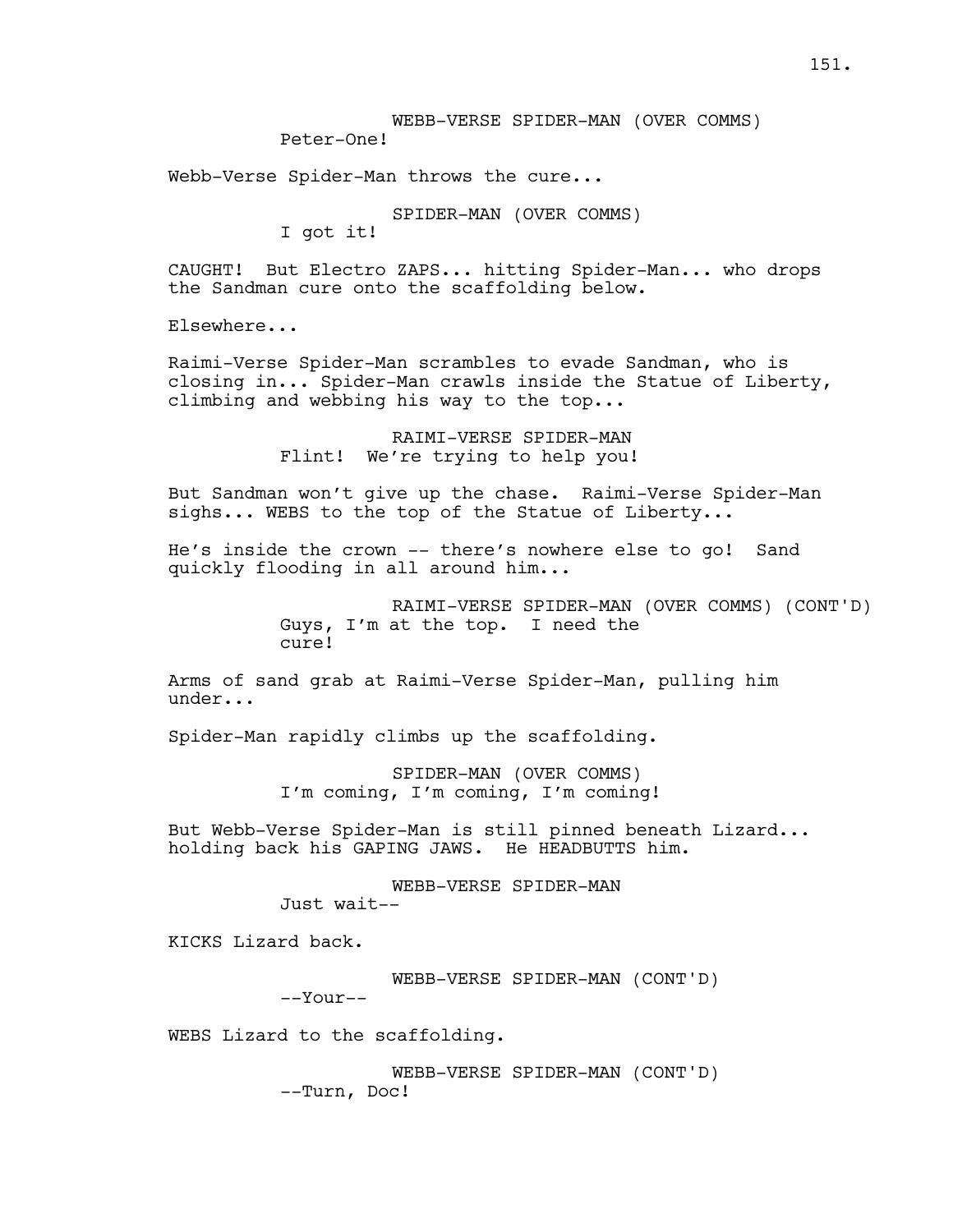WEBB-VERSE SPIDER-MAN (OVER COMMS)
Peter-One!

Webb-Verse Spider-Man throws the cure...

SPIDER-MAN (OVER COMMS)
I got it!

CAUGHT! But Electro ZAPS... hitting Spider-Man... who drops the Sandman cure onto the scaffolding below.

Elsewhere...

Raimi-Verse Spider-Man scrambles to evade Sandman, who is closing in... Spider-Man crawls inside the Statue of Liberty, climbing and webbing his way to the top...

RAIMI-VERSE SPIDER-MAN
Flint! We're trying to help you!

But Sandman won't give up the chase. Raimi-Verse Spider-Man sighs... WEBS to the top of the Statue of Liberty...

He's inside the crown -- there's nowhere else to go! Sand quickly flooding in all around him...

RAIMI-VERSE SPIDER-MAN (OVER COMMS) (CONT'D)
Guys, I'm at the top. I need the cure!

Arms of sand grab at Raimi-Verse Spider-Man, pulling him under...

Spider-Man rapidly climbs up the scaffolding.

SPIDER-MAN (OVER COMMS)
I'm coming, I'm coming, I'm coming!

But Webb-Verse Spider-Man is still pinned beneath Lizard... holding back his GAPING JAWS. He HEADBUTTS him.

WEBB-VERSE SPIDER-MAN
Just wait--

KICKS Lizard back.

WEBB-VERSE SPIDER-MAN (CONT'D)
--Your--

WEBS Lizard to the scaffolding.

WEBB-VERSE SPIDER-MAN (CONT'D)
--Turn, Doc!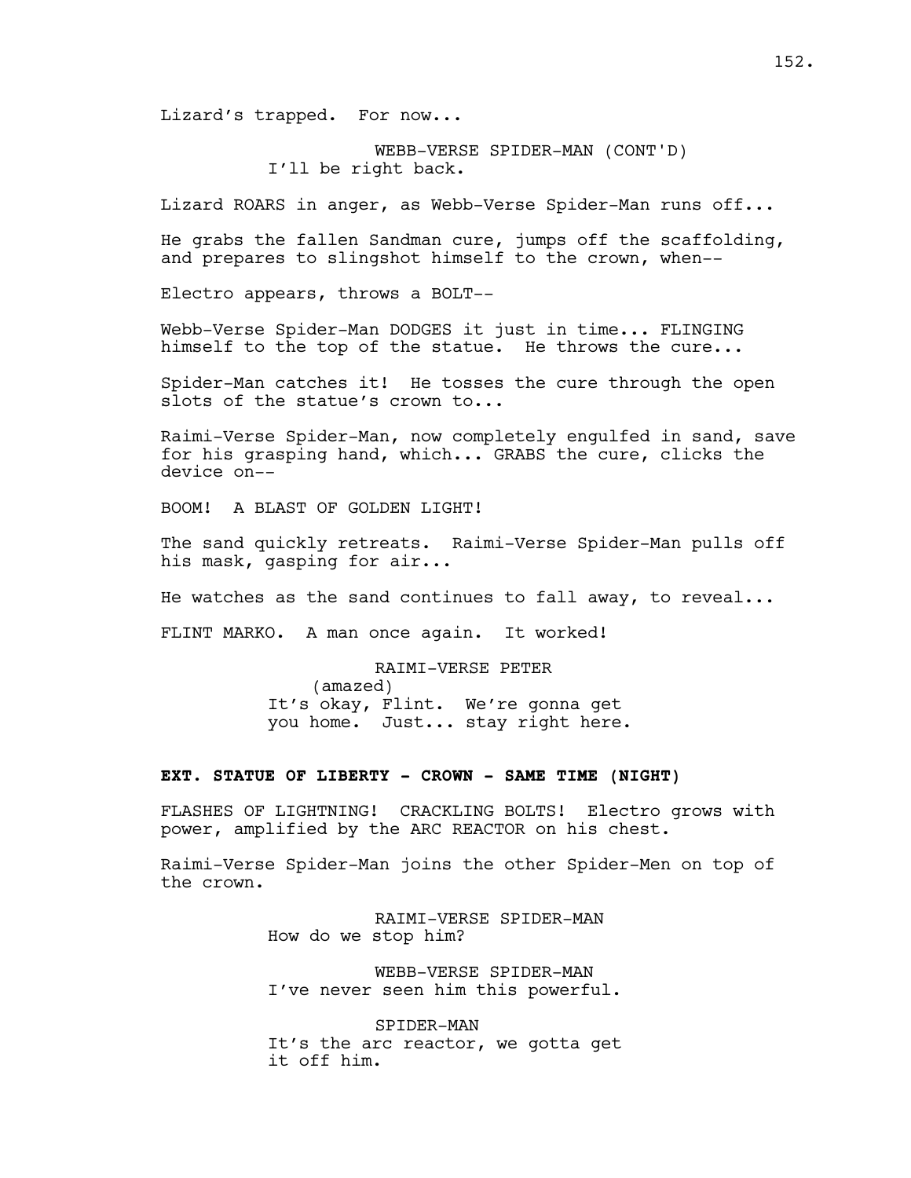Lizard's trapped. For now...

WEBB-VERSE SPIDER-MAN (CONT'D)
I'll be right back.

Lizard ROARS in anger, as Webb-Verse Spider-Man runs off...

He grabs the fallen Sandman cure, jumps off the scaffolding, and prepares to slingshot himself to the crown, when--

Electro appears, throws a BOLT--

Webb-Verse Spider-Man DODGES it just in time... FLINGING himself to the top of the statue. He throws the cure...

Spider-Man catches it! He tosses the cure through the open slots of the statue's crown to...

Raimi-Verse Spider-Man, now completely engulfed in sand, save for his grasping hand, which... GRABS the cure, clicks the device on--

BOOM! A BLAST OF GOLDEN LIGHT!

The sand quickly retreats. Raimi-Verse Spider-Man pulls off his mask, gasping for air...

He watches as the sand continues to fall away, to reveal...

FLINT MARKO. A man once again. It worked!

RAIMI-VERSE PETER
(amazed)
It's okay, Flint. We're gonna get you home. Just... stay right here.

**EXT. STATUE OF LIBERTY - CROWN - SAME TIME (NIGHT)**

FLASHES OF LIGHTNING! CRACKLING BOLTS! Electro grows with power, amplified by the ARC REACTOR on his chest.

Raimi-Verse Spider-Man joins the other Spider-Men on top of the crown.

RAIMI-VERSE SPIDER-MAN
How do we stop him?

WEBB-VERSE SPIDER-MAN
I've never seen him this powerful.

SPIDER-MAN
It's the arc reactor, we gotta get it off him.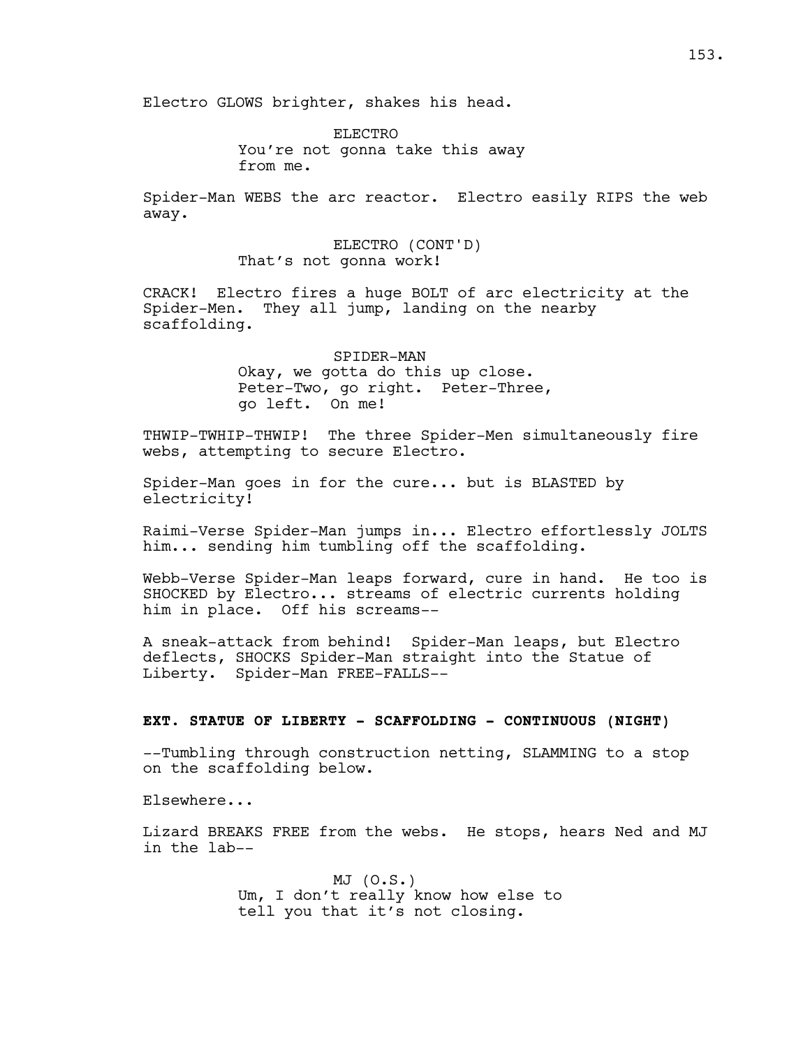Electro GLOWS brighter, shakes his head.

ELECTRO
You're not gonna take this away from me.

Spider-Man WEBS the arc reactor. Electro easily RIPS the web away.

ELECTRO (CONT'D)
That's not gonna work!

CRACK! Electro fires a huge BOLT of arc electricity at the Spider-Men. They all jump, landing on the nearby scaffolding.

SPIDER-MAN
Okay, we gotta do this up close. Peter-Two, go right. Peter-Three, go left. On me!

THWIP-TWHIP-THWIP! The three Spider-Men simultaneously fire webs, attempting to secure Electro.

Spider-Man goes in for the cure... but is BLASTED by electricity!

Raimi-Verse Spider-Man jumps in... Electro effortlessly JOLTS him... sending him tumbling off the scaffolding.

Webb-Verse Spider-Man leaps forward, cure in hand. He too is SHOCKED by Electro... streams of electric currents holding him in place. Off his screams--

A sneak-attack from behind! Spider-Man leaps, but Electro deflects, SHOCKS Spider-Man straight into the Statue of Liberty. Spider-Man FREE-FALLS--

**EXT. STATUE OF LIBERTY - SCAFFOLDING - CONTINUOUS (NIGHT)**

--Tumbling through construction netting, SLAMMING to a stop on the scaffolding below.

Elsewhere...

Lizard BREAKS FREE from the webs. He stops, hears Ned and MJ in the lab--

MJ (O.S.)
Um, I don't really know how else to tell you that it's not closing.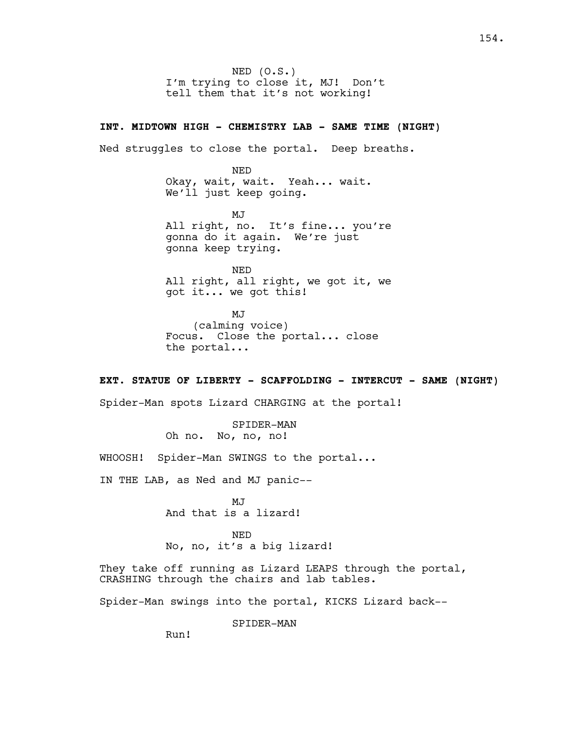NED (O.S.)
I'm trying to close it, MJ! Don't tell them that it's not working!

**INT. MIDTOWN HIGH - CHEMISTRY LAB - SAME TIME (NIGHT)**

Ned struggles to close the portal. Deep breaths.

NED
Okay, wait, wait. Yeah... wait. We'll just keep going.

MJ
All right, no. It's fine... you're gonna do it again. We're just gonna keep trying.

NED
All right, all right, we got it, we got it... we got this!

MJ
(calming voice)
Focus. Close the portal... close the portal...

**EXT. STATUE OF LIBERTY - SCAFFOLDING - INTERCUT - SAME (NIGHT)**

Spider-Man spots Lizard CHARGING at the portal!

SPIDER-MAN
Oh no. No, no, no!

WHOOSH! Spider-Man SWINGS to the portal...

IN THE LAB, as Ned and MJ panic--

MJ
And that is a lizard!

NED
No, no, it's a big lizard!

They take off running as Lizard LEAPS through the portal, CRASHING through the chairs and lab tables.

Spider-Man swings into the portal, KICKS Lizard back--

SPIDER-MAN
Run!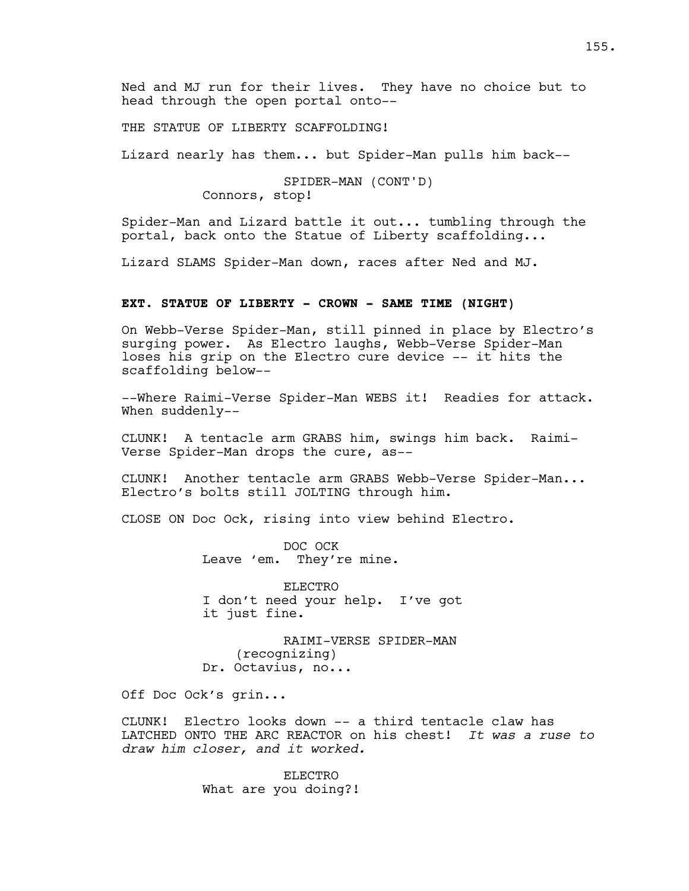Ned and MJ run for their lives. They have no choice but to head through the open portal onto--

THE STATUE OF LIBERTY SCAFFOLDING!

Lizard nearly has them... but Spider-Man pulls him back--

SPIDER-MAN (CONT'D)
Connors, stop!

Spider-Man and Lizard battle it out... tumbling through the portal, back onto the Statue of Liberty scaffolding...

Lizard SLAMS Spider-Man down, races after Ned and MJ.

**EXT. STATUE OF LIBERTY - CROWN - SAME TIME (NIGHT)**

On Webb-Verse Spider-Man, still pinned in place by Electro's surging power. As Electro laughs, Webb-Verse Spider-Man loses his grip on the Electro cure device -- it hits the scaffolding below--

--Where Raimi-Verse Spider-Man WEBS it! Readies for attack. When suddenly--

CLUNK! A tentacle arm GRABS him, swings him back. Raimi-Verse Spider-Man drops the cure, as--

CLUNK! Another tentacle arm GRABS Webb-Verse Spider-Man... Electro's bolts still JOLTING through him.

CLOSE ON Doc Ock, rising into view behind Electro.

DOC OCK
Leave 'em. They're mine.

ELECTRO
I don't need your help. I've got it just fine.

RAIMI-VERSE SPIDER-MAN
(recognizing)
Dr. Octavius, no...

Off Doc Ock's grin...

CLUNK! Electro looks down -- a third tentacle claw has LATCHED ONTO THE ARC REACTOR on his chest! *It was a ruse to draw him closer, and it worked.*

ELECTRO
What are you doing?!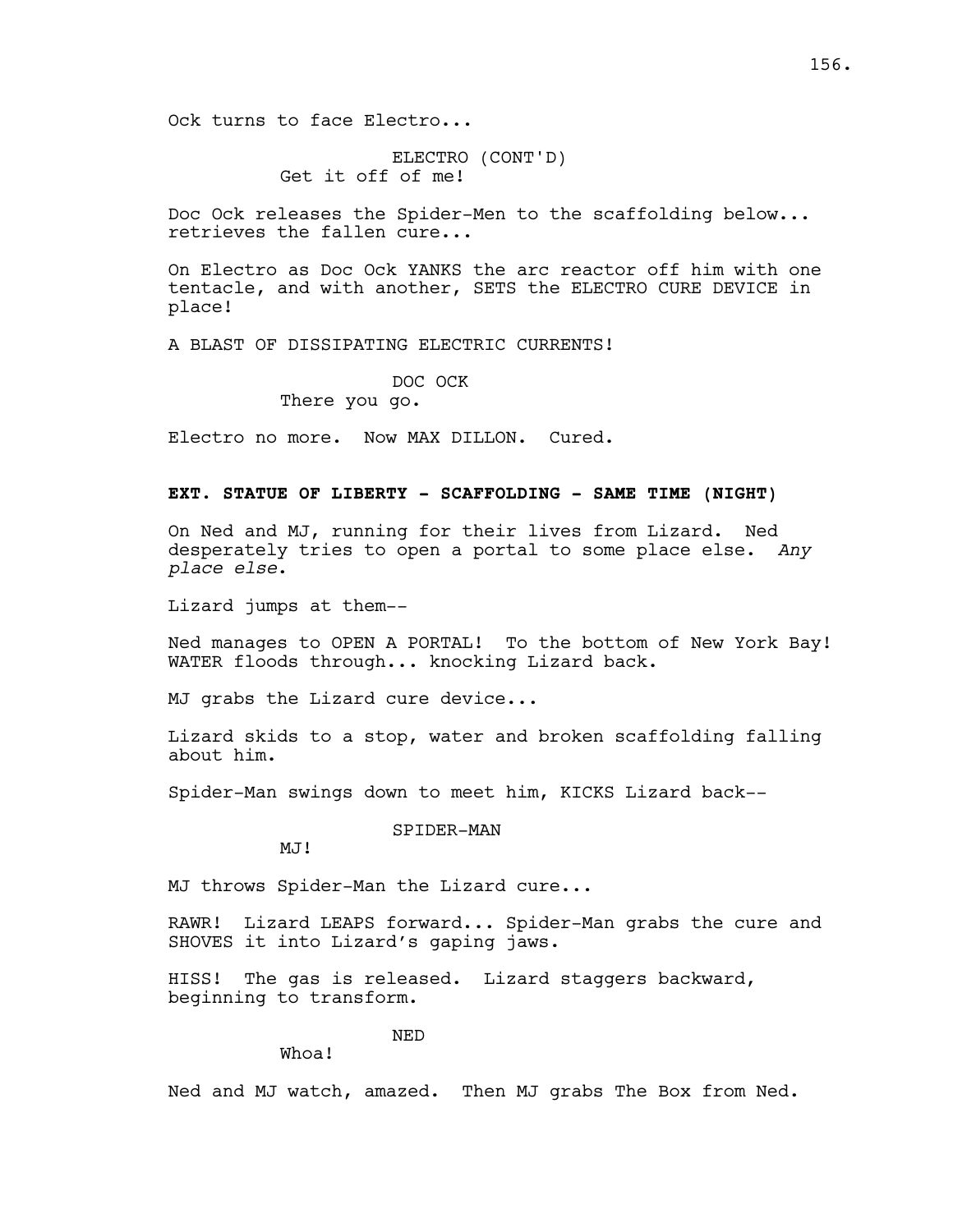Ock turns to face Electro...

ELECTRO (CONT'D)
Get it off of me!

Doc Ock releases the Spider-Men to the scaffolding below... retrieves the fallen cure...

On Electro as Doc Ock YANKS the arc reactor off him with one tentacle, and with another, SETS the ELECTRO CURE DEVICE in place!

A BLAST OF DISSIPATING ELECTRIC CURRENTS!

DOC OCK
There you go.

Electro no more. Now MAX DILLON. Cured.

**EXT. STATUE OF LIBERTY - SCAFFOLDING - SAME TIME (NIGHT)**

On Ned and MJ, running for their lives from Lizard. Ned desperately tries to open a portal to some place else. *Any place else*.

Lizard jumps at them--

Ned manages to OPEN A PORTAL! To the bottom of New York Bay! WATER floods through... knocking Lizard back.

MJ grabs the Lizard cure device...

Lizard skids to a stop, water and broken scaffolding falling about him.

Spider-Man swings down to meet him, KICKS Lizard back--

SPIDER-MAN
MJ!

MJ throws Spider-Man the Lizard cure...

RAWR! Lizard LEAPS forward... Spider-Man grabs the cure and SHOVES it into Lizard's gaping jaws.

HISS! The gas is released. Lizard staggers backward, beginning to transform.

NED
Whoa!

Ned and MJ watch, amazed. Then MJ grabs The Box from Ned.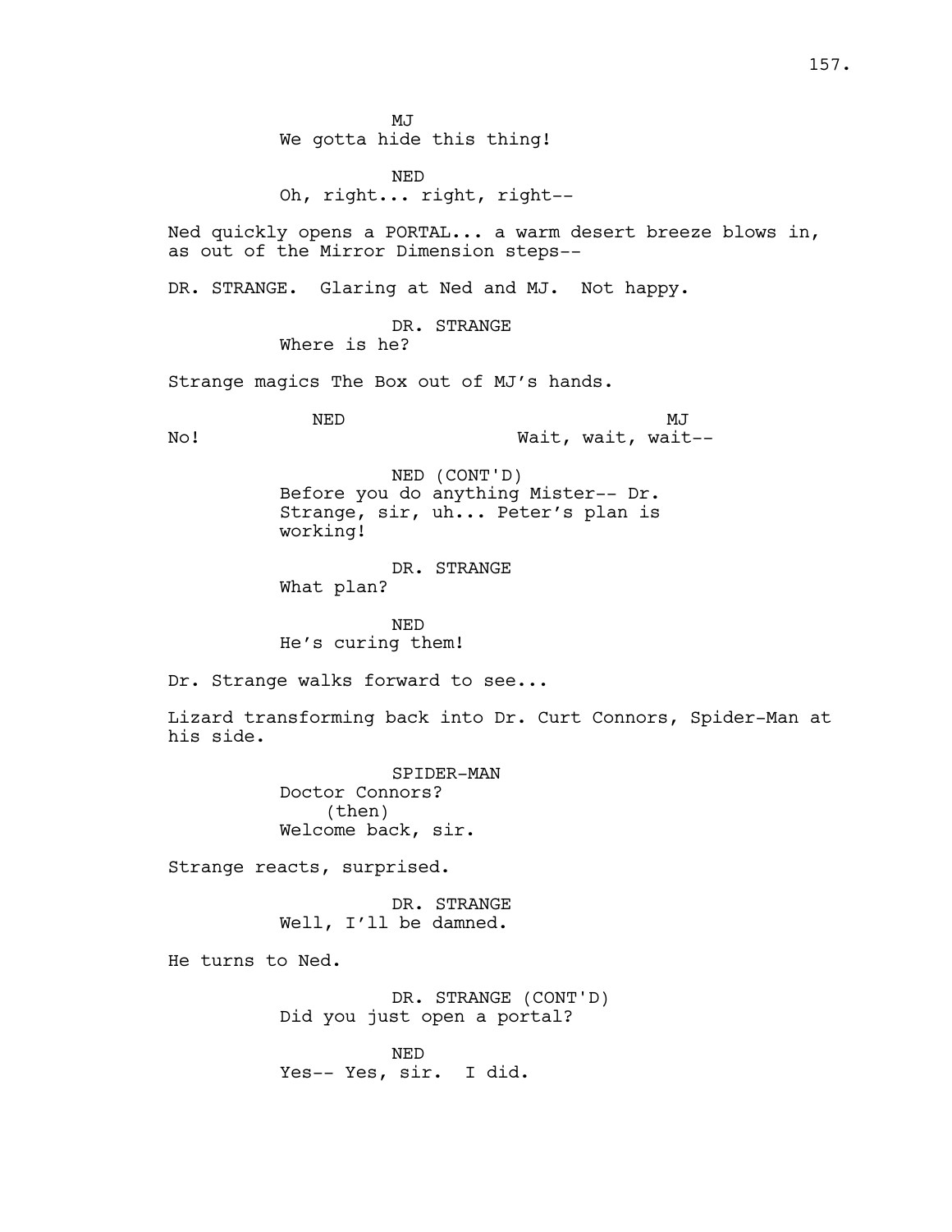MJ

We gotta hide this thing!

NED

Oh, right... right, right--

Ned quickly opens a PORTAL... a warm desert breeze blows in, as out of the Mirror Dimension steps--

DR. STRANGE. Glaring at Ned and MJ. Not happy.

DR. STRANGE

Where is he?

Strange magics The Box out of MJ's hands.

NED

No!

MJ

Wait, wait, wait--

NED (CONT'D)

Before you do anything Mister-- Dr. Strange, sir, uh... Peter's plan is working!

DR. STRANGE

What plan?

NED

He's curing them!

Dr. Strange walks forward to see...

Lizard transforming back into Dr. Curt Connors, Spider-Man at his side.

SPIDER-MAN

Doctor Connors?

(then)

Welcome back, sir.

Strange reacts, surprised.

DR. STRANGE

Well, I'll be damned.

He turns to Ned.

DR. STRANGE (CONT'D)

Did you just open a portal?

NED

Yes-- Yes, sir. I did.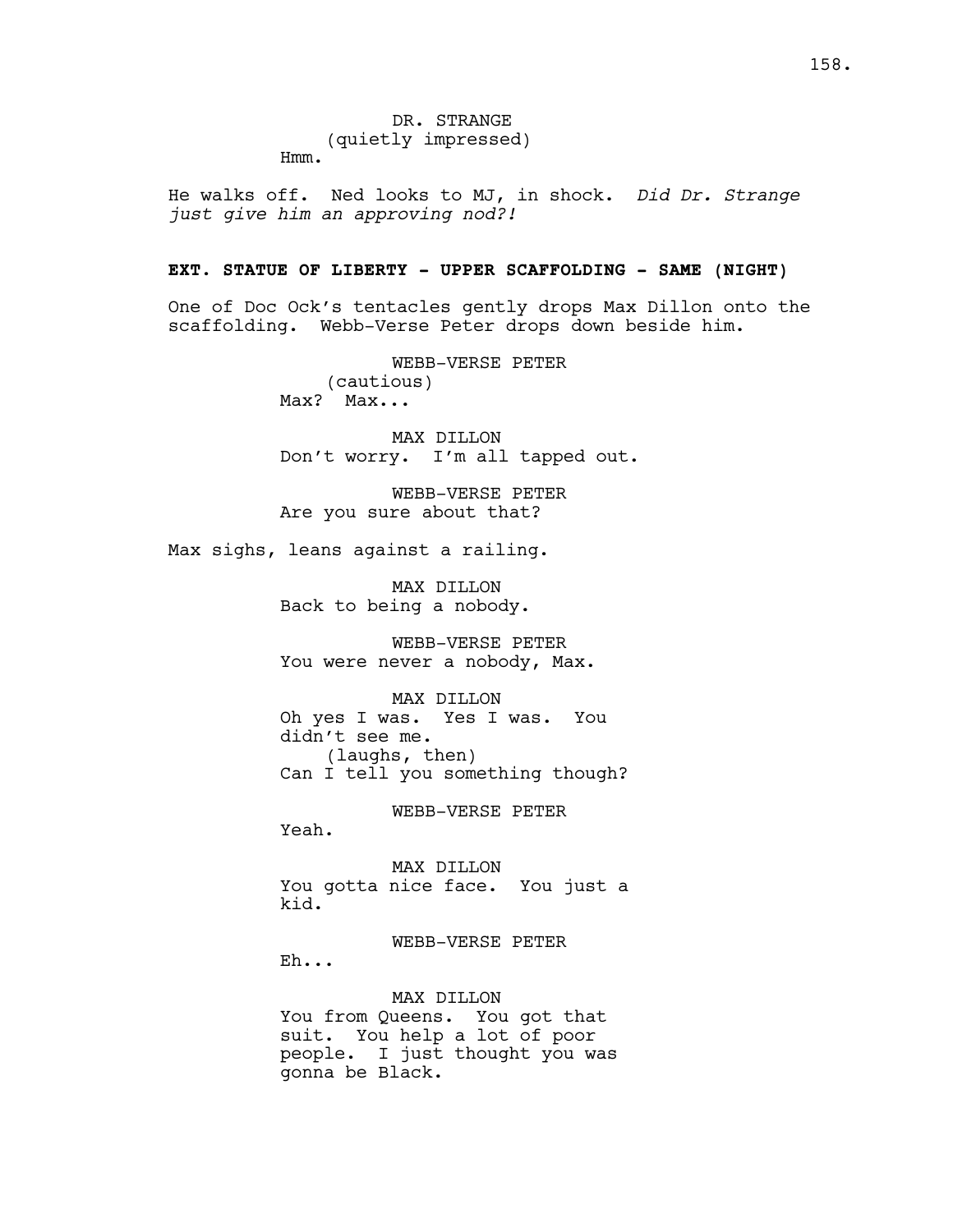DR. STRANGE
(quietly impressed)
Hmm.

He walks off. Ned looks to MJ, in shock. *Did Dr. Strange just give him an approving nod?!*

**EXT. STATUE OF LIBERTY - UPPER SCAFFOLDING - SAME (NIGHT)**

One of Doc Ock's tentacles gently drops Max Dillon onto the scaffolding. Webb-Verse Peter drops down beside him.

WEBB-VERSE PETER
(cautious)
Max? Max...

MAX DILLON
Don't worry. I'm all tapped out.

WEBB-VERSE PETER
Are you sure about that?

Max sighs, leans against a railing.

MAX DILLON
Back to being a nobody.

WEBB-VERSE PETER
You were never a nobody, Max.

MAX DILLON
Oh yes I was. Yes I was. You didn't see me.
(laughs, then)
Can I tell you something though?

WEBB-VERSE PETER
Yeah.

MAX DILLON
You gotta nice face. You just a kid.

WEBB-VERSE PETER
Eh...

MAX DILLON
You from Queens. You got that suit. You help a lot of poor people. I just thought you was gonna be Black.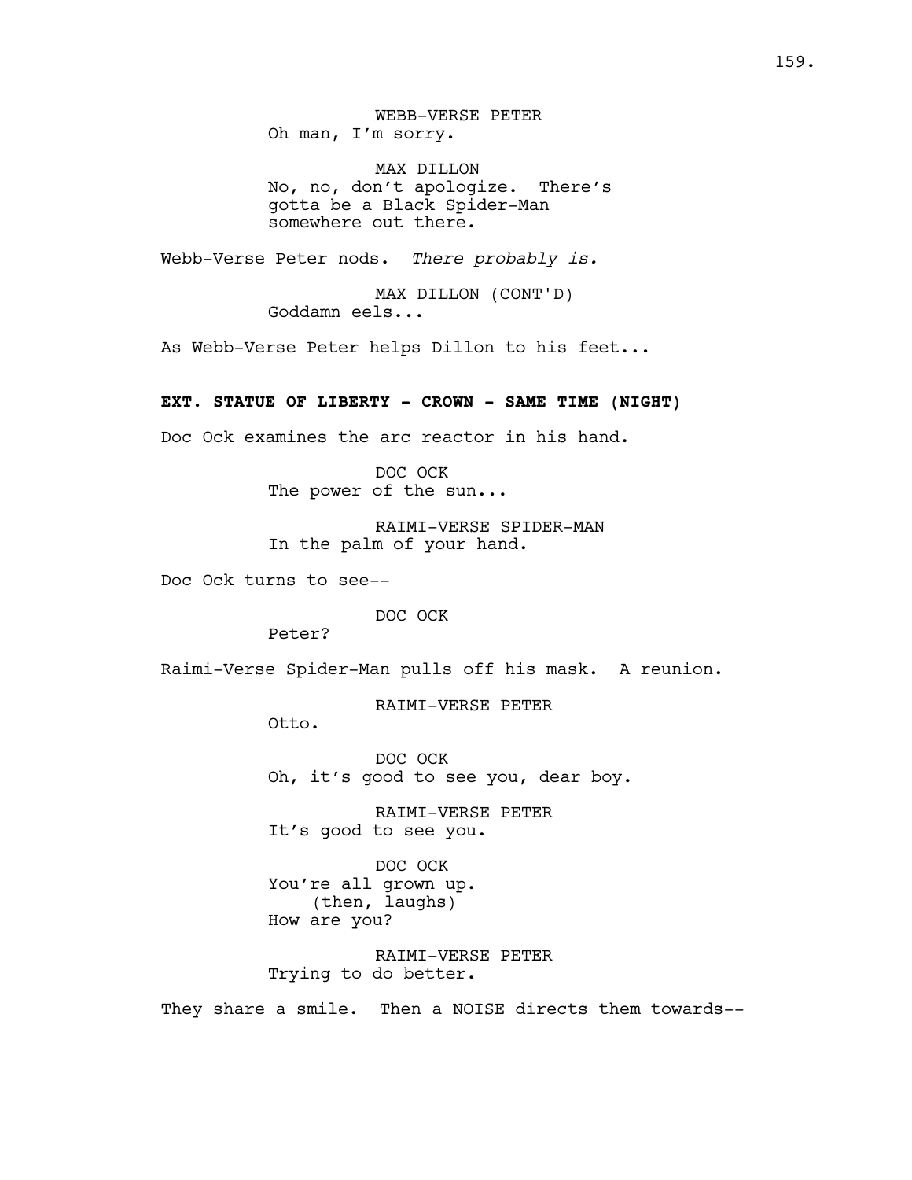WEBB-VERSE PETER
Oh man, I'm sorry.

MAX DILLON
No, no, don't apologize. There's gotta be a Black Spider-Man somewhere out there.

Webb-Verse Peter nods. *There probably is.*

MAX DILLON (CONT'D)
Goddamn eels...

As Webb-Verse Peter helps Dillon to his feet...

**EXT. STATUE OF LIBERTY - CROWN - SAME TIME (NIGHT)**

Doc Ock examines the arc reactor in his hand.

DOC OCK
The power of the sun...

RAIMI-VERSE SPIDER-MAN
In the palm of your hand.

Doc Ock turns to see--

DOC OCK
Peter?

Raimi-Verse Spider-Man pulls off his mask. A reunion.

RAIMI-VERSE PETER
Otto.

DOC OCK
Oh, it's good to see you, dear boy.

RAIMI-VERSE PETER
It's good to see you.

DOC OCK
You're all grown up.
(then, laughs)
How are you?

RAIMI-VERSE PETER
Trying to do better.

They share a smile. Then a NOISE directs them towards--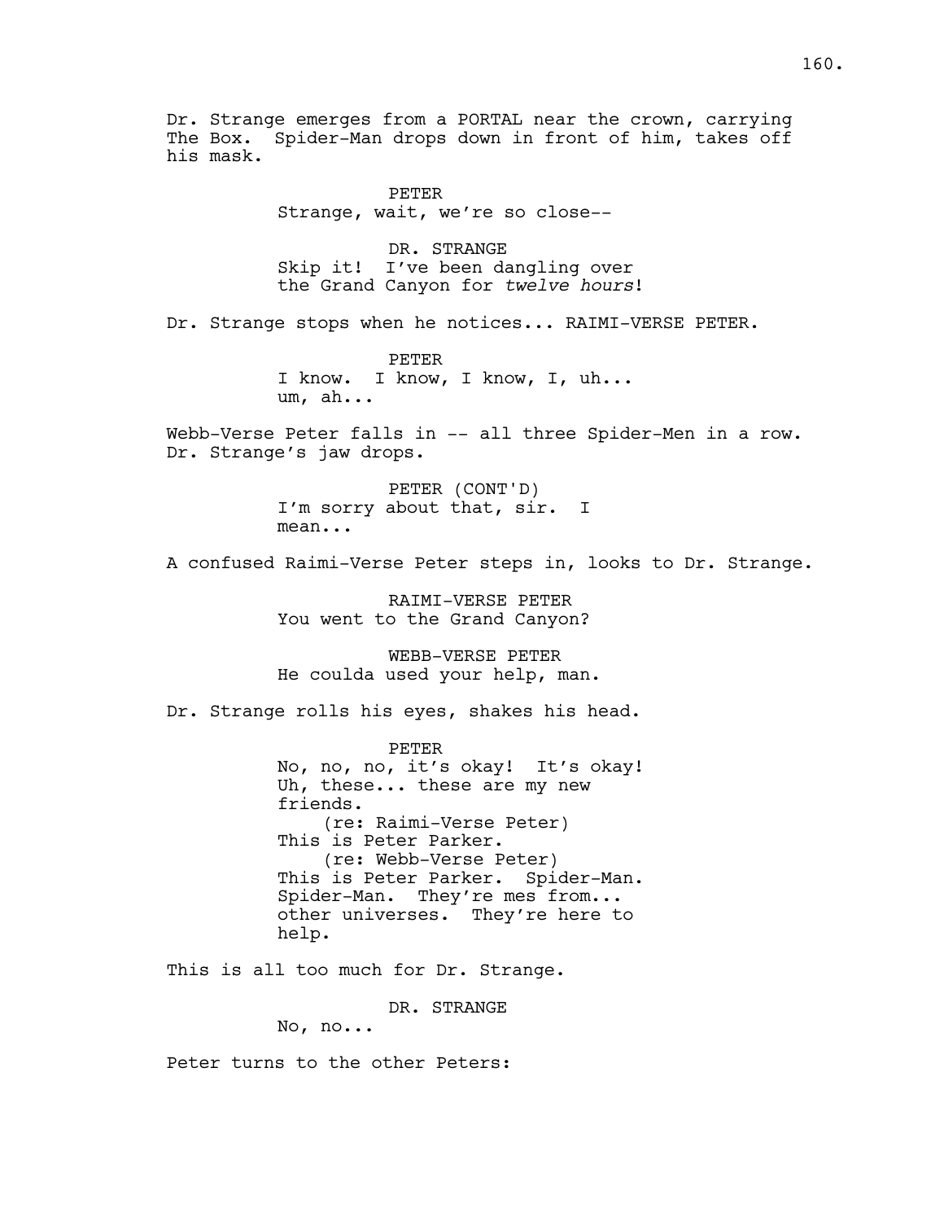Dr. Strange emerges from a PORTAL near the crown, carrying The Box. Spider-Man drops down in front of him, takes off his mask.

PETER
Strange, wait, we're so close--

DR. STRANGE
Skip it! I've been dangling over the Grand Canyon for *twelve hours*!

Dr. Strange stops when he notices... RAIMI-VERSE PETER.

PETER
I know. I know, I know, I, uh... um, ah...

Webb-Verse Peter falls in -- all three Spider-Men in a row. Dr. Strange's jaw drops.

PETER (CONT'D)
I'm sorry about that, sir. I mean...

A confused Raimi-Verse Peter steps in, looks to Dr. Strange.

RAIMI-VERSE PETER
You went to the Grand Canyon?

WEBB-VERSE PETER
He coulda used your help, man.

Dr. Strange rolls his eyes, shakes his head.

PETER
No, no, no, it's okay! It's okay! Uh, these... these are my new friends.
(re: Raimi-Verse Peter)
This is Peter Parker.
(re: Webb-Verse Peter)
This is Peter Parker. Spider-Man. Spider-Man. They're mes from... other universes. They're here to help.

This is all too much for Dr. Strange.

DR. STRANGE
No, no...

Peter turns to the other Peters: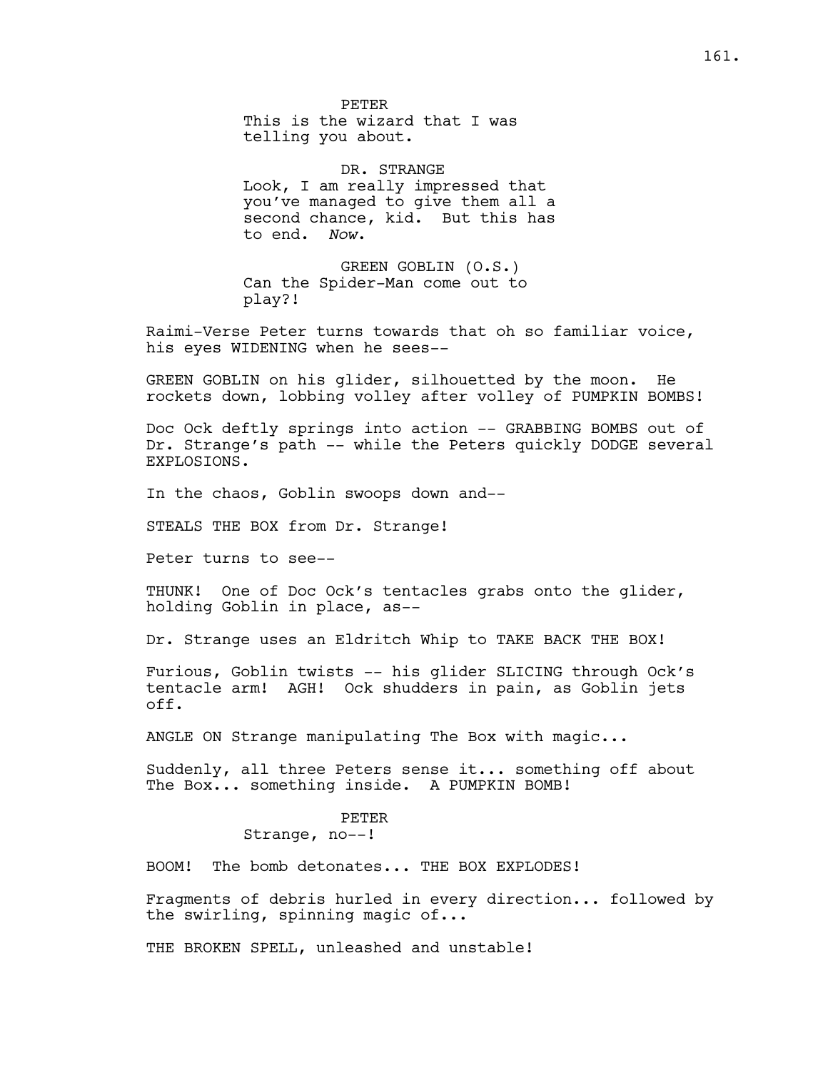PETER
This is the wizard that I was telling you about.

DR. STRANGE
Look, I am really impressed that you've managed to give them all a second chance, kid. But this has to end. *Now*.

GREEN GOBLIN (O.S.)
Can the Spider-Man come out to play?!

Raimi-Verse Peter turns towards that oh so familiar voice, his eyes WIDENING when he sees--

GREEN GOBLIN on his glider, silhouetted by the moon. He rockets down, lobbing volley after volley of PUMPKIN BOMBS!

Doc Ock deftly springs into action -- GRABBING BOMBS out of Dr. Strange's path -- while the Peters quickly DODGE several EXPLOSIONS.

In the chaos, Goblin swoops down and--

STEALS THE BOX from Dr. Strange!

Peter turns to see--

THUNK! One of Doc Ock's tentacles grabs onto the glider, holding Goblin in place, as--

Dr. Strange uses an Eldritch Whip to TAKE BACK THE BOX!

Furious, Goblin twists -- his glider SLICING through Ock's tentacle arm! AGH! Ock shudders in pain, as Goblin jets off.

ANGLE ON Strange manipulating The Box with magic...

Suddenly, all three Peters sense it... something off about The Box... something inside. A PUMPKIN BOMB!

PETER
Strange, no--!

BOOM! The bomb detonates... THE BOX EXPLODES!

Fragments of debris hurled in every direction... followed by the swirling, spinning magic of...

THE BROKEN SPELL, unleashed and unstable!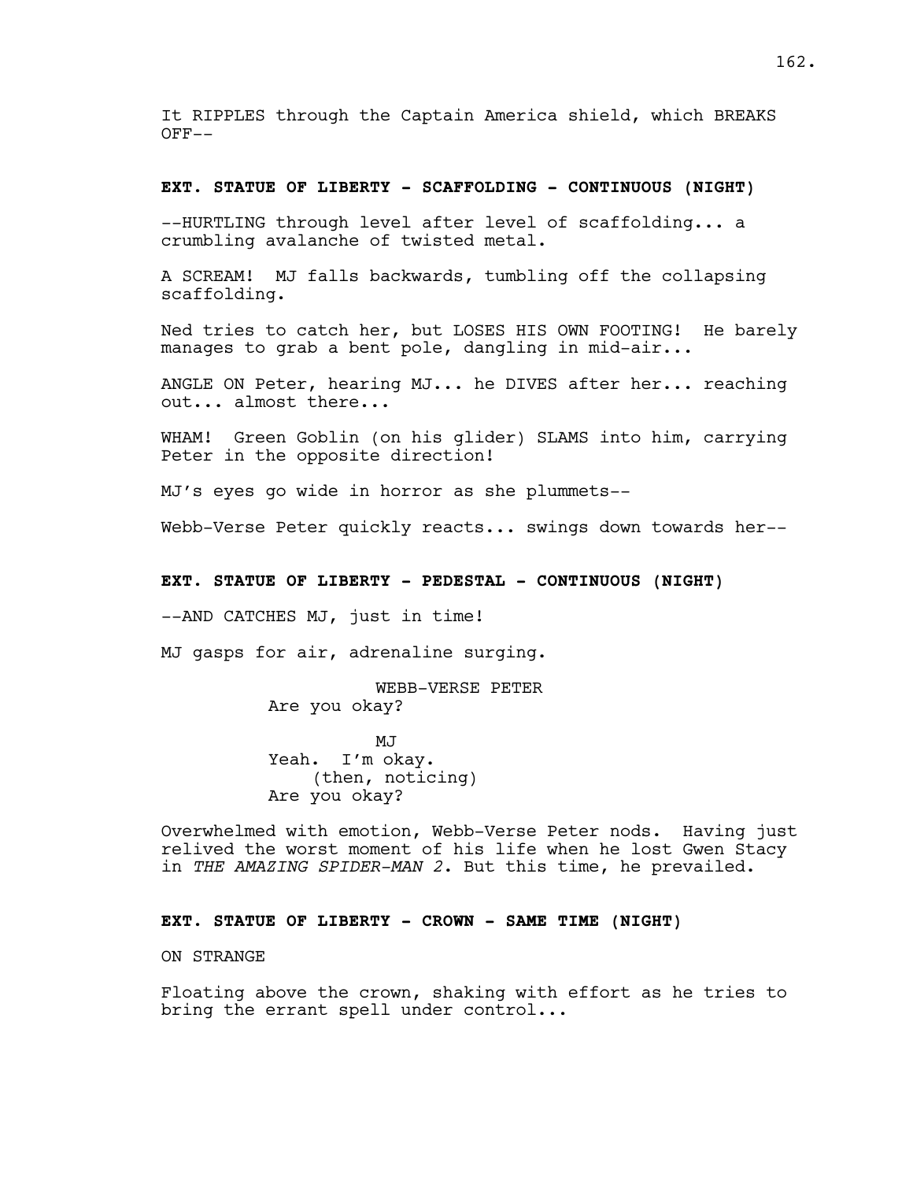It RIPPLES through the Captain America shield, which BREAKS OFF--

**EXT. STATUE OF LIBERTY - SCAFFOLDING - CONTINUOUS (NIGHT)**

--HURTLING through level after level of scaffolding... a crumbling avalanche of twisted metal.

A SCREAM! MJ falls backwards, tumbling off the collapsing scaffolding.

Ned tries to catch her, but LOSES HIS OWN FOOTING! He barely manages to grab a bent pole, dangling in mid-air...

ANGLE ON Peter, hearing MJ... he DIVES after her... reaching out... almost there...

WHAM! Green Goblin (on his glider) SLAMS into him, carrying Peter in the opposite direction!

MJ's eyes go wide in horror as she plummets--

Webb-Verse Peter quickly reacts... swings down towards her--

**EXT. STATUE OF LIBERTY - PEDESTAL - CONTINUOUS (NIGHT)**

--AND CATCHES MJ, just in time!

MJ gasps for air, adrenaline surging.

WEBB-VERSE PETER
Are you okay?

MJ
Yeah. I'm okay.
(then, noticing)
Are you okay?

Overwhelmed with emotion, Webb-Verse Peter nods. Having just relived the worst moment of his life when he lost Gwen Stacy in *THE AMAZING SPIDER-MAN 2*. But this time, he prevailed.

**EXT. STATUE OF LIBERTY - CROWN - SAME TIME (NIGHT)**

ON STRANGE

Floating above the crown, shaking with effort as he tries to bring the errant spell under control...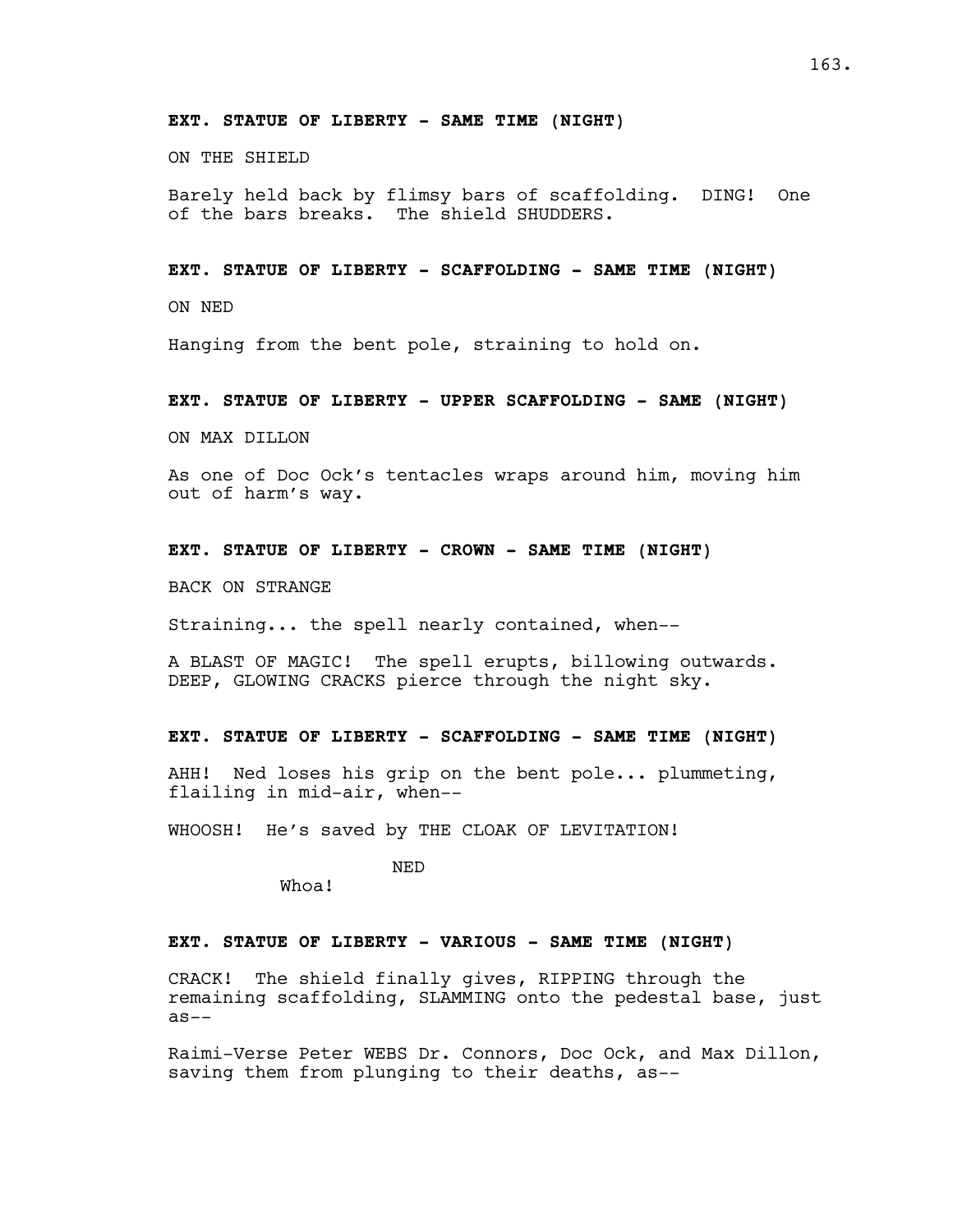**EXT. STATUE OF LIBERTY - SAME TIME (NIGHT)**

ON THE SHIELD

Barely held back by flimsy bars of scaffolding. DING! One of the bars breaks. The shield SHUDDERS.

**EXT. STATUE OF LIBERTY - SCAFFOLDING - SAME TIME (NIGHT)**

ON NED

Hanging from the bent pole, straining to hold on.

**EXT. STATUE OF LIBERTY - UPPER SCAFFOLDING - SAME (NIGHT)**

ON MAX DILLON

As one of Doc Ock's tentacles wraps around him, moving him out of harm's way.

**EXT. STATUE OF LIBERTY - CROWN - SAME TIME (NIGHT)**

BACK ON STRANGE

Straining... the spell nearly contained, when--

A BLAST OF MAGIC! The spell erupts, billowing outwards. DEEP, GLOWING CRACKS pierce through the night sky.

**EXT. STATUE OF LIBERTY - SCAFFOLDING - SAME TIME (NIGHT)**

AHH! Ned loses his grip on the bent pole... plummeting, flailing in mid-air, when--

WHOOSH! He's saved by THE CLOAK OF LEVITATION!

NED

Whoa!

**EXT. STATUE OF LIBERTY - VARIOUS - SAME TIME (NIGHT)**

CRACK! The shield finally gives, RIPPING through the remaining scaffolding, SLAMMING onto the pedestal base, just as--

Raimi-Verse Peter WEBS Dr. Connors, Doc Ock, and Max Dillon, saving them from plunging to their deaths, as--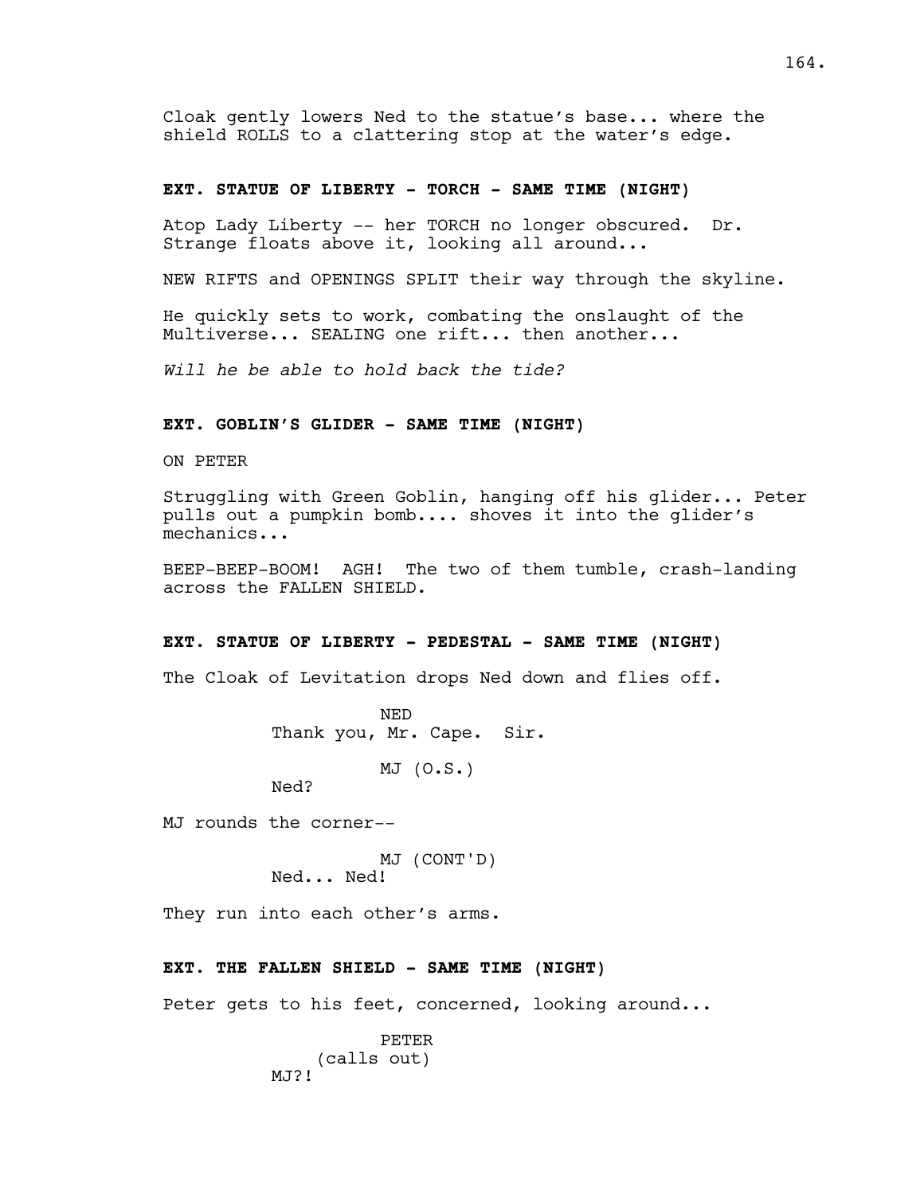Cloak gently lowers Ned to the statue's base... where the shield ROLLS to a clattering stop at the water's edge.

**EXT. STATUE OF LIBERTY - TORCH - SAME TIME (NIGHT)**

Atop Lady Liberty -- her TORCH no longer obscured. Dr. Strange floats above it, looking all around...

NEW RIFTS and OPENINGS SPLIT their way through the skyline.

He quickly sets to work, combating the onslaught of the Multiverse... SEALING one rift... then another...

*Will he be able to hold back the tide?*

**EXT. GOBLIN'S GLIDER - SAME TIME (NIGHT)**

ON PETER

Struggling with Green Goblin, hanging off his glider... Peter pulls out a pumpkin bomb.... shoves it into the glider's mechanics...

BEEP-BEEP-BOOM! AGH! The two of them tumble, crash-landing across the FALLEN SHIELD.

**EXT. STATUE OF LIBERTY - PEDESTAL - SAME TIME (NIGHT)**

The Cloak of Levitation drops Ned down and flies off.

NED
Thank you, Mr. Cape. Sir.

MJ (O.S.)
Ned?

MJ rounds the corner--

MJ (CONT'D)
Ned... Ned!

They run into each other's arms.

**EXT. THE FALLEN SHIELD - SAME TIME (NIGHT)**

Peter gets to his feet, concerned, looking around...

PETER
(calls out)
MJ?!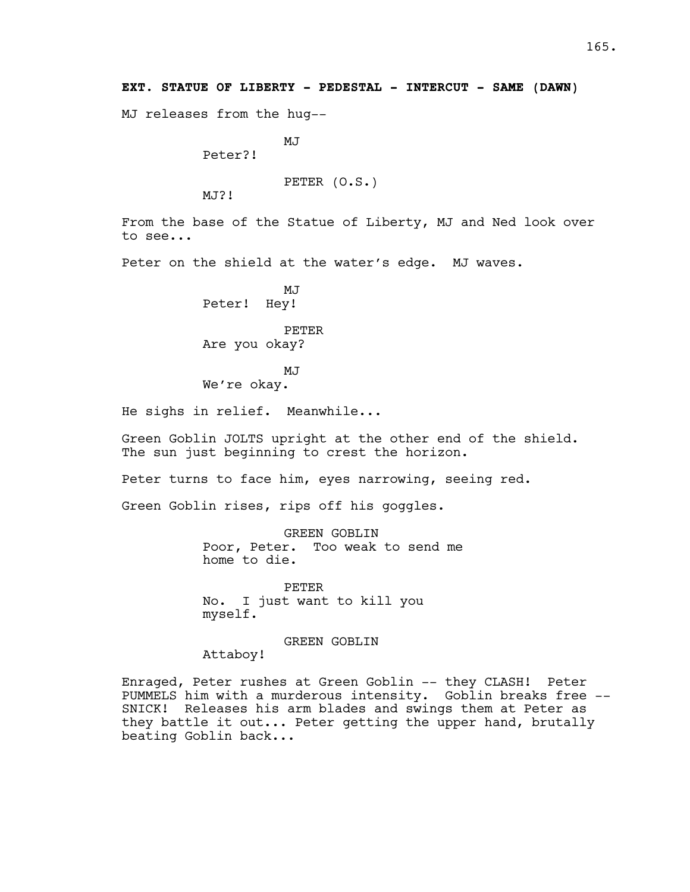**EXT. STATUE OF LIBERTY - PEDESTAL - INTERCUT - SAME (DAWN)**

MJ releases from the hug--

MJ
Peter?!

PETER (O.S.)
MJ?!

From the base of the Statue of Liberty, MJ and Ned look over to see...

Peter on the shield at the water's edge. MJ waves.

MJ
Peter! Hey!

PETER
Are you okay?

MJ
We're okay.

He sighs in relief. Meanwhile...

Green Goblin JOLTS upright at the other end of the shield. The sun just beginning to crest the horizon.

Peter turns to face him, eyes narrowing, seeing red.

Green Goblin rises, rips off his goggles.

GREEN GOBLIN
Poor, Peter. Too weak to send me home to die.

PETER
No. I just want to kill you myself.

GREEN GOBLIN
Attaboy!

Enraged, Peter rushes at Green Goblin -- they CLASH! Peter PUMMELS him with a murderous intensity. Goblin breaks free -- SNICK! Releases his arm blades and swings them at Peter as they battle it out... Peter getting the upper hand, brutally beating Goblin back...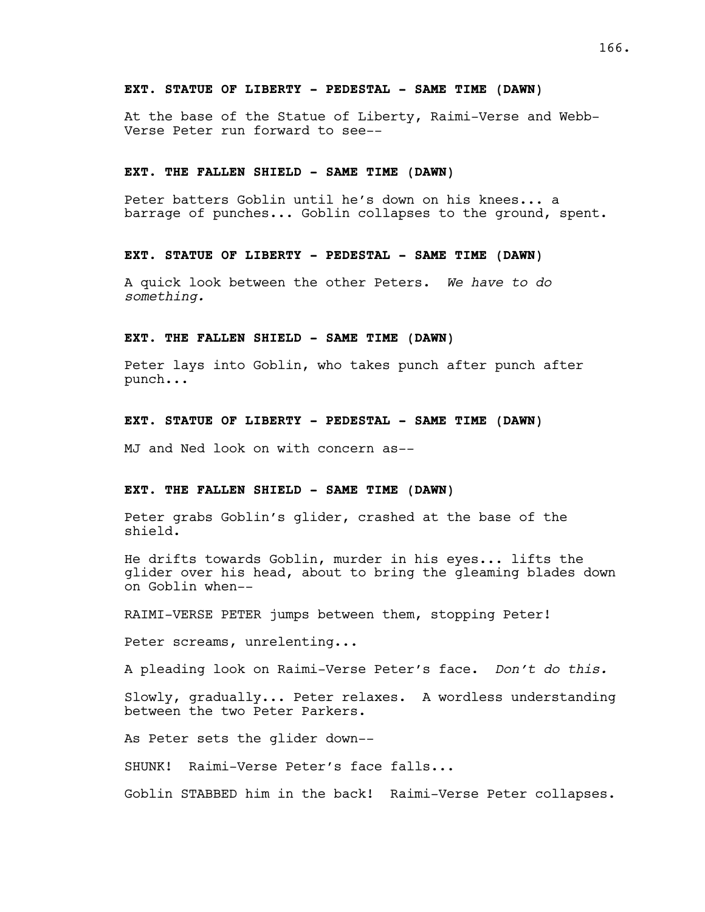**EXT. STATUE OF LIBERTY - PEDESTAL - SAME TIME (DAWN)**

At the base of the Statue of Liberty, Raimi-Verse and Webb-Verse Peter run forward to see--

**EXT. THE FALLEN SHIELD - SAME TIME (DAWN)**

Peter batters Goblin until he's down on his knees... a barrage of punches... Goblin collapses to the ground, spent.

**EXT. STATUE OF LIBERTY - PEDESTAL - SAME TIME (DAWN)**

A quick look between the other Peters. *We have to do something.*

**EXT. THE FALLEN SHIELD - SAME TIME (DAWN)**

Peter lays into Goblin, who takes punch after punch after punch...

**EXT. STATUE OF LIBERTY - PEDESTAL - SAME TIME (DAWN)**

MJ and Ned look on with concern as--

**EXT. THE FALLEN SHIELD - SAME TIME (DAWN)**

Peter grabs Goblin's glider, crashed at the base of the shield.

He drifts towards Goblin, murder in his eyes... lifts the glider over his head, about to bring the gleaming blades down on Goblin when--

RAIMI-VERSE PETER jumps between them, stopping Peter!

Peter screams, unrelenting...

A pleading look on Raimi-Verse Peter's face. *Don't do this.*

Slowly, gradually... Peter relaxes. A wordless understanding between the two Peter Parkers.

As Peter sets the glider down--

SHUNK! Raimi-Verse Peter's face falls...

Goblin STABBED him in the back! Raimi-Verse Peter collapses.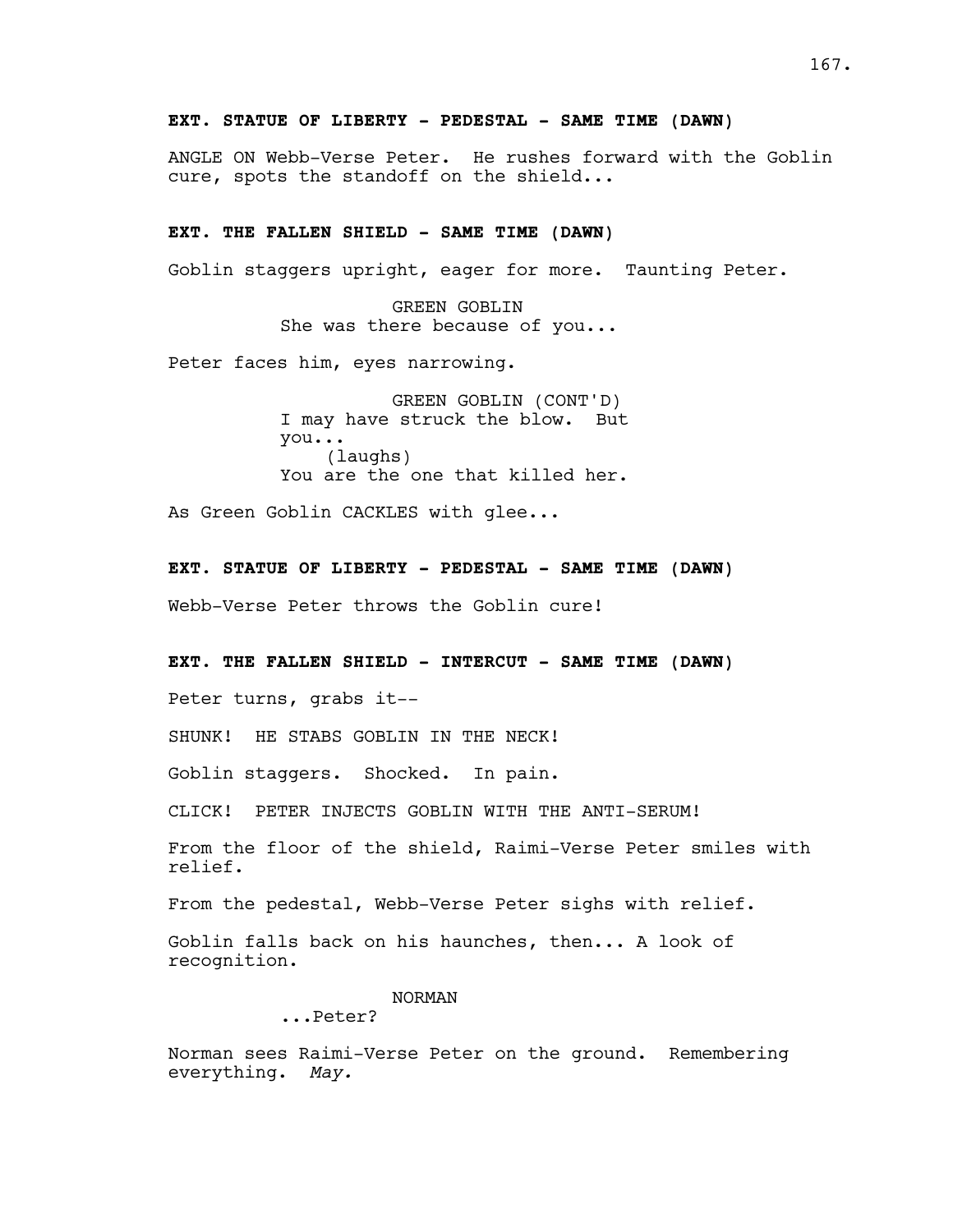**EXT. STATUE OF LIBERTY - PEDESTAL - SAME TIME (DAWN)**

ANGLE ON Webb-Verse Peter. He rushes forward with the Goblin cure, spots the standoff on the shield...

**EXT. THE FALLEN SHIELD - SAME TIME (DAWN)**

Goblin staggers upright, eager for more. Taunting Peter.

GREEN GOBLIN
She was there because of you...

Peter faces him, eyes narrowing.

GREEN GOBLIN (CONT'D)
I may have struck the blow. But you...
(laughs)
You are the one that killed her.

As Green Goblin CACKLES with glee...

**EXT. STATUE OF LIBERTY - PEDESTAL - SAME TIME (DAWN)**

Webb-Verse Peter throws the Goblin cure!

**EXT. THE FALLEN SHIELD - INTERCUT - SAME TIME (DAWN)**

Peter turns, grabs it--

SHUNK! HE STABS GOBLIN IN THE NECK!

Goblin staggers. Shocked. In pain.

CLICK! PETER INJECTS GOBLIN WITH THE ANTI-SERUM!

From the floor of the shield, Raimi-Verse Peter smiles with relief.

From the pedestal, Webb-Verse Peter sighs with relief.

Goblin falls back on his haunches, then... A look of recognition.

NORMAN
...Peter?

Norman sees Raimi-Verse Peter on the ground. Remembering everything. *May.*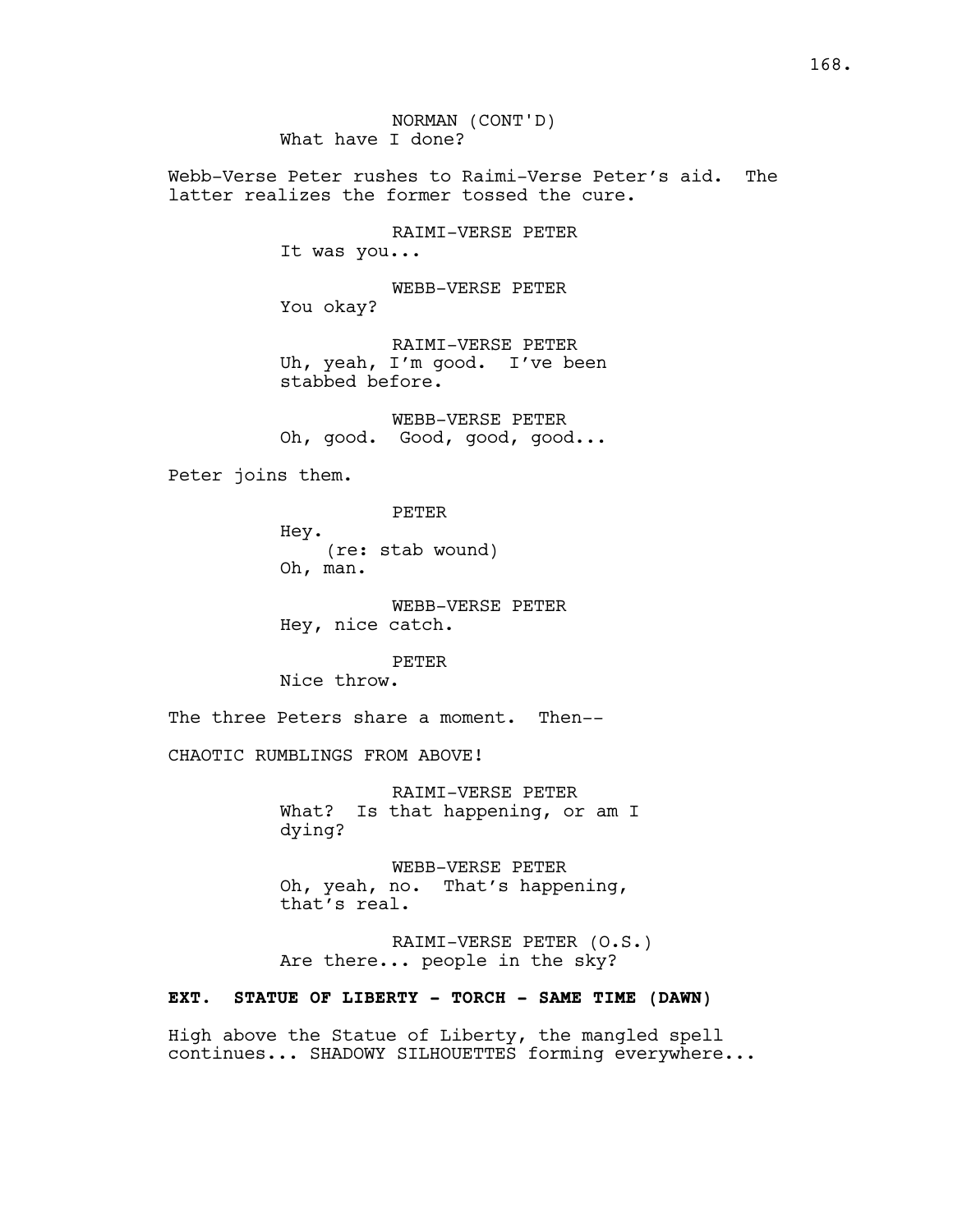NORMAN (CONT'D)
What have I done?

Webb-Verse Peter rushes to Raimi-Verse Peter's aid. The latter realizes the former tossed the cure.

RAIMI-VERSE PETER
It was you...

WEBB-VERSE PETER
You okay?

RAIMI-VERSE PETER
Uh, yeah, I'm good. I've been stabbed before.

WEBB-VERSE PETER
Oh, good. Good, good, good...

Peter joins them.

PETER
Hey.
(re: stab wound)
Oh, man.

WEBB-VERSE PETER
Hey, nice catch.

PETER
Nice throw.

The three Peters share a moment. Then--

CHAOTIC RUMBLINGS FROM ABOVE!

RAIMI-VERSE PETER
What? Is that happening, or am I dying?

WEBB-VERSE PETER
Oh, yeah, no. That's happening, that's real.

RAIMI-VERSE PETER (O.S.)
Are there... people in the sky?

**EXT. STATUE OF LIBERTY - TORCH - SAME TIME (DAWN)**

High above the Statue of Liberty, the mangled spell continues... SHADOWY SILHOUETTES forming everywhere...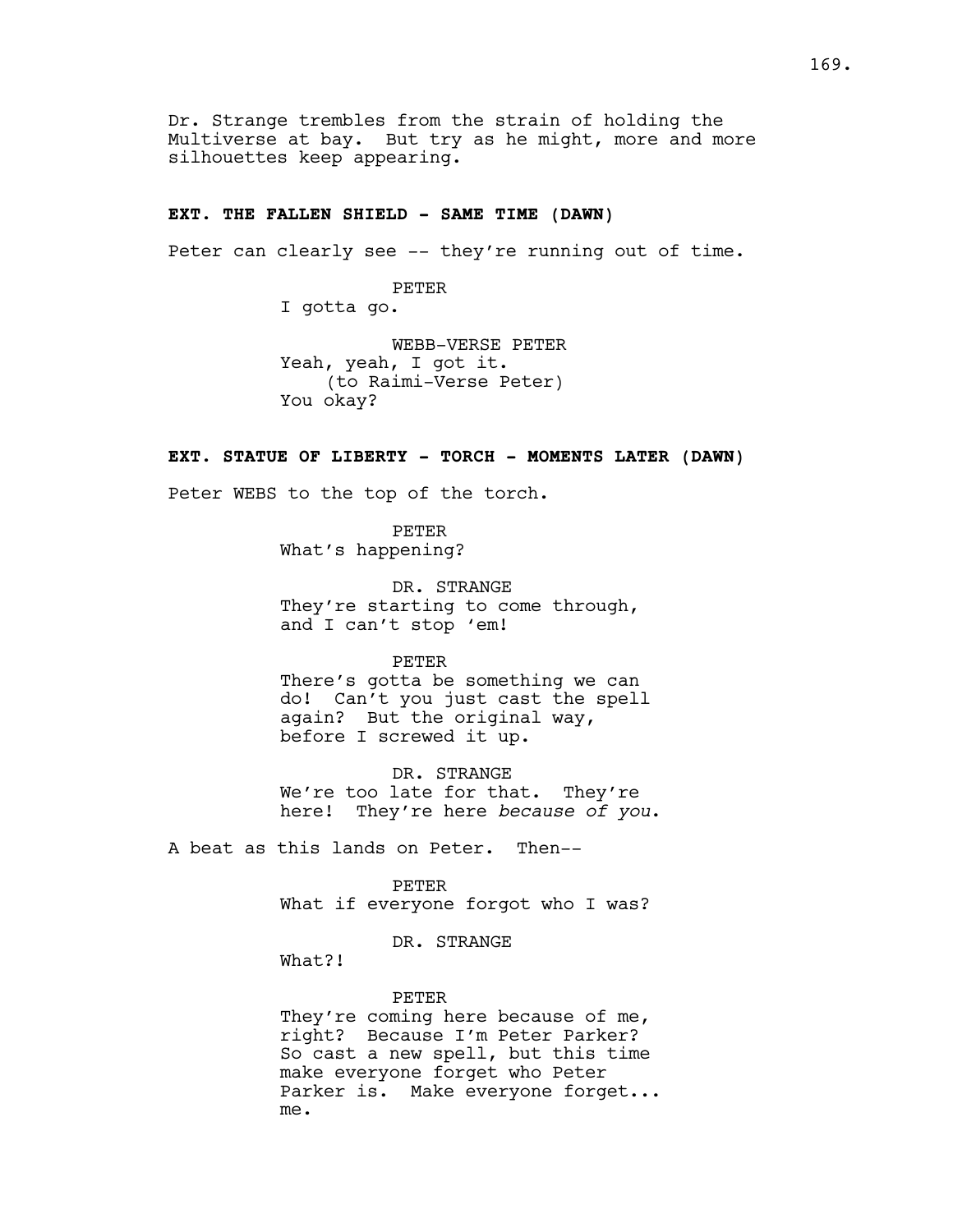Dr. Strange trembles from the strain of holding the Multiverse at bay. But try as he might, more and more silhouettes keep appearing.

**EXT. THE FALLEN SHIELD - SAME TIME (DAWN)**

Peter can clearly see -- they're running out of time.

PETER
I gotta go.

WEBB-VERSE PETER
Yeah, yeah, I got it.
(to Raimi-Verse Peter)
You okay?

**EXT. STATUE OF LIBERTY - TORCH - MOMENTS LATER (DAWN)**

Peter WEBS to the top of the torch.

PETER
What's happening?

DR. STRANGE
They're starting to come through, and I can't stop 'em!

PETER
There's gotta be something we can do! Can't you just cast the spell again? But the original way, before I screwed it up.

DR. STRANGE
We're too late for that. They're here! They're here *because of you*.

A beat as this lands on Peter. Then--

PETER
What if everyone forgot who I was?

DR. STRANGE
What?!

PETER
They're coming here because of me, right? Because I'm Peter Parker? So cast a new spell, but this time make everyone forget who Peter Parker is. Make everyone forget... me.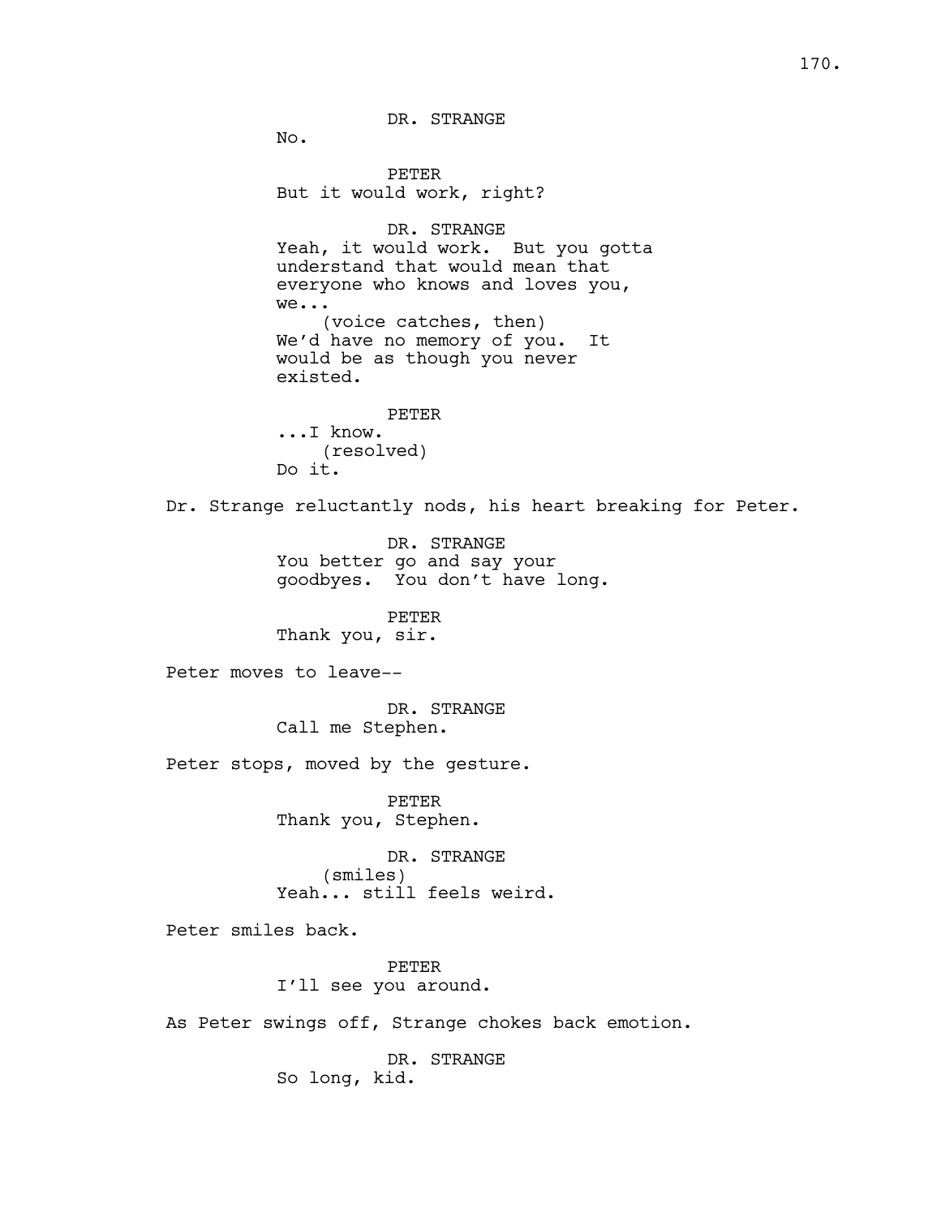DR. STRANGE
No.

PETER
But it would work, right?

DR. STRANGE
Yeah, it would work. But you gotta understand that would mean that everyone who knows and loves you, we...
(voice catches, then)
We'd have no memory of you. It would be as though you never existed.

PETER
...I know.
(resolved)
Do it.

Dr. Strange reluctantly nods, his heart breaking for Peter.

DR. STRANGE
You better go and say your goodbyes. You don't have long.

PETER
Thank you, sir.

Peter moves to leave--

DR. STRANGE
Call me Stephen.

Peter stops, moved by the gesture.

PETER
Thank you, Stephen.

DR. STRANGE
(smiles)
Yeah... still feels weird.

Peter smiles back.

PETER
I'll see you around.

As Peter swings off, Strange chokes back emotion.

DR. STRANGE
So long, kid.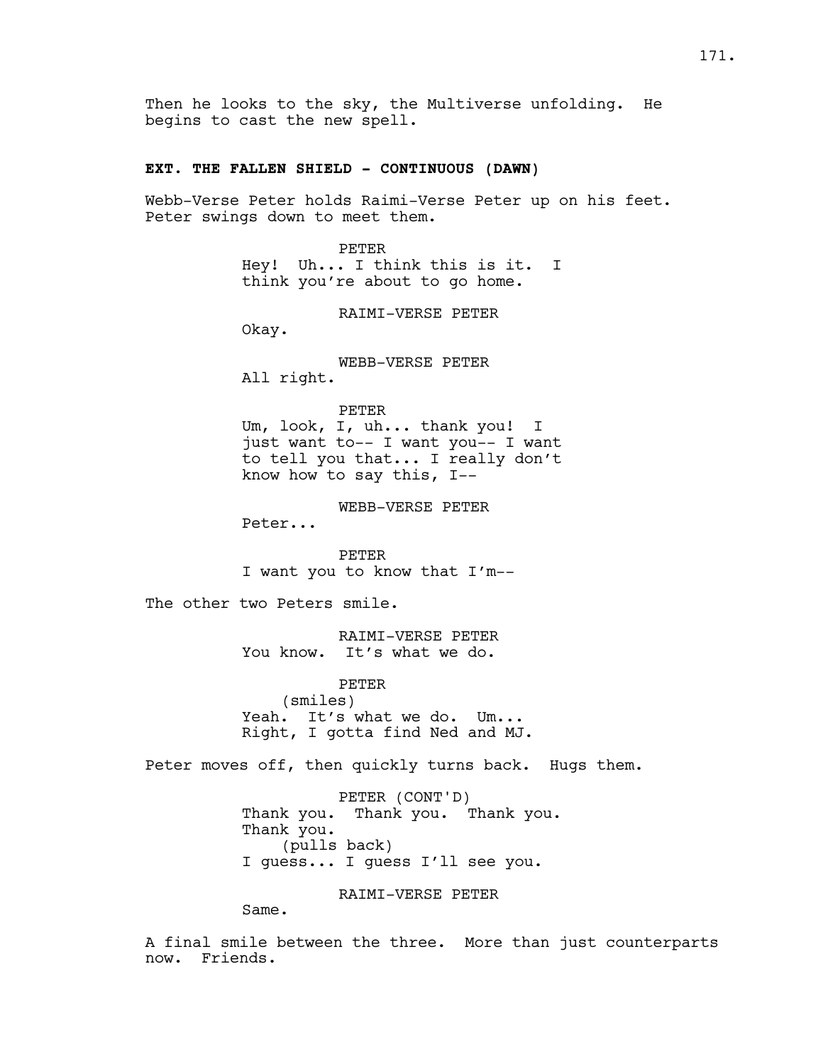Then he looks to the sky, the Multiverse unfolding. He begins to cast the new spell.

**EXT. THE FALLEN SHIELD - CONTINUOUS (DAWN)**

Webb-Verse Peter holds Raimi-Verse Peter up on his feet. Peter swings down to meet them.

PETER
Hey! Uh... I think this is it. I think you're about to go home.

RAIMI-VERSE PETER
Okay.

WEBB-VERSE PETER
All right.

PETER
Um, look, I, uh... thank you! I just want to-- I want you-- I want to tell you that... I really don't know how to say this, I--

WEBB-VERSE PETER
Peter...

PETER
I want you to know that I'm--

The other two Peters smile.

RAIMI-VERSE PETER
You know. It's what we do.

PETER
(smiles)
Yeah. It's what we do. Um... Right, I gotta find Ned and MJ.

Peter moves off, then quickly turns back. Hugs them.

PETER (CONT'D)
Thank you. Thank you. Thank you. Thank you.
(pulls back)
I guess... I guess I'll see you.

RAIMI-VERSE PETER
Same.

A final smile between the three. More than just counterparts now. Friends.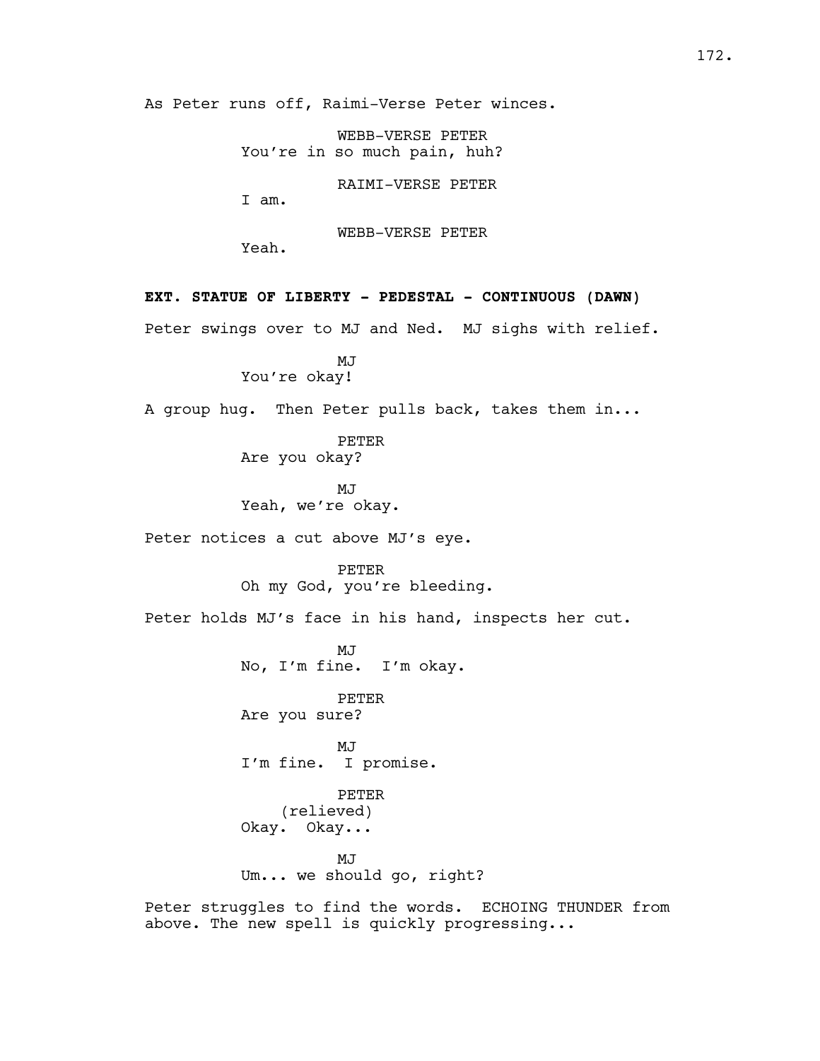As Peter runs off, Raimi-Verse Peter winces.

WEBB-VERSE PETER
You're in so much pain, huh?

RAIMI-VERSE PETER
I am.

WEBB-VERSE PETER
Yeah.

**EXT. STATUE OF LIBERTY - PEDESTAL - CONTINUOUS (DAWN)**

Peter swings over to MJ and Ned. MJ sighs with relief.

MJ
You're okay!

A group hug. Then Peter pulls back, takes them in...

PETER
Are you okay?

MJ
Yeah, we're okay.

Peter notices a cut above MJ's eye.

PETER
Oh my God, you're bleeding.

Peter holds MJ's face in his hand, inspects her cut.

MJ
No, I'm fine. I'm okay.

PETER
Are you sure?

MJ
I'm fine. I promise.

PETER
(relieved)
Okay. Okay...

MJ
Um... we should go, right?

Peter struggles to find the words. ECHOING THUNDER from above. The new spell is quickly progressing...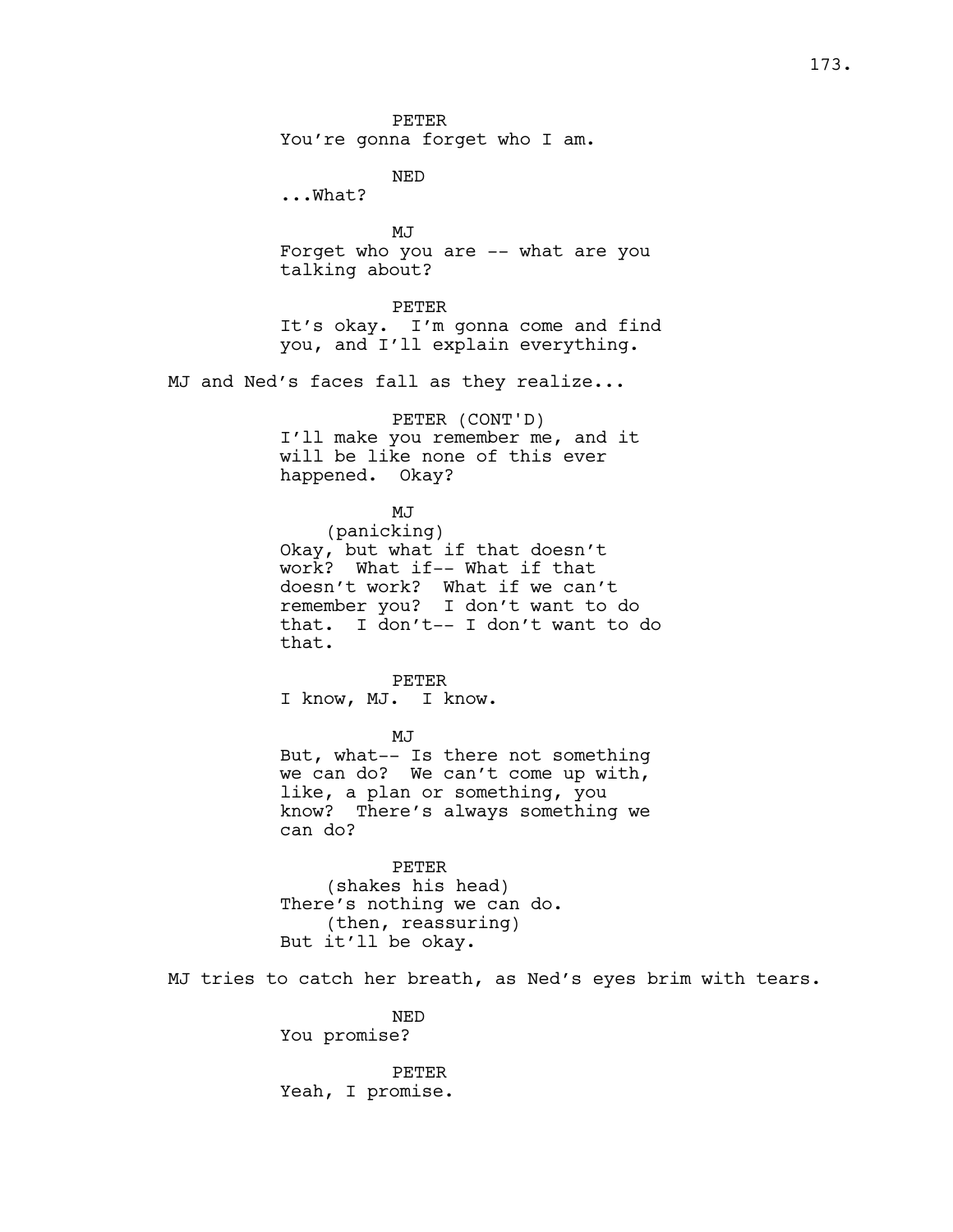PETER
You're gonna forget who I am.

NED
...What?

MJ
Forget who you are -- what are you talking about?

PETER
It's okay. I'm gonna come and find you, and I'll explain everything.

MJ and Ned's faces fall as they realize...

PETER (CONT'D)
I'll make you remember me, and it will be like none of this ever happened. Okay?

MJ
(panicking)
Okay, but what if that doesn't work? What if-- What if that doesn't work? What if we can't remember you? I don't want to do that. I don't-- I don't want to do that.

PETER
I know, MJ. I know.

MJ
But, what-- Is there not something we can do? We can't come up with, like, a plan or something, you know? There's always something we can do?

PETER
(shakes his head)
There's nothing we can do.
(then, reassuring)
But it'll be okay.

MJ tries to catch her breath, as Ned's eyes brim with tears.

NED
You promise?

PETER
Yeah, I promise.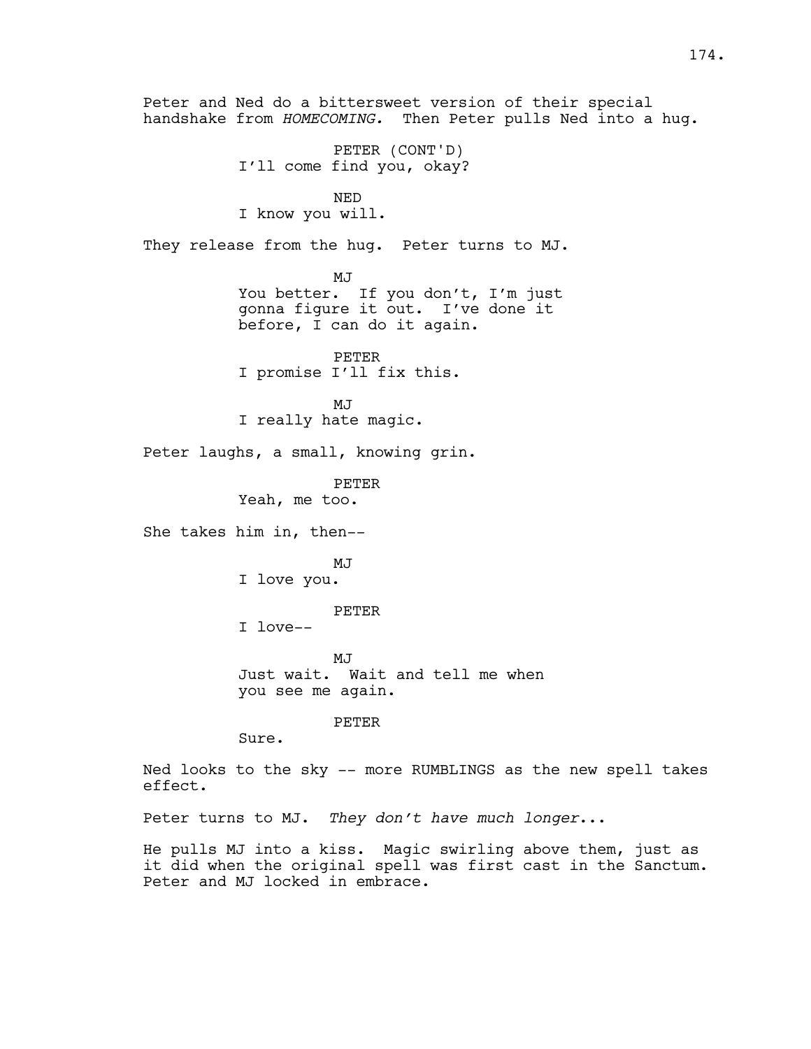Peter and Ned do a bittersweet version of their special handshake from *HOMECOMING.* Then Peter pulls Ned into a hug.

PETER (CONT'D)
I'll come find you, okay?

NED
I know you will.

They release from the hug. Peter turns to MJ.

MJ
You better. If you don't, I'm just gonna figure it out. I've done it before, I can do it again.

PETER
I promise I'll fix this.

MJ
I really hate magic.

Peter laughs, a small, knowing grin.

PETER
Yeah, me too.

She takes him in, then--

MJ
I love you.

PETER
I love--

MJ
Just wait. Wait and tell me when you see me again.

PETER
Sure.

Ned looks to the sky -- more RUMBLINGS as the new spell takes effect.

Peter turns to MJ. *They don't have much longer...*

He pulls MJ into a kiss. Magic swirling above them, just as it did when the original spell was first cast in the Sanctum. Peter and MJ locked in embrace.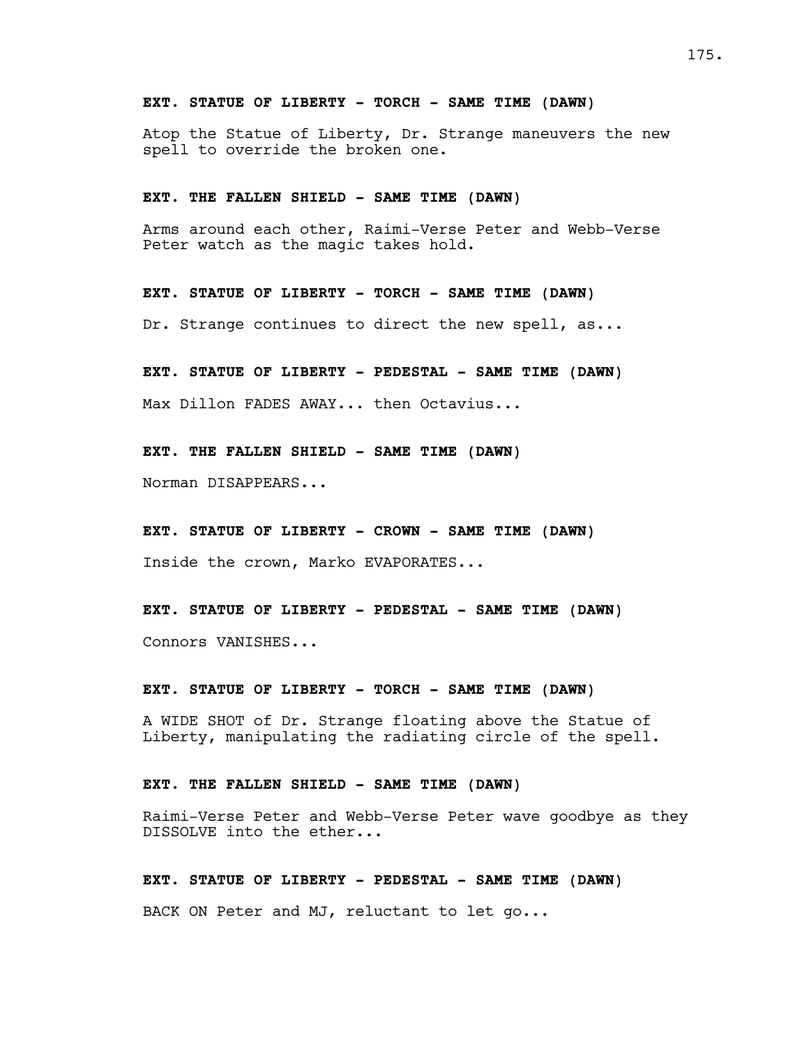**EXT. STATUE OF LIBERTY - TORCH - SAME TIME (DAWN)**

Atop the Statue of Liberty, Dr. Strange maneuvers the new spell to override the broken one.

**EXT. THE FALLEN SHIELD - SAME TIME (DAWN)**

Arms around each other, Raimi-Verse Peter and Webb-Verse Peter watch as the magic takes hold.

**EXT. STATUE OF LIBERTY - TORCH - SAME TIME (DAWN)**

Dr. Strange continues to direct the new spell, as...

**EXT. STATUE OF LIBERTY - PEDESTAL - SAME TIME (DAWN)**

Max Dillon FADES AWAY... then Octavius...

**EXT. THE FALLEN SHIELD - SAME TIME (DAWN)**

Norman DISAPPEARS...

**EXT. STATUE OF LIBERTY - CROWN - SAME TIME (DAWN)**

Inside the crown, Marko EVAPORATES...

**EXT. STATUE OF LIBERTY - PEDESTAL - SAME TIME (DAWN)**

Connors VANISHES...

**EXT. STATUE OF LIBERTY - TORCH - SAME TIME (DAWN)**

A WIDE SHOT of Dr. Strange floating above the Statue of Liberty, manipulating the radiating circle of the spell.

**EXT. THE FALLEN SHIELD - SAME TIME (DAWN)**

Raimi-Verse Peter and Webb-Verse Peter wave goodbye as they DISSOLVE into the ether...

**EXT. STATUE OF LIBERTY - PEDESTAL - SAME TIME (DAWN)**

BACK ON Peter and MJ, reluctant to let go...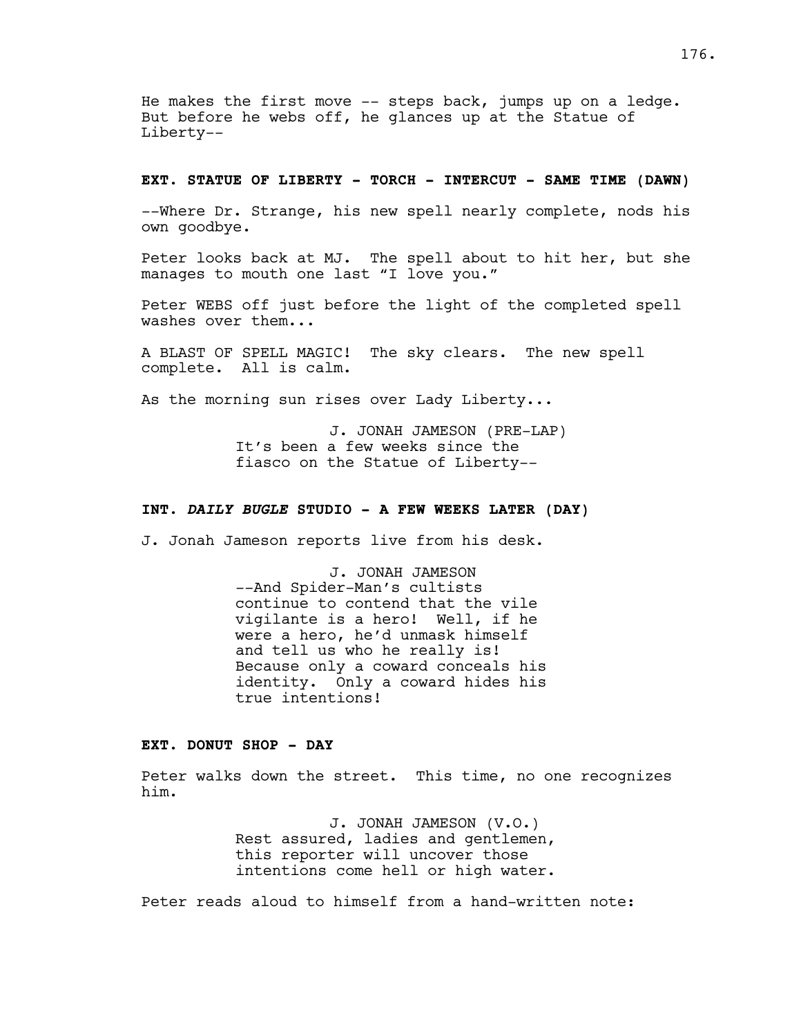He makes the first move -- steps back, jumps up on a ledge. But before he webs off, he glances up at the Statue of Liberty--

**EXT. STATUE OF LIBERTY - TORCH - INTERCUT - SAME TIME (DAWN)**

--Where Dr. Strange, his new spell nearly complete, nods his own goodbye.

Peter looks back at MJ. The spell about to hit her, but she manages to mouth one last "I love you."

Peter WEBS off just before the light of the completed spell washes over them...

A BLAST OF SPELL MAGIC! The sky clears. The new spell complete. All is calm.

As the morning sun rises over Lady Liberty...

J. JONAH JAMESON (PRE-LAP)
It's been a few weeks since the fiasco on the Statue of Liberty--

**INT. *DAILY BUGLE* STUDIO - A FEW WEEKS LATER (DAY)**

J. Jonah Jameson reports live from his desk.

J. JONAH JAMESON
--And Spider-Man's cultists continue to contend that the vile vigilante is a hero! Well, if he were a hero, he'd unmask himself and tell us who he really is! Because only a coward conceals his identity. Only a coward hides his true intentions!

**EXT. DONUT SHOP - DAY**

Peter walks down the street. This time, no one recognizes him.

J. JONAH JAMESON (V.O.)
Rest assured, ladies and gentlemen, this reporter will uncover those intentions come hell or high water.

Peter reads aloud to himself from a hand-written note: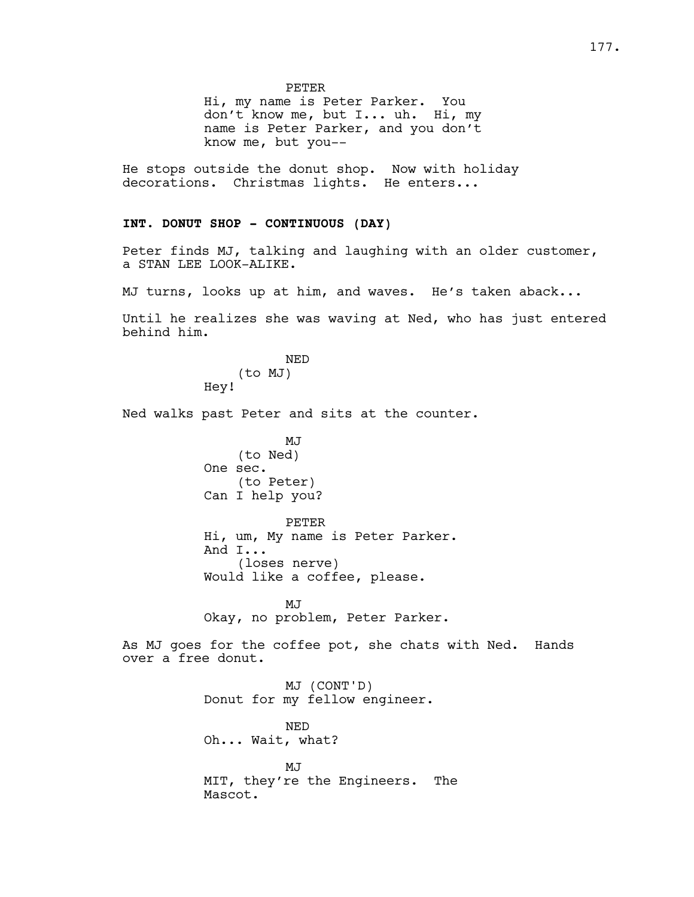PETER
Hi, my name is Peter Parker. You don't know me, but I... uh. Hi, my name is Peter Parker, and you don't know me, but you--

He stops outside the donut shop. Now with holiday decorations. Christmas lights. He enters...

**INT. DONUT SHOP - CONTINUOUS (DAY)**

Peter finds MJ, talking and laughing with an older customer, a STAN LEE LOOK-ALIKE.

MJ turns, looks up at him, and waves. He's taken aback...

Until he realizes she was waving at Ned, who has just entered behind him.

NED
(to MJ)
Hey!

Ned walks past Peter and sits at the counter.

MJ
(to Ned)
One sec.
(to Peter)
Can I help you?

PETER
Hi, um, My name is Peter Parker.
And I...
(loses nerve)
Would like a coffee, please.

MJ
Okay, no problem, Peter Parker.

As MJ goes for the coffee pot, she chats with Ned. Hands over a free donut.

MJ (CONT'D)
Donut for my fellow engineer.

NED
Oh... Wait, what?

MJ
MIT, they're the Engineers. The Mascot.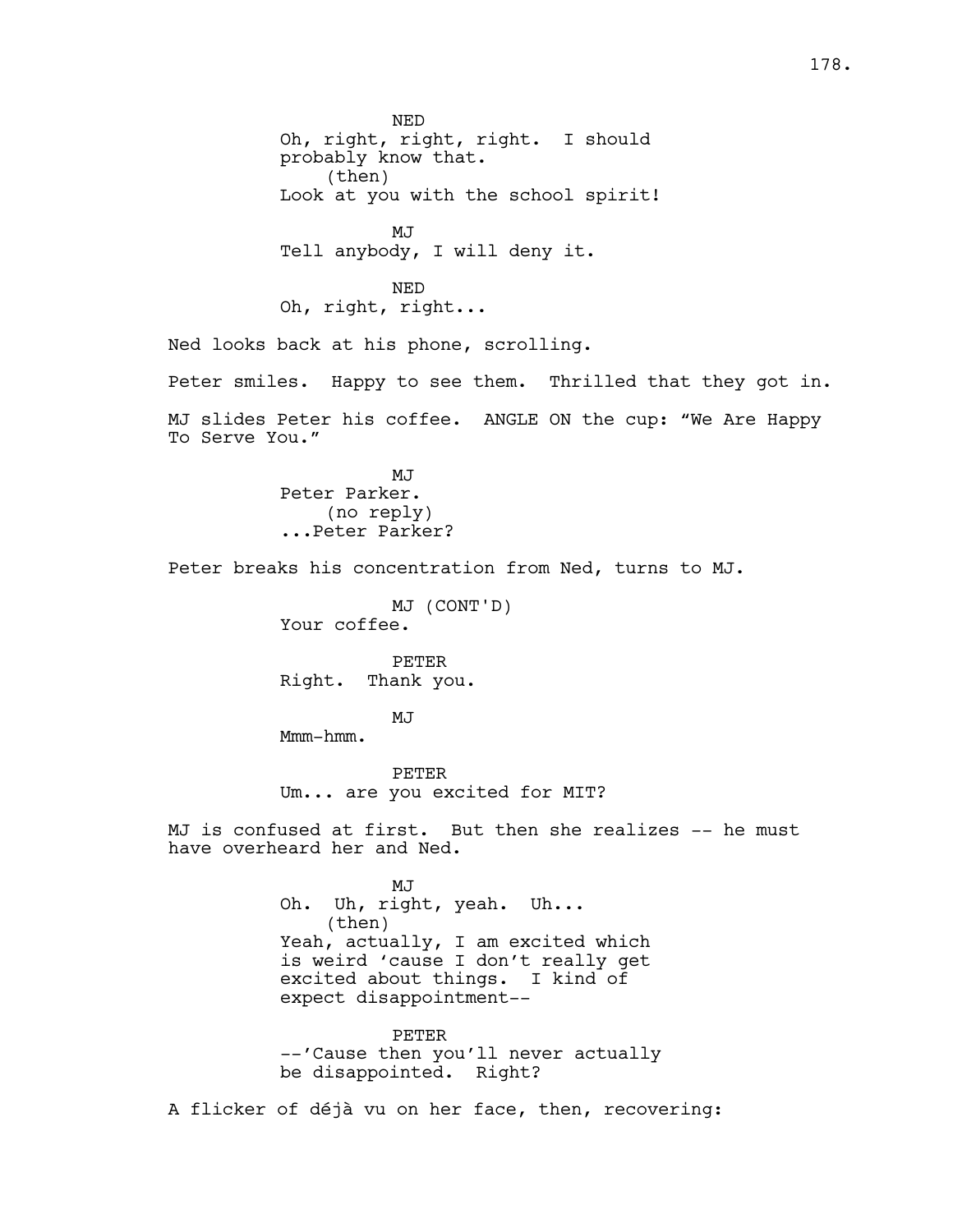NED
Oh, right, right, right. I should probably know that.
(then)
Look at you with the school spirit!

MJ
Tell anybody, I will deny it.

NED
Oh, right, right...

Ned looks back at his phone, scrolling.

Peter smiles. Happy to see them. Thrilled that they got in.

MJ slides Peter his coffee. ANGLE ON the cup: “We Are Happy To Serve You.”

MJ
Peter Parker.
(no reply)
...Peter Parker?

Peter breaks his concentration from Ned, turns to MJ.

MJ (CONT'D)
Your coffee.

PETER
Right. Thank you.

MJ
Mmm-hmm.

PETER
Um... are you excited for MIT?

MJ is confused at first. But then she realizes -- he must have overheard her and Ned.

MJ
Oh. Uh, right, yeah. Uh...
(then)
Yeah, actually, I am excited which is weird ‘cause I don’t really get excited about things. I kind of expect disappointment--

PETER
--’Cause then you’ll never actually be disappointed. Right?

A flicker of déjà vu on her face, then, recovering: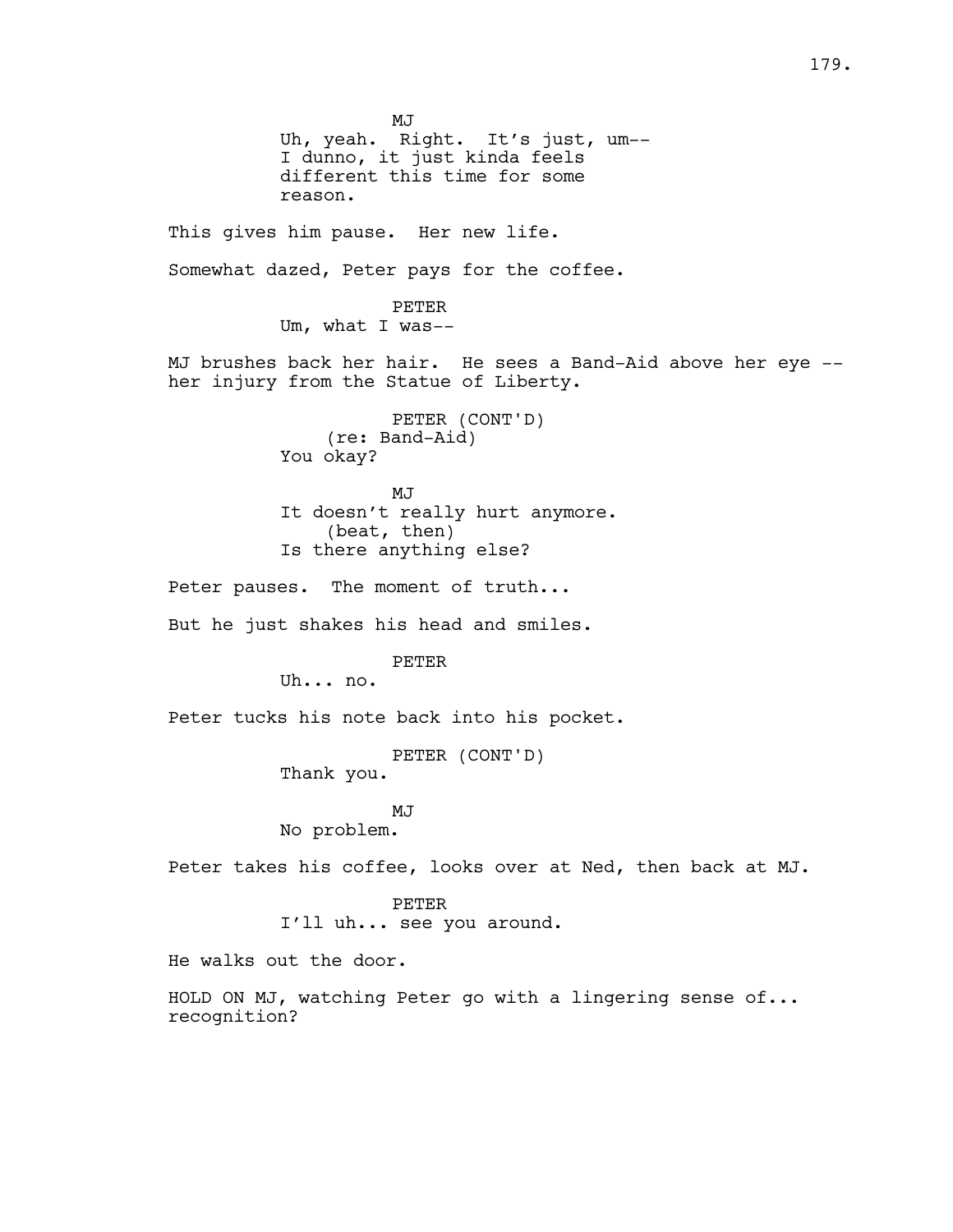MJ

Uh, yeah. Right. It's just, um-- I dunno, it just kinda feels different this time for some reason.

This gives him pause. Her new life.

Somewhat dazed, Peter pays for the coffee.

PETER

Um, what I was--

MJ brushes back her hair. He sees a Band-Aid above her eye -- her injury from the Statue of Liberty.

PETER (CONT'D)

(re: Band-Aid)

You okay?

MJ

It doesn't really hurt anymore.

(beat, then)

Is there anything else?

Peter pauses. The moment of truth...

But he just shakes his head and smiles.

PETER

Uh... no.

Peter tucks his note back into his pocket.

PETER (CONT'D)

Thank you.

MJ

No problem.

Peter takes his coffee, looks over at Ned, then back at MJ.

PETER

I'll uh... see you around.

He walks out the door.

HOLD ON MJ, watching Peter go with a lingering sense of... recognition?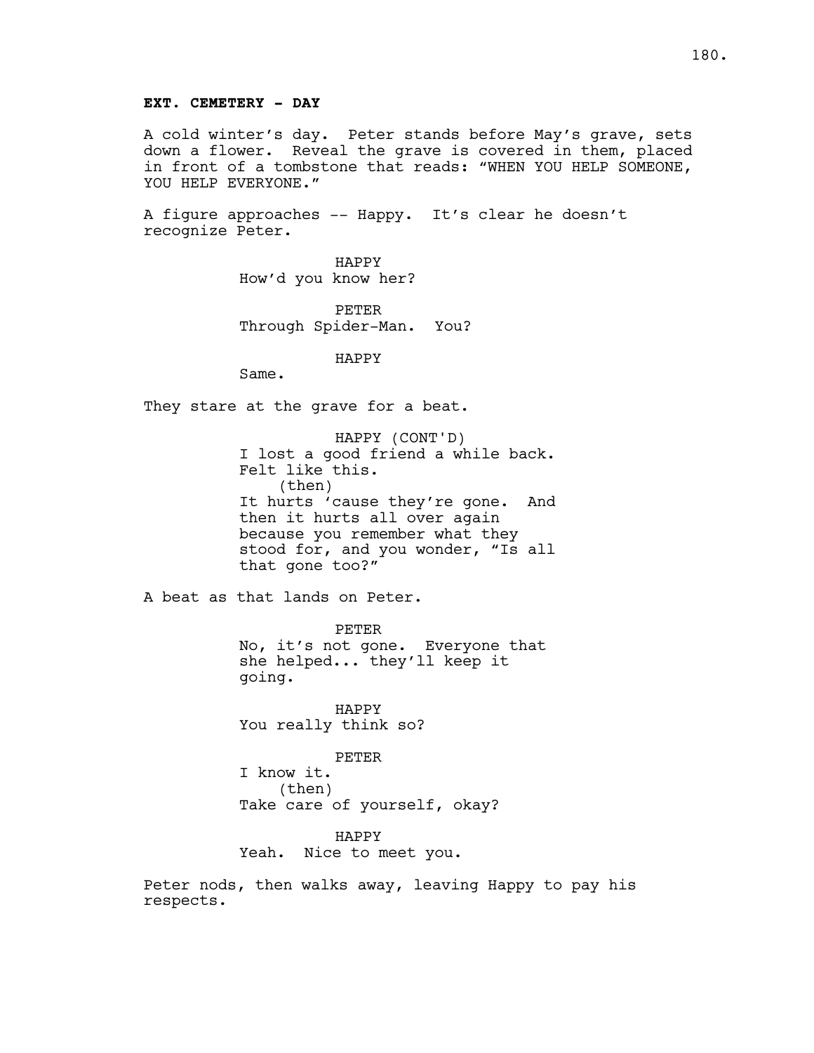**EXT. CEMETERY - DAY**

A cold winter's day. Peter stands before May's grave, sets down a flower. Reveal the grave is covered in them, placed in front of a tombstone that reads: "WHEN YOU HELP SOMEONE, YOU HELP EVERYONE."

A figure approaches -- Happy. It's clear he doesn't recognize Peter.

HAPPY
How'd you know her?

PETER
Through Spider-Man. You?

HAPPY
Same.

They stare at the grave for a beat.

HAPPY (CONT'D)
I lost a good friend a while back. Felt like this.
(then)
It hurts 'cause they're gone. And then it hurts all over again because you remember what they stood for, and you wonder, "Is all that gone too?"

A beat as that lands on Peter.

PETER
No, it's not gone. Everyone that she helped... they'll keep it going.

HAPPY
You really think so?

PETER
I know it.
(then)
Take care of yourself, okay?

HAPPY
Yeah. Nice to meet you.

Peter nods, then walks away, leaving Happy to pay his respects.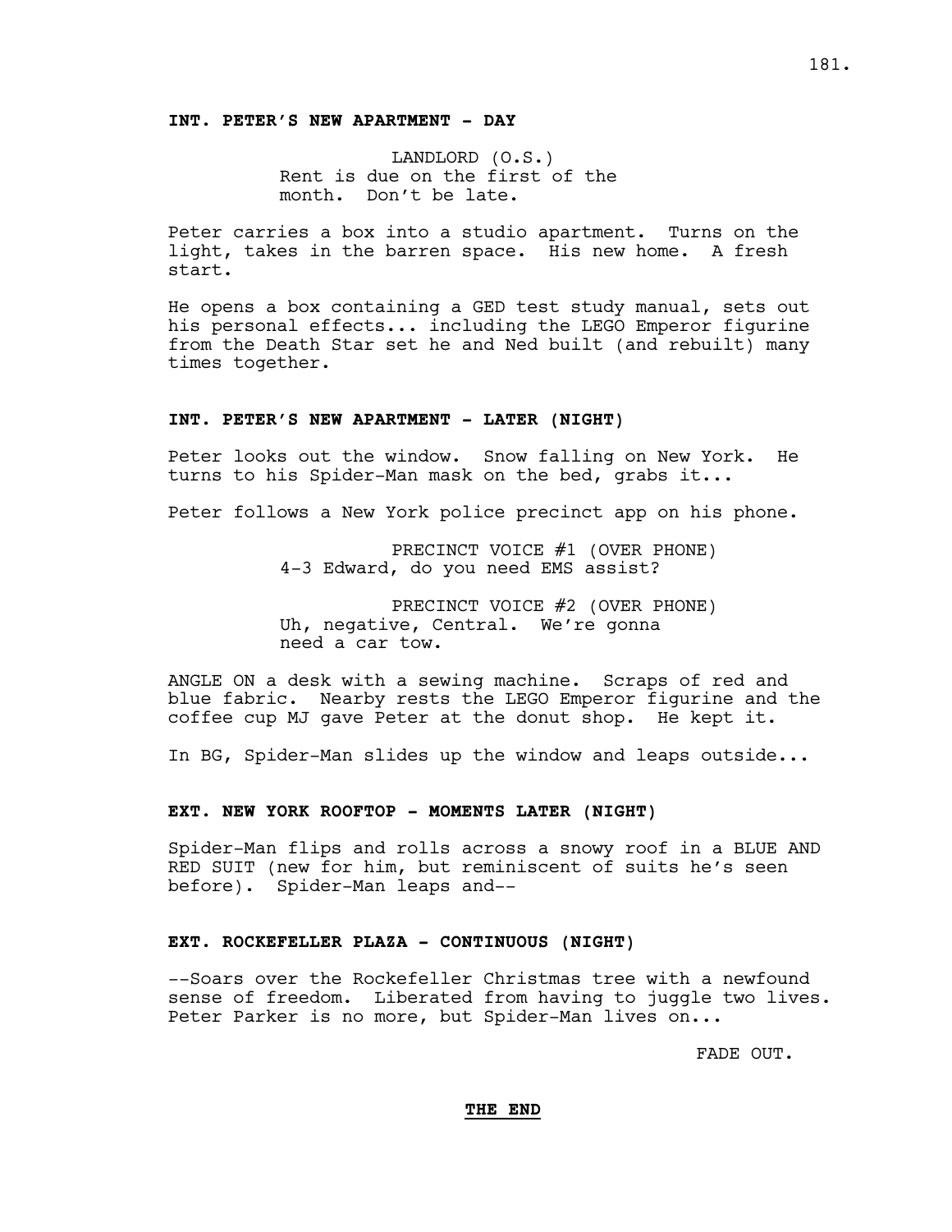**INT. PETER'S NEW APARTMENT - DAY**

LANDLORD (O.S.)
Rent is due on the first of the month. Don't be late.

Peter carries a box into a studio apartment. Turns on the light, takes in the barren space. His new home. A fresh start.

He opens a box containing a GED test study manual, sets out his personal effects... including the LEGO Emperor figurine from the Death Star set he and Ned built (and rebuilt) many times together.

**INT. PETER'S NEW APARTMENT - LATER (NIGHT)**

Peter looks out the window. Snow falling on New York. He turns to his Spider-Man mask on the bed, grabs it...

Peter follows a New York police precinct app on his phone.

PRECINCT VOICE #1 (OVER PHONE)
4-3 Edward, do you need EMS assist?

PRECINCT VOICE #2 (OVER PHONE)
Uh, negative, Central. We're gonna need a car tow.

ANGLE ON a desk with a sewing machine. Scraps of red and blue fabric. Nearby rests the LEGO Emperor figurine and the coffee cup MJ gave Peter at the donut shop. He kept it.

In BG, Spider-Man slides up the window and leaps outside...

**EXT. NEW YORK ROOFTOP - MOMENTS LATER (NIGHT)**

Spider-Man flips and rolls across a snowy roof in a BLUE AND RED SUIT (new for him, but reminiscent of suits he's seen before). Spider-Man leaps and--

**EXT. ROCKEFELLER PLAZA - CONTINUOUS (NIGHT)**

--Soars over the Rockefeller Christmas tree with a newfound sense of freedom. Liberated from having to juggle two lives. Peter Parker is no more, but Spider-Man lives on...

FADE OUT.

**THE END**